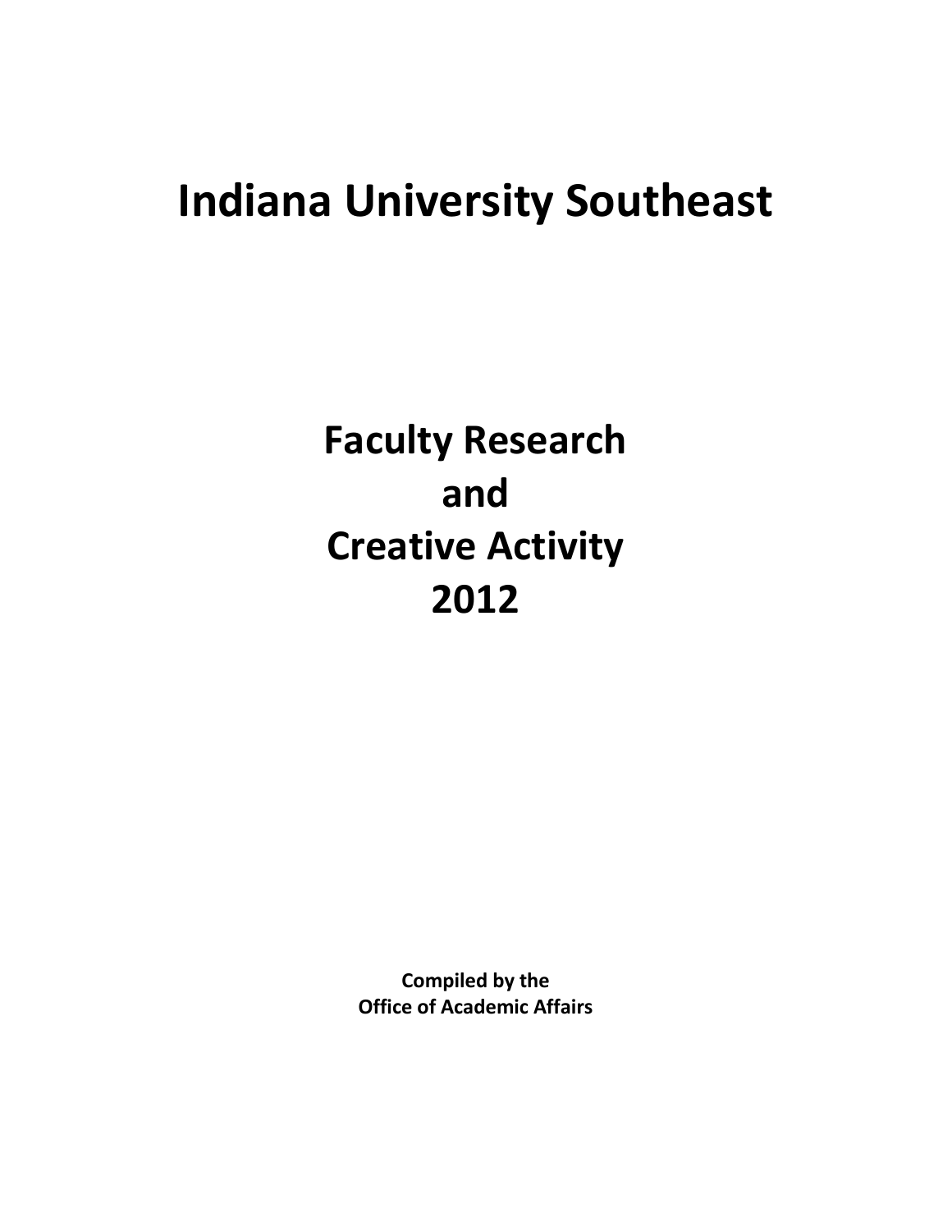# Indiana University Southeast

## Faculty Research and Creative Activity 2012

**Compiled by the Office of Academic Affairs**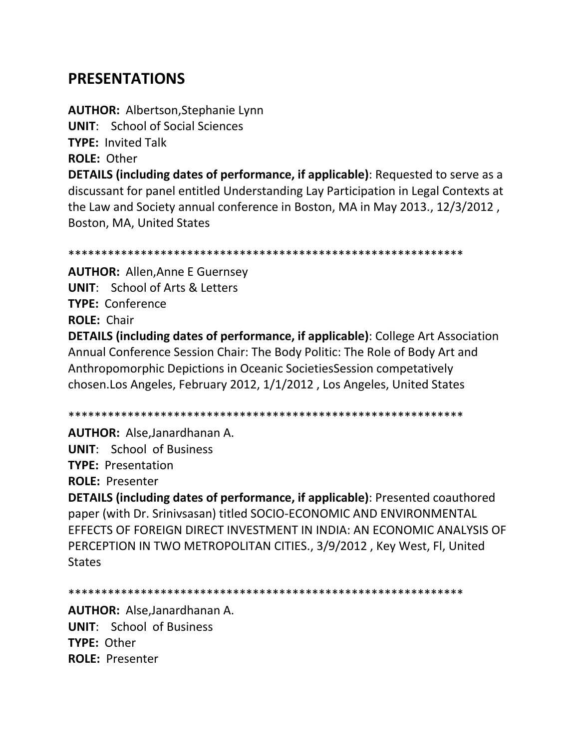## PRESENTATIONS

**AUTHOR:** Albertson,Stephanie Lynn
**UNIT**: School of Social Sciences
**TYPE:** Invited Talk
**ROLE:** Other
**DETAILS (including dates of performance, if applicable)**: Requested to serve as a discussant for panel entitled Understanding Lay Participation in Legal Contexts at the Law and Society annual conference in Boston, MA in May 2013., 12/3/2012 , Boston, MA, United States

************************************************************

**AUTHOR:** Allen,Anne E Guernsey
**UNIT**: School of Arts & Letters
**TYPE:** Conference
**ROLE:** Chair
**DETAILS (including dates of performance, if applicable)**: College Art Association Annual Conference Session Chair: The Body Politic: The Role of Body Art and Anthropomorphic Depictions in Oceanic SocietiesSession competatively chosen.Los Angeles, February 2012, 1/1/2012 , Los Angeles, United States

************************************************************

**AUTHOR:** Alse,Janardhanan A.
**UNIT**: School of Business
**TYPE:** Presentation
**ROLE:** Presenter
**DETAILS (including dates of performance, if applicable)**: Presented coauthored paper (with Dr. Srinivsasan) titled SOCIO-ECONOMIC AND ENVIRONMENTAL EFFECTS OF FOREIGN DIRECT INVESTMENT IN INDIA: AN ECONOMIC ANALYSIS OF PERCEPTION IN TWO METROPOLITAN CITIES., 3/9/2012 , Key West, Fl, United States

************************************************************

**AUTHOR:** Alse,Janardhanan A.
**UNIT**: School of Business
**TYPE:** Other
**ROLE:** Presenter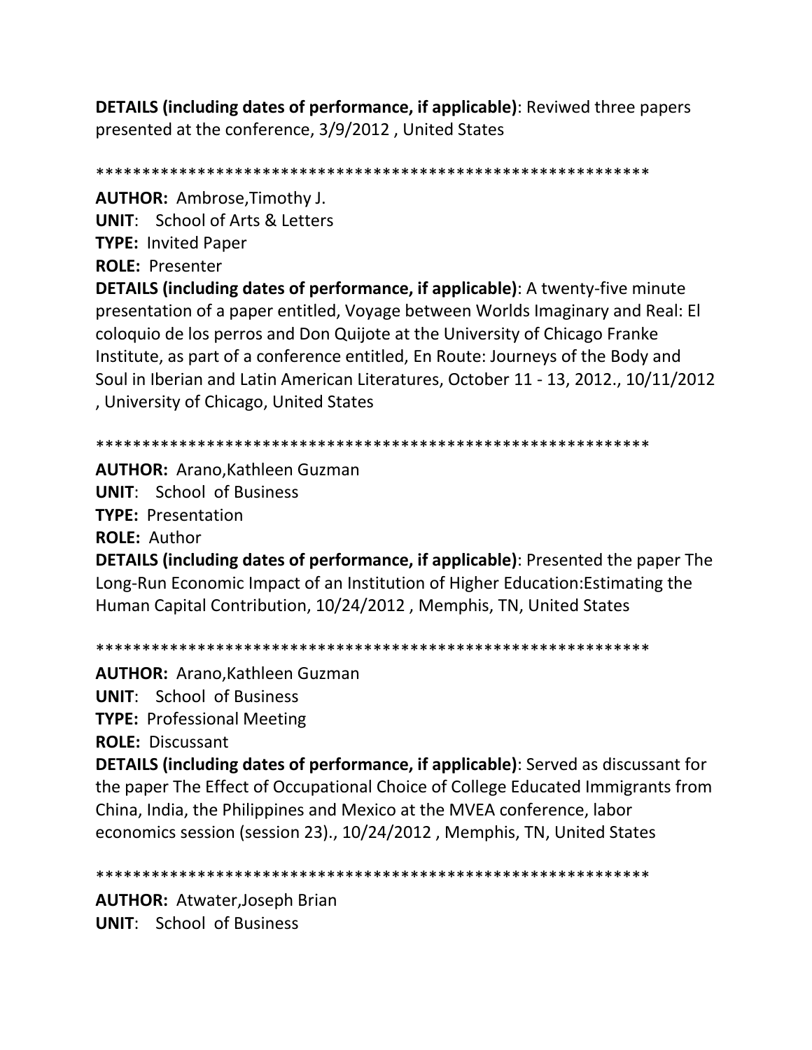**DETAILS (including dates of performance, if applicable)**: Reviwed three papers presented at the conference, 3/9/2012 , United States

************************************************************

**AUTHOR:** Ambrose,Timothy J.
**UNIT**: School of Arts & Letters
**TYPE:** Invited Paper
**ROLE:** Presenter
**DETAILS (including dates of performance, if applicable)**: A twenty-five minute presentation of a paper entitled, Voyage between Worlds Imaginary and Real: El coloquio de los perros and Don Quijote at the University of Chicago Franke Institute, as part of a conference entitled, En Route: Journeys of the Body and Soul in Iberian and Latin American Literatures, October 11 - 13, 2012., 10/11/2012 , University of Chicago, United States

************************************************************

**AUTHOR:** Arano,Kathleen Guzman
**UNIT**: School of Business
**TYPE:** Presentation
**ROLE:** Author
**DETAILS (including dates of performance, if applicable)**: Presented the paper The Long-Run Economic Impact of an Institution of Higher Education:Estimating the Human Capital Contribution, 10/24/2012 , Memphis, TN, United States

************************************************************

**AUTHOR:** Arano,Kathleen Guzman
**UNIT**: School of Business
**TYPE:** Professional Meeting
**ROLE:** Discussant
**DETAILS (including dates of performance, if applicable)**: Served as discussant for the paper The Effect of Occupational Choice of College Educated Immigrants from China, India, the Philippines and Mexico at the MVEA conference, labor economics session (session 23)., 10/24/2012 , Memphis, TN, United States

************************************************************

**AUTHOR:** Atwater,Joseph Brian
**UNIT**: School of Business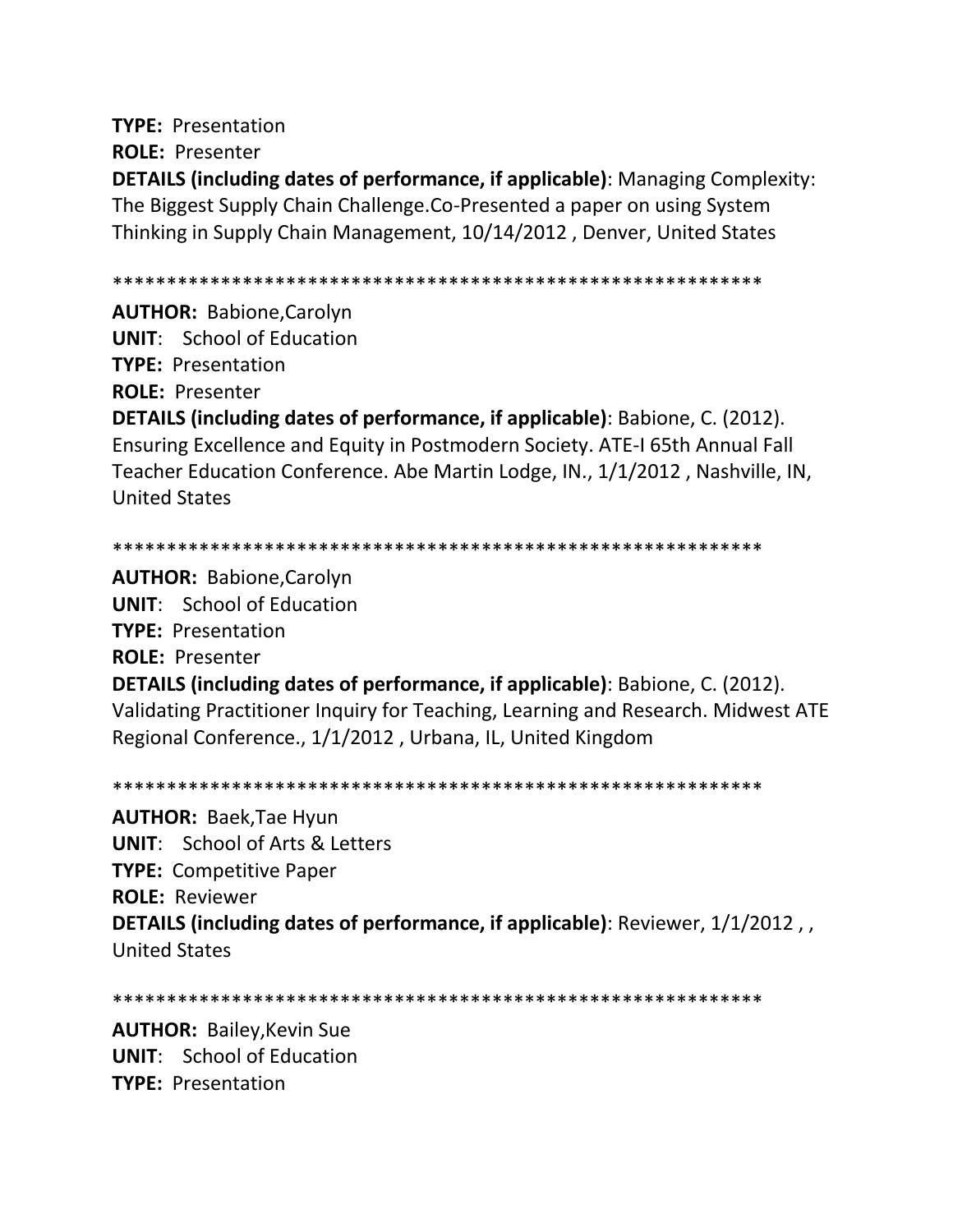**TYPE:** Presentation

**ROLE:** Presenter

**DETAILS (including dates of performance, if applicable)**: Managing Complexity: The Biggest Supply Chain Challenge.Co-Presented a paper on using System Thinking in Supply Chain Management, 10/14/2012 , Denver, United States

************************************************************

**AUTHOR:** Babione,Carolyn

**UNIT**: School of Education

**TYPE:** Presentation

**ROLE:** Presenter

**DETAILS (including dates of performance, if applicable)**: Babione, C. (2012). Ensuring Excellence and Equity in Postmodern Society. ATE-I 65th Annual Fall Teacher Education Conference. Abe Martin Lodge, IN., 1/1/2012 , Nashville, IN, United States

************************************************************

**AUTHOR:** Babione,Carolyn

**UNIT**: School of Education

**TYPE:** Presentation

**ROLE:** Presenter

**DETAILS (including dates of performance, if applicable)**: Babione, C. (2012). Validating Practitioner Inquiry for Teaching, Learning and Research. Midwest ATE Regional Conference., 1/1/2012 , Urbana, IL, United Kingdom

************************************************************

**AUTHOR:** Baek,Tae Hyun

**UNIT**: School of Arts & Letters

**TYPE:** Competitive Paper

**ROLE:** Reviewer

**DETAILS (including dates of performance, if applicable)**: Reviewer, 1/1/2012 , , United States

************************************************************

**AUTHOR:** Bailey,Kevin Sue

**UNIT**: School of Education

**TYPE:** Presentation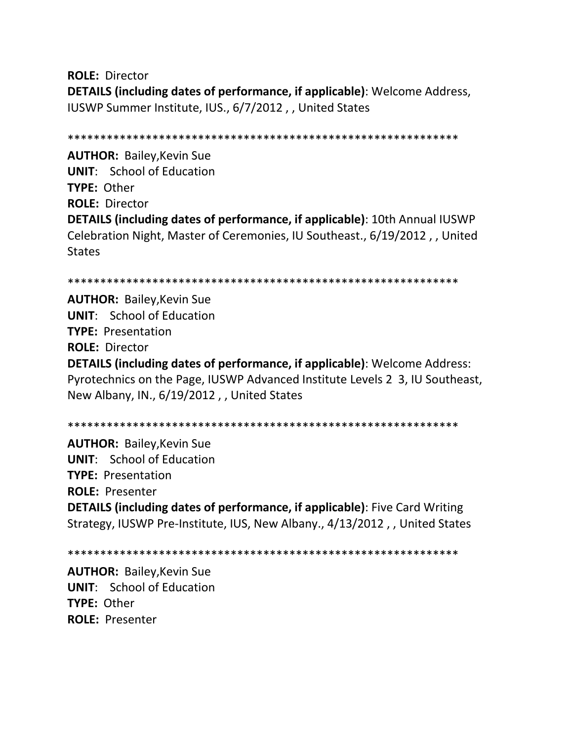**ROLE:** Director

**DETAILS (including dates of performance, if applicable)**: Welcome Address, IUSWP Summer Institute, IUS., 6/7/2012 , , United States

************************************************************

**AUTHOR:** Bailey,Kevin Sue

**UNIT**: School of Education

**TYPE:** Other

**ROLE:** Director

**DETAILS (including dates of performance, if applicable)**: 10th Annual IUSWP Celebration Night, Master of Ceremonies, IU Southeast., 6/19/2012 , , United States

************************************************************

**AUTHOR:** Bailey,Kevin Sue

**UNIT**: School of Education

**TYPE:** Presentation

**ROLE:** Director

**DETAILS (including dates of performance, if applicable)**: Welcome Address: Pyrotechnics on the Page, IUSWP Advanced Institute Levels 2 3, IU Southeast, New Albany, IN., 6/19/2012 , , United States

************************************************************

**AUTHOR:** Bailey,Kevin Sue

**UNIT**: School of Education

**TYPE:** Presentation

**ROLE:** Presenter

**DETAILS (including dates of performance, if applicable)**: Five Card Writing Strategy, IUSWP Pre-Institute, IUS, New Albany., 4/13/2012 , , United States

************************************************************

**AUTHOR:** Bailey,Kevin Sue

**UNIT**: School of Education

**TYPE:** Other

**ROLE:** Presenter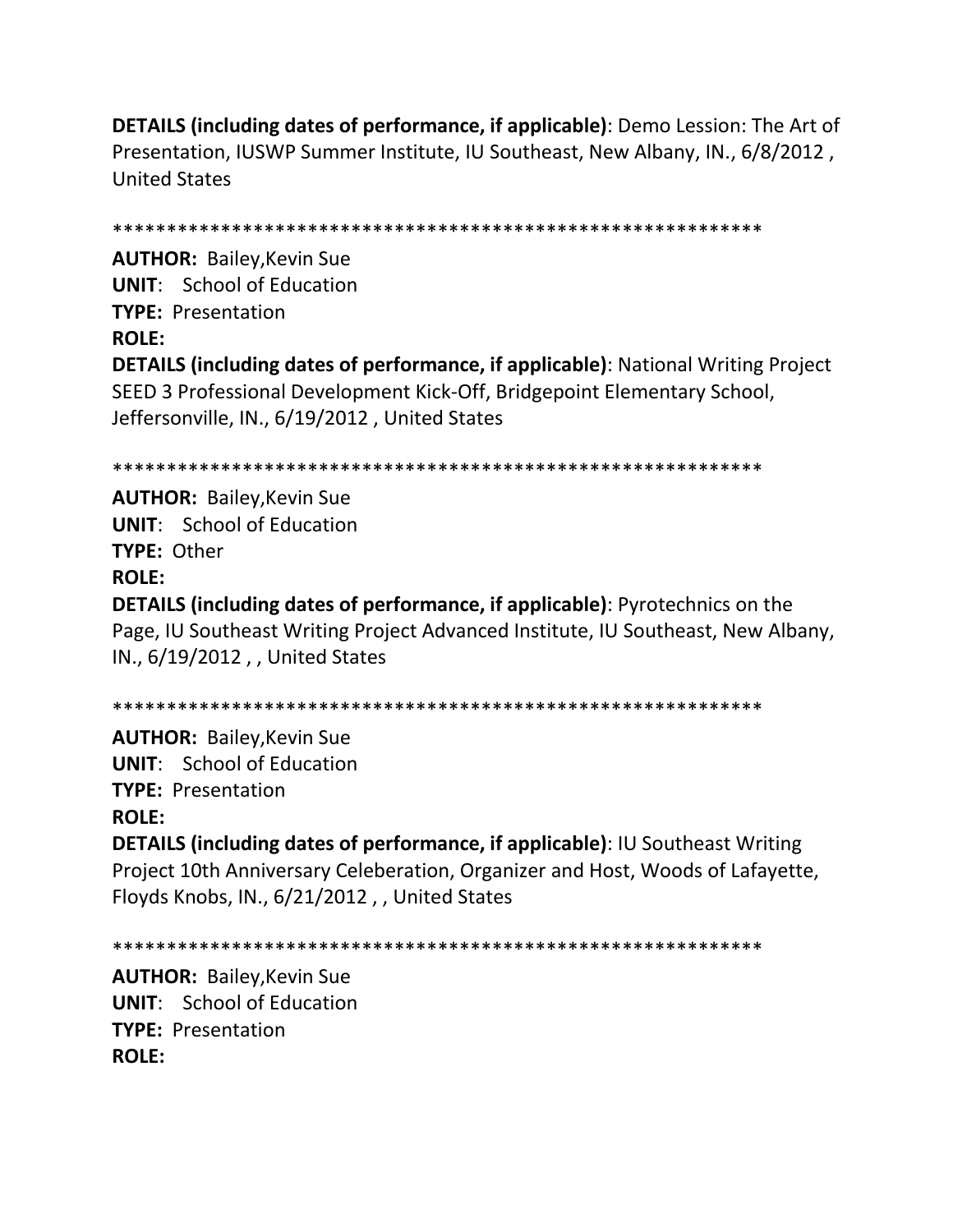**DETAILS (including dates of performance, if applicable)**: Demo Lession: The Art of Presentation, IUSWP Summer Institute, IU Southeast, New Albany, IN., 6/8/2012 , United States

************************************************************

**AUTHOR:** Bailey,Kevin Sue
**UNIT**: School of Education
**TYPE:** Presentation
**ROLE:**
**DETAILS (including dates of performance, if applicable)**: National Writing Project SEED 3 Professional Development Kick-Off, Bridgepoint Elementary School, Jeffersonville, IN., 6/19/2012 , United States

************************************************************

**AUTHOR:** Bailey,Kevin Sue
**UNIT**: School of Education
**TYPE:** Other
**ROLE:**
**DETAILS (including dates of performance, if applicable)**: Pyrotechnics on the Page, IU Southeast Writing Project Advanced Institute, IU Southeast, New Albany, IN., 6/19/2012 , , United States

************************************************************

**AUTHOR:** Bailey,Kevin Sue
**UNIT**: School of Education
**TYPE:** Presentation
**ROLE:**
**DETAILS (including dates of performance, if applicable)**: IU Southeast Writing Project 10th Anniversary Celeberation, Organizer and Host, Woods of Lafayette, Floyds Knobs, IN., 6/21/2012 , , United States

************************************************************

**AUTHOR:** Bailey,Kevin Sue
**UNIT**: School of Education
**TYPE:** Presentation
**ROLE:**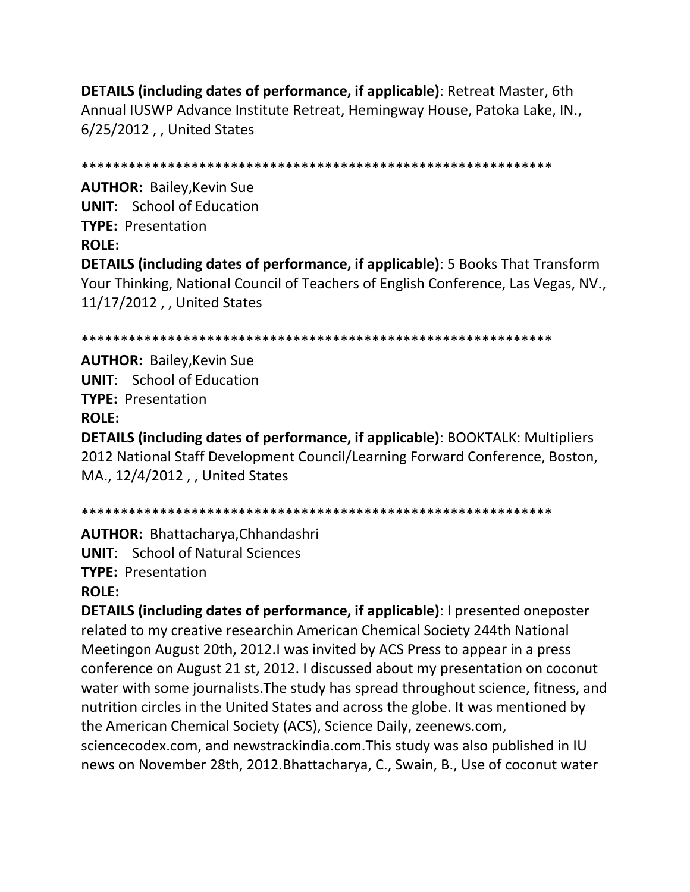**DETAILS (including dates of performance, if applicable)**: Retreat Master, 6th Annual IUSWP Advance Institute Retreat, Hemingway House, Patoka Lake, IN., 6/25/2012 , , United States

************************************************************

**AUTHOR:** Bailey,Kevin Sue
**UNIT**: School of Education
**TYPE:** Presentation
**ROLE:**
**DETAILS (including dates of performance, if applicable)**: 5 Books That Transform Your Thinking, National Council of Teachers of English Conference, Las Vegas, NV., 11/17/2012 , , United States

************************************************************

**AUTHOR:** Bailey,Kevin Sue
**UNIT**: School of Education
**TYPE:** Presentation
**ROLE:**
**DETAILS (including dates of performance, if applicable)**: BOOKTALK: Multipliers 2012 National Staff Development Council/Learning Forward Conference, Boston, MA., 12/4/2012 , , United States

************************************************************

**AUTHOR:** Bhattacharya,Chhandashri
**UNIT**: School of Natural Sciences
**TYPE:** Presentation
**ROLE:**
**DETAILS (including dates of performance, if applicable)**: I presented oneposter related to my creative researchin American Chemical Society 244th National Meetingon August 20th, 2012.I was invited by ACS Press to appear in a press conference on August 21 st, 2012. I discussed about my presentation on coconut water with some journalists.The study has spread throughout science, fitness, and nutrition circles in the United States and across the globe. It was mentioned by the American Chemical Society (ACS), Science Daily, zeenews.com, sciencecodex.com, and newstrackindia.com.This study was also published in IU news on November 28th, 2012.Bhattacharya, C., Swain, B., Use of coconut water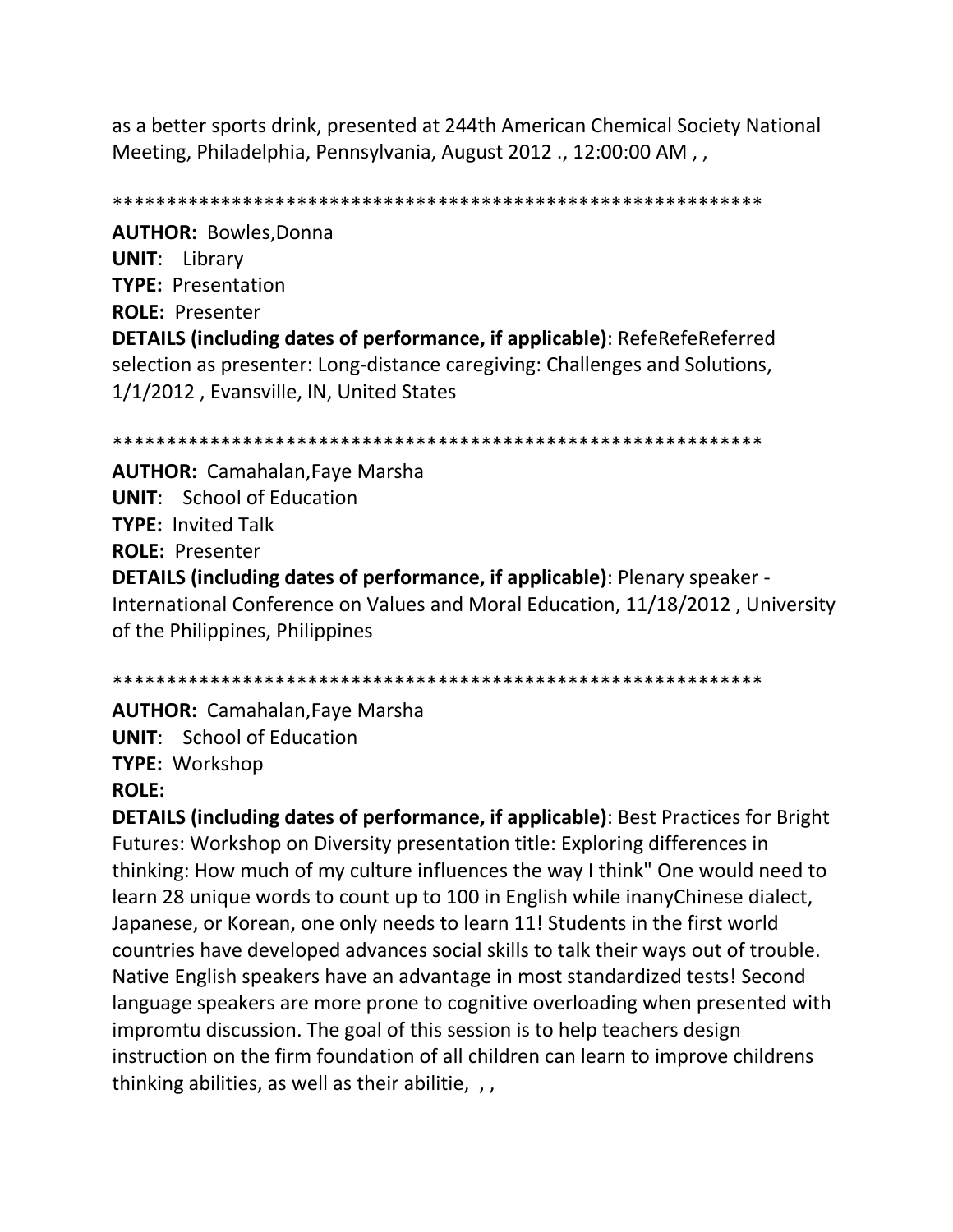as a better sports drink, presented at 244th American Chemical Society National Meeting, Philadelphia, Pennsylvania, August 2012 ., 12:00:00 AM , ,

************************************************************

**AUTHOR:** Bowles,Donna
**UNIT**: Library
**TYPE:** Presentation
**ROLE:** Presenter
**DETAILS (including dates of performance, if applicable)**: RefeRefeReferred selection as presenter: Long-distance caregiving: Challenges and Solutions, 1/1/2012 , Evansville, IN, United States

************************************************************

**AUTHOR:** Camahalan,Faye Marsha
**UNIT**: School of Education
**TYPE:** Invited Talk
**ROLE:** Presenter
**DETAILS (including dates of performance, if applicable)**: Plenary speaker - International Conference on Values and Moral Education, 11/18/2012 , University of the Philippines, Philippines

************************************************************

**AUTHOR:** Camahalan,Faye Marsha
**UNIT**: School of Education
**TYPE:** Workshop
**ROLE:**
**DETAILS (including dates of performance, if applicable)**: Best Practices for Bright Futures: Workshop on Diversity presentation title: Exploring differences in thinking: How much of my culture influences the way I think" One would need to learn 28 unique words to count up to 100 in English while inanyChinese dialect, Japanese, or Korean, one only needs to learn 11! Students in the first world countries have developed advances social skills to talk their ways out of trouble. Native English speakers have an advantage in most standardized tests! Second language speakers are more prone to cognitive overloading when presented with impromtu discussion. The goal of this session is to help teachers design instruction on the firm foundation of all children can learn to improve childrens thinking abilities, as well as their abilitie, , ,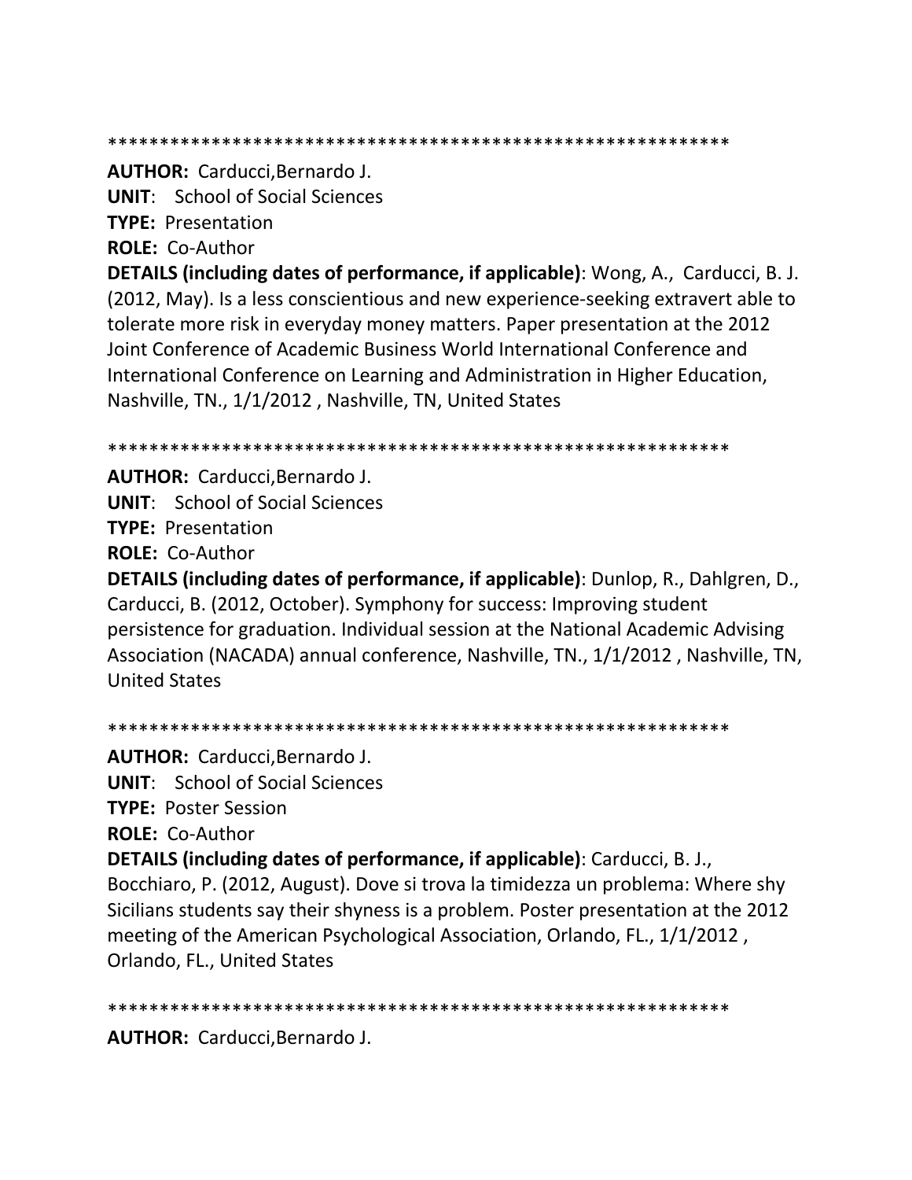************************************************************

**AUTHOR:** Carducci,Bernardo J.
**UNIT**: School of Social Sciences
**TYPE:** Presentation
**ROLE:** Co-Author
**DETAILS (including dates of performance, if applicable)**: Wong, A., Carducci, B. J. (2012, May). Is a less conscientious and new experience-seeking extravert able to tolerate more risk in everyday money matters. Paper presentation at the 2012 Joint Conference of Academic Business World International Conference and International Conference on Learning and Administration in Higher Education, Nashville, TN., 1/1/2012 , Nashville, TN, United States

************************************************************

**AUTHOR:** Carducci,Bernardo J.
**UNIT**: School of Social Sciences
**TYPE:** Presentation
**ROLE:** Co-Author
**DETAILS (including dates of performance, if applicable)**: Dunlop, R., Dahlgren, D., Carducci, B. (2012, October). Symphony for success: Improving student persistence for graduation. Individual session at the National Academic Advising Association (NACADA) annual conference, Nashville, TN., 1/1/2012 , Nashville, TN, United States

************************************************************

**AUTHOR:** Carducci,Bernardo J.
**UNIT**: School of Social Sciences
**TYPE:** Poster Session
**ROLE:** Co-Author
**DETAILS (including dates of performance, if applicable)**: Carducci, B. J., Bocchiaro, P. (2012, August). Dove si trova la timidezza un problema: Where shy Sicilians students say their shyness is a problem. Poster presentation at the 2012 meeting of the American Psychological Association, Orlando, FL., 1/1/2012 , Orlando, FL., United States

************************************************************

**AUTHOR:** Carducci,Bernardo J.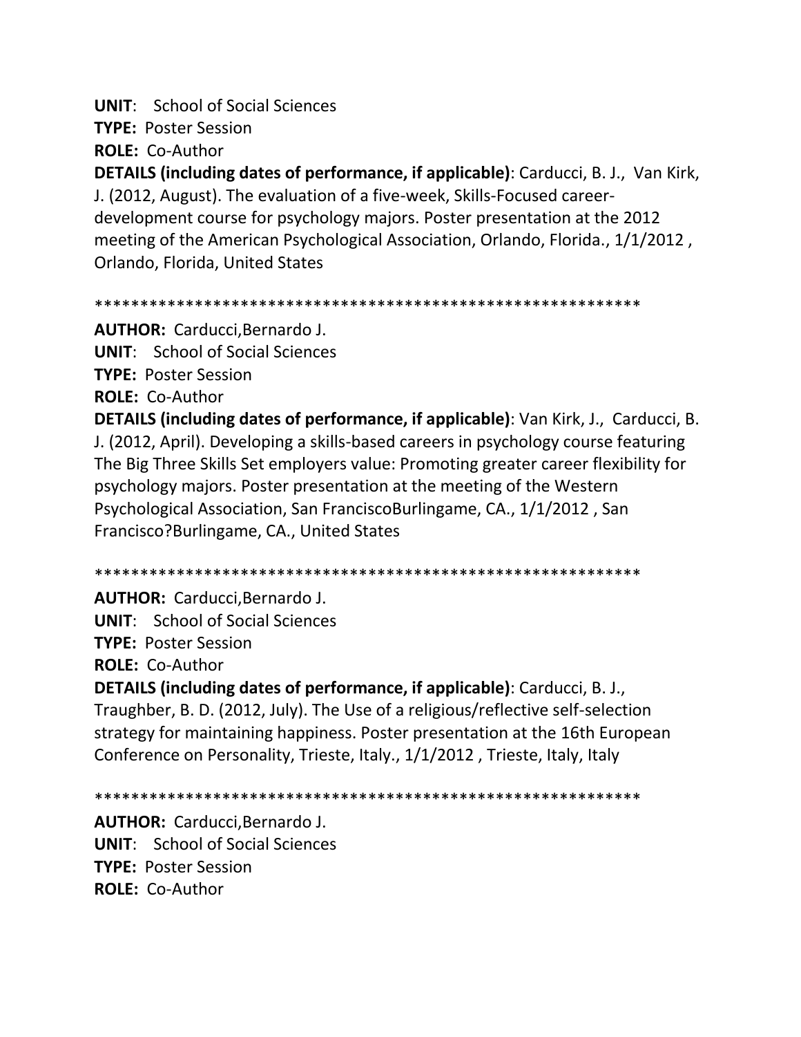**UNIT**: School of Social Sciences
**TYPE:** Poster Session
**ROLE:** Co-Author
**DETAILS (including dates of performance, if applicable)**: Carducci, B. J., Van Kirk, J. (2012, August). The evaluation of a five-week, Skills-Focused career-development course for psychology majors. Poster presentation at the 2012 meeting of the American Psychological Association, Orlando, Florida., 1/1/2012 , Orlando, Florida, United States

************************************************************

**AUTHOR:** Carducci,Bernardo J.
**UNIT**: School of Social Sciences
**TYPE:** Poster Session
**ROLE:** Co-Author
**DETAILS (including dates of performance, if applicable)**: Van Kirk, J., Carducci, B. J. (2012, April). Developing a skills-based careers in psychology course featuring The Big Three Skills Set employers value: Promoting greater career flexibility for psychology majors. Poster presentation at the meeting of the Western Psychological Association, San FranciscoBurlingame, CA., 1/1/2012 , San Francisco?Burlingame, CA., United States

************************************************************

**AUTHOR:** Carducci,Bernardo J.
**UNIT**: School of Social Sciences
**TYPE:** Poster Session
**ROLE:** Co-Author
**DETAILS (including dates of performance, if applicable)**: Carducci, B. J., Traughber, B. D. (2012, July). The Use of a religious/reflective self-selection strategy for maintaining happiness. Poster presentation at the 16th European Conference on Personality, Trieste, Italy., 1/1/2012 , Trieste, Italy, Italy

************************************************************

**AUTHOR:** Carducci,Bernardo J.
**UNIT**: School of Social Sciences
**TYPE:** Poster Session
**ROLE:** Co-Author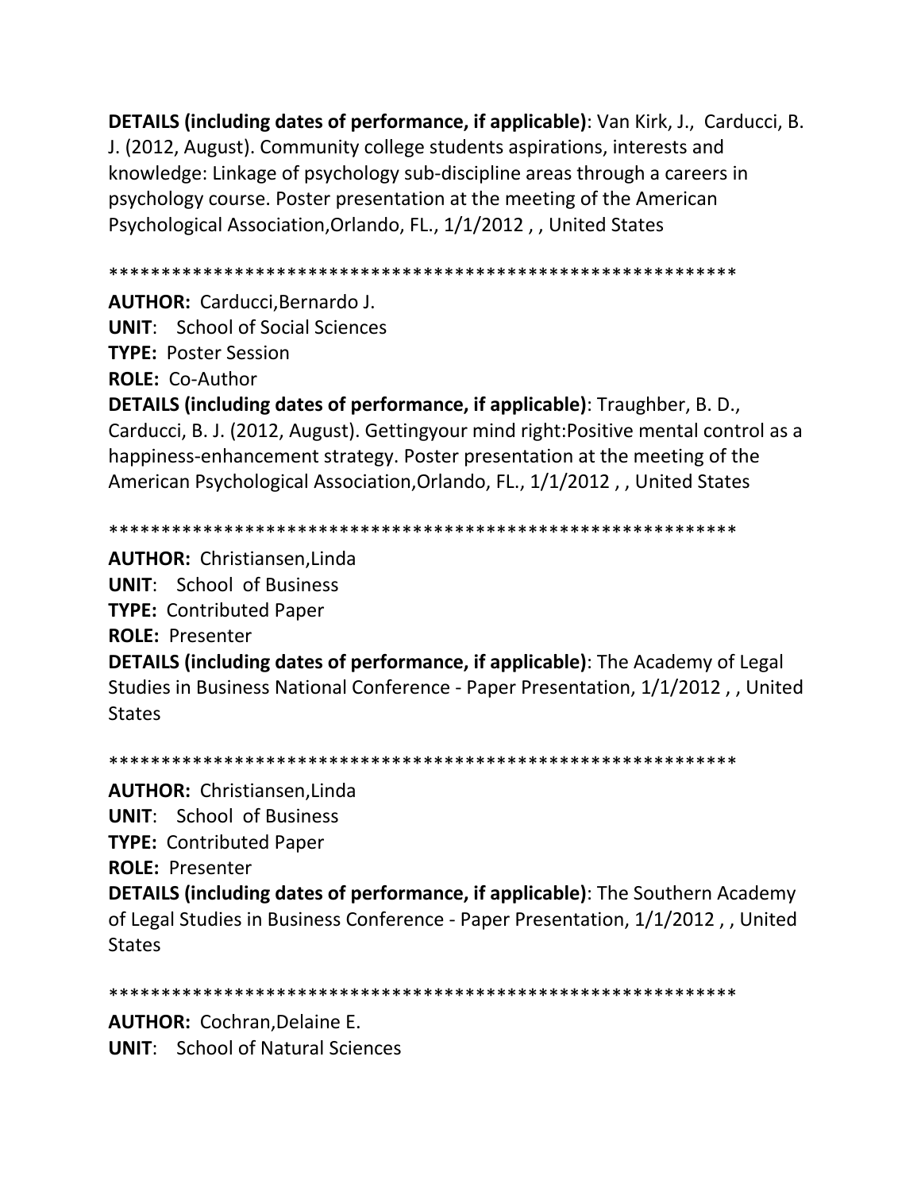**DETAILS (including dates of performance, if applicable)**: Van Kirk, J., Carducci, B. J. (2012, August). Community college students aspirations, interests and knowledge: Linkage of psychology sub-discipline areas through a careers in psychology course. Poster presentation at the meeting of the American Psychological Association,Orlando, FL., 1/1/2012 , , United States

************************************************************

**AUTHOR:** Carducci,Bernardo J.
**UNIT**: School of Social Sciences
**TYPE:** Poster Session
**ROLE:** Co-Author
**DETAILS (including dates of performance, if applicable)**: Traughber, B. D., Carducci, B. J. (2012, August). Gettingyour mind right:Positive mental control as a happiness-enhancement strategy. Poster presentation at the meeting of the American Psychological Association,Orlando, FL., 1/1/2012 , , United States

************************************************************

**AUTHOR:** Christiansen,Linda
**UNIT**: School of Business
**TYPE:** Contributed Paper
**ROLE:** Presenter
**DETAILS (including dates of performance, if applicable)**: The Academy of Legal Studies in Business National Conference - Paper Presentation, 1/1/2012 , , United States

************************************************************

**AUTHOR:** Christiansen,Linda
**UNIT**: School of Business
**TYPE:** Contributed Paper
**ROLE:** Presenter
**DETAILS (including dates of performance, if applicable)**: The Southern Academy of Legal Studies in Business Conference - Paper Presentation, 1/1/2012 , , United States

************************************************************

**AUTHOR:** Cochran,Delaine E.
**UNIT**: School of Natural Sciences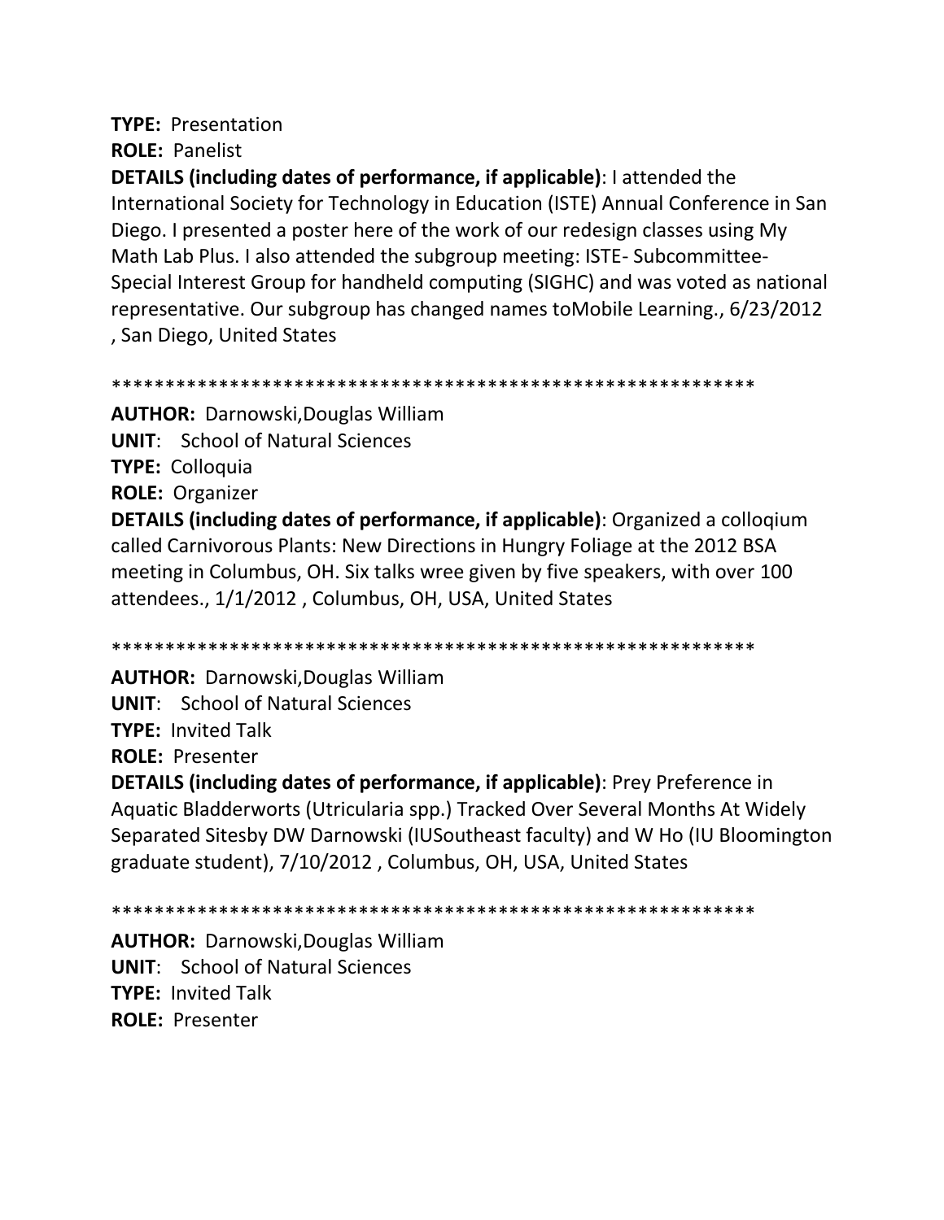**TYPE:** Presentation

**ROLE:** Panelist

**DETAILS (including dates of performance, if applicable)**: I attended the International Society for Technology in Education (ISTE) Annual Conference in San Diego. I presented a poster here of the work of our redesign classes using My Math Lab Plus. I also attended the subgroup meeting: ISTE- Subcommittee- Special Interest Group for handheld computing (SIGHC) and was voted as national representative. Our subgroup has changed names toMobile Learning., 6/23/2012 , San Diego, United States

************************************************************

**AUTHOR:** Darnowski,Douglas William

**UNIT**: School of Natural Sciences

**TYPE:** Colloquia

**ROLE:** Organizer

**DETAILS (including dates of performance, if applicable)**: Organized a colloqium called Carnivorous Plants: New Directions in Hungry Foliage at the 2012 BSA meeting in Columbus, OH. Six talks wree given by five speakers, with over 100 attendees., 1/1/2012 , Columbus, OH, USA, United States

************************************************************

**AUTHOR:** Darnowski,Douglas William

**UNIT**: School of Natural Sciences

**TYPE:** Invited Talk

**ROLE:** Presenter

**DETAILS (including dates of performance, if applicable)**: Prey Preference in Aquatic Bladderworts (Utricularia spp.) Tracked Over Several Months At Widely Separated Sitesby DW Darnowski (IUSoutheast faculty) and W Ho (IU Bloomington graduate student), 7/10/2012 , Columbus, OH, USA, United States

************************************************************

**AUTHOR:** Darnowski,Douglas William

**UNIT**: School of Natural Sciences

**TYPE:** Invited Talk

**ROLE:** Presenter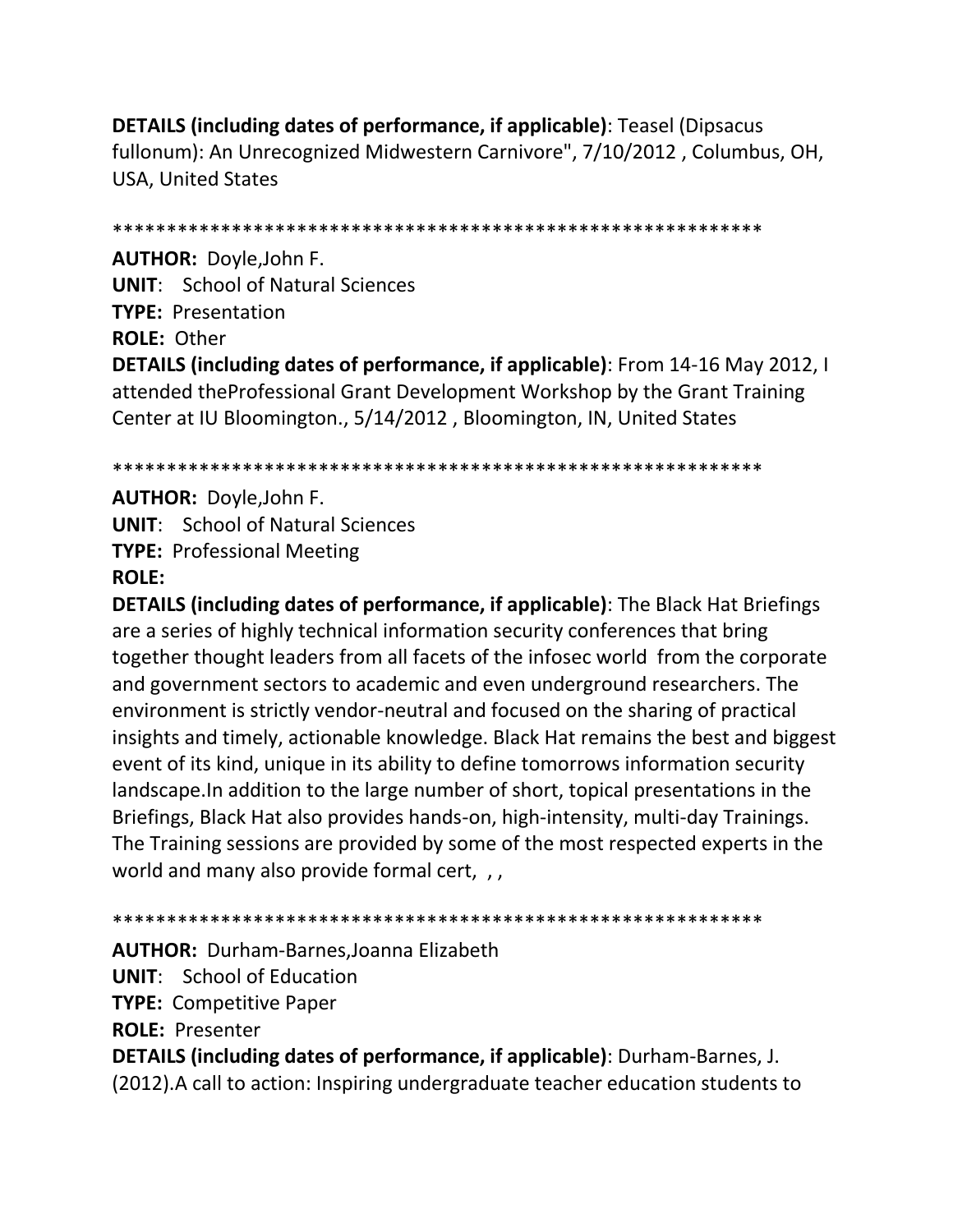**DETAILS (including dates of performance, if applicable)**: Teasel (Dipsacus fullonum): An Unrecognized Midwestern Carnivore", 7/10/2012 , Columbus, OH, USA, United States

************************************************************

**AUTHOR:** Doyle,John F.

**UNIT**: School of Natural Sciences

**TYPE:** Presentation

**ROLE:** Other

**DETAILS (including dates of performance, if applicable)**: From 14-16 May 2012, I attended theProfessional Grant Development Workshop by the Grant Training Center at IU Bloomington., 5/14/2012 , Bloomington, IN, United States

************************************************************

**AUTHOR:** Doyle,John F.

**UNIT**: School of Natural Sciences

**TYPE:** Professional Meeting

**ROLE:**

**DETAILS (including dates of performance, if applicable)**: The Black Hat Briefings are a series of highly technical information security conferences that bring together thought leaders from all facets of the infosec world from the corporate and government sectors to academic and even underground researchers. The environment is strictly vendor-neutral and focused on the sharing of practical insights and timely, actionable knowledge. Black Hat remains the best and biggest event of its kind, unique in its ability to define tomorrows information security landscape.In addition to the large number of short, topical presentations in the Briefings, Black Hat also provides hands-on, high-intensity, multi-day Trainings. The Training sessions are provided by some of the most respected experts in the world and many also provide formal cert, , ,

************************************************************

**AUTHOR:** Durham-Barnes,Joanna Elizabeth

**UNIT**: School of Education

**TYPE:** Competitive Paper

**ROLE:** Presenter

**DETAILS (including dates of performance, if applicable)**: Durham-Barnes, J. (2012).A call to action: Inspiring undergraduate teacher education students to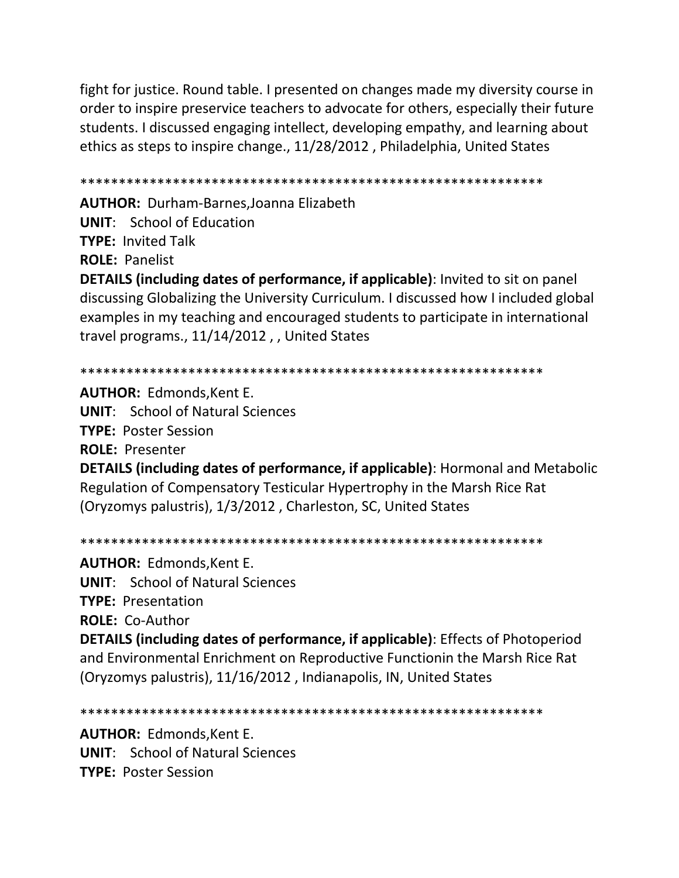fight for justice. Round table. I presented on changes made my diversity course in order to inspire preservice teachers to advocate for others, especially their future students. I discussed engaging intellect, developing empathy, and learning about ethics as steps to inspire change., 11/28/2012 , Philadelphia, United States

************************************************************

**AUTHOR:** Durham-Barnes,Joanna Elizabeth
**UNIT**: School of Education
**TYPE:** Invited Talk
**ROLE:** Panelist
**DETAILS (including dates of performance, if applicable)**: Invited to sit on panel discussing Globalizing the University Curriculum. I discussed how I included global examples in my teaching and encouraged students to participate in international travel programs., 11/14/2012 , , United States

************************************************************

**AUTHOR:** Edmonds,Kent E.
**UNIT**: School of Natural Sciences
**TYPE:** Poster Session
**ROLE:** Presenter
**DETAILS (including dates of performance, if applicable)**: Hormonal and Metabolic Regulation of Compensatory Testicular Hypertrophy in the Marsh Rice Rat (Oryzomys palustris), 1/3/2012 , Charleston, SC, United States

************************************************************

**AUTHOR:** Edmonds,Kent E.
**UNIT**: School of Natural Sciences
**TYPE:** Presentation
**ROLE:** Co-Author
**DETAILS (including dates of performance, if applicable)**: Effects of Photoperiod and Environmental Enrichment on Reproductive Functionin the Marsh Rice Rat (Oryzomys palustris), 11/16/2012 , Indianapolis, IN, United States

************************************************************

**AUTHOR:** Edmonds,Kent E.
**UNIT**: School of Natural Sciences
**TYPE:** Poster Session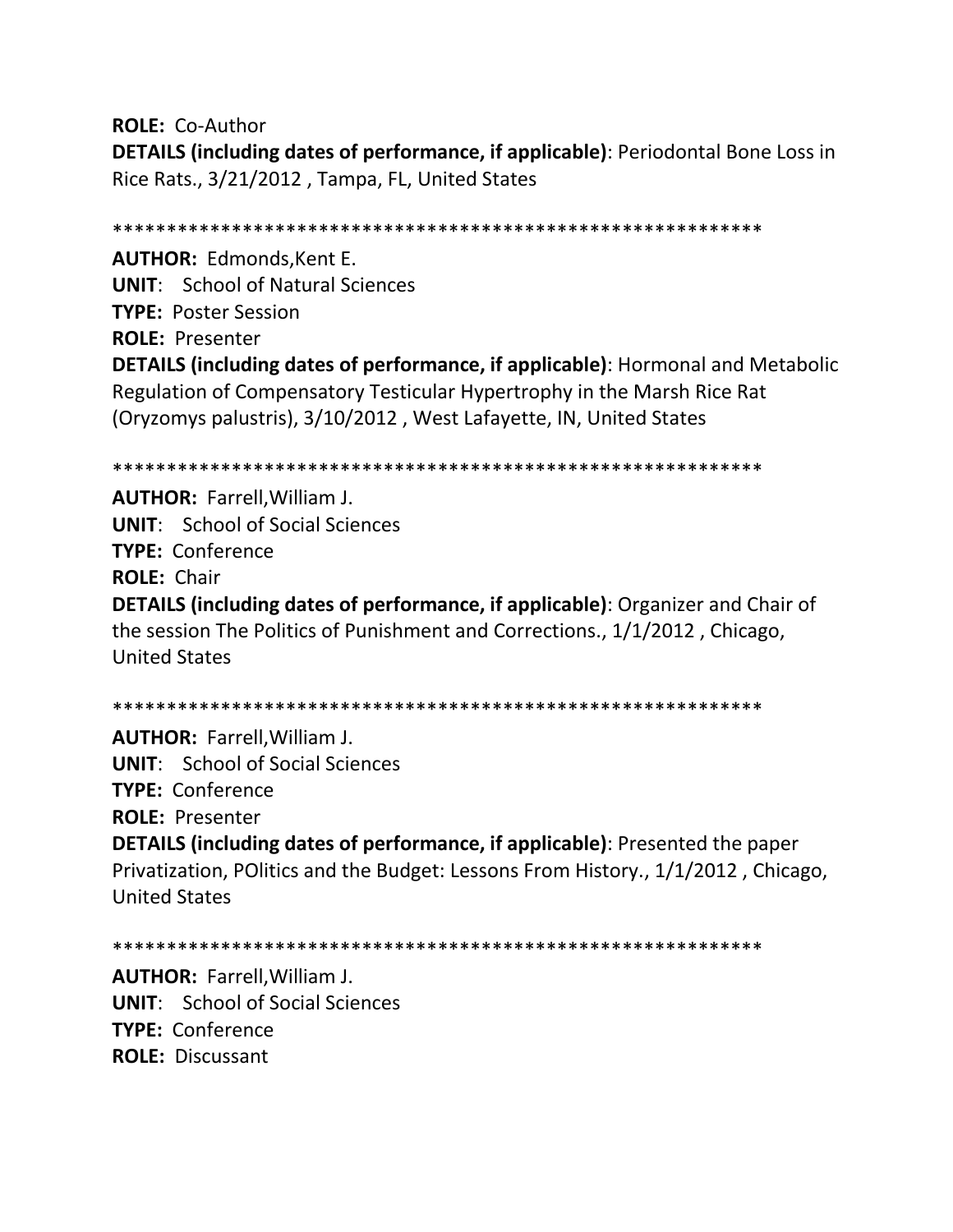**ROLE:** Co-Author

**DETAILS (including dates of performance, if applicable)**: Periodontal Bone Loss in Rice Rats., 3/21/2012 , Tampa, FL, United States

************************************************************

**AUTHOR:** Edmonds,Kent E.

**UNIT**: School of Natural Sciences

**TYPE:** Poster Session

**ROLE:** Presenter

**DETAILS (including dates of performance, if applicable)**: Hormonal and Metabolic Regulation of Compensatory Testicular Hypertrophy in the Marsh Rice Rat (Oryzomys palustris), 3/10/2012 , West Lafayette, IN, United States

************************************************************

**AUTHOR:** Farrell,William J.

**UNIT**: School of Social Sciences

**TYPE:** Conference

**ROLE:** Chair

**DETAILS (including dates of performance, if applicable)**: Organizer and Chair of the session The Politics of Punishment and Corrections., 1/1/2012 , Chicago, United States

************************************************************

**AUTHOR:** Farrell,William J.

**UNIT**: School of Social Sciences

**TYPE:** Conference

**ROLE:** Presenter

**DETAILS (including dates of performance, if applicable)**: Presented the paper Privatization, POlitics and the Budget: Lessons From History., 1/1/2012 , Chicago, United States

************************************************************

**AUTHOR:** Farrell,William J.

**UNIT**: School of Social Sciences

**TYPE:** Conference

**ROLE:** Discussant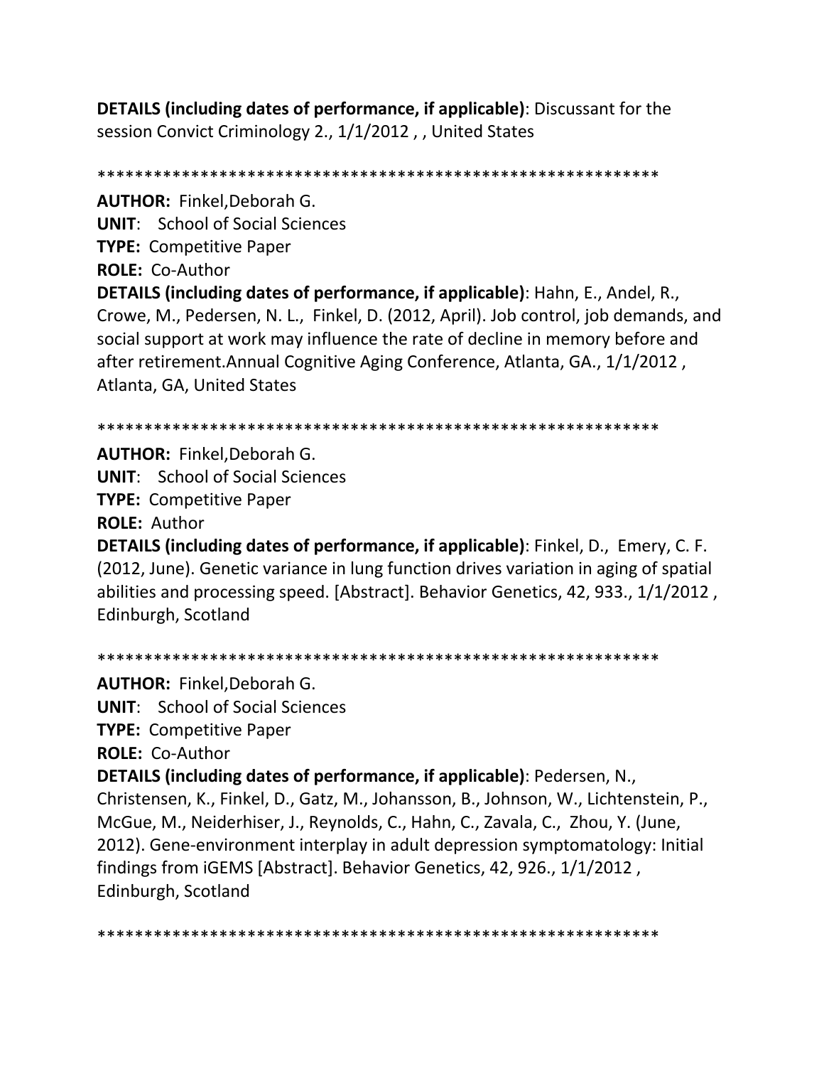**DETAILS (including dates of performance, if applicable)**: Discussant for the session Convict Criminology 2., 1/1/2012 , , United States

************************************************************

**AUTHOR:** Finkel,Deborah G.
**UNIT**: School of Social Sciences
**TYPE:** Competitive Paper
**ROLE:** Co-Author
**DETAILS (including dates of performance, if applicable)**: Hahn, E., Andel, R., Crowe, M., Pedersen, N. L., Finkel, D. (2012, April). Job control, job demands, and social support at work may influence the rate of decline in memory before and after retirement.Annual Cognitive Aging Conference, Atlanta, GA., 1/1/2012 , Atlanta, GA, United States

************************************************************

**AUTHOR:** Finkel,Deborah G.
**UNIT**: School of Social Sciences
**TYPE:** Competitive Paper
**ROLE:** Author
**DETAILS (including dates of performance, if applicable)**: Finkel, D., Emery, C. F. (2012, June). Genetic variance in lung function drives variation in aging of spatial abilities and processing speed. [Abstract]. Behavior Genetics, 42, 933., 1/1/2012 , Edinburgh, Scotland

************************************************************

**AUTHOR:** Finkel,Deborah G.
**UNIT**: School of Social Sciences
**TYPE:** Competitive Paper
**ROLE:** Co-Author
**DETAILS (including dates of performance, if applicable)**: Pedersen, N., Christensen, K., Finkel, D., Gatz, M., Johansson, B., Johnson, W., Lichtenstein, P., McGue, M., Neiderhiser, J., Reynolds, C., Hahn, C., Zavala, C., Zhou, Y. (June, 2012). Gene-environment interplay in adult depression symptomatology: Initial findings from iGEMS [Abstract]. Behavior Genetics, 42, 926., 1/1/2012 , Edinburgh, Scotland

************************************************************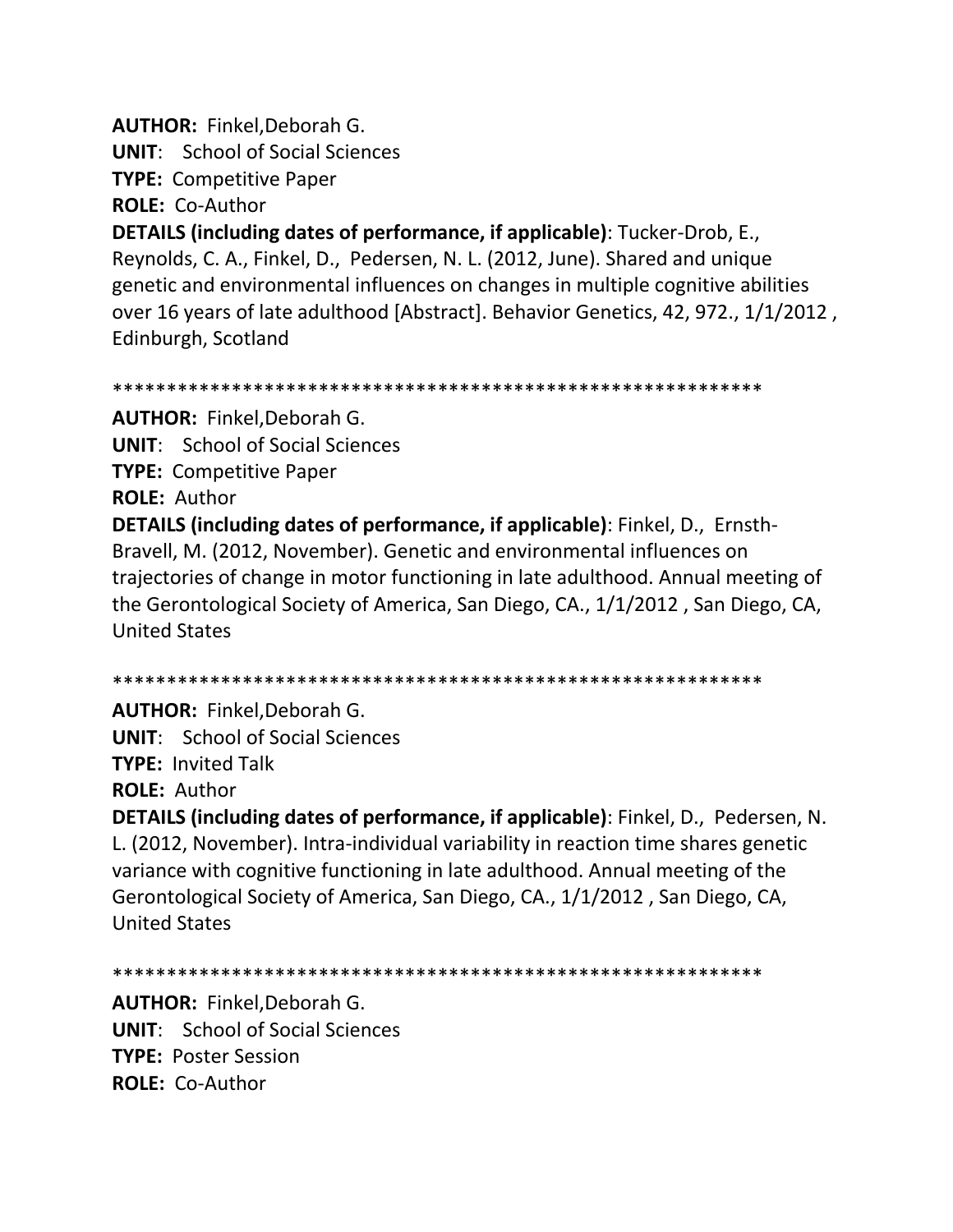**AUTHOR:** Finkel,Deborah G.
**UNIT**: School of Social Sciences
**TYPE:** Competitive Paper
**ROLE:** Co-Author
**DETAILS (including dates of performance, if applicable)**: Tucker-Drob, E., Reynolds, C. A., Finkel, D., Pedersen, N. L. (2012, June). Shared and unique genetic and environmental influences on changes in multiple cognitive abilities over 16 years of late adulthood [Abstract]. Behavior Genetics, 42, 972., 1/1/2012 , Edinburgh, Scotland

************************************************************

**AUTHOR:** Finkel,Deborah G.
**UNIT**: School of Social Sciences
**TYPE:** Competitive Paper
**ROLE:** Author
**DETAILS (including dates of performance, if applicable)**: Finkel, D., Ernsth-Bravell, M. (2012, November). Genetic and environmental influences on trajectories of change in motor functioning in late adulthood. Annual meeting of the Gerontological Society of America, San Diego, CA., 1/1/2012 , San Diego, CA, United States

************************************************************

**AUTHOR:** Finkel,Deborah G.
**UNIT**: School of Social Sciences
**TYPE:** Invited Talk
**ROLE:** Author
**DETAILS (including dates of performance, if applicable)**: Finkel, D., Pedersen, N. L. (2012, November). Intra-individual variability in reaction time shares genetic variance with cognitive functioning in late adulthood. Annual meeting of the Gerontological Society of America, San Diego, CA., 1/1/2012 , San Diego, CA, United States

************************************************************

**AUTHOR:** Finkel,Deborah G.
**UNIT**: School of Social Sciences
**TYPE:** Poster Session
**ROLE:** Co-Author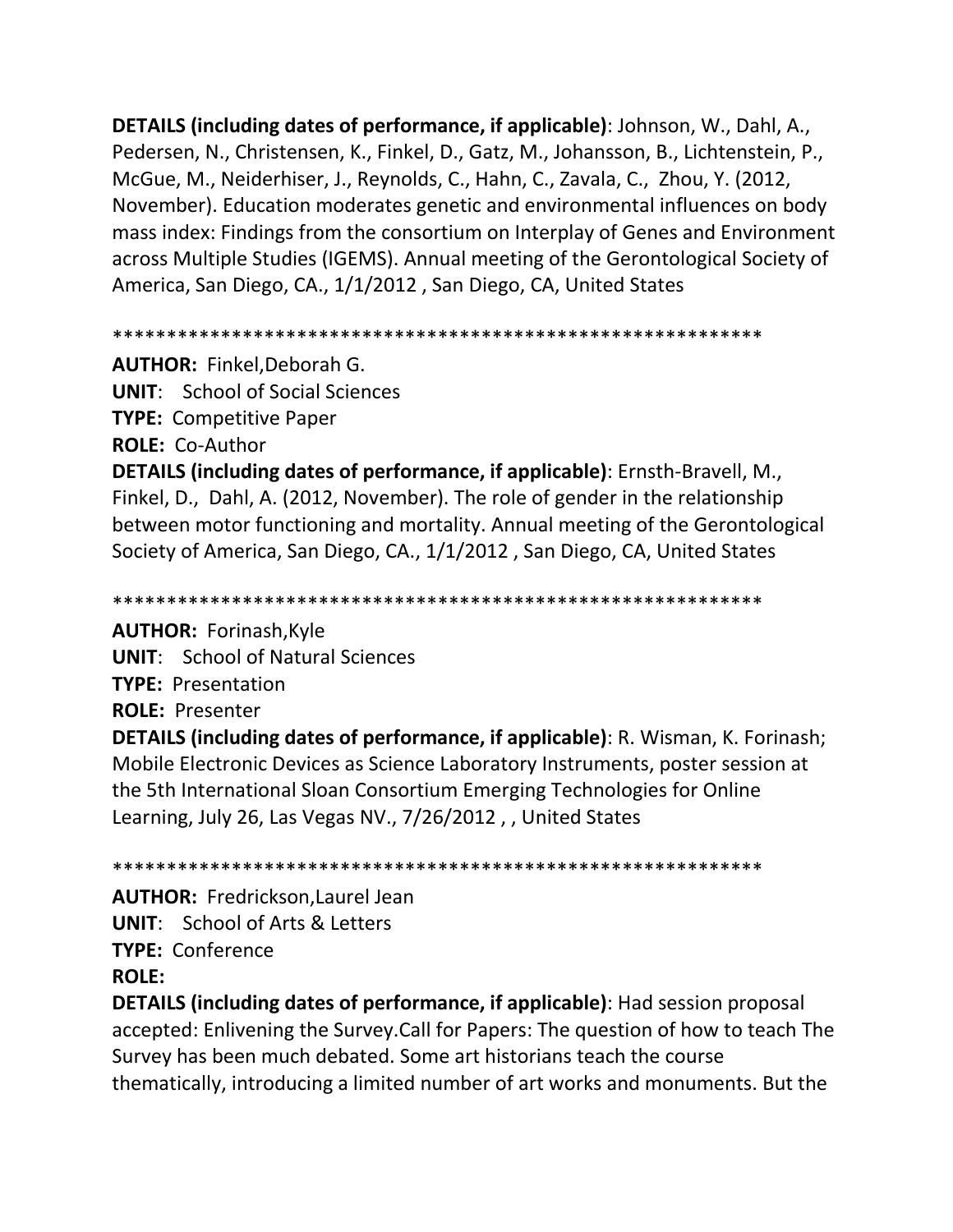**DETAILS (including dates of performance, if applicable)**: Johnson, W., Dahl, A., Pedersen, N., Christensen, K., Finkel, D., Gatz, M., Johansson, B., Lichtenstein, P., McGue, M., Neiderhiser, J., Reynolds, C., Hahn, C., Zavala, C., Zhou, Y. (2012, November). Education moderates genetic and environmental influences on body mass index: Findings from the consortium on Interplay of Genes and Environment across Multiple Studies (IGEMS). Annual meeting of the Gerontological Society of America, San Diego, CA., 1/1/2012 , San Diego, CA, United States

************************************************************

**AUTHOR:** Finkel,Deborah G.
**UNIT**: School of Social Sciences
**TYPE:** Competitive Paper
**ROLE:** Co-Author
**DETAILS (including dates of performance, if applicable)**: Ernsth-Bravell, M., Finkel, D., Dahl, A. (2012, November). The role of gender in the relationship between motor functioning and mortality. Annual meeting of the Gerontological Society of America, San Diego, CA., 1/1/2012 , San Diego, CA, United States

************************************************************

**AUTHOR:** Forinash,Kyle
**UNIT**: School of Natural Sciences
**TYPE:** Presentation
**ROLE:** Presenter
**DETAILS (including dates of performance, if applicable)**: R. Wisman, K. Forinash; Mobile Electronic Devices as Science Laboratory Instruments, poster session at the 5th International Sloan Consortium Emerging Technologies for Online Learning, July 26, Las Vegas NV., 7/26/2012 , , United States

************************************************************

**AUTHOR:** Fredrickson,Laurel Jean
**UNIT**: School of Arts & Letters
**TYPE:** Conference
**ROLE:**
**DETAILS (including dates of performance, if applicable)**: Had session proposal accepted: Enlivening the Survey.Call for Papers: The question of how to teach The Survey has been much debated. Some art historians teach the course thematically, introducing a limited number of art works and monuments. But the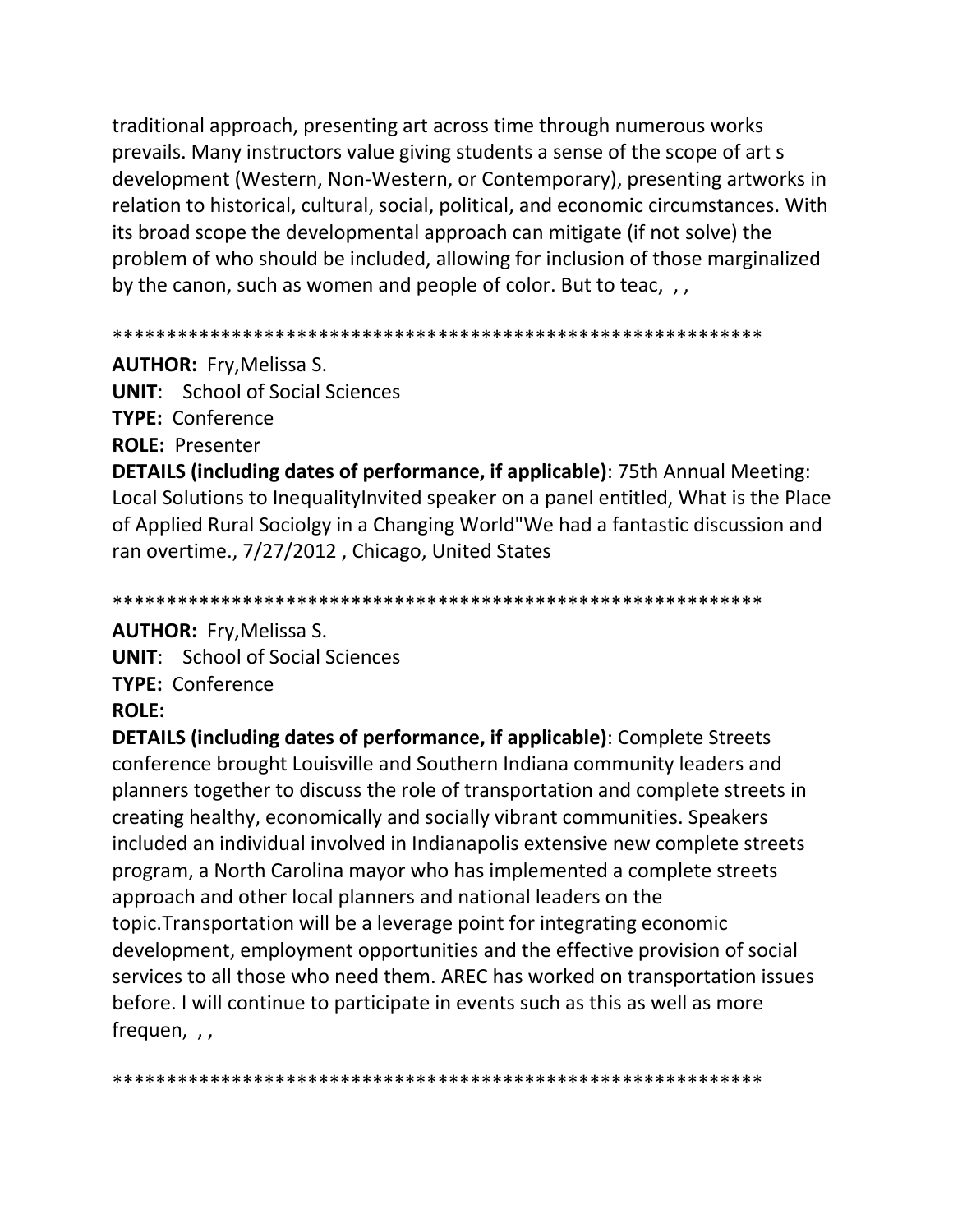traditional approach, presenting art across time through numerous works prevails. Many instructors value giving students a sense of the scope of art s development (Western, Non-Western, or Contemporary), presenting artworks in relation to historical, cultural, social, political, and economic circumstances. With its broad scope the developmental approach can mitigate (if not solve) the problem of who should be included, allowing for inclusion of those marginalized by the canon, such as women and people of color. But to teac, , ,

************************************************************

**AUTHOR:** Fry,Melissa S.
**UNIT**: School of Social Sciences
**TYPE:** Conference
**ROLE:** Presenter
**DETAILS (including dates of performance, if applicable)**: 75th Annual Meeting: Local Solutions to InequalityInvited speaker on a panel entitled, What is the Place of Applied Rural Sociolgy in a Changing World"We had a fantastic discussion and ran overtime., 7/27/2012 , Chicago, United States

************************************************************

**AUTHOR:** Fry,Melissa S.
**UNIT**: School of Social Sciences
**TYPE:** Conference
**ROLE:**
**DETAILS (including dates of performance, if applicable)**: Complete Streets conference brought Louisville and Southern Indiana community leaders and planners together to discuss the role of transportation and complete streets in creating healthy, economically and socially vibrant communities. Speakers included an individual involved in Indianapolis extensive new complete streets program, a North Carolina mayor who has implemented a complete streets approach and other local planners and national leaders on the topic.Transportation will be a leverage point for integrating economic development, employment opportunities and the effective provision of social services to all those who need them. AREC has worked on transportation issues before. I will continue to participate in events such as this as well as more frequen, , ,

************************************************************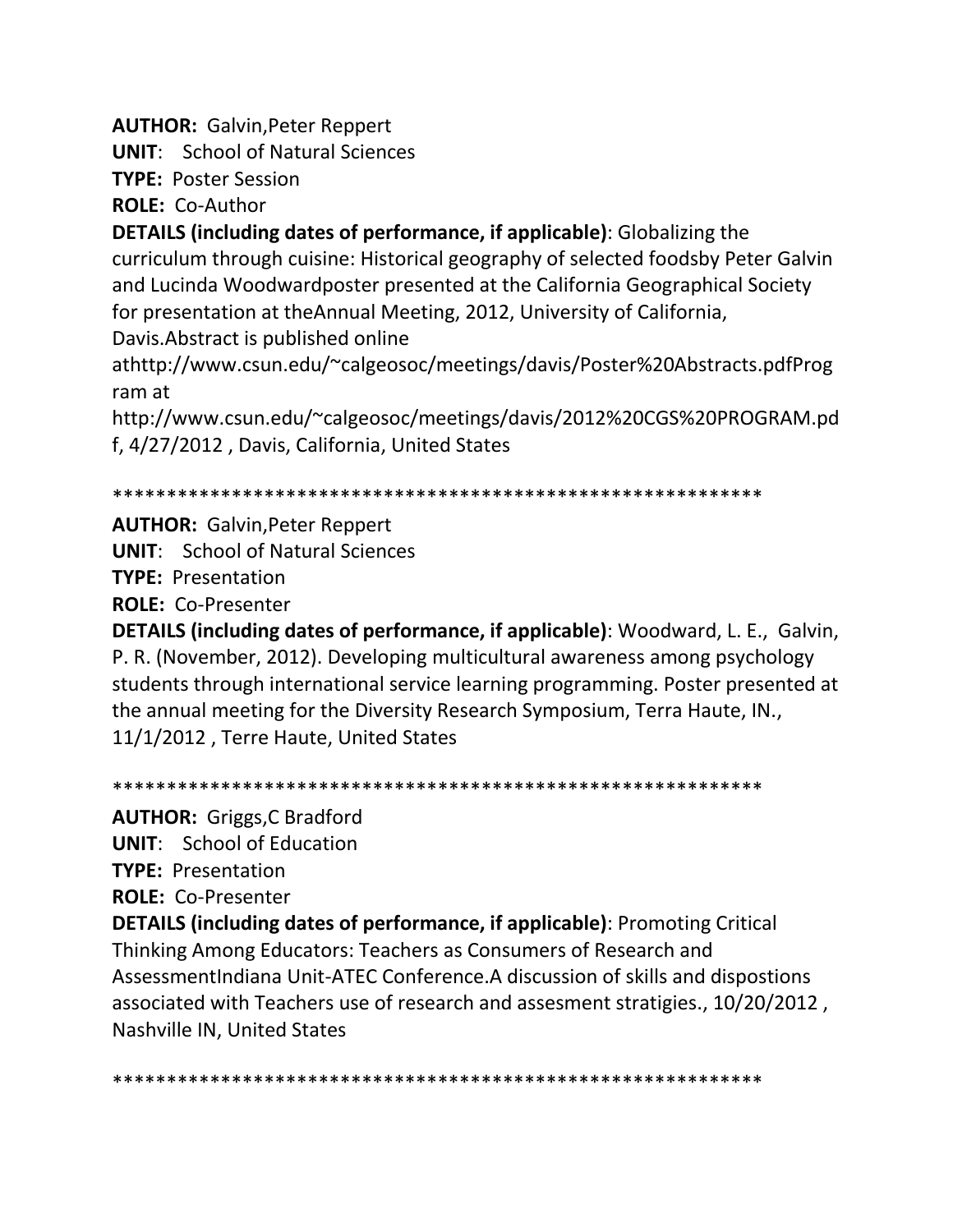**AUTHOR:** Galvin,Peter Reppert
**UNIT**: School of Natural Sciences
**TYPE:** Poster Session
**ROLE:** Co-Author
**DETAILS (including dates of performance, if applicable)**: Globalizing the curriculum through cuisine: Historical geography of selected foodsby Peter Galvin and Lucinda Woodwardposter presented at the California Geographical Society for presentation at theAnnual Meeting, 2012, University of California, Davis.Abstract is published online athttp://www.csun.edu/~calgeosoc/meetings/davis/Poster%20Abstracts.pdfProgram at http://www.csun.edu/~calgeosoc/meetings/davis/2012%20CGS%20PROGRAM.pdf, 4/27/2012 , Davis, California, United States

*************************************************************

**AUTHOR:** Galvin,Peter Reppert
**UNIT**: School of Natural Sciences
**TYPE:** Presentation
**ROLE:** Co-Presenter
**DETAILS (including dates of performance, if applicable)**: Woodward, L. E., Galvin, P. R. (November, 2012). Developing multicultural awareness among psychology students through international service learning programming. Poster presented at the annual meeting for the Diversity Research Symposium, Terra Haute, IN., 11/1/2012 , Terre Haute, United States

*************************************************************

**AUTHOR:** Griggs,C Bradford
**UNIT**: School of Education
**TYPE:** Presentation
**ROLE:** Co-Presenter
**DETAILS (including dates of performance, if applicable)**: Promoting Critical Thinking Among Educators: Teachers as Consumers of Research and AssessmentIndiana Unit-ATEC Conference.A discussion of skills and dispostions associated with Teachers use of research and assesment stratigies., 10/20/2012 , Nashville IN, United States

*************************************************************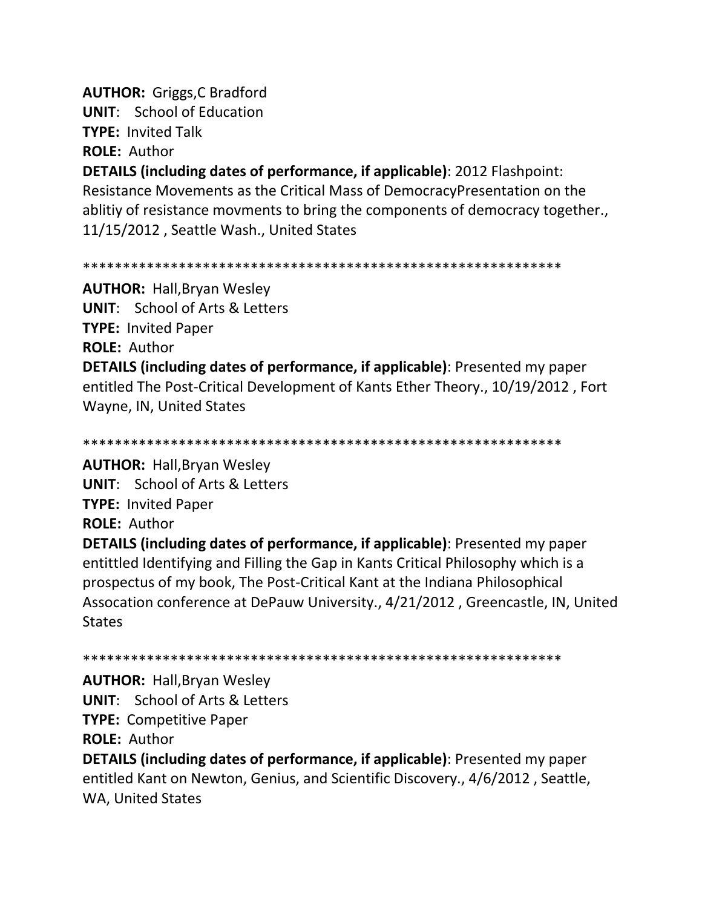**AUTHOR:** Griggs,C Bradford
**UNIT**: School of Education
**TYPE:** Invited Talk
**ROLE:** Author
**DETAILS (including dates of performance, if applicable)**: 2012 Flashpoint: Resistance Movements as the Critical Mass of DemocracyPresentation on the ablitiy of resistance movments to bring the components of democracy together., 11/15/2012 , Seattle Wash., United States

************************************************************

**AUTHOR:** Hall,Bryan Wesley
**UNIT**: School of Arts & Letters
**TYPE:** Invited Paper
**ROLE:** Author
**DETAILS (including dates of performance, if applicable)**: Presented my paper entitled The Post-Critical Development of Kants Ether Theory., 10/19/2012 , Fort Wayne, IN, United States

************************************************************

**AUTHOR:** Hall,Bryan Wesley
**UNIT**: School of Arts & Letters
**TYPE:** Invited Paper
**ROLE:** Author
**DETAILS (including dates of performance, if applicable)**: Presented my paper entittled Identifying and Filling the Gap in Kants Critical Philosophy which is a prospectus of my book, The Post-Critical Kant at the Indiana Philosophical Assocation conference at DePauw University., 4/21/2012 , Greencastle, IN, United States

************************************************************

**AUTHOR:** Hall,Bryan Wesley
**UNIT**: School of Arts & Letters
**TYPE:** Competitive Paper
**ROLE:** Author
**DETAILS (including dates of performance, if applicable)**: Presented my paper entitled Kant on Newton, Genius, and Scientific Discovery., 4/6/2012 , Seattle, WA, United States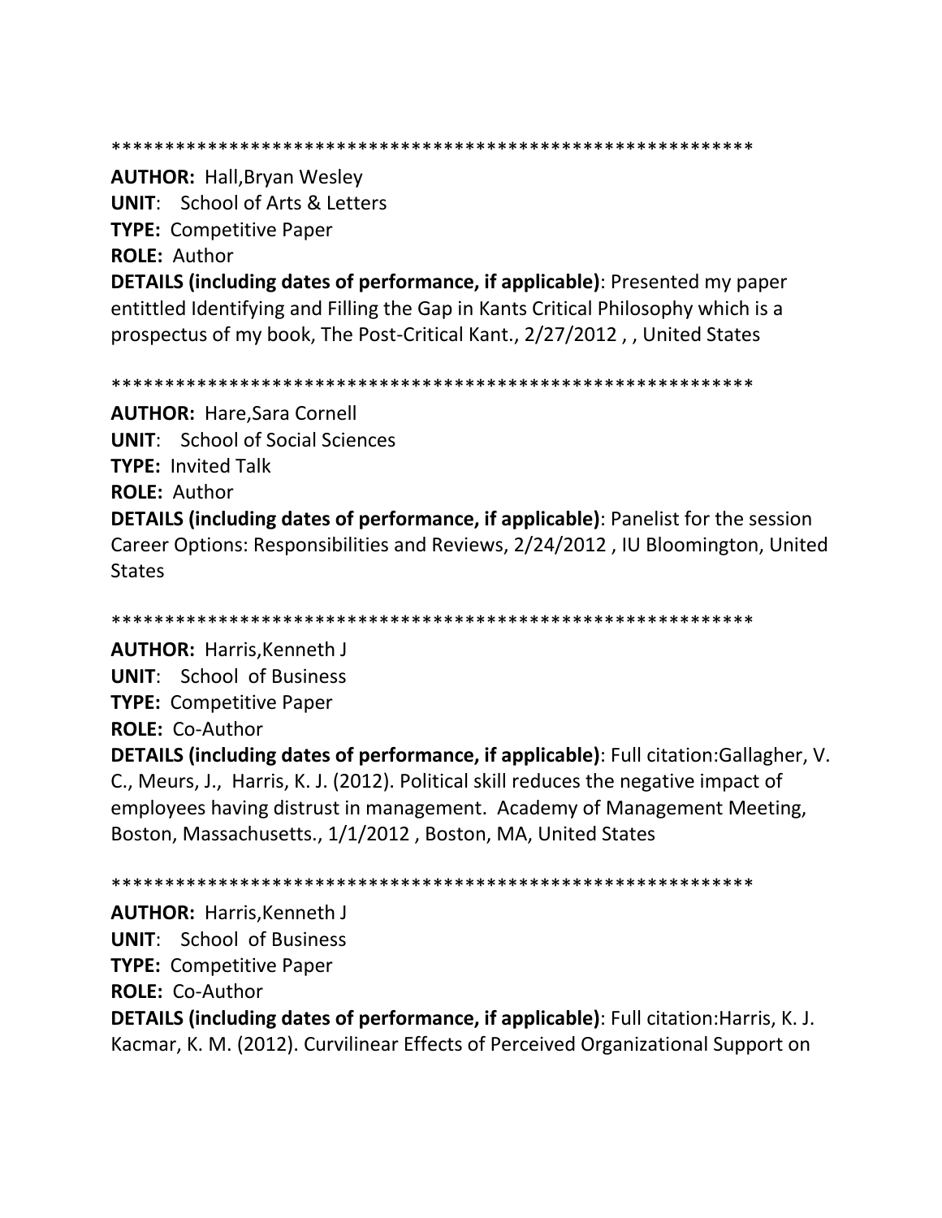************************************************************

**AUTHOR:** Hall,Bryan Wesley
**UNIT**: School of Arts & Letters
**TYPE:** Competitive Paper
**ROLE:** Author
**DETAILS (including dates of performance, if applicable)**: Presented my paper entittled Identifying and Filling the Gap in Kants Critical Philosophy which is a prospectus of my book, The Post-Critical Kant., 2/27/2012 , , United States

************************************************************

**AUTHOR:** Hare,Sara Cornell
**UNIT**: School of Social Sciences
**TYPE:** Invited Talk
**ROLE:** Author
**DETAILS (including dates of performance, if applicable)**: Panelist for the session Career Options: Responsibilities and Reviews, 2/24/2012 , IU Bloomington, United States

************************************************************

**AUTHOR:** Harris,Kenneth J
**UNIT**: School of Business
**TYPE:** Competitive Paper
**ROLE:** Co-Author
**DETAILS (including dates of performance, if applicable)**: Full citation:Gallagher, V. C., Meurs, J., Harris, K. J. (2012). Political skill reduces the negative impact of employees having distrust in management. Academy of Management Meeting, Boston, Massachusetts., 1/1/2012 , Boston, MA, United States

************************************************************

**AUTHOR:** Harris,Kenneth J
**UNIT**: School of Business
**TYPE:** Competitive Paper
**ROLE:** Co-Author
**DETAILS (including dates of performance, if applicable)**: Full citation:Harris, K. J. Kacmar, K. M. (2012). Curvilinear Effects of Perceived Organizational Support on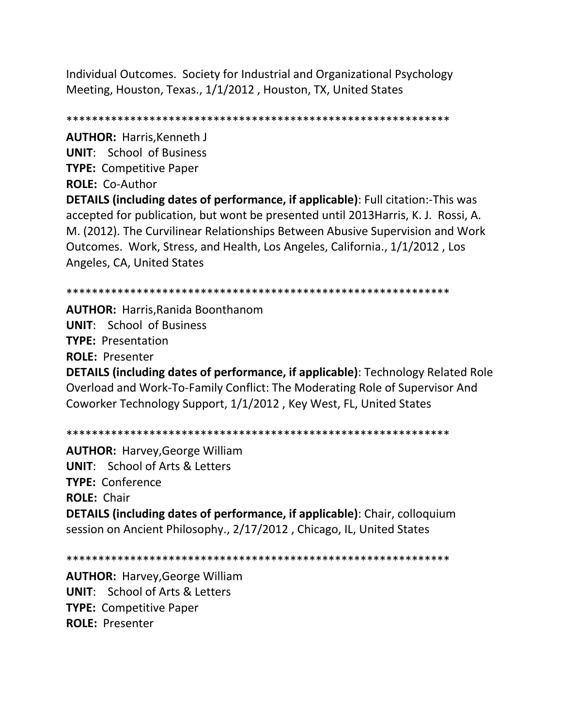Individual Outcomes. Society for Industrial and Organizational Psychology Meeting, Houston, Texas., 1/1/2012 , Houston, TX, United States

************************************************************

**AUTHOR:** Harris,Kenneth J
**UNIT**: School of Business
**TYPE:** Competitive Paper
**ROLE:** Co-Author
**DETAILS (including dates of performance, if applicable)**: Full citation:-This was accepted for publication, but wont be presented until 2013Harris, K. J. Rossi, A. M. (2012). The Curvilinear Relationships Between Abusive Supervision and Work Outcomes. Work, Stress, and Health, Los Angeles, California., 1/1/2012 , Los Angeles, CA, United States

************************************************************

**AUTHOR:** Harris,Ranida Boonthanom
**UNIT**: School of Business
**TYPE:** Presentation
**ROLE:** Presenter
**DETAILS (including dates of performance, if applicable)**: Technology Related Role Overload and Work-To-Family Conflict: The Moderating Role of Supervisor And Coworker Technology Support, 1/1/2012 , Key West, FL, United States

************************************************************

**AUTHOR:** Harvey,George William
**UNIT**: School of Arts & Letters
**TYPE:** Conference
**ROLE:** Chair
**DETAILS (including dates of performance, if applicable)**: Chair, colloquium session on Ancient Philosophy., 2/17/2012 , Chicago, IL, United States

************************************************************

**AUTHOR:** Harvey,George William
**UNIT**: School of Arts & Letters
**TYPE:** Competitive Paper
**ROLE:** Presenter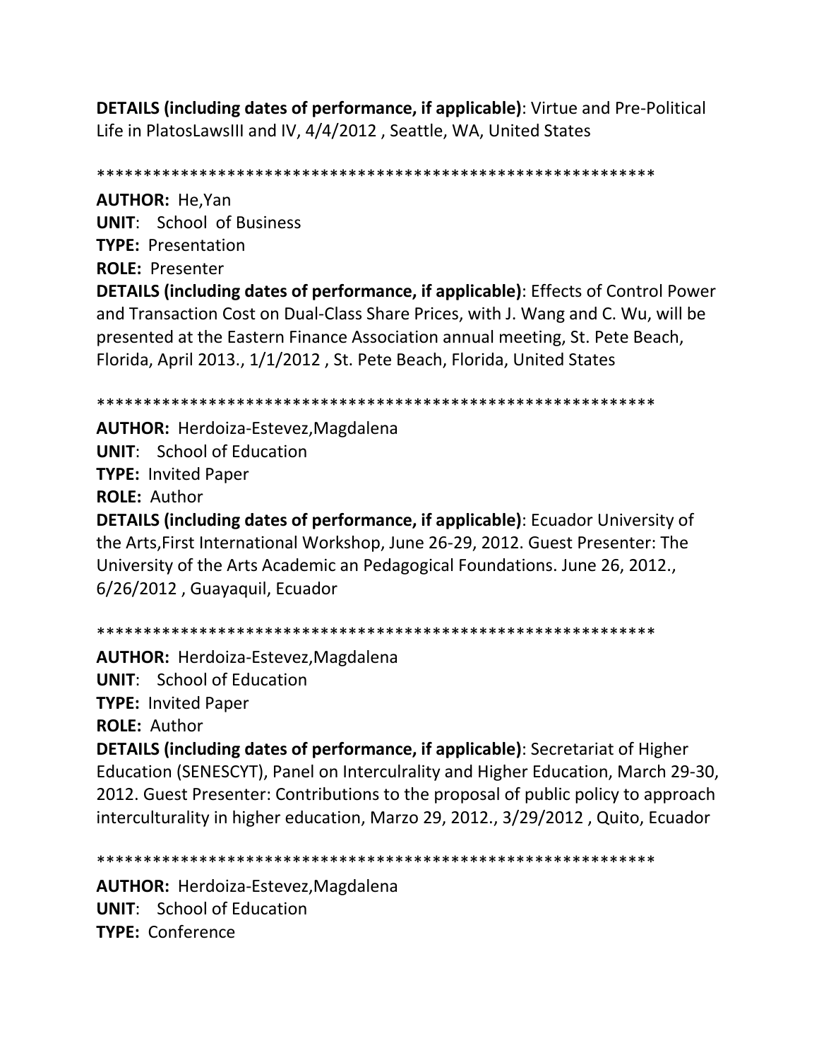**DETAILS (including dates of performance, if applicable)**: Virtue and Pre-Political Life in PlatosLawsIII and IV, 4/4/2012 , Seattle, WA, United States

************************************************************

**AUTHOR:** He,Yan
**UNIT**: School of Business
**TYPE:** Presentation
**ROLE:** Presenter
**DETAILS (including dates of performance, if applicable)**: Effects of Control Power and Transaction Cost on Dual-Class Share Prices, with J. Wang and C. Wu, will be presented at the Eastern Finance Association annual meeting, St. Pete Beach, Florida, April 2013., 1/1/2012 , St. Pete Beach, Florida, United States

************************************************************

**AUTHOR:** Herdoiza-Estevez,Magdalena
**UNIT**: School of Education
**TYPE:** Invited Paper
**ROLE:** Author
**DETAILS (including dates of performance, if applicable)**: Ecuador University of the Arts,First International Workshop, June 26-29, 2012. Guest Presenter: The University of the Arts Academic an Pedagogical Foundations. June 26, 2012., 6/26/2012 , Guayaquil, Ecuador

************************************************************

**AUTHOR:** Herdoiza-Estevez,Magdalena
**UNIT**: School of Education
**TYPE:** Invited Paper
**ROLE:** Author
**DETAILS (including dates of performance, if applicable)**: Secretariat of Higher Education (SENESCYT), Panel on Interculrality and Higher Education, March 29-30, 2012. Guest Presenter: Contributions to the proposal of public policy to approach interculturality in higher education, Marzo 29, 2012., 3/29/2012 , Quito, Ecuador

************************************************************

**AUTHOR:** Herdoiza-Estevez,Magdalena
**UNIT**: School of Education
**TYPE:** Conference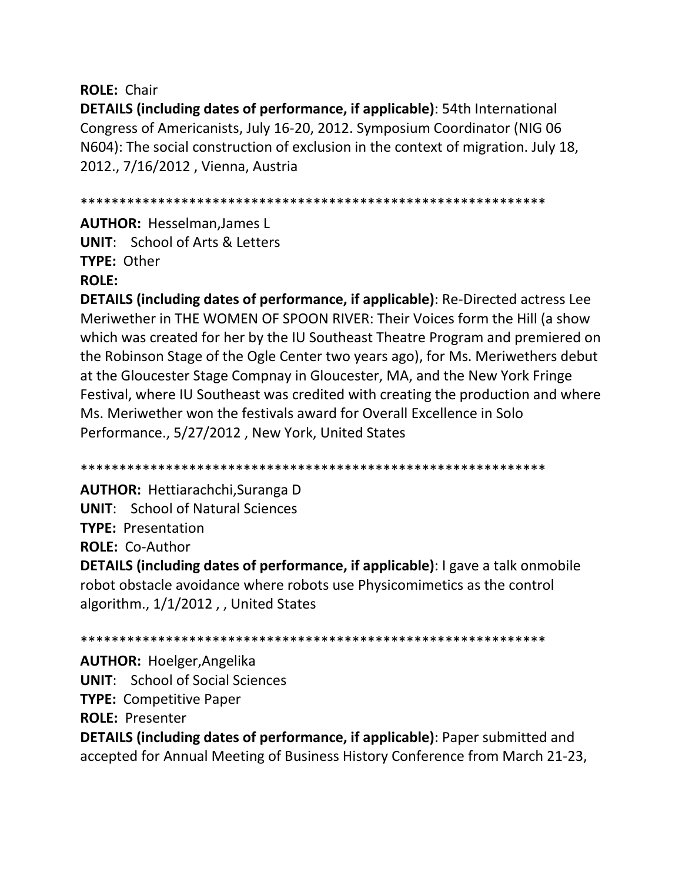**ROLE:** Chair

**DETAILS (including dates of performance, if applicable)**: 54th International Congress of Americanists, July 16-20, 2012. Symposium Coordinator (NIG 06 N604): The social construction of exclusion in the context of migration. July 18, 2012., 7/16/2012 , Vienna, Austria

************************************************************

**AUTHOR:** Hesselman,James L

**UNIT**: School of Arts & Letters

**TYPE:** Other

**ROLE:**

**DETAILS (including dates of performance, if applicable)**: Re-Directed actress Lee Meriwether in THE WOMEN OF SPOON RIVER: Their Voices form the Hill (a show which was created for her by the IU Southeast Theatre Program and premiered on the Robinson Stage of the Ogle Center two years ago), for Ms. Meriwethers debut at the Gloucester Stage Compnay in Gloucester, MA, and the New York Fringe Festival, where IU Southeast was credited with creating the production and where Ms. Meriwether won the festivals award for Overall Excellence in Solo Performance., 5/27/2012 , New York, United States

************************************************************

**AUTHOR:** Hettiarachchi,Suranga D

**UNIT**: School of Natural Sciences

**TYPE:** Presentation

**ROLE:** Co-Author

**DETAILS (including dates of performance, if applicable)**: I gave a talk onmobile robot obstacle avoidance where robots use Physicomimetics as the control algorithm., 1/1/2012 , , United States

************************************************************

**AUTHOR:** Hoelger,Angelika

**UNIT**: School of Social Sciences

**TYPE:** Competitive Paper

**ROLE:** Presenter

**DETAILS (including dates of performance, if applicable)**: Paper submitted and accepted for Annual Meeting of Business History Conference from March 21-23,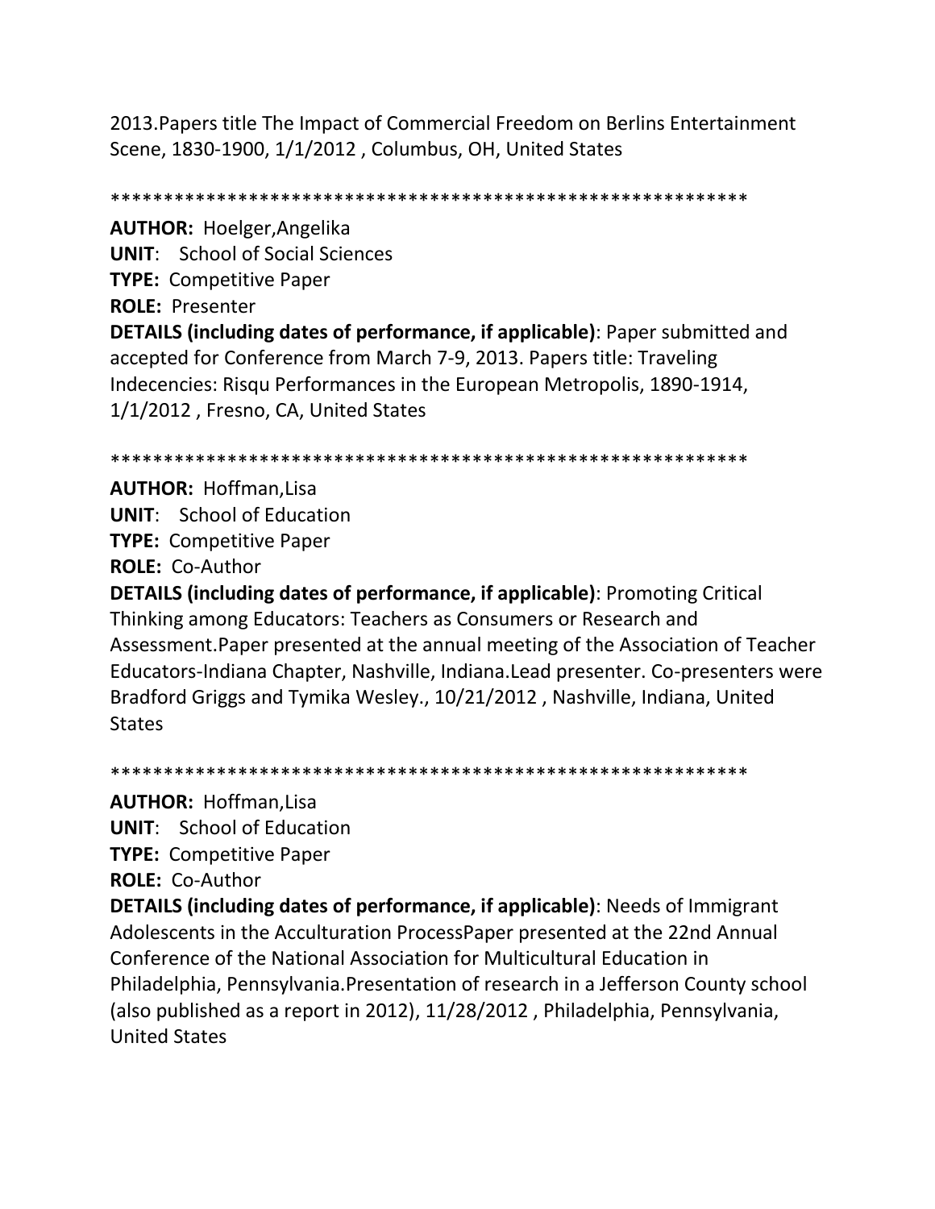2013.Papers title The Impact of Commercial Freedom on Berlins Entertainment Scene, 1830-1900, 1/1/2012 , Columbus, OH, United States

************************************************************

**AUTHOR:** Hoelger,Angelika
**UNIT**: School of Social Sciences
**TYPE:** Competitive Paper
**ROLE:** Presenter
**DETAILS (including dates of performance, if applicable)**: Paper submitted and accepted for Conference from March 7-9, 2013. Papers title: Traveling Indecencies: Risqu Performances in the European Metropolis, 1890-1914, 1/1/2012 , Fresno, CA, United States

************************************************************

**AUTHOR:** Hoffman,Lisa
**UNIT**: School of Education
**TYPE:** Competitive Paper
**ROLE:** Co-Author
**DETAILS (including dates of performance, if applicable)**: Promoting Critical Thinking among Educators: Teachers as Consumers or Research and Assessment.Paper presented at the annual meeting of the Association of Teacher Educators-Indiana Chapter, Nashville, Indiana.Lead presenter. Co-presenters were Bradford Griggs and Tymika Wesley., 10/21/2012 , Nashville, Indiana, United States

************************************************************

**AUTHOR:** Hoffman,Lisa
**UNIT**: School of Education
**TYPE:** Competitive Paper
**ROLE:** Co-Author
**DETAILS (including dates of performance, if applicable)**: Needs of Immigrant Adolescents in the Acculturation ProcessPaper presented at the 22nd Annual Conference of the National Association for Multicultural Education in Philadelphia, Pennsylvania.Presentation of research in a Jefferson County school (also published as a report in 2012), 11/28/2012 , Philadelphia, Pennsylvania, United States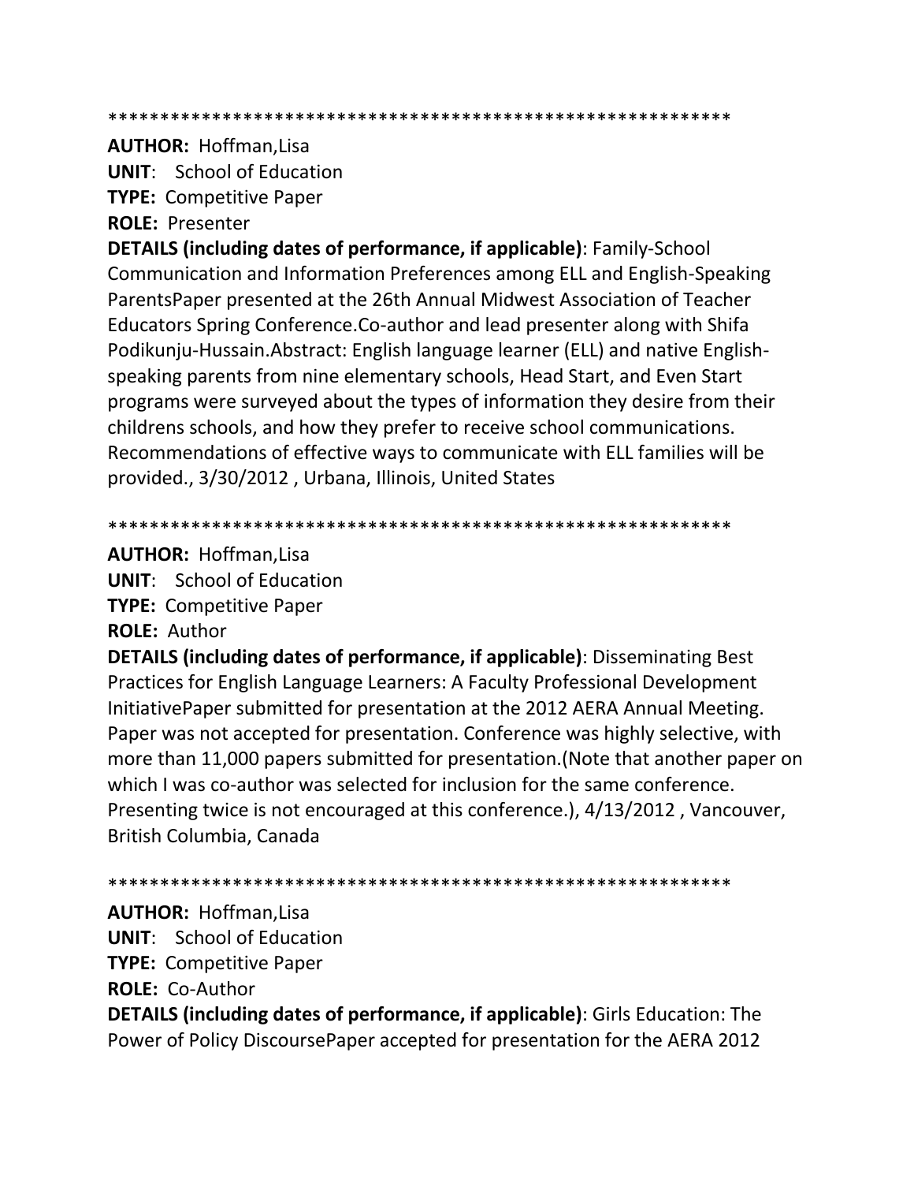************************************************************

**AUTHOR:** Hoffman,Lisa
**UNIT**: School of Education
**TYPE:** Competitive Paper
**ROLE:** Presenter
**DETAILS (including dates of performance, if applicable)**: Family-School Communication and Information Preferences among ELL and English-Speaking ParentsPaper presented at the 26th Annual Midwest Association of Teacher Educators Spring Conference.Co-author and lead presenter along with Shifa Podikunju-Hussain.Abstract: English language learner (ELL) and native English-speaking parents from nine elementary schools, Head Start, and Even Start programs were surveyed about the types of information they desire from their childrens schools, and how they prefer to receive school communications. Recommendations of effective ways to communicate with ELL families will be provided., 3/30/2012 , Urbana, Illinois, United States

************************************************************

**AUTHOR:** Hoffman,Lisa
**UNIT**: School of Education
**TYPE:** Competitive Paper
**ROLE:** Author
**DETAILS (including dates of performance, if applicable)**: Disseminating Best Practices for English Language Learners: A Faculty Professional Development InitiativePaper submitted for presentation at the 2012 AERA Annual Meeting. Paper was not accepted for presentation. Conference was highly selective, with more than 11,000 papers submitted for presentation.(Note that another paper on which I was co-author was selected for inclusion for the same conference. Presenting twice is not encouraged at this conference.), 4/13/2012 , Vancouver, British Columbia, Canada

************************************************************

**AUTHOR:** Hoffman,Lisa
**UNIT**: School of Education
**TYPE:** Competitive Paper
**ROLE:** Co-Author
**DETAILS (including dates of performance, if applicable)**: Girls Education: The Power of Policy DiscoursePaper accepted for presentation for the AERA 2012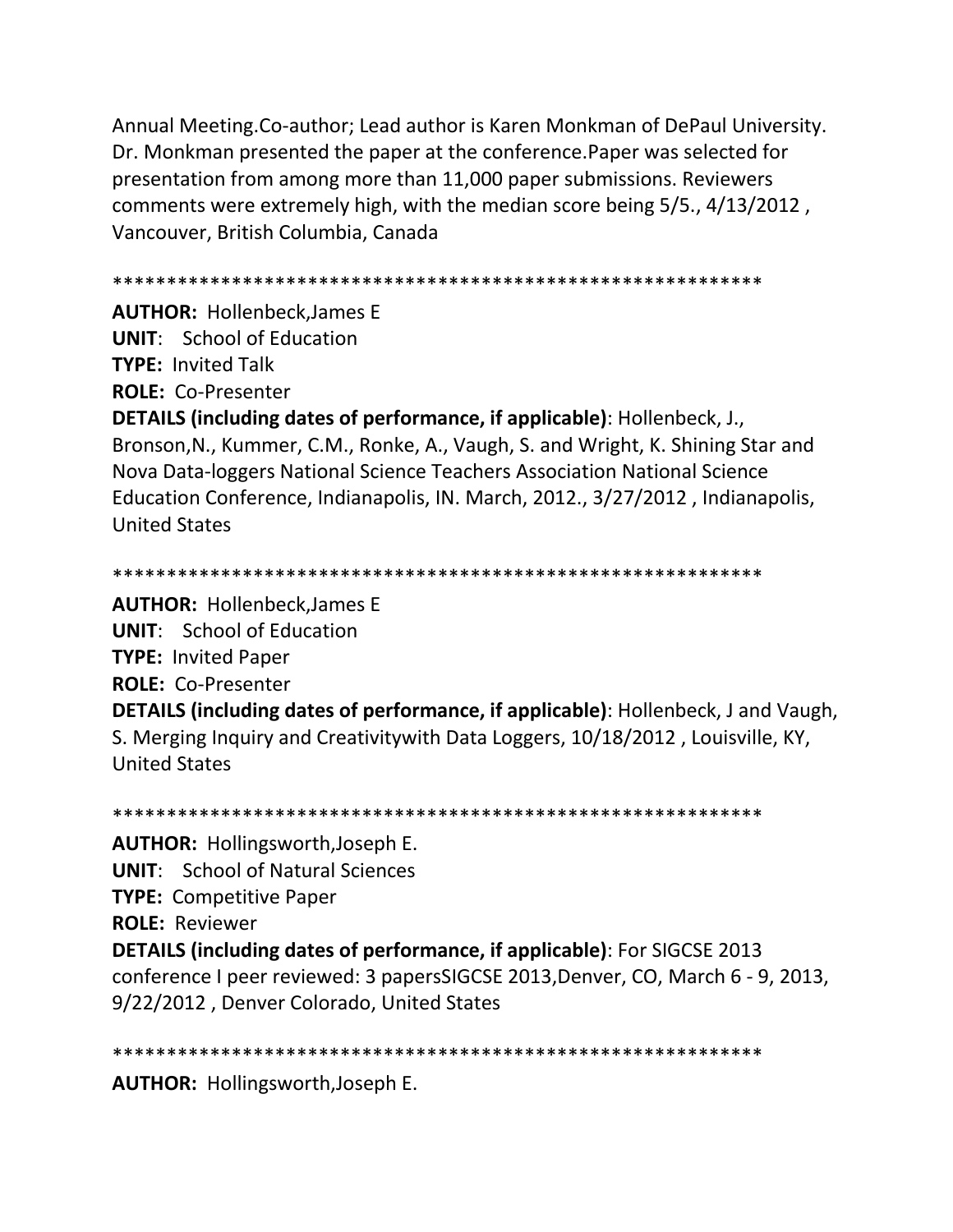Annual Meeting.Co-author; Lead author is Karen Monkman of DePaul University. Dr. Monkman presented the paper at the conference.Paper was selected for presentation from among more than 11,000 paper submissions. Reviewers comments were extremely high, with the median score being 5/5., 4/13/2012 , Vancouver, British Columbia, Canada

************************************************************

**AUTHOR:** Hollenbeck,James E
**UNIT**: School of Education
**TYPE:** Invited Talk
**ROLE:** Co-Presenter
**DETAILS (including dates of performance, if applicable)**: Hollenbeck, J., Bronson,N., Kummer, C.M., Ronke, A., Vaugh, S. and Wright, K. Shining Star and Nova Data-loggers National Science Teachers Association National Science Education Conference, Indianapolis, IN. March, 2012., 3/27/2012 , Indianapolis, United States

************************************************************

**AUTHOR:** Hollenbeck,James E
**UNIT**: School of Education
**TYPE:** Invited Paper
**ROLE:** Co-Presenter
**DETAILS (including dates of performance, if applicable)**: Hollenbeck, J and Vaugh, S. Merging Inquiry and Creativitywith Data Loggers, 10/18/2012 , Louisville, KY, United States

************************************************************

**AUTHOR:** Hollingsworth,Joseph E.
**UNIT**: School of Natural Sciences
**TYPE:** Competitive Paper
**ROLE:** Reviewer
**DETAILS (including dates of performance, if applicable)**: For SIGCSE 2013 conference I peer reviewed: 3 papersSIGCSE 2013,Denver, CO, March 6 - 9, 2013, 9/22/2012 , Denver Colorado, United States

************************************************************

**AUTHOR:** Hollingsworth,Joseph E.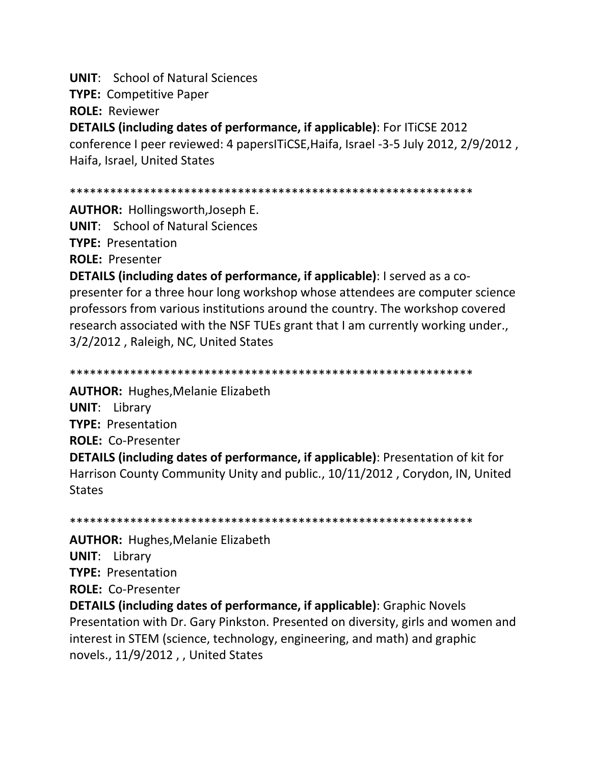**UNIT**: School of Natural Sciences

**TYPE:** Competitive Paper

**ROLE:** Reviewer

**DETAILS (including dates of performance, if applicable)**: For ITiCSE 2012 conference I peer reviewed: 4 papersITiCSE,Haifa, Israel -3-5 July 2012, 2/9/2012 , Haifa, Israel, United States

************************************************************

**AUTHOR:** Hollingsworth,Joseph E.

**UNIT**: School of Natural Sciences

**TYPE:** Presentation

**ROLE:** Presenter

**DETAILS (including dates of performance, if applicable)**: I served as a co-presenter for a three hour long workshop whose attendees are computer science professors from various institutions around the country. The workshop covered research associated with the NSF TUEs grant that I am currently working under., 3/2/2012 , Raleigh, NC, United States

************************************************************

**AUTHOR:** Hughes,Melanie Elizabeth

**UNIT**: Library

**TYPE:** Presentation

**ROLE:** Co-Presenter

**DETAILS (including dates of performance, if applicable)**: Presentation of kit for Harrison County Community Unity and public., 10/11/2012 , Corydon, IN, United States

************************************************************

**AUTHOR:** Hughes,Melanie Elizabeth

**UNIT**: Library

**TYPE:** Presentation

**ROLE:** Co-Presenter

**DETAILS (including dates of performance, if applicable)**: Graphic Novels Presentation with Dr. Gary Pinkston. Presented on diversity, girls and women and interest in STEM (science, technology, engineering, and math) and graphic novels., 11/9/2012 , , United States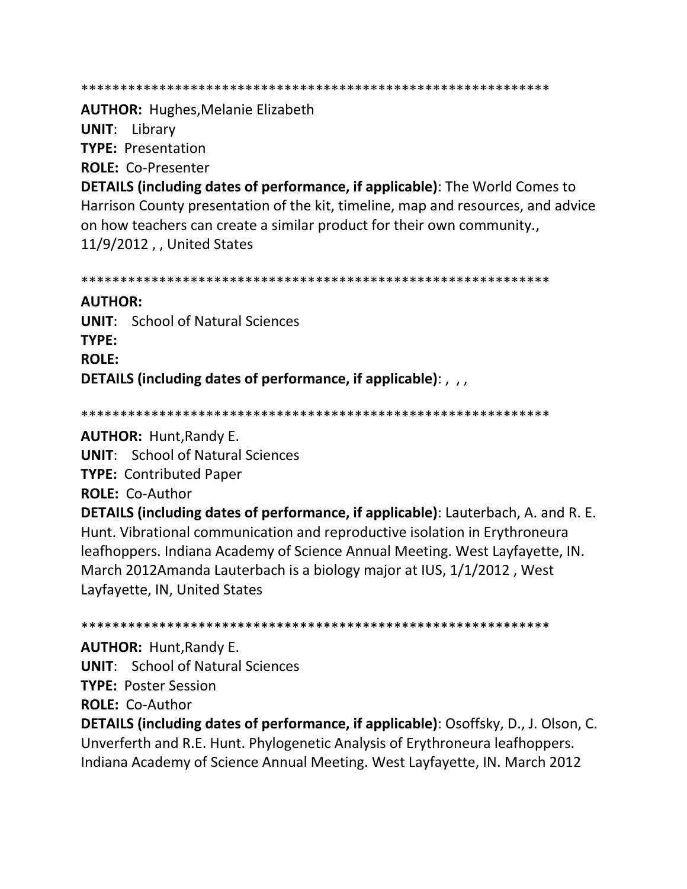************************************************************

**AUTHOR:** Hughes,Melanie Elizabeth
**UNIT**: Library
**TYPE:** Presentation
**ROLE:** Co-Presenter
**DETAILS (including dates of performance, if applicable)**: The World Comes to Harrison County presentation of the kit, timeline, map and resources, and advice on how teachers can create a similar product for their own community., 11/9/2012 , , United States

************************************************************

**AUTHOR:**
**UNIT**: School of Natural Sciences
**TYPE:**
**ROLE:**
**DETAILS (including dates of performance, if applicable)**: , , ,

************************************************************

**AUTHOR:** Hunt,Randy E.
**UNIT**: School of Natural Sciences
**TYPE:** Contributed Paper
**ROLE:** Co-Author
**DETAILS (including dates of performance, if applicable)**: Lauterbach, A. and R. E. Hunt. Vibrational communication and reproductive isolation in Erythroneura leafhoppers. Indiana Academy of Science Annual Meeting. West Layfayette, IN. March 2012Amanda Lauterbach is a biology major at IUS, 1/1/2012 , West Layfayette, IN, United States

************************************************************

**AUTHOR:** Hunt,Randy E.
**UNIT**: School of Natural Sciences
**TYPE:** Poster Session
**ROLE:** Co-Author
**DETAILS (including dates of performance, if applicable)**: Osoffsky, D., J. Olson, C. Unverferth and R.E. Hunt. Phylogenetic Analysis of Erythroneura leafhoppers. Indiana Academy of Science Annual Meeting. West Layfayette, IN. March 2012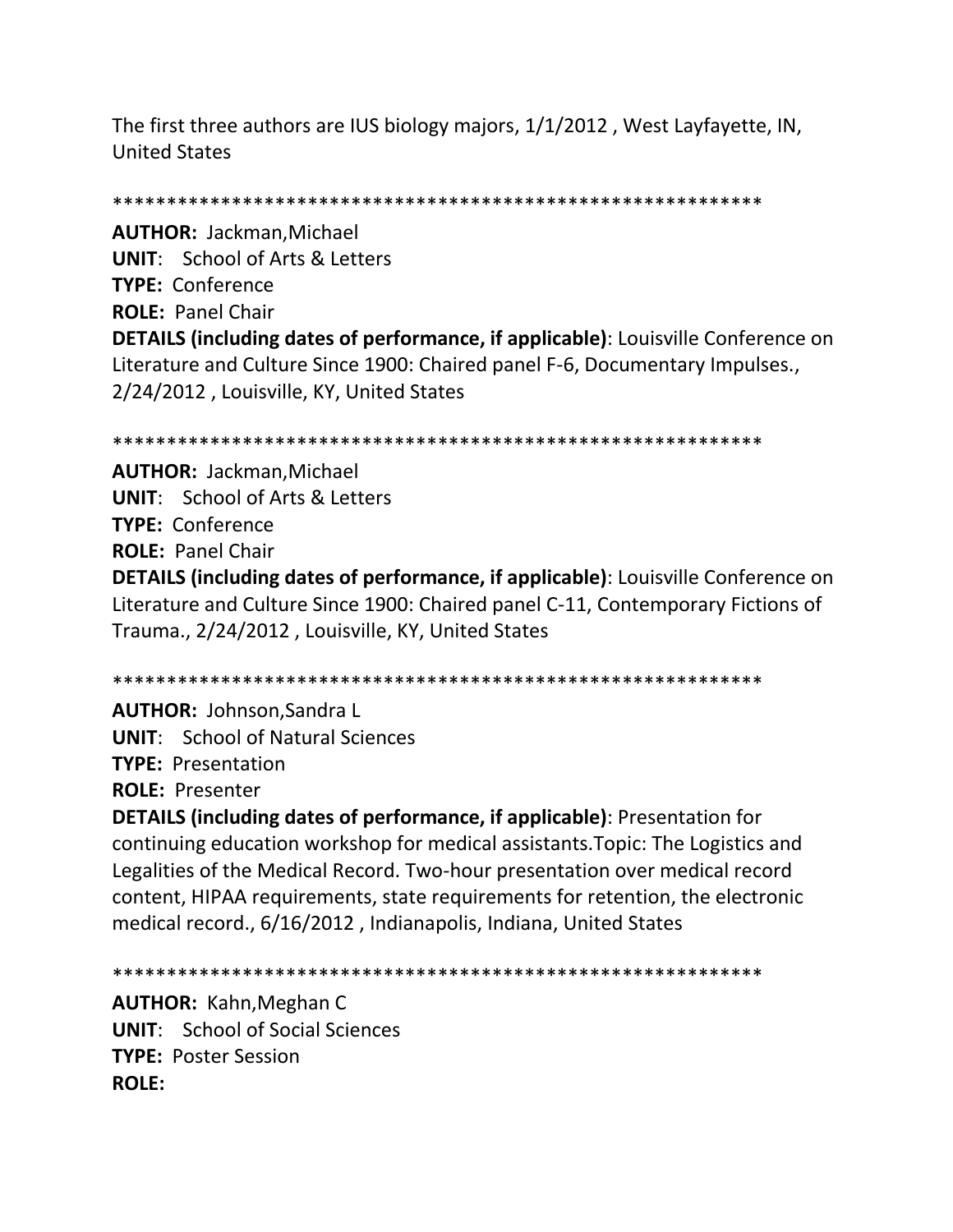The first three authors are IUS biology majors, 1/1/2012 , West Layfayette, IN, United States

************************************************************

**AUTHOR:** Jackman,Michael
**UNIT**: School of Arts & Letters
**TYPE:** Conference
**ROLE:** Panel Chair
**DETAILS (including dates of performance, if applicable)**: Louisville Conference on Literature and Culture Since 1900: Chaired panel F-6, Documentary Impulses., 2/24/2012 , Louisville, KY, United States

************************************************************

**AUTHOR:** Jackman,Michael
**UNIT**: School of Arts & Letters
**TYPE:** Conference
**ROLE:** Panel Chair
**DETAILS (including dates of performance, if applicable)**: Louisville Conference on Literature and Culture Since 1900: Chaired panel C-11, Contemporary Fictions of Trauma., 2/24/2012 , Louisville, KY, United States

************************************************************

**AUTHOR:** Johnson,Sandra L
**UNIT**: School of Natural Sciences
**TYPE:** Presentation
**ROLE:** Presenter
**DETAILS (including dates of performance, if applicable)**: Presentation for continuing education workshop for medical assistants.Topic: The Logistics and Legalities of the Medical Record. Two-hour presentation over medical record content, HIPAA requirements, state requirements for retention, the electronic medical record., 6/16/2012 , Indianapolis, Indiana, United States

************************************************************

**AUTHOR:** Kahn,Meghan C
**UNIT**: School of Social Sciences
**TYPE:** Poster Session
**ROLE:**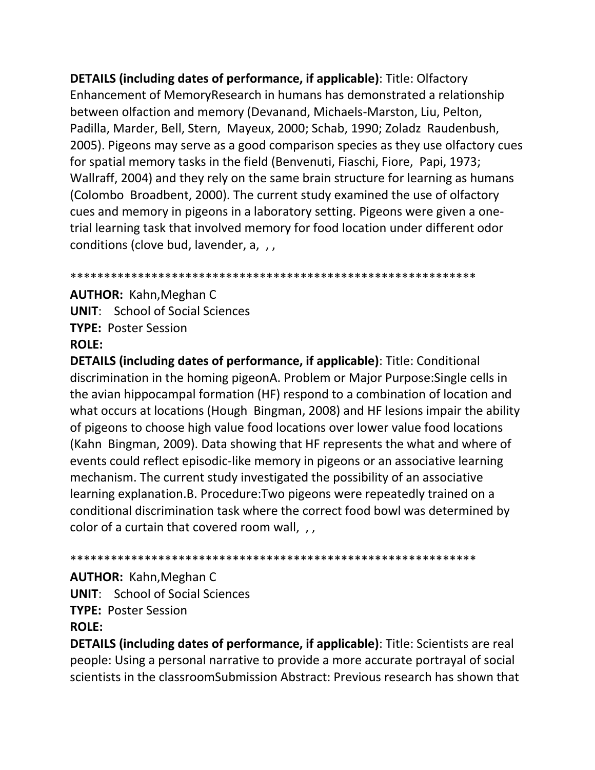**DETAILS (including dates of performance, if applicable)**: Title: Olfactory Enhancement of MemoryResearch in humans has demonstrated a relationship between olfaction and memory (Devanand, Michaels-Marston, Liu, Pelton, Padilla, Marder, Bell, Stern, Mayeux, 2000; Schab, 1990; Zoladz Raudenbush, 2005). Pigeons may serve as a good comparison species as they use olfactory cues for spatial memory tasks in the field (Benvenuti, Fiaschi, Fiore, Papi, 1973; Wallraff, 2004) and they rely on the same brain structure for learning as humans (Colombo Broadbent, 2000). The current study examined the use of olfactory cues and memory in pigeons in a laboratory setting. Pigeons were given a one-trial learning task that involved memory for food location under different odor conditions (clove bud, lavender, a, , ,

************************************************************

**AUTHOR:** Kahn,Meghan C
**UNIT**: School of Social Sciences
**TYPE:** Poster Session
**ROLE:**
**DETAILS (including dates of performance, if applicable)**: Title: Conditional discrimination in the homing pigeonA. Problem or Major Purpose:Single cells in the avian hippocampal formation (HF) respond to a combination of location and what occurs at locations (Hough Bingman, 2008) and HF lesions impair the ability of pigeons to choose high value food locations over lower value food locations (Kahn Bingman, 2009). Data showing that HF represents the what and where of events could reflect episodic-like memory in pigeons or an associative learning mechanism. The current study investigated the possibility of an associative learning explanation.B. Procedure:Two pigeons were repeatedly trained on a conditional discrimination task where the correct food bowl was determined by color of a curtain that covered room wall, , ,

************************************************************

**AUTHOR:** Kahn,Meghan C
**UNIT**: School of Social Sciences
**TYPE:** Poster Session
**ROLE:**
**DETAILS (including dates of performance, if applicable)**: Title: Scientists are real people: Using a personal narrative to provide a more accurate portrayal of social scientists in the classroomSubmission Abstract: Previous research has shown that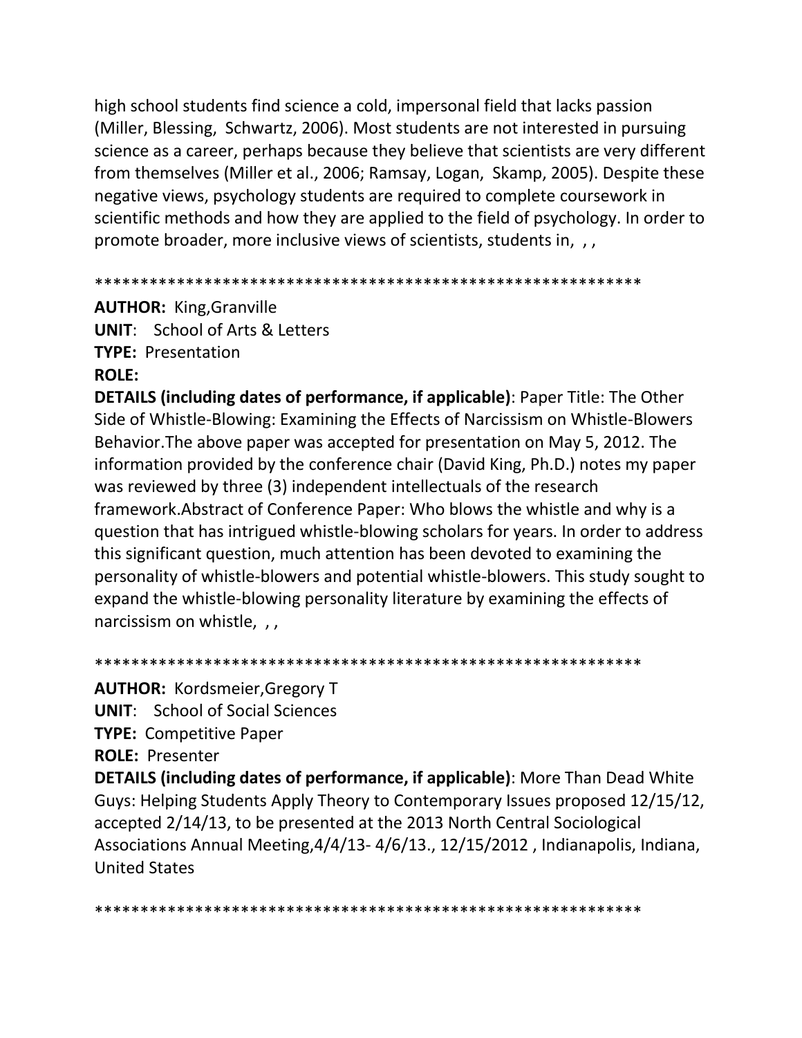high school students find science a cold, impersonal field that lacks passion (Miller, Blessing, Schwartz, 2006). Most students are not interested in pursuing science as a career, perhaps because they believe that scientists are very different from themselves (Miller et al., 2006; Ramsay, Logan, Skamp, 2005). Despite these negative views, psychology students are required to complete coursework in scientific methods and how they are applied to the field of psychology. In order to promote broader, more inclusive views of scientists, students in, , ,

************************************************************

**AUTHOR:** King,Granville
**UNIT**: School of Arts & Letters
**TYPE:** Presentation
**ROLE:**
**DETAILS (including dates of performance, if applicable)**: Paper Title: The Other Side of Whistle-Blowing: Examining the Effects of Narcissism on Whistle-Blowers Behavior.The above paper was accepted for presentation on May 5, 2012. The information provided by the conference chair (David King, Ph.D.) notes my paper was reviewed by three (3) independent intellectuals of the research framework.Abstract of Conference Paper: Who blows the whistle and why is a question that has intrigued whistle-blowing scholars for years. In order to address this significant question, much attention has been devoted to examining the personality of whistle-blowers and potential whistle-blowers. This study sought to expand the whistle-blowing personality literature by examining the effects of narcissism on whistle, , ,

************************************************************

**AUTHOR:** Kordsmeier,Gregory T
**UNIT**: School of Social Sciences
**TYPE:** Competitive Paper
**ROLE:** Presenter
**DETAILS (including dates of performance, if applicable)**: More Than Dead White Guys: Helping Students Apply Theory to Contemporary Issues proposed 12/15/12, accepted 2/14/13, to be presented at the 2013 North Central Sociological Associations Annual Meeting,4/4/13- 4/6/13., 12/15/2012 , Indianapolis, Indiana, United States

************************************************************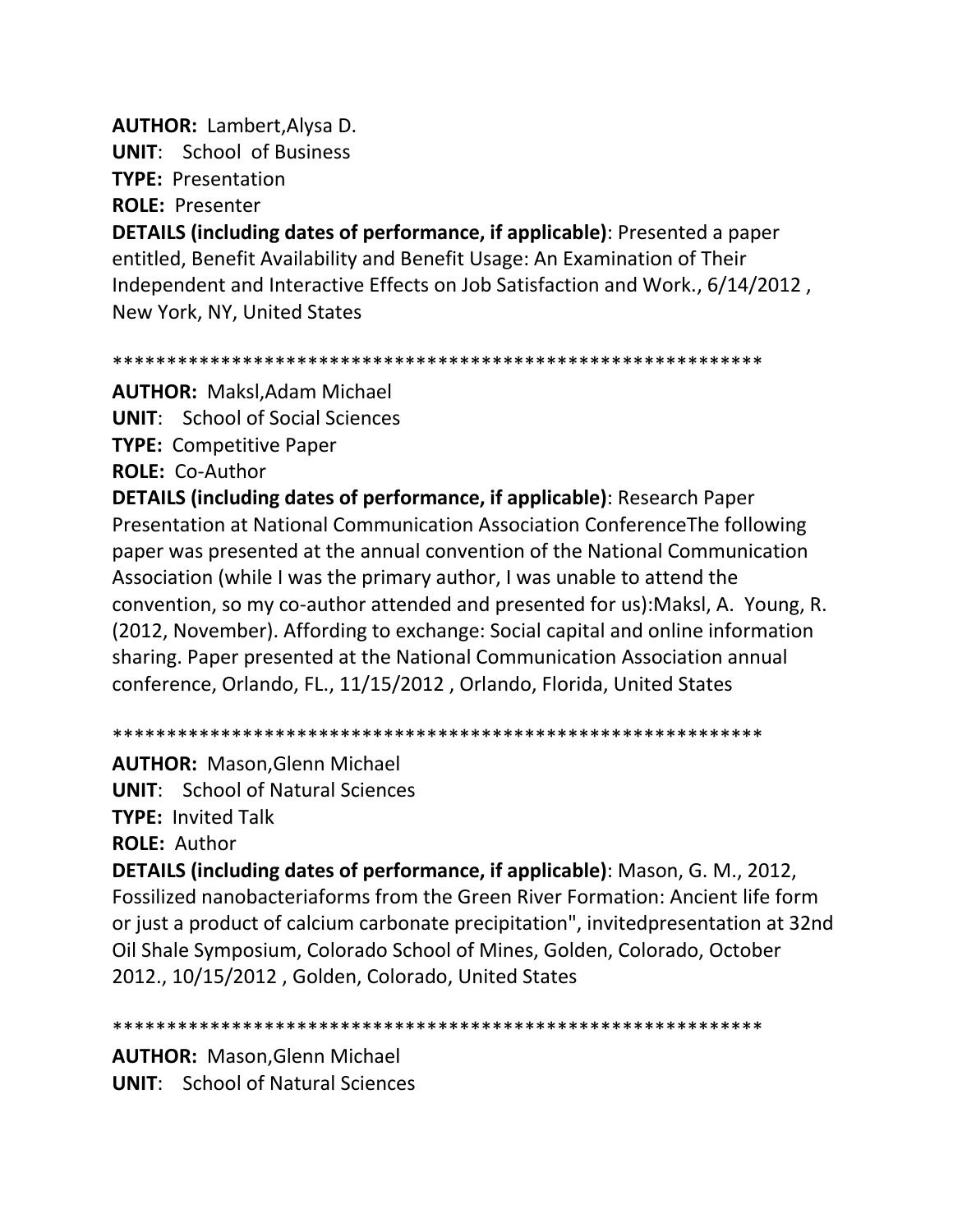**AUTHOR:** Lambert,Alysa D.
**UNIT**: School of Business
**TYPE:** Presentation
**ROLE:** Presenter
**DETAILS (including dates of performance, if applicable)**: Presented a paper entitled, Benefit Availability and Benefit Usage: An Examination of Their Independent and Interactive Effects on Job Satisfaction and Work., 6/14/2012 , New York, NY, United States

************************************************************

**AUTHOR:** Maksl,Adam Michael
**UNIT**: School of Social Sciences
**TYPE:** Competitive Paper
**ROLE:** Co-Author
**DETAILS (including dates of performance, if applicable)**: Research Paper Presentation at National Communication Association ConferenceThe following paper was presented at the annual convention of the National Communication Association (while I was the primary author, I was unable to attend the convention, so my co-author attended and presented for us):Maksl, A. Young, R. (2012, November). Affording to exchange: Social capital and online information sharing. Paper presented at the National Communication Association annual conference, Orlando, FL., 11/15/2012 , Orlando, Florida, United States

************************************************************

**AUTHOR:** Mason,Glenn Michael
**UNIT**: School of Natural Sciences
**TYPE:** Invited Talk
**ROLE:** Author
**DETAILS (including dates of performance, if applicable)**: Mason, G. M., 2012, Fossilized nanobacteriaforms from the Green River Formation: Ancient life form or just a product of calcium carbonate precipitation", invitedpresentation at 32nd Oil Shale Symposium, Colorado School of Mines, Golden, Colorado, October 2012., 10/15/2012 , Golden, Colorado, United States

************************************************************

**AUTHOR:** Mason,Glenn Michael
**UNIT**: School of Natural Sciences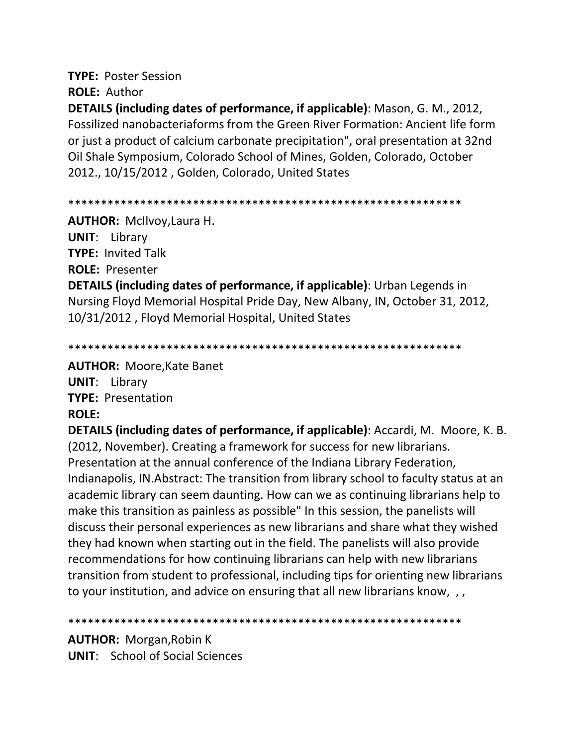**TYPE:** Poster Session
**ROLE:** Author
**DETAILS (including dates of performance, if applicable)**: Mason, G. M., 2012, Fossilized nanobacteriaforms from the Green River Formation: Ancient life form or just a product of calcium carbonate precipitation", oral presentation at 32nd Oil Shale Symposium, Colorado School of Mines, Golden, Colorado, October 2012., 10/15/2012 , Golden, Colorado, United States

************************************************************

**AUTHOR:** McIlvoy,Laura H.
**UNIT**: Library
**TYPE:** Invited Talk
**ROLE:** Presenter
**DETAILS (including dates of performance, if applicable)**: Urban Legends in Nursing Floyd Memorial Hospital Pride Day, New Albany, IN, October 31, 2012, 10/31/2012 , Floyd Memorial Hospital, United States

************************************************************

**AUTHOR:** Moore,Kate Banet
**UNIT**: Library
**TYPE:** Presentation
**ROLE:**
**DETAILS (including dates of performance, if applicable)**: Accardi, M. Moore, K. B. (2012, November). Creating a framework for success for new librarians. Presentation at the annual conference of the Indiana Library Federation, Indianapolis, IN.Abstract: The transition from library school to faculty status at an academic library can seem daunting. How can we as continuing librarians help to make this transition as painless as possible" In this session, the panelists will discuss their personal experiences as new librarians and share what they wished they had known when starting out in the field. The panelists will also provide recommendations for how continuing librarians can help with new librarians transition from student to professional, including tips for orienting new librarians to your institution, and advice on ensuring that all new librarians know, , ,

************************************************************

**AUTHOR:** Morgan,Robin K
**UNIT**: School of Social Sciences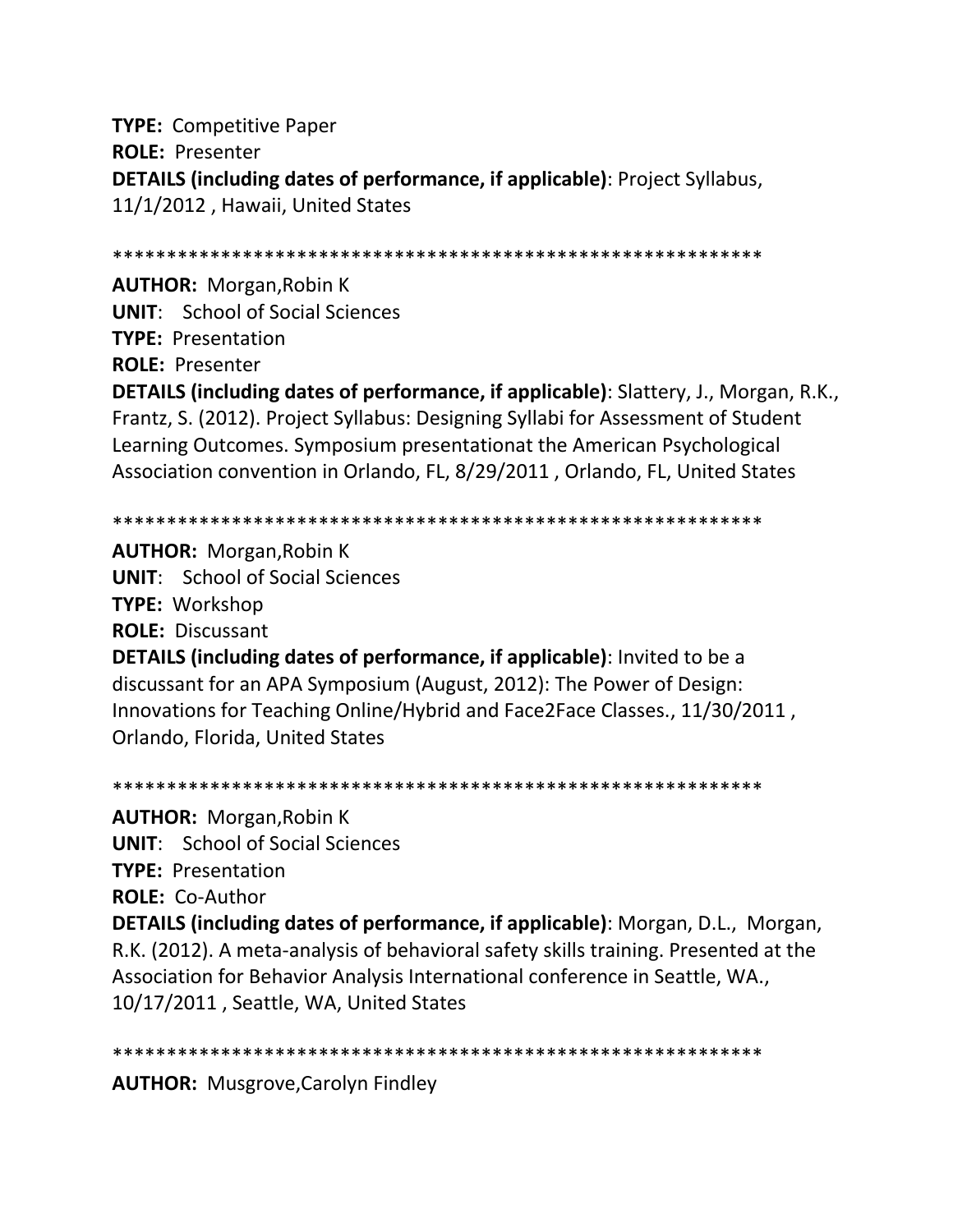**TYPE:** Competitive Paper
**ROLE:** Presenter
**DETAILS (including dates of performance, if applicable)**: Project Syllabus, 11/1/2012 , Hawaii, United States

************************************************************

**AUTHOR:** Morgan,Robin K
**UNIT**: School of Social Sciences
**TYPE:** Presentation
**ROLE:** Presenter
**DETAILS (including dates of performance, if applicable)**: Slattery, J., Morgan, R.K., Frantz, S. (2012). Project Syllabus: Designing Syllabi for Assessment of Student Learning Outcomes. Symposium presentationat the American Psychological Association convention in Orlando, FL, 8/29/2011 , Orlando, FL, United States

************************************************************

**AUTHOR:** Morgan,Robin K
**UNIT**: School of Social Sciences
**TYPE:** Workshop
**ROLE:** Discussant
**DETAILS (including dates of performance, if applicable)**: Invited to be a discussant for an APA Symposium (August, 2012): The Power of Design: Innovations for Teaching Online/Hybrid and Face2Face Classes., 11/30/2011 , Orlando, Florida, United States

************************************************************

**AUTHOR:** Morgan,Robin K
**UNIT**: School of Social Sciences
**TYPE:** Presentation
**ROLE:** Co-Author
**DETAILS (including dates of performance, if applicable)**: Morgan, D.L., Morgan, R.K. (2012). A meta-analysis of behavioral safety skills training. Presented at the Association for Behavior Analysis International conference in Seattle, WA., 10/17/2011 , Seattle, WA, United States

************************************************************

**AUTHOR:** Musgrove,Carolyn Findley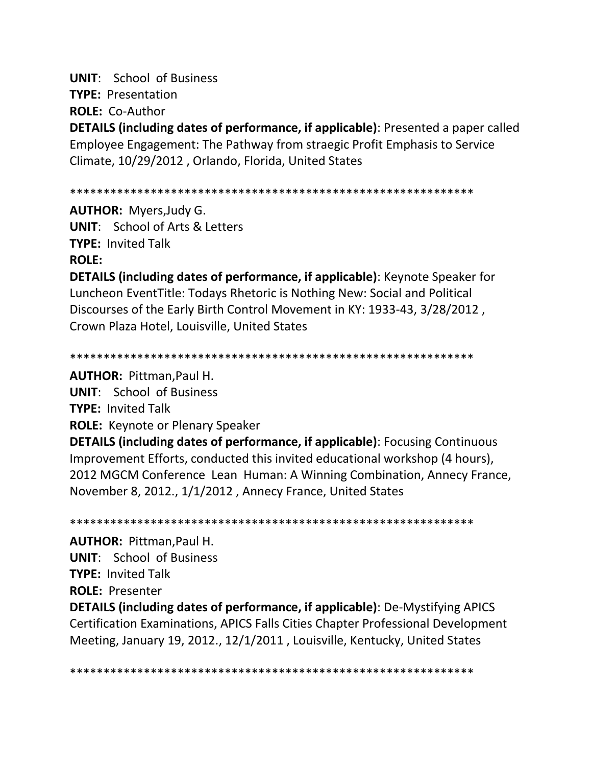**UNIT**: School of Business  
**TYPE:** Presentation  
**ROLE:** Co-Author  
**DETAILS (including dates of performance, if applicable)**: Presented a paper called Employee Engagement: The Pathway from straegic Profit Emphasis to Service Climate, 10/29/2012 , Orlando, Florida, United States

************************************************************

**AUTHOR:** Myers,Judy G.  
**UNIT**: School of Arts & Letters  
**TYPE:** Invited Talk  
**ROLE:**  
**DETAILS (including dates of performance, if applicable)**: Keynote Speaker for Luncheon EventTitle: Todays Rhetoric is Nothing New: Social and Political Discourses of the Early Birth Control Movement in KY: 1933-43, 3/28/2012 , Crown Plaza Hotel, Louisville, United States

************************************************************

**AUTHOR:** Pittman,Paul H.  
**UNIT**: School of Business  
**TYPE:** Invited Talk  
**ROLE:** Keynote or Plenary Speaker  
**DETAILS (including dates of performance, if applicable)**: Focusing Continuous Improvement Efforts, conducted this invited educational workshop (4 hours), 2012 MGCM Conference Lean Human: A Winning Combination, Annecy France, November 8, 2012., 1/1/2012 , Annecy France, United States

************************************************************

**AUTHOR:** Pittman,Paul H.  
**UNIT**: School of Business  
**TYPE:** Invited Talk  
**ROLE:** Presenter  
**DETAILS (including dates of performance, if applicable)**: De-Mystifying APICS Certification Examinations, APICS Falls Cities Chapter Professional Development Meeting, January 19, 2012., 12/1/2011 , Louisville, Kentucky, United States

************************************************************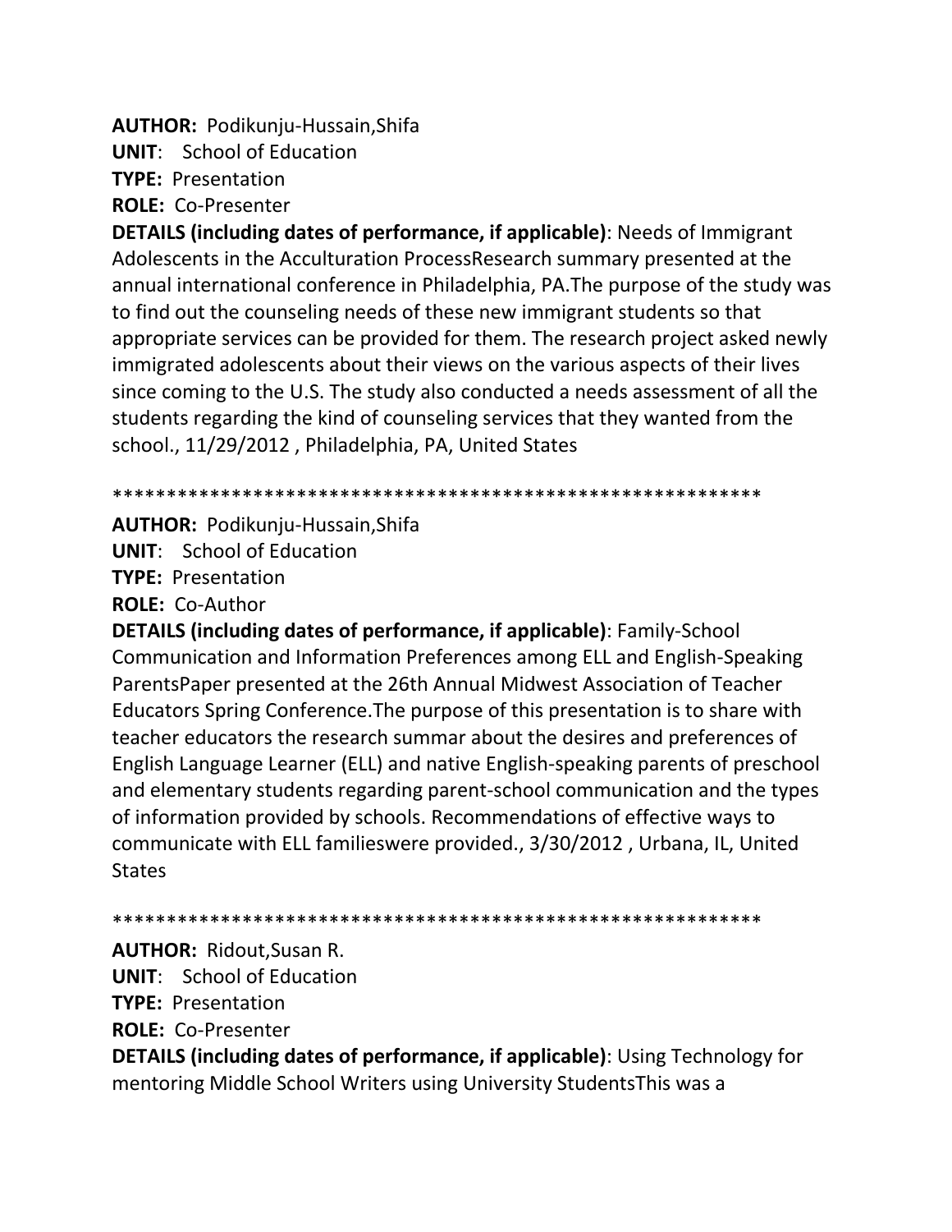**AUTHOR:** Podikunju-Hussain,Shifa
**UNIT**: School of Education
**TYPE:** Presentation
**ROLE:** Co-Presenter
**DETAILS (including dates of performance, if applicable)**: Needs of Immigrant Adolescents in the Acculturation ProcessResearch summary presented at the annual international conference in Philadelphia, PA.The purpose of the study was to find out the counseling needs of these new immigrant students so that appropriate services can be provided for them. The research project asked newly immigrated adolescents about their views on the various aspects of their lives since coming to the U.S. The study also conducted a needs assessment of all the students regarding the kind of counseling services that they wanted from the school., 11/29/2012 , Philadelphia, PA, United States

************************************************************

**AUTHOR:** Podikunju-Hussain,Shifa
**UNIT**: School of Education
**TYPE:** Presentation
**ROLE:** Co-Author
**DETAILS (including dates of performance, if applicable)**: Family-School Communication and Information Preferences among ELL and English-Speaking ParentsPaper presented at the 26th Annual Midwest Association of Teacher Educators Spring Conference.The purpose of this presentation is to share with teacher educators the research summar about the desires and preferences of English Language Learner (ELL) and native English-speaking parents of preschool and elementary students regarding parent-school communication and the types of information provided by schools. Recommendations of effective ways to communicate with ELL familieswere provided., 3/30/2012 , Urbana, IL, United States

************************************************************

**AUTHOR:** Ridout,Susan R.
**UNIT**: School of Education
**TYPE:** Presentation
**ROLE:** Co-Presenter
**DETAILS (including dates of performance, if applicable)**: Using Technology for mentoring Middle School Writers using University StudentsThis was a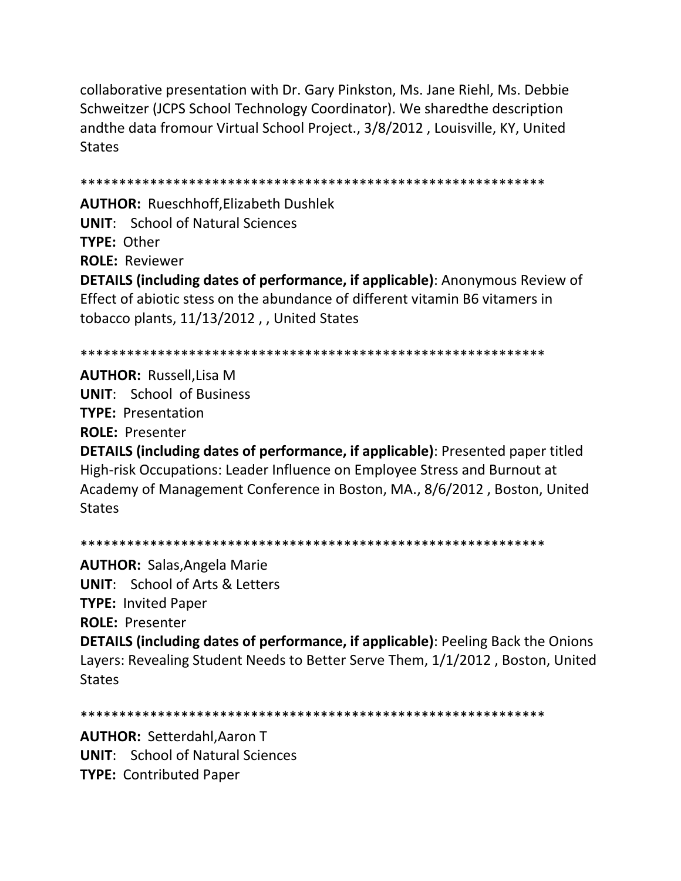collaborative presentation with Dr. Gary Pinkston, Ms. Jane Riehl, Ms. Debbie Schweitzer (JCPS School Technology Coordinator). We sharedthe description andthe data fromour Virtual School Project., 3/8/2012 , Louisville, KY, United States

************************************************************

**AUTHOR:** Rueschhoff,Elizabeth Dushlek
**UNIT**: School of Natural Sciences
**TYPE:** Other
**ROLE:** Reviewer
**DETAILS (including dates of performance, if applicable)**: Anonymous Review of Effect of abiotic stess on the abundance of different vitamin B6 vitamers in tobacco plants, 11/13/2012 , , United States

************************************************************

**AUTHOR:** Russell,Lisa M
**UNIT**: School of Business
**TYPE:** Presentation
**ROLE:** Presenter
**DETAILS (including dates of performance, if applicable)**: Presented paper titled High-risk Occupations: Leader Influence on Employee Stress and Burnout at Academy of Management Conference in Boston, MA., 8/6/2012 , Boston, United States

************************************************************

**AUTHOR:** Salas,Angela Marie
**UNIT**: School of Arts & Letters
**TYPE:** Invited Paper
**ROLE:** Presenter
**DETAILS (including dates of performance, if applicable)**: Peeling Back the Onions Layers: Revealing Student Needs to Better Serve Them, 1/1/2012 , Boston, United States

************************************************************

**AUTHOR:** Setterdahl,Aaron T
**UNIT**: School of Natural Sciences
**TYPE:** Contributed Paper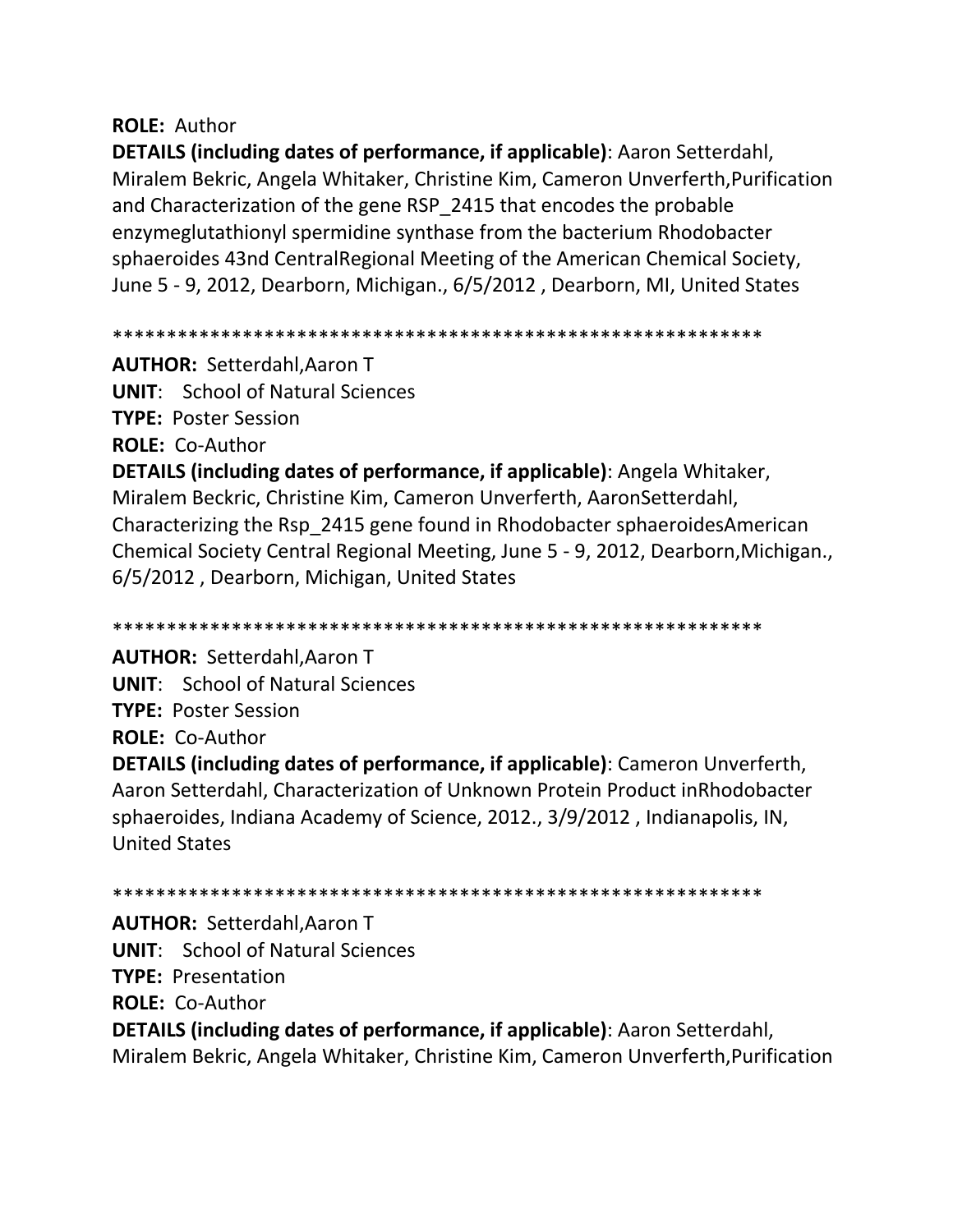**ROLE:** Author

**DETAILS (including dates of performance, if applicable)**: Aaron Setterdahl, Miralem Bekric, Angela Whitaker, Christine Kim, Cameron Unverferth,Purification and Characterization of the gene RSP_2415 that encodes the probable enzymeglutathionyl spermidine synthase from the bacterium Rhodobacter sphaeroides 43nd CentralRegional Meeting of the American Chemical Society, June 5 - 9, 2012, Dearborn, Michigan., 6/5/2012 , Dearborn, MI, United States

************************************************************

**AUTHOR:** Setterdahl,Aaron T

**UNIT**: School of Natural Sciences

**TYPE:** Poster Session

**ROLE:** Co-Author

**DETAILS (including dates of performance, if applicable)**: Angela Whitaker, Miralem Beckric, Christine Kim, Cameron Unverferth, AaronSetterdahl, Characterizing the Rsp_2415 gene found in Rhodobacter sphaeroidesAmerican Chemical Society Central Regional Meeting, June 5 - 9, 2012, Dearborn,Michigan., 6/5/2012 , Dearborn, Michigan, United States

************************************************************

**AUTHOR:** Setterdahl,Aaron T

**UNIT**: School of Natural Sciences

**TYPE:** Poster Session

**ROLE:** Co-Author

**DETAILS (including dates of performance, if applicable)**: Cameron Unverferth, Aaron Setterdahl, Characterization of Unknown Protein Product inRhodobacter sphaeroides, Indiana Academy of Science, 2012., 3/9/2012 , Indianapolis, IN, United States

************************************************************

**AUTHOR:** Setterdahl,Aaron T

**UNIT**: School of Natural Sciences

**TYPE:** Presentation

**ROLE:** Co-Author

**DETAILS (including dates of performance, if applicable)**: Aaron Setterdahl, Miralem Bekric, Angela Whitaker, Christine Kim, Cameron Unverferth,Purification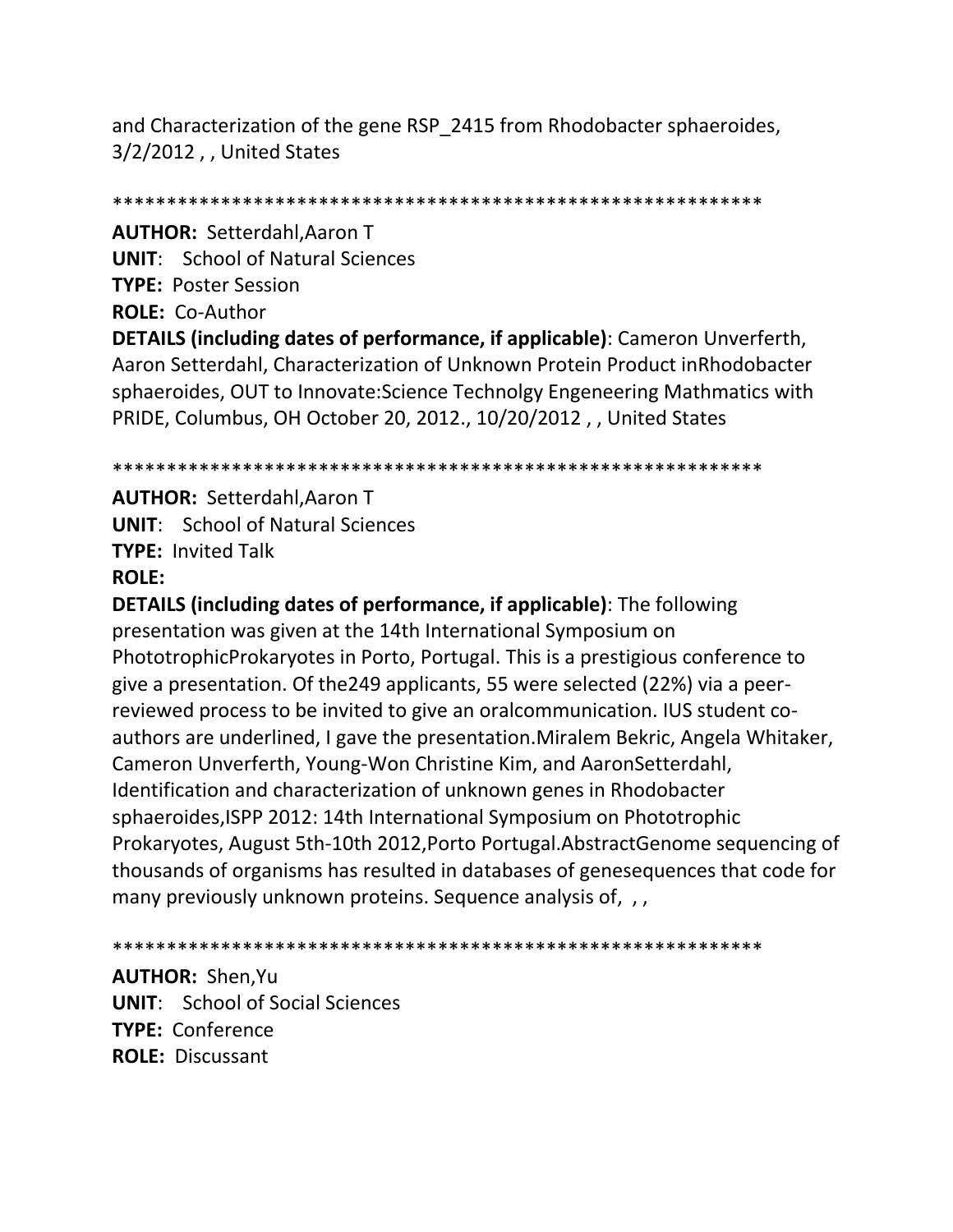and Characterization of the gene RSP_2415 from Rhodobacter sphaeroides, 3/2/2012 , , United States

************************************************************

**AUTHOR:** Setterdahl,Aaron T
**UNIT**: School of Natural Sciences
**TYPE:** Poster Session
**ROLE:** Co-Author
**DETAILS (including dates of performance, if applicable)**: Cameron Unverferth, Aaron Setterdahl, Characterization of Unknown Protein Product inRhodobacter sphaeroides, OUT to Innovate:Science Technolgy Engeneering Mathmatics with PRIDE, Columbus, OH October 20, 2012., 10/20/2012 , , United States

************************************************************

**AUTHOR:** Setterdahl,Aaron T
**UNIT**: School of Natural Sciences
**TYPE:** Invited Talk
**ROLE:**
**DETAILS (including dates of performance, if applicable)**: The following presentation was given at the 14th International Symposium on PhototrophicProkaryotes in Porto, Portugal. This is a prestigious conference to give a presentation. Of the249 applicants, 55 were selected (22%) via a peer-reviewed process to be invited to give an oralcommunication. IUS student co-authors are underlined, I gave the presentation.Miralem Bekric, Angela Whitaker, Cameron Unverferth, Young-Won Christine Kim, and AaronSetterdahl, Identification and characterization of unknown genes in Rhodobacter sphaeroides,ISPP 2012: 14th International Symposium on Phototrophic Prokaryotes, August 5th-10th 2012,Porto Portugal.AbstractGenome sequencing of thousands of organisms has resulted in databases of genesequences that code for many previously unknown proteins. Sequence analysis of, , ,

************************************************************

**AUTHOR:** Shen,Yu
**UNIT**: School of Social Sciences
**TYPE:** Conference
**ROLE:** Discussant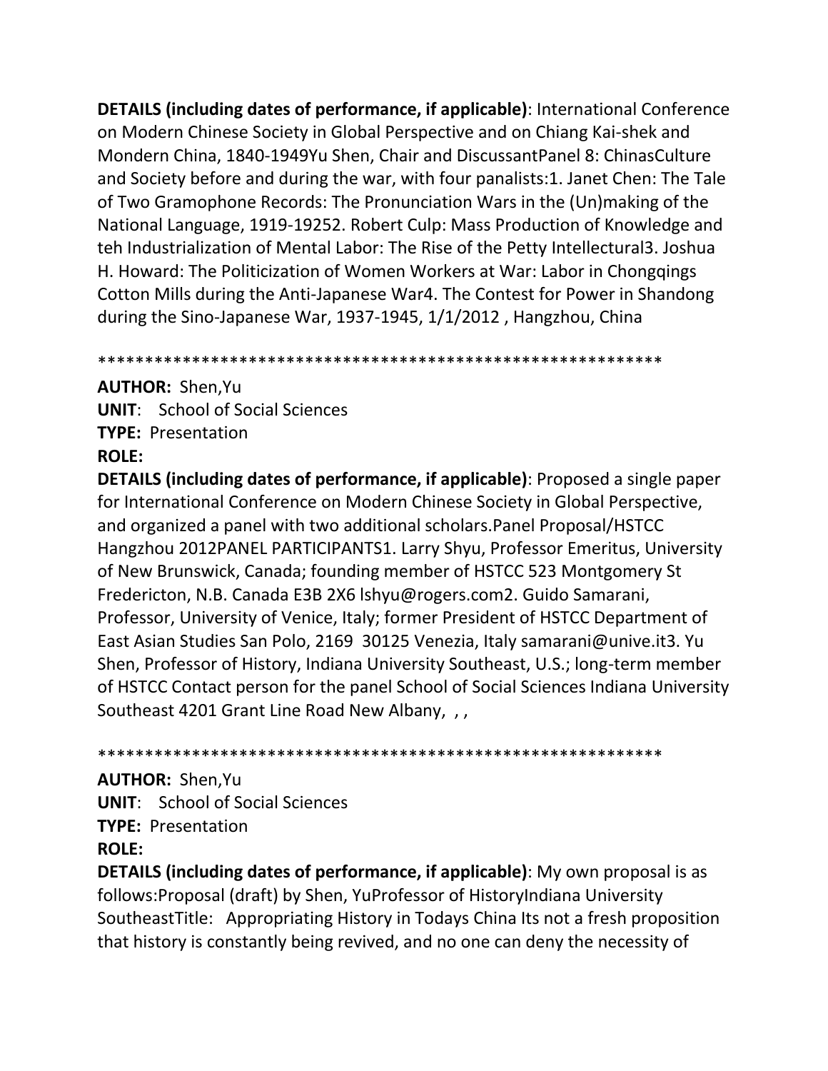**DETAILS (including dates of performance, if applicable)**: International Conference on Modern Chinese Society in Global Perspective and on Chiang Kai-shek and Mondern China, 1840-1949Yu Shen, Chair and DiscussantPanel 8: ChinasCulture and Society before and during the war, with four panalists:1. Janet Chen: The Tale of Two Gramophone Records: The Pronunciation Wars in the (Un)making of the National Language, 1919-19252. Robert Culp: Mass Production of Knowledge and teh Industrialization of Mental Labor: The Rise of the Petty Intellectural3. Joshua H. Howard: The Politicization of Women Workers at War: Labor in Chongqings Cotton Mills during the Anti-Japanese War4. The Contest for Power in Shandong during the Sino-Japanese War, 1937-1945, 1/1/2012 , Hangzhou, China

************************************************************

**AUTHOR:** Shen,Yu
**UNIT**: School of Social Sciences
**TYPE:** Presentation
**ROLE:**
**DETAILS (including dates of performance, if applicable)**: Proposed a single paper for International Conference on Modern Chinese Society in Global Perspective, and organized a panel with two additional scholars.Panel Proposal/HSTCC Hangzhou 2012PANEL PARTICIPANTS1. Larry Shyu, Professor Emeritus, University of New Brunswick, Canada; founding member of HSTCC 523 Montgomery St Fredericton, N.B. Canada E3B 2X6 lshyu@rogers.com2. Guido Samarani, Professor, University of Venice, Italy; former President of HSTCC Department of East Asian Studies San Polo, 2169 30125 Venezia, Italy samarani@unive.it3. Yu Shen, Professor of History, Indiana University Southeast, U.S.; long-term member of HSTCC Contact person for the panel School of Social Sciences Indiana University Southeast 4201 Grant Line Road New Albany, , ,

************************************************************

**AUTHOR:** Shen,Yu
**UNIT**: School of Social Sciences
**TYPE:** Presentation
**ROLE:**
**DETAILS (including dates of performance, if applicable)**: My own proposal is as follows:Proposal (draft) by Shen, YuProfessor of HistoryIndiana University SoutheastTitle: Appropriating History in Todays China Its not a fresh proposition that history is constantly being revived, and no one can deny the necessity of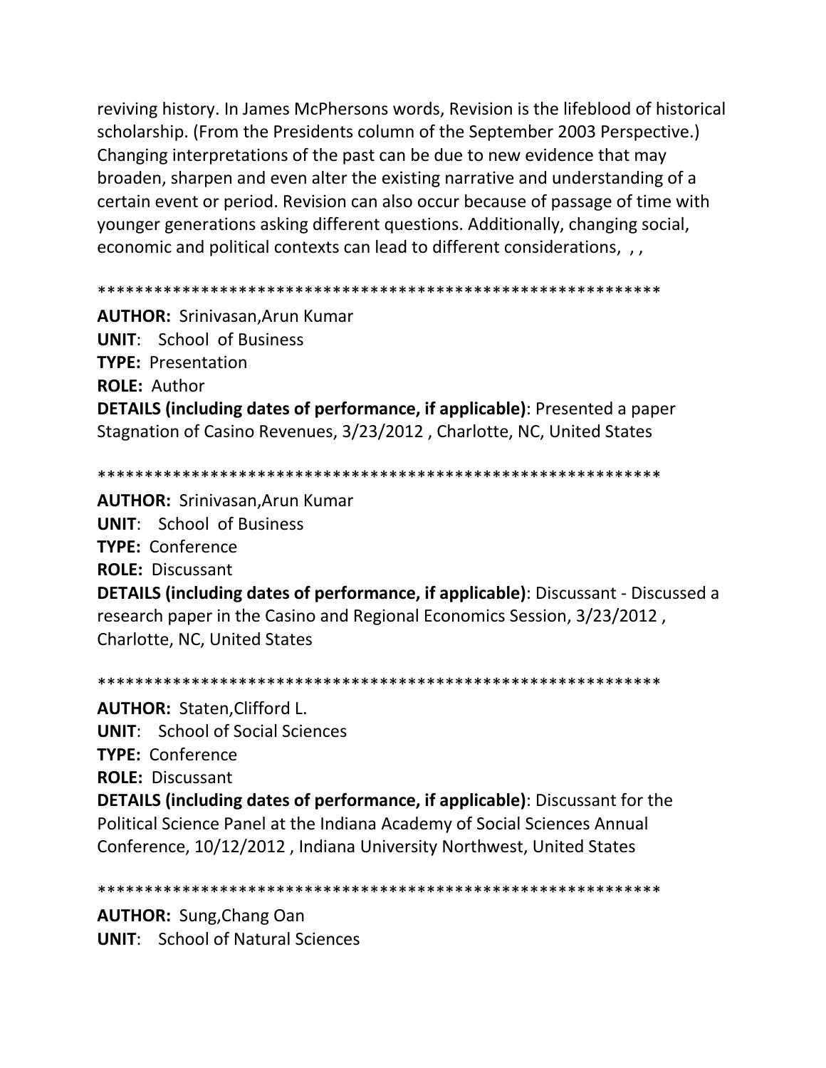reviving history. In James McPhersons words, Revision is the lifeblood of historical scholarship. (From the Presidents column of the September 2003 Perspective.) Changing interpretations of the past can be due to new evidence that may broaden, sharpen and even alter the existing narrative and understanding of a certain event or period. Revision can also occur because of passage of time with younger generations asking different questions. Additionally, changing social, economic and political contexts can lead to different considerations, , ,

************************************************************

**AUTHOR:** Srinivasan,Arun Kumar
**UNIT**: School of Business
**TYPE:** Presentation
**ROLE:** Author
**DETAILS (including dates of performance, if applicable)**: Presented a paper Stagnation of Casino Revenues, 3/23/2012 , Charlotte, NC, United States

************************************************************

**AUTHOR:** Srinivasan,Arun Kumar
**UNIT**: School of Business
**TYPE:** Conference
**ROLE:** Discussant
**DETAILS (including dates of performance, if applicable)**: Discussant - Discussed a research paper in the Casino and Regional Economics Session, 3/23/2012 , Charlotte, NC, United States

************************************************************

**AUTHOR:** Staten,Clifford L.
**UNIT**: School of Social Sciences
**TYPE:** Conference
**ROLE:** Discussant
**DETAILS (including dates of performance, if applicable)**: Discussant for the Political Science Panel at the Indiana Academy of Social Sciences Annual Conference, 10/12/2012 , Indiana University Northwest, United States

************************************************************

**AUTHOR:** Sung,Chang Oan
**UNIT**: School of Natural Sciences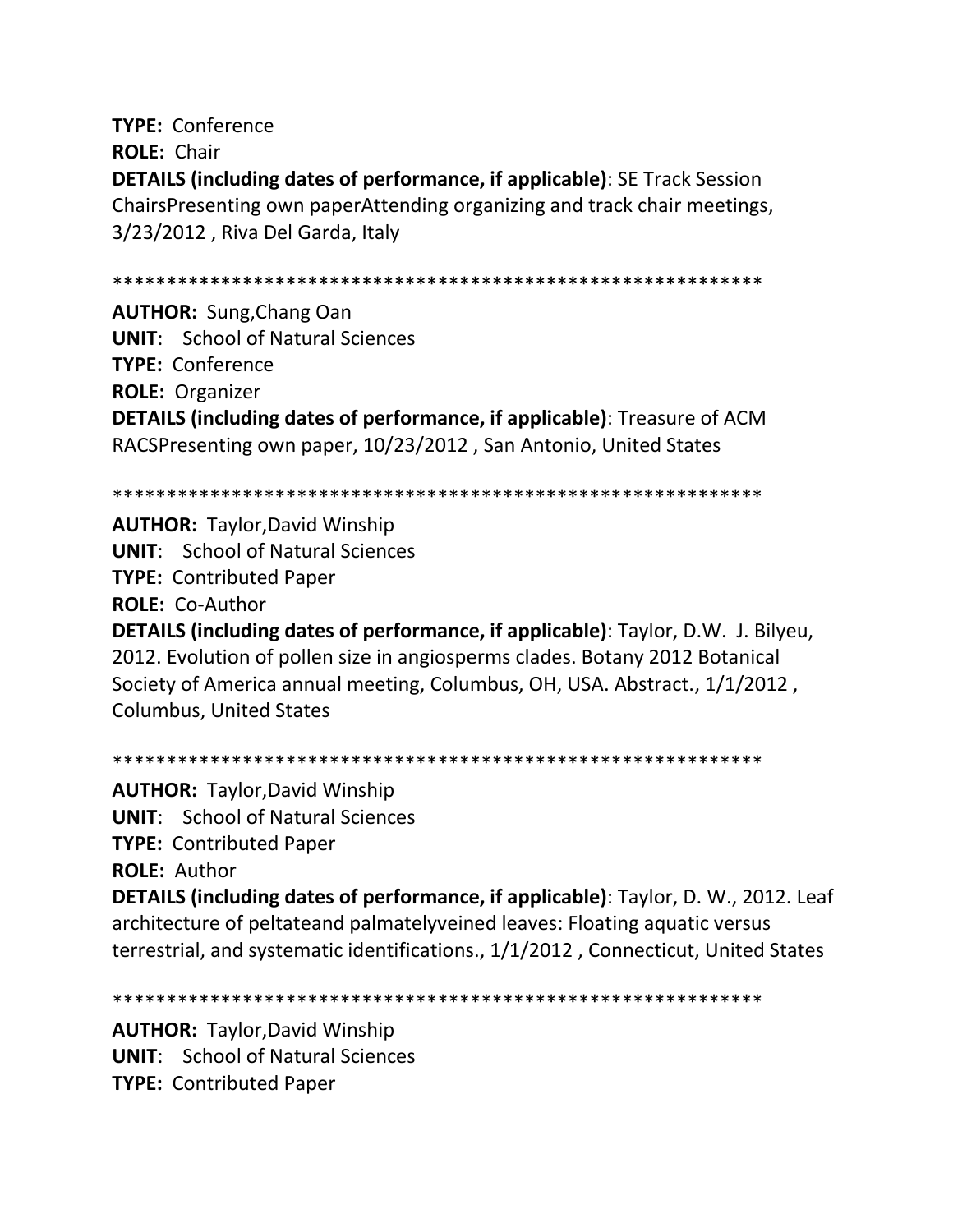**TYPE:** Conference
**ROLE:** Chair
**DETAILS (including dates of performance, if applicable)**: SE Track Session ChairsPresenting own paperAttending organizing and track chair meetings, 3/23/2012 , Riva Del Garda, Italy

************************************************************

**AUTHOR:** Sung,Chang Oan
**UNIT**: School of Natural Sciences
**TYPE:** Conference
**ROLE:** Organizer
**DETAILS (including dates of performance, if applicable)**: Treasure of ACM RACSPresenting own paper, 10/23/2012 , San Antonio, United States

************************************************************

**AUTHOR:** Taylor,David Winship
**UNIT**: School of Natural Sciences
**TYPE:** Contributed Paper
**ROLE:** Co-Author
**DETAILS (including dates of performance, if applicable)**: Taylor, D.W. J. Bilyeu, 2012. Evolution of pollen size in angiosperms clades. Botany 2012 Botanical Society of America annual meeting, Columbus, OH, USA. Abstract., 1/1/2012 , Columbus, United States

************************************************************

**AUTHOR:** Taylor,David Winship
**UNIT**: School of Natural Sciences
**TYPE:** Contributed Paper
**ROLE:** Author
**DETAILS (including dates of performance, if applicable)**: Taylor, D. W., 2012. Leaf architecture of peltateand palmatelyveined leaves: Floating aquatic versus terrestrial, and systematic identifications., 1/1/2012 , Connecticut, United States

************************************************************

**AUTHOR:** Taylor,David Winship
**UNIT**: School of Natural Sciences
**TYPE:** Contributed Paper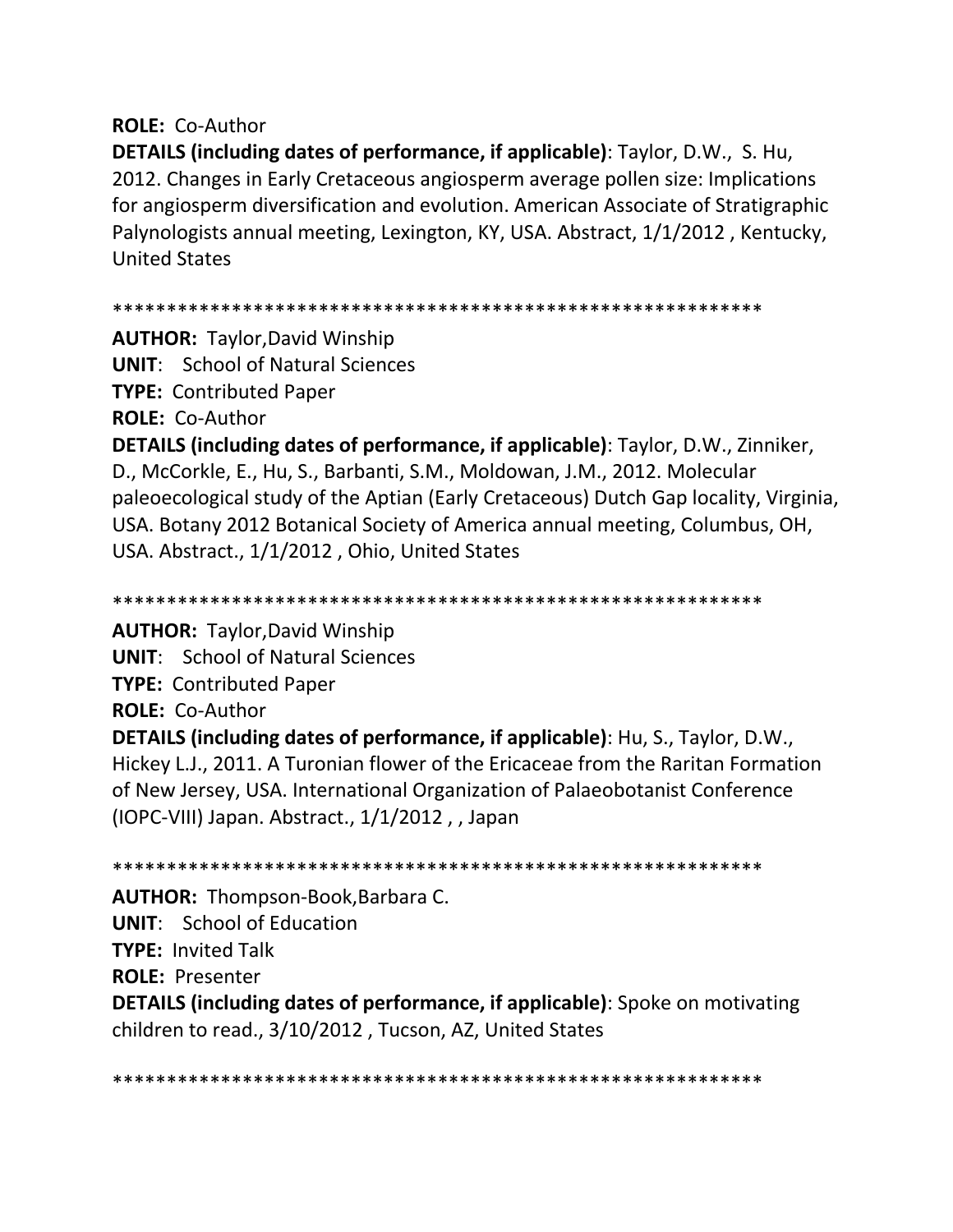**ROLE:** Co-Author

**DETAILS (including dates of performance, if applicable)**: Taylor, D.W., S. Hu, 2012. Changes in Early Cretaceous angiosperm average pollen size: Implications for angiosperm diversification and evolution. American Associate of Stratigraphic Palynologists annual meeting, Lexington, KY, USA. Abstract, 1/1/2012 , Kentucky, United States

************************************************************

**AUTHOR:** Taylor,David Winship

**UNIT**: School of Natural Sciences

**TYPE:** Contributed Paper

**ROLE:** Co-Author

**DETAILS (including dates of performance, if applicable)**: Taylor, D.W., Zinniker, D., McCorkle, E., Hu, S., Barbanti, S.M., Moldowan, J.M., 2012. Molecular paleoecological study of the Aptian (Early Cretaceous) Dutch Gap locality, Virginia, USA. Botany 2012 Botanical Society of America annual meeting, Columbus, OH, USA. Abstract., 1/1/2012 , Ohio, United States

************************************************************

**AUTHOR:** Taylor,David Winship

**UNIT**: School of Natural Sciences

**TYPE:** Contributed Paper

**ROLE:** Co-Author

**DETAILS (including dates of performance, if applicable)**: Hu, S., Taylor, D.W., Hickey L.J., 2011. A Turonian flower of the Ericaceae from the Raritan Formation of New Jersey, USA. International Organization of Palaeobotanist Conference (IOPC-VIII) Japan. Abstract., 1/1/2012 , , Japan

************************************************************

**AUTHOR:** Thompson-Book,Barbara C.

**UNIT**: School of Education

**TYPE:** Invited Talk

**ROLE:** Presenter

**DETAILS (including dates of performance, if applicable)**: Spoke on motivating children to read., 3/10/2012 , Tucson, AZ, United States

************************************************************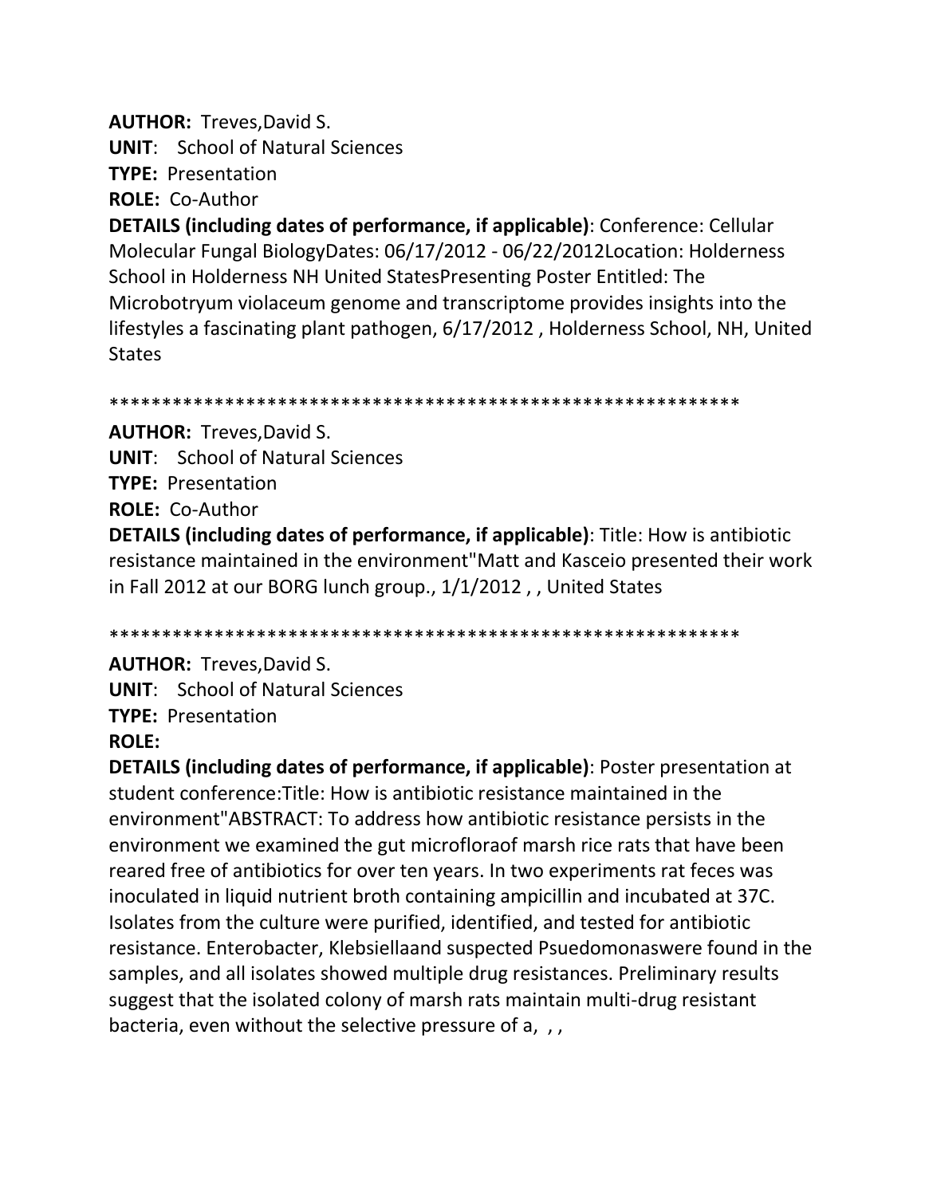**AUTHOR:** Treves,David S.
**UNIT**: School of Natural Sciences
**TYPE:** Presentation
**ROLE:** Co-Author
**DETAILS (including dates of performance, if applicable)**: Conference: Cellular Molecular Fungal BiologyDates: 06/17/2012 - 06/22/2012Location: Holderness School in Holderness NH United StatesPresenting Poster Entitled: The Microbotryum violaceum genome and transcriptome provides insights into the lifestyles a fascinating plant pathogen, 6/17/2012 , Holderness School, NH, United States

************************************************************

**AUTHOR:** Treves,David S.
**UNIT**: School of Natural Sciences
**TYPE:** Presentation
**ROLE:** Co-Author
**DETAILS (including dates of performance, if applicable)**: Title: How is antibiotic resistance maintained in the environment"Matt and Kasceio presented their work in Fall 2012 at our BORG lunch group., 1/1/2012 , , United States

************************************************************

**AUTHOR:** Treves,David S.
**UNIT**: School of Natural Sciences
**TYPE:** Presentation
**ROLE:**
**DETAILS (including dates of performance, if applicable)**: Poster presentation at student conference:Title: How is antibiotic resistance maintained in the environment"ABSTRACT: To address how antibiotic resistance persists in the environment we examined the gut microfloraof marsh rice rats that have been reared free of antibiotics for over ten years. In two experiments rat feces was inoculated in liquid nutrient broth containing ampicillin and incubated at 37C. Isolates from the culture were purified, identified, and tested for antibiotic resistance. Enterobacter, Klebsiellaand suspected Psuedomonaswere found in the samples, and all isolates showed multiple drug resistances. Preliminary results suggest that the isolated colony of marsh rats maintain multi-drug resistant bacteria, even without the selective pressure of a, , ,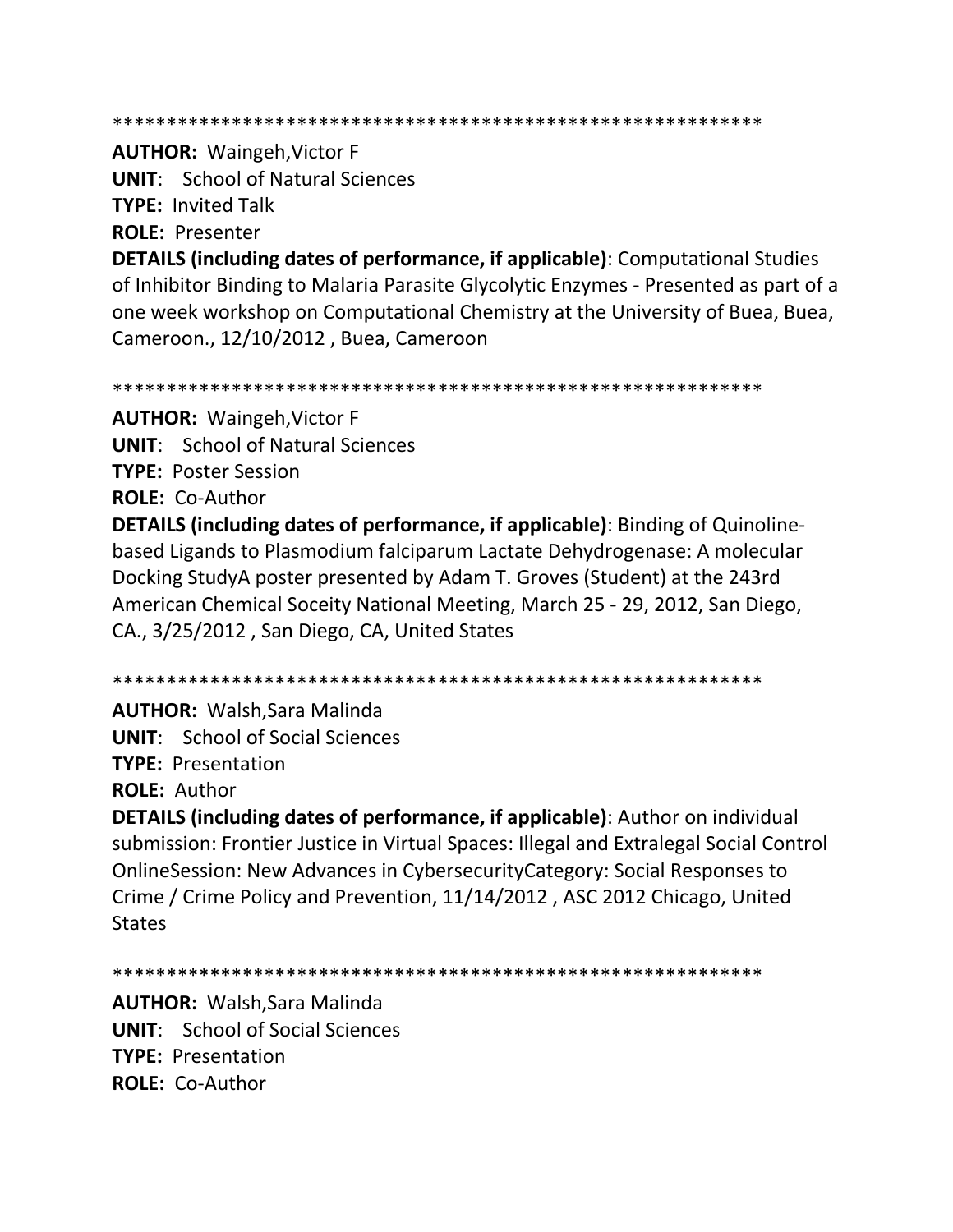************************************************************

**AUTHOR:** Waingeh,Victor F
**UNIT**: School of Natural Sciences
**TYPE:** Invited Talk
**ROLE:** Presenter
**DETAILS (including dates of performance, if applicable)**: Computational Studies of Inhibitor Binding to Malaria Parasite Glycolytic Enzymes - Presented as part of a one week workshop on Computational Chemistry at the University of Buea, Buea, Cameroon., 12/10/2012 , Buea, Cameroon

************************************************************

**AUTHOR:** Waingeh,Victor F
**UNIT**: School of Natural Sciences
**TYPE:** Poster Session
**ROLE:** Co-Author
**DETAILS (including dates of performance, if applicable)**: Binding of Quinoline-based Ligands to Plasmodium falciparum Lactate Dehydrogenase: A molecular Docking StudyA poster presented by Adam T. Groves (Student) at the 243rd American Chemical Soceity National Meeting, March 25 - 29, 2012, San Diego, CA., 3/25/2012 , San Diego, CA, United States

************************************************************

**AUTHOR:** Walsh,Sara Malinda
**UNIT**: School of Social Sciences
**TYPE:** Presentation
**ROLE:** Author
**DETAILS (including dates of performance, if applicable)**: Author on individual submission: Frontier Justice in Virtual Spaces: Illegal and Extralegal Social Control OnlineSession: New Advances in CybersecurityCategory: Social Responses to Crime / Crime Policy and Prevention, 11/14/2012 , ASC 2012 Chicago, United States

************************************************************

**AUTHOR:** Walsh,Sara Malinda
**UNIT**: School of Social Sciences
**TYPE:** Presentation
**ROLE:** Co-Author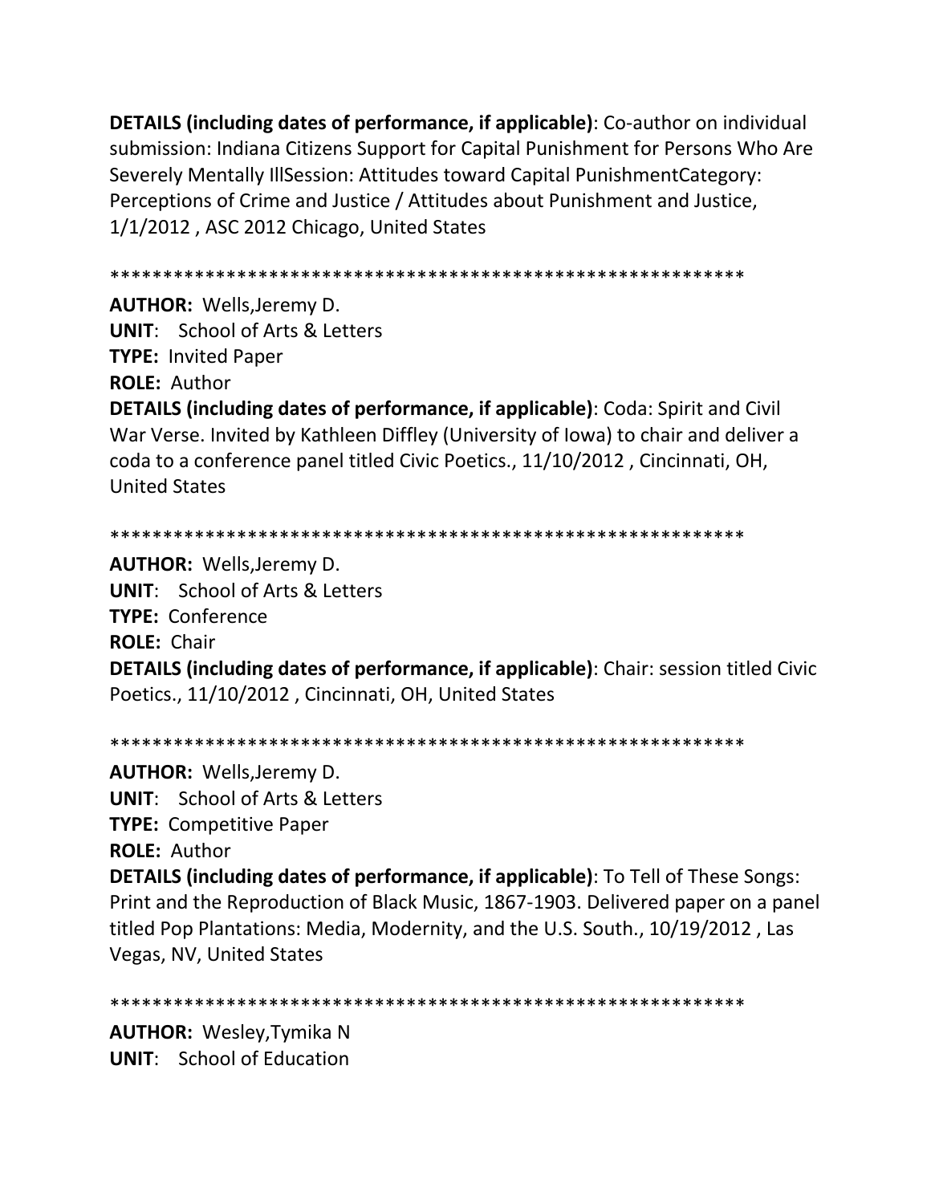**DETAILS (including dates of performance, if applicable)**: Co-author on individual submission: Indiana Citizens Support for Capital Punishment for Persons Who Are Severely Mentally IllSession: Attitudes toward Capital PunishmentCategory: Perceptions of Crime and Justice / Attitudes about Punishment and Justice, 1/1/2012 , ASC 2012 Chicago, United States

************************************************************

**AUTHOR:** Wells,Jeremy D.
**UNIT**: School of Arts & Letters
**TYPE:** Invited Paper
**ROLE:** Author
**DETAILS (including dates of performance, if applicable)**: Coda: Spirit and Civil War Verse. Invited by Kathleen Diffley (University of Iowa) to chair and deliver a coda to a conference panel titled Civic Poetics., 11/10/2012 , Cincinnati, OH, United States

************************************************************

**AUTHOR:** Wells,Jeremy D.
**UNIT**: School of Arts & Letters
**TYPE:** Conference
**ROLE:** Chair
**DETAILS (including dates of performance, if applicable)**: Chair: session titled Civic Poetics., 11/10/2012 , Cincinnati, OH, United States

************************************************************

**AUTHOR:** Wells,Jeremy D.
**UNIT**: School of Arts & Letters
**TYPE:** Competitive Paper
**ROLE:** Author
**DETAILS (including dates of performance, if applicable)**: To Tell of These Songs: Print and the Reproduction of Black Music, 1867-1903. Delivered paper on a panel titled Pop Plantations: Media, Modernity, and the U.S. South., 10/19/2012 , Las Vegas, NV, United States

************************************************************

**AUTHOR:** Wesley,Tymika N
**UNIT**: School of Education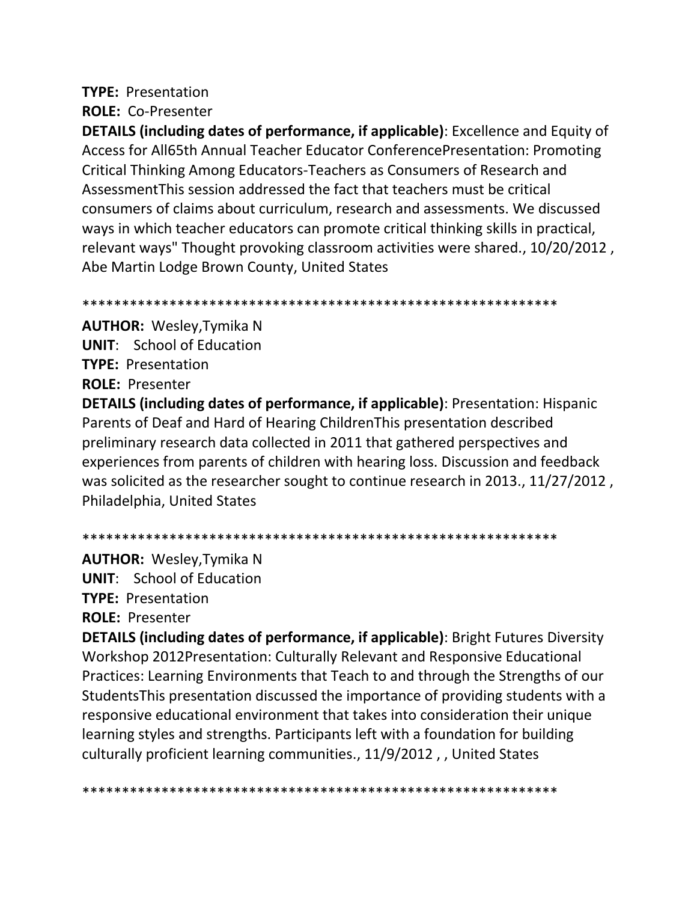**TYPE:** Presentation

**ROLE:** Co-Presenter

**DETAILS (including dates of performance, if applicable)**: Excellence and Equity of Access for All65th Annual Teacher Educator ConferencePresentation: Promoting Critical Thinking Among Educators-Teachers as Consumers of Research and AssessmentThis session addressed the fact that teachers must be critical consumers of claims about curriculum, research and assessments. We discussed ways in which teacher educators can promote critical thinking skills in practical, relevant ways" Thought provoking classroom activities were shared., 10/20/2012 , Abe Martin Lodge Brown County, United States

************************************************************

**AUTHOR:** Wesley,Tymika N

**UNIT**: School of Education

**TYPE:** Presentation

**ROLE:** Presenter

**DETAILS (including dates of performance, if applicable)**: Presentation: Hispanic Parents of Deaf and Hard of Hearing ChildrenThis presentation described preliminary research data collected in 2011 that gathered perspectives and experiences from parents of children with hearing loss. Discussion and feedback was solicited as the researcher sought to continue research in 2013., 11/27/2012 , Philadelphia, United States

************************************************************

**AUTHOR:** Wesley,Tymika N

**UNIT**: School of Education

**TYPE:** Presentation

**ROLE:** Presenter

**DETAILS (including dates of performance, if applicable)**: Bright Futures Diversity Workshop 2012Presentation: Culturally Relevant and Responsive Educational Practices: Learning Environments that Teach to and through the Strengths of our StudentsThis presentation discussed the importance of providing students with a responsive educational environment that takes into consideration their unique learning styles and strengths. Participants left with a foundation for building culturally proficient learning communities., 11/9/2012 , , United States

************************************************************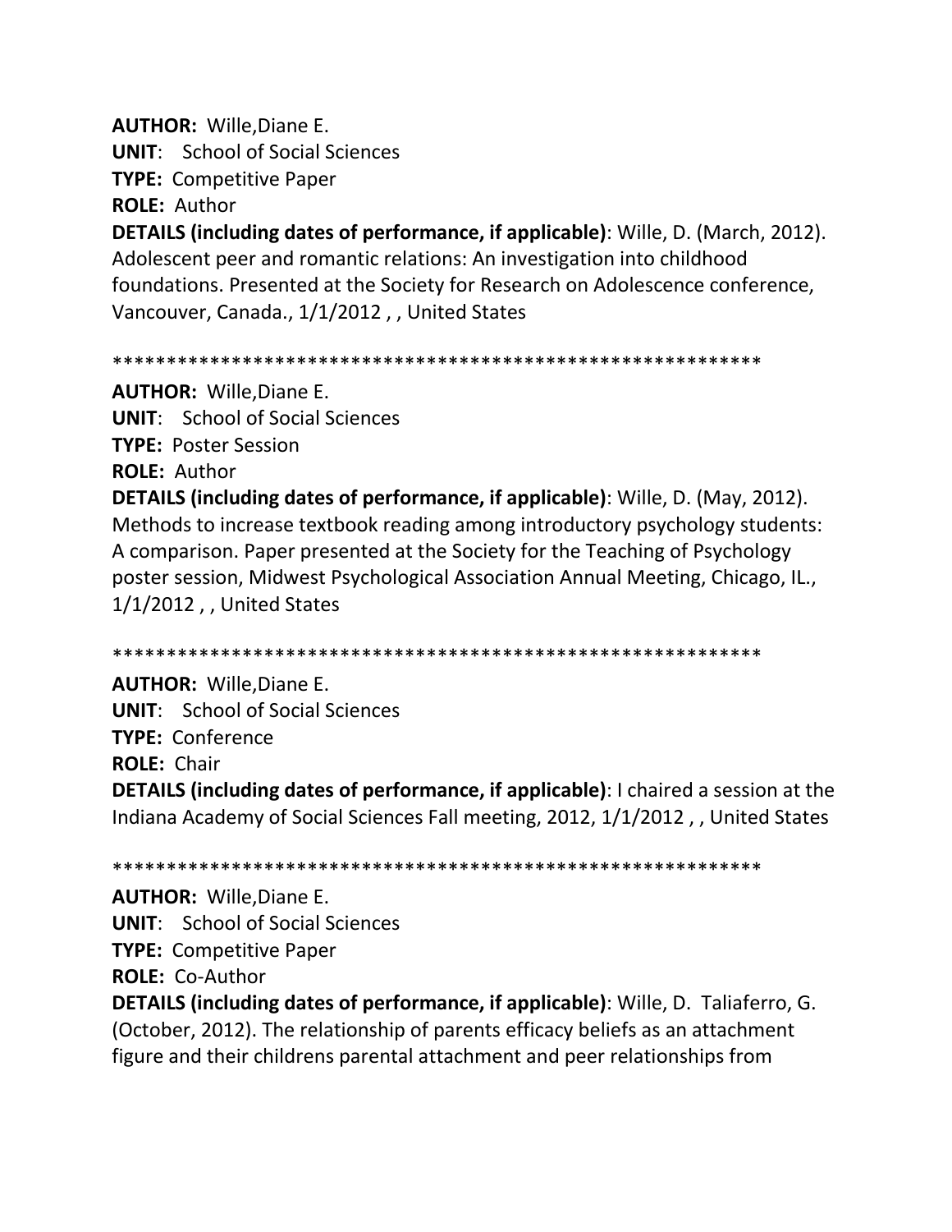**AUTHOR:** Wille,Diane E.
**UNIT**: School of Social Sciences
**TYPE:** Competitive Paper
**ROLE:** Author
**DETAILS (including dates of performance, if applicable)**: Wille, D. (March, 2012). Adolescent peer and romantic relations: An investigation into childhood foundations. Presented at the Society for Research on Adolescence conference, Vancouver, Canada., 1/1/2012 , , United States

************************************************************

**AUTHOR:** Wille,Diane E.
**UNIT**: School of Social Sciences
**TYPE:** Poster Session
**ROLE:** Author
**DETAILS (including dates of performance, if applicable)**: Wille, D. (May, 2012). Methods to increase textbook reading among introductory psychology students: A comparison. Paper presented at the Society for the Teaching of Psychology poster session, Midwest Psychological Association Annual Meeting, Chicago, IL., 1/1/2012 , , United States

************************************************************

**AUTHOR:** Wille,Diane E.
**UNIT**: School of Social Sciences
**TYPE:** Conference
**ROLE:** Chair
**DETAILS (including dates of performance, if applicable)**: I chaired a session at the Indiana Academy of Social Sciences Fall meeting, 2012, 1/1/2012 , , United States

************************************************************

**AUTHOR:** Wille,Diane E.
**UNIT**: School of Social Sciences
**TYPE:** Competitive Paper
**ROLE:** Co-Author
**DETAILS (including dates of performance, if applicable)**: Wille, D. Taliaferro, G. (October, 2012). The relationship of parents efficacy beliefs as an attachment figure and their childrens parental attachment and peer relationships from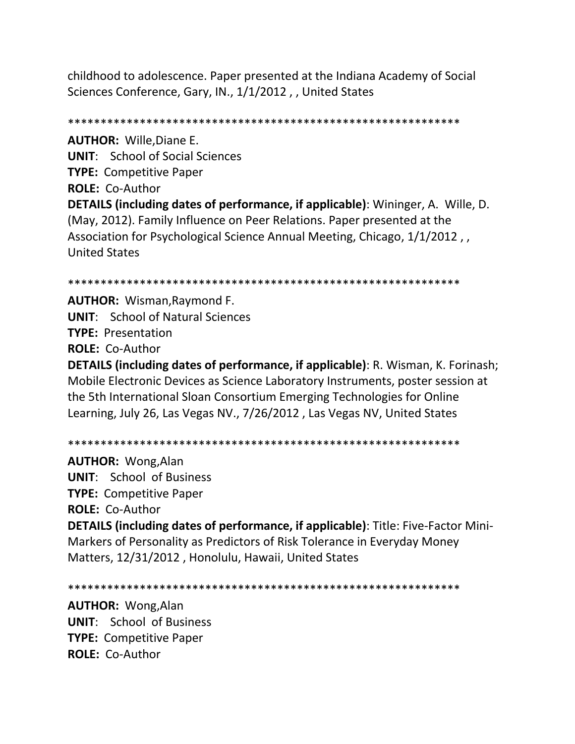childhood to adolescence. Paper presented at the Indiana Academy of Social Sciences Conference, Gary, IN., 1/1/2012 , , United States

************************************************************

**AUTHOR:** Wille,Diane E.
**UNIT**: School of Social Sciences
**TYPE:** Competitive Paper
**ROLE:** Co-Author
**DETAILS (including dates of performance, if applicable)**: Wininger, A. Wille, D. (May, 2012). Family Influence on Peer Relations. Paper presented at the Association for Psychological Science Annual Meeting, Chicago, 1/1/2012 , , United States

************************************************************

**AUTHOR:** Wisman,Raymond F.
**UNIT**: School of Natural Sciences
**TYPE:** Presentation
**ROLE:** Co-Author
**DETAILS (including dates of performance, if applicable)**: R. Wisman, K. Forinash; Mobile Electronic Devices as Science Laboratory Instruments, poster session at the 5th International Sloan Consortium Emerging Technologies for Online Learning, July 26, Las Vegas NV., 7/26/2012 , Las Vegas NV, United States

************************************************************

**AUTHOR:** Wong,Alan
**UNIT**: School of Business
**TYPE:** Competitive Paper
**ROLE:** Co-Author
**DETAILS (including dates of performance, if applicable)**: Title: Five-Factor Mini-Markers of Personality as Predictors of Risk Tolerance in Everyday Money Matters, 12/31/2012 , Honolulu, Hawaii, United States

************************************************************

**AUTHOR:** Wong,Alan
**UNIT**: School of Business
**TYPE:** Competitive Paper
**ROLE:** Co-Author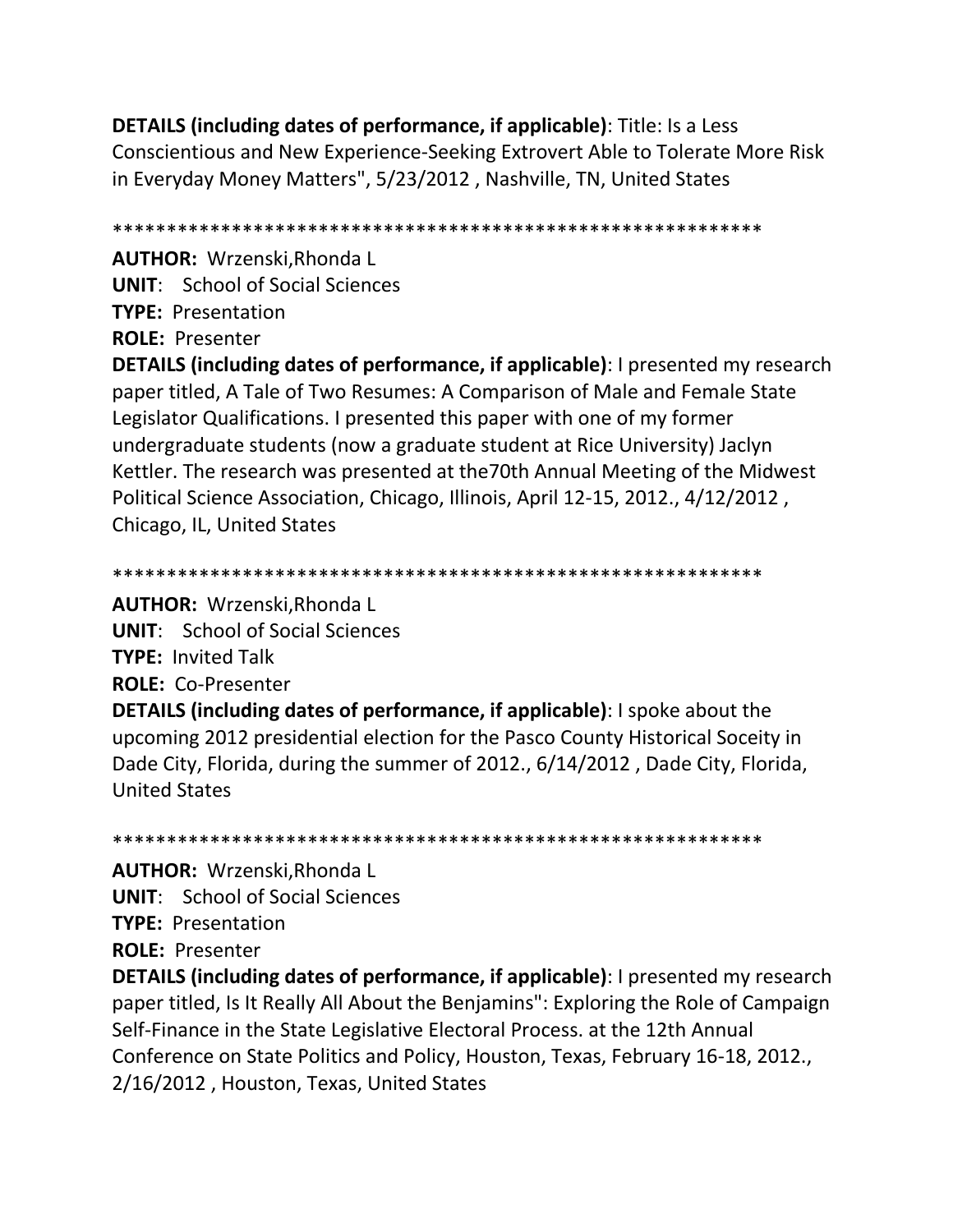**DETAILS (including dates of performance, if applicable)**: Title: Is a Less Conscientious and New Experience-Seeking Extrovert Able to Tolerate More Risk in Everyday Money Matters", 5/23/2012 , Nashville, TN, United States

************************************************************

**AUTHOR:** Wrzenski,Rhonda L
**UNIT**: School of Social Sciences
**TYPE:** Presentation
**ROLE:** Presenter
**DETAILS (including dates of performance, if applicable)**: I presented my research paper titled, A Tale of Two Resumes: A Comparison of Male and Female State Legislator Qualifications. I presented this paper with one of my former undergraduate students (now a graduate student at Rice University) Jaclyn Kettler. The research was presented at the70th Annual Meeting of the Midwest Political Science Association, Chicago, Illinois, April 12-15, 2012., 4/12/2012 , Chicago, IL, United States

************************************************************

**AUTHOR:** Wrzenski,Rhonda L
**UNIT**: School of Social Sciences
**TYPE:** Invited Talk
**ROLE:** Co-Presenter
**DETAILS (including dates of performance, if applicable)**: I spoke about the upcoming 2012 presidential election for the Pasco County Historical Soceity in Dade City, Florida, during the summer of 2012., 6/14/2012 , Dade City, Florida, United States

************************************************************

**AUTHOR:** Wrzenski,Rhonda L
**UNIT**: School of Social Sciences
**TYPE:** Presentation
**ROLE:** Presenter
**DETAILS (including dates of performance, if applicable)**: I presented my research paper titled, Is It Really All About the Benjamins": Exploring the Role of Campaign Self-Finance in the State Legislative Electoral Process. at the 12th Annual Conference on State Politics and Policy, Houston, Texas, February 16-18, 2012., 2/16/2012 , Houston, Texas, United States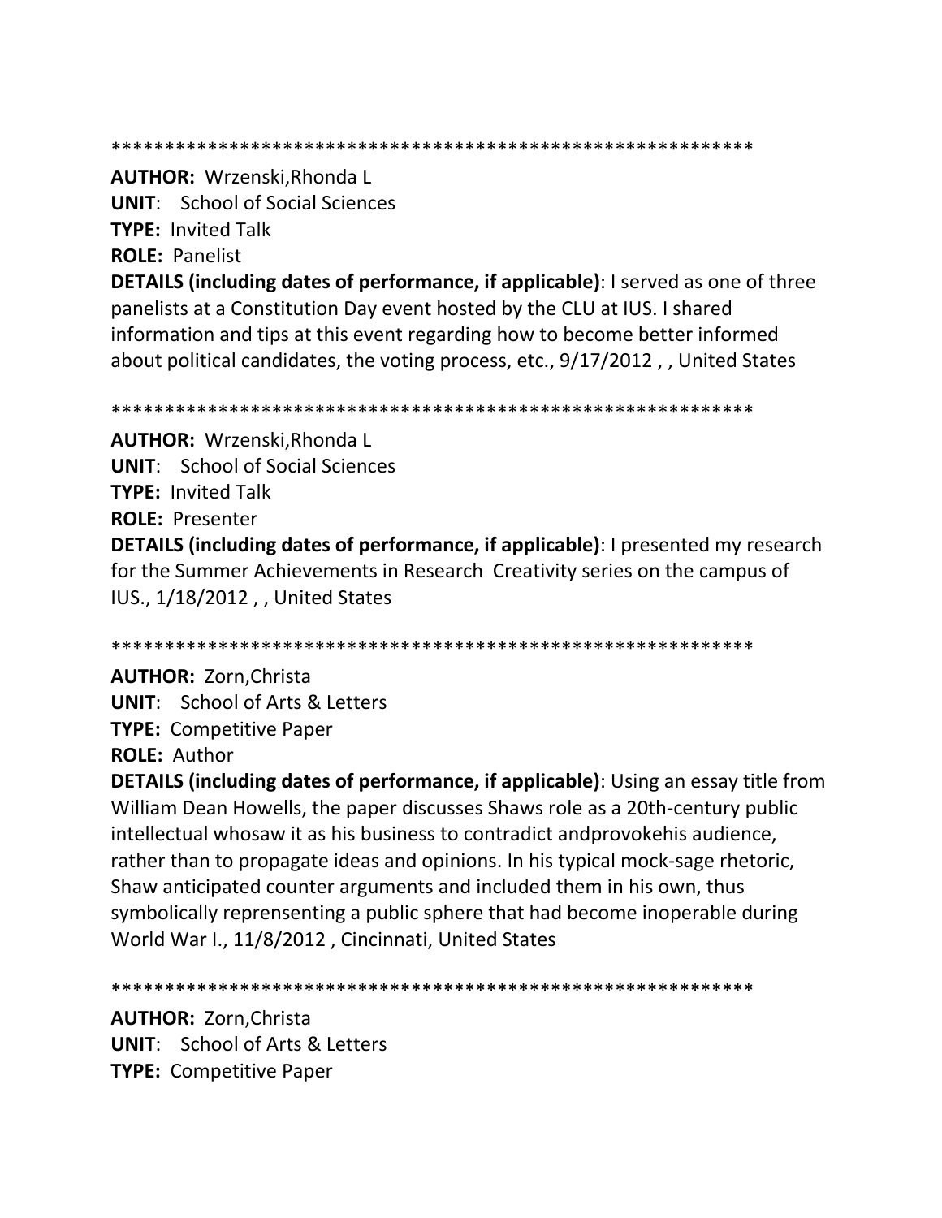************************************************************

**AUTHOR:** Wrzenski,Rhonda L
**UNIT**: School of Social Sciences
**TYPE:** Invited Talk
**ROLE:** Panelist
**DETAILS (including dates of performance, if applicable)**: I served as one of three panelists at a Constitution Day event hosted by the CLU at IUS. I shared information and tips at this event regarding how to become better informed about political candidates, the voting process, etc., 9/17/2012 , , United States

************************************************************

**AUTHOR:** Wrzenski,Rhonda L
**UNIT**: School of Social Sciences
**TYPE:** Invited Talk
**ROLE:** Presenter
**DETAILS (including dates of performance, if applicable)**: I presented my research for the Summer Achievements in Research Creativity series on the campus of IUS., 1/18/2012 , , United States

************************************************************

**AUTHOR:** Zorn,Christa
**UNIT**: School of Arts & Letters
**TYPE:** Competitive Paper
**ROLE:** Author
**DETAILS (including dates of performance, if applicable)**: Using an essay title from William Dean Howells, the paper discusses Shaws role as a 20th-century public intellectual whosaw it as his business to contradict andprovokehis audience, rather than to propagate ideas and opinions. In his typical mock-sage rhetoric, Shaw anticipated counter arguments and included them in his own, thus symbolically reprensenting a public sphere that had become inoperable during World War I., 11/8/2012 , Cincinnati, United States

************************************************************

**AUTHOR:** Zorn,Christa
**UNIT**: School of Arts & Letters
**TYPE:** Competitive Paper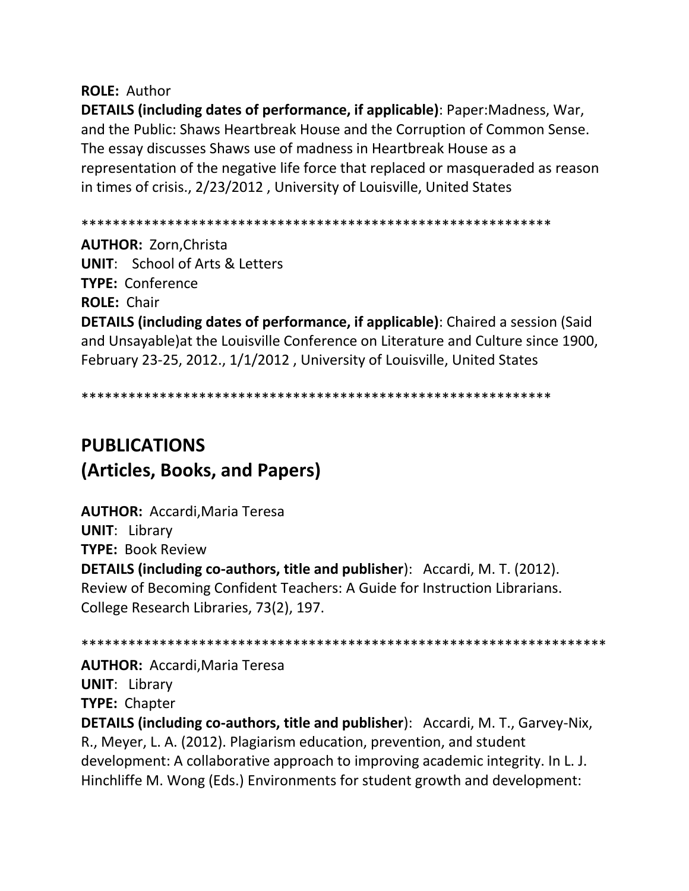**ROLE:** Author

**DETAILS (including dates of performance, if applicable)**: Paper:Madness, War, and the Public: Shaws Heartbreak House and the Corruption of Common Sense. The essay discusses Shaws use of madness in Heartbreak House as a representation of the negative life force that replaced or masqueraded as reason in times of crisis., 2/23/2012 , University of Louisville, United States

************************************************************

**AUTHOR:** Zorn,Christa

**UNIT**: School of Arts & Letters

**TYPE:** Conference

**ROLE:** Chair

**DETAILS (including dates of performance, if applicable)**: Chaired a session (Said and Unsayable)at the Louisville Conference on Literature and Culture since 1900, February 23-25, 2012., 1/1/2012 , University of Louisville, United States

************************************************************

# PUBLICATIONS
# (Articles, Books, and Papers)

**AUTHOR:** Accardi,Maria Teresa

**UNIT**: Library

**TYPE:** Book Review

**DETAILS (including co-authors, title and publisher**): Accardi, M. T. (2012). Review of Becoming Confident Teachers: A Guide for Instruction Librarians. College Research Libraries, 73(2), 197.

*******************************************************************

**AUTHOR:** Accardi,Maria Teresa

**UNIT**: Library

**TYPE:** Chapter

**DETAILS (including co-authors, title and publisher**): Accardi, M. T., Garvey-Nix, R., Meyer, L. A. (2012). Plagiarism education, prevention, and student development: A collaborative approach to improving academic integrity. In L. J. Hinchliffe M. Wong (Eds.) Environments for student growth and development: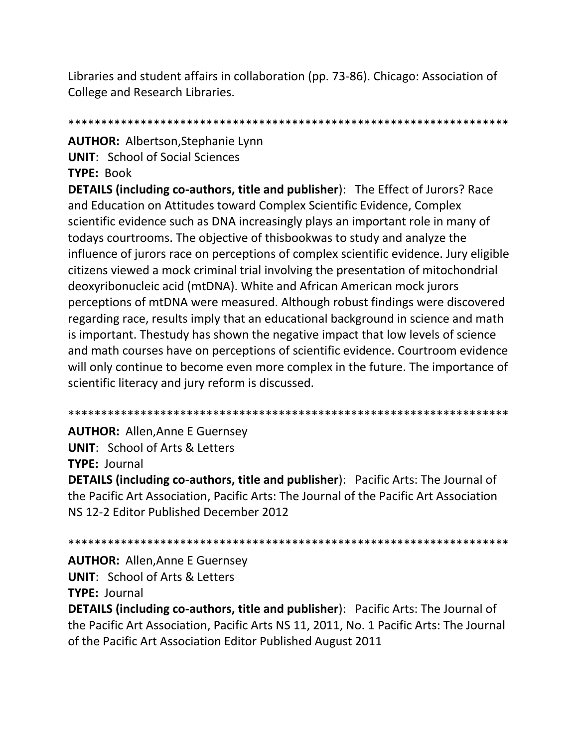Libraries and student affairs in collaboration (pp. 73-86). Chicago: Association of College and Research Libraries.

*******************************************************************

**AUTHOR:** Albertson,Stephanie Lynn
**UNIT**: School of Social Sciences
**TYPE:** Book
**DETAILS (including co-authors, title and publisher**): The Effect of Jurors? Race and Education on Attitudes toward Complex Scientific Evidence, Complex scientific evidence such as DNA increasingly plays an important role in many of todays courtrooms. The objective of thisbookwas to study and analyze the influence of jurors race on perceptions of complex scientific evidence. Jury eligible citizens viewed a mock criminal trial involving the presentation of mitochondrial deoxyribonucleic acid (mtDNA). White and African American mock jurors perceptions of mtDNA were measured. Although robust findings were discovered regarding race, results imply that an educational background in science and math is important. Thestudy has shown the negative impact that low levels of science and math courses have on perceptions of scientific evidence. Courtroom evidence will only continue to become even more complex in the future. The importance of scientific literacy and jury reform is discussed.

*******************************************************************

**AUTHOR:** Allen,Anne E Guernsey
**UNIT**: School of Arts & Letters
**TYPE:** Journal
**DETAILS (including co-authors, title and publisher**): Pacific Arts: The Journal of the Pacific Art Association, Pacific Arts: The Journal of the Pacific Art Association NS 12-2 Editor Published December 2012

*******************************************************************

**AUTHOR:** Allen,Anne E Guernsey
**UNIT**: School of Arts & Letters
**TYPE:** Journal
**DETAILS (including co-authors, title and publisher**): Pacific Arts: The Journal of the Pacific Art Association, Pacific Arts NS 11, 2011, No. 1 Pacific Arts: The Journal of the Pacific Art Association Editor Published August 2011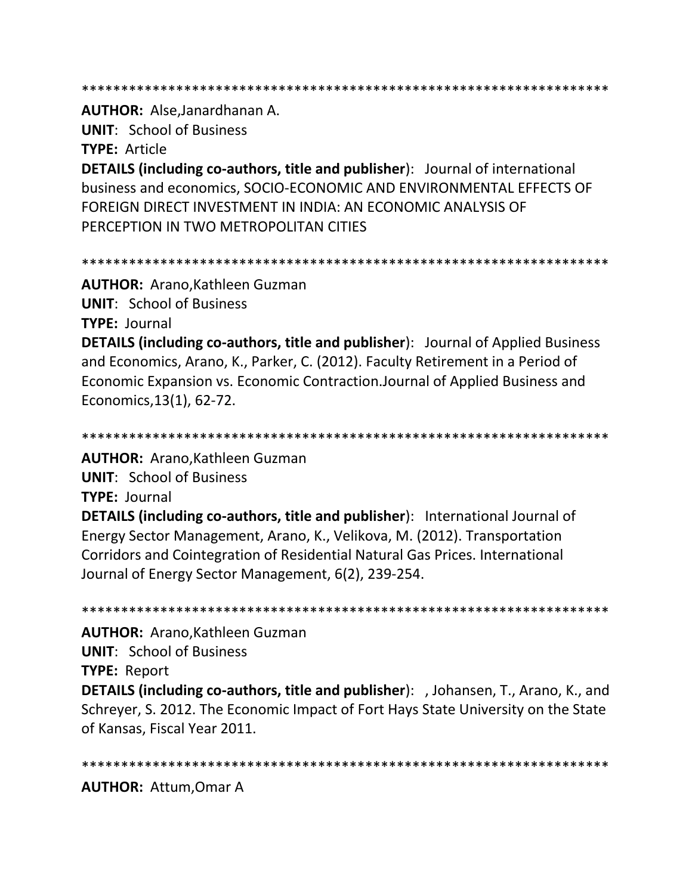*******************************************************************

**AUTHOR:** Alse,Janardhanan A.
**UNIT**: School of Business
**TYPE:** Article
**DETAILS (including co-authors, title and publisher**): Journal of international business and economics, SOCIO-ECONOMIC AND ENVIRONMENTAL EFFECTS OF FOREIGN DIRECT INVESTMENT IN INDIA: AN ECONOMIC ANALYSIS OF PERCEPTION IN TWO METROPOLITAN CITIES

*******************************************************************

**AUTHOR:** Arano,Kathleen Guzman
**UNIT**: School of Business
**TYPE:** Journal
**DETAILS (including co-authors, title and publisher**): Journal of Applied Business and Economics, Arano, K., Parker, C. (2012). Faculty Retirement in a Period of Economic Expansion vs. Economic Contraction.Journal of Applied Business and Economics,13(1), 62-72.

*******************************************************************

**AUTHOR:** Arano,Kathleen Guzman
**UNIT**: School of Business
**TYPE:** Journal
**DETAILS (including co-authors, title and publisher**): International Journal of Energy Sector Management, Arano, K., Velikova, M. (2012). Transportation Corridors and Cointegration of Residential Natural Gas Prices. International Journal of Energy Sector Management, 6(2), 239-254.

*******************************************************************

**AUTHOR:** Arano,Kathleen Guzman
**UNIT**: School of Business
**TYPE:** Report
**DETAILS (including co-authors, title and publisher**): , Johansen, T., Arano, K., and Schreyer, S. 2012. The Economic Impact of Fort Hays State University on the State of Kansas, Fiscal Year 2011.

*******************************************************************

**AUTHOR:** Attum,Omar A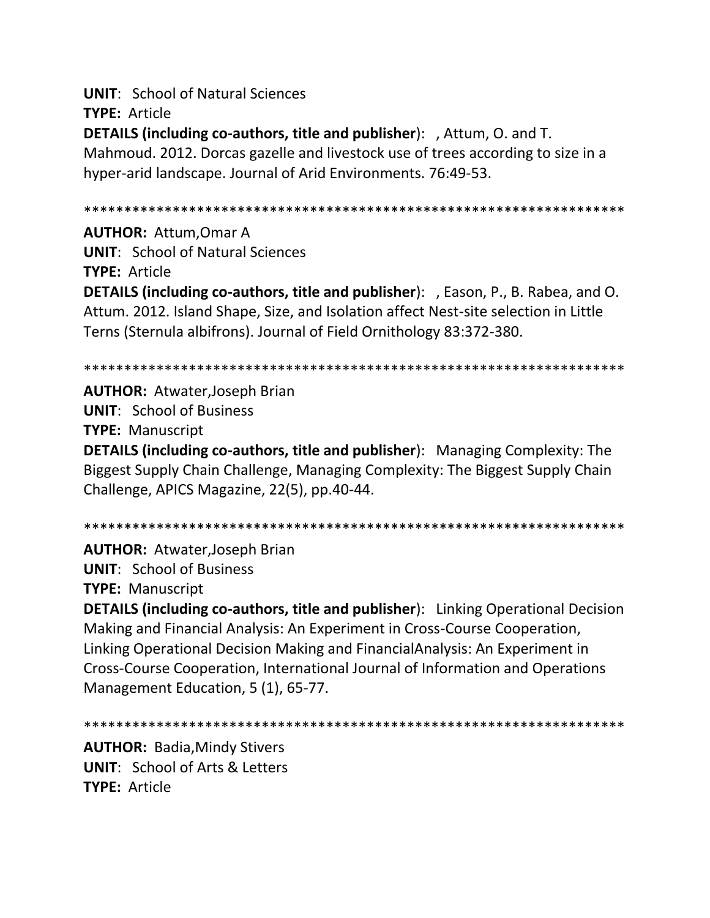**UNIT**: School of Natural Sciences
**TYPE:** Article
**DETAILS (including co-authors, title and publisher)**: , Attum, O. and T. Mahmoud. 2012. Dorcas gazelle and livestock use of trees according to size in a hyper-arid landscape. Journal of Arid Environments. 76:49-53.

*******************************************************************

**AUTHOR:** Attum,Omar A
**UNIT**: School of Natural Sciences
**TYPE:** Article
**DETAILS (including co-authors, title and publisher)**: , Eason, P., B. Rabea, and O. Attum. 2012. Island Shape, Size, and Isolation affect Nest-site selection in Little Terns (Sternula albifrons). Journal of Field Ornithology 83:372-380.

*******************************************************************

**AUTHOR:** Atwater,Joseph Brian
**UNIT**: School of Business
**TYPE:** Manuscript
**DETAILS (including co-authors, title and publisher)**: Managing Complexity: The Biggest Supply Chain Challenge, Managing Complexity: The Biggest Supply Chain Challenge, APICS Magazine, 22(5), pp.40-44.

*******************************************************************

**AUTHOR:** Atwater,Joseph Brian
**UNIT**: School of Business
**TYPE:** Manuscript
**DETAILS (including co-authors, title and publisher)**: Linking Operational Decision Making and Financial Analysis: An Experiment in Cross-Course Cooperation, Linking Operational Decision Making and FinancialAnalysis: An Experiment in Cross-Course Cooperation, International Journal of Information and Operations Management Education, 5 (1), 65-77.

*******************************************************************

**AUTHOR:** Badia,Mindy Stivers
**UNIT**: School of Arts & Letters
**TYPE:** Article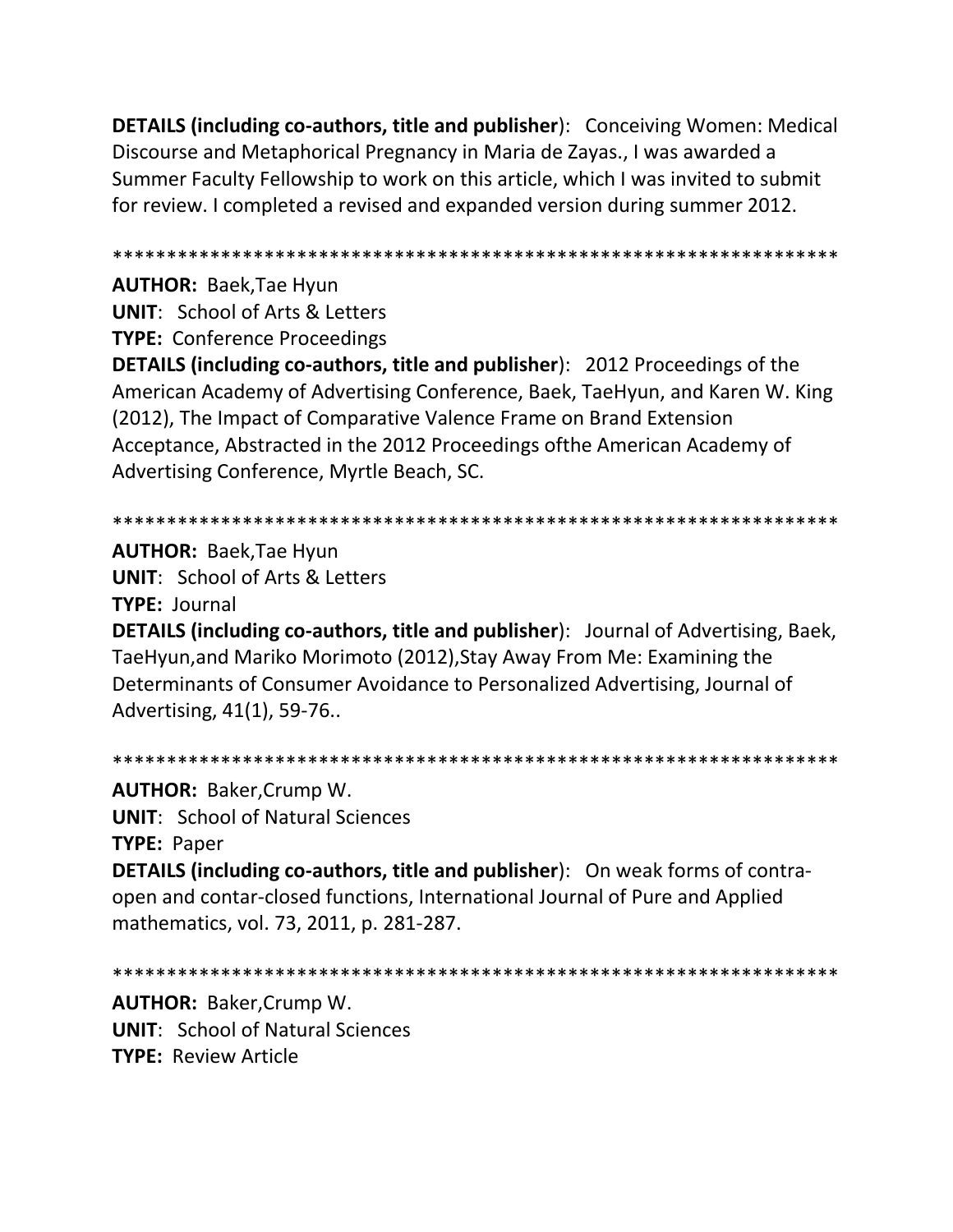**DETAILS (including co-authors, title and publisher)**: Conceiving Women: Medical Discourse and Metaphorical Pregnancy in Maria de Zayas., I was awarded a Summer Faculty Fellowship to work on this article, which I was invited to submit for review. I completed a revised and expanded version during summer 2012.

*******************************************************************

**AUTHOR:** Baek,Tae Hyun  
**UNIT**: School of Arts & Letters  
**TYPE:** Conference Proceedings  
**DETAILS (including co-authors, title and publisher)**: 2012 Proceedings of the American Academy of Advertising Conference, Baek, TaeHyun, and Karen W. King (2012), The Impact of Comparative Valence Frame on Brand Extension Acceptance, Abstracted in the 2012 Proceedings ofthe American Academy of Advertising Conference, Myrtle Beach, SC.

*******************************************************************

**AUTHOR:** Baek,Tae Hyun  
**UNIT**: School of Arts & Letters  
**TYPE:** Journal  
**DETAILS (including co-authors, title and publisher)**: Journal of Advertising, Baek, TaeHyun,and Mariko Morimoto (2012),Stay Away From Me: Examining the Determinants of Consumer Avoidance to Personalized Advertising, Journal of Advertising, 41(1), 59-76..

*******************************************************************

**AUTHOR:** Baker,Crump W.  
**UNIT**: School of Natural Sciences  
**TYPE:** Paper  
**DETAILS (including co-authors, title and publisher)**: On weak forms of contra-open and contar-closed functions, International Journal of Pure and Applied mathematics, vol. 73, 2011, p. 281-287.

*******************************************************************

**AUTHOR:** Baker,Crump W.  
**UNIT**: School of Natural Sciences  
**TYPE:** Review Article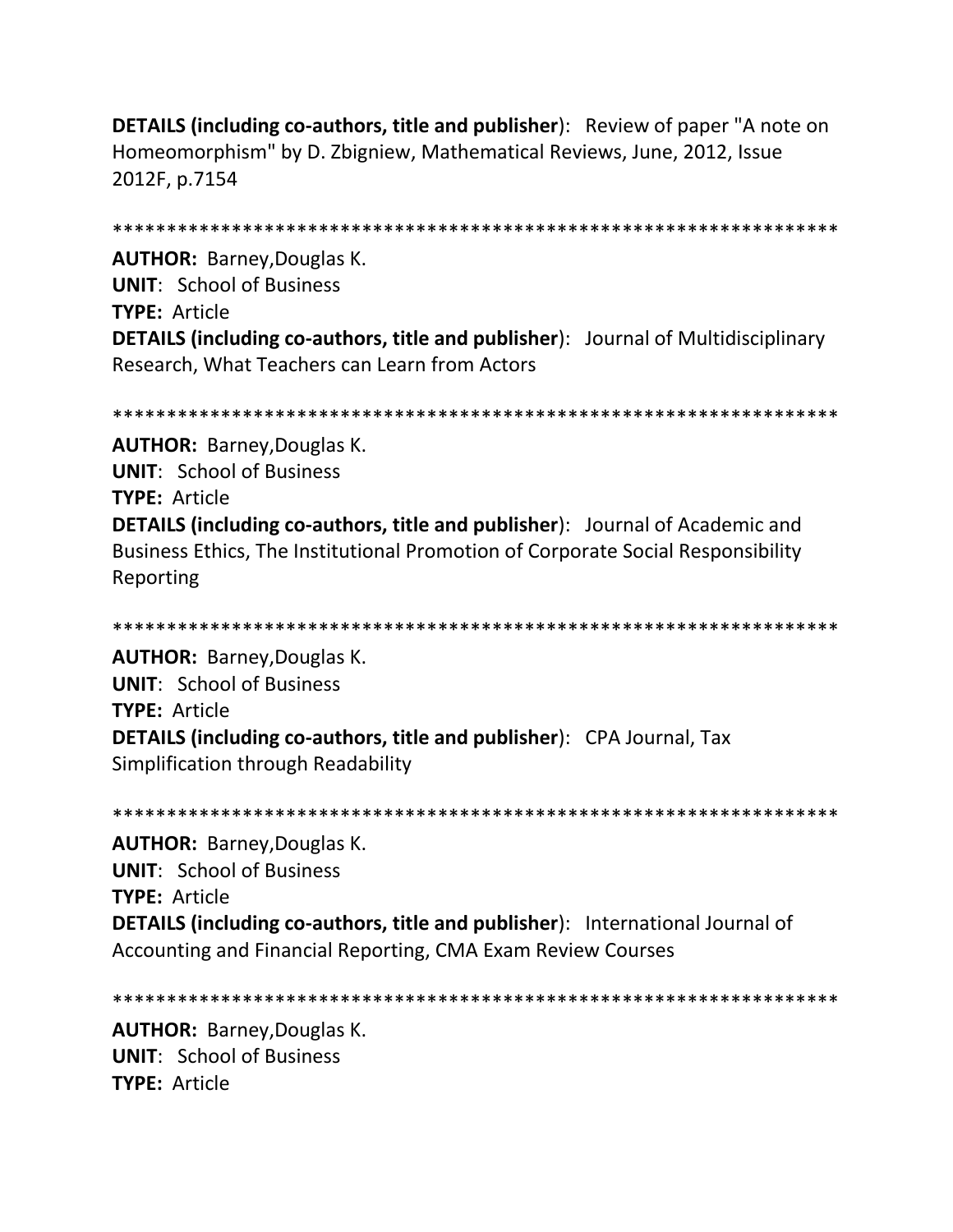**DETAILS (including co-authors, title and publisher)**: Review of paper "A note on Homeomorphism" by D. Zbigniew, Mathematical Reviews, June, 2012, Issue 2012F, p.7154

*******************************************************************

**AUTHOR:** Barney,Douglas K.
**UNIT**: School of Business
**TYPE:** Article
**DETAILS (including co-authors, title and publisher)**: Journal of Multidisciplinary Research, What Teachers can Learn from Actors

*******************************************************************

**AUTHOR:** Barney,Douglas K.
**UNIT**: School of Business
**TYPE:** Article
**DETAILS (including co-authors, title and publisher)**: Journal of Academic and Business Ethics, The Institutional Promotion of Corporate Social Responsibility Reporting

*******************************************************************

**AUTHOR:** Barney,Douglas K.
**UNIT**: School of Business
**TYPE:** Article
**DETAILS (including co-authors, title and publisher)**: CPA Journal, Tax Simplification through Readability

*******************************************************************

**AUTHOR:** Barney,Douglas K.
**UNIT**: School of Business
**TYPE:** Article
**DETAILS (including co-authors, title and publisher)**: International Journal of Accounting and Financial Reporting, CMA Exam Review Courses

*******************************************************************

**AUTHOR:** Barney,Douglas K.
**UNIT**: School of Business
**TYPE:** Article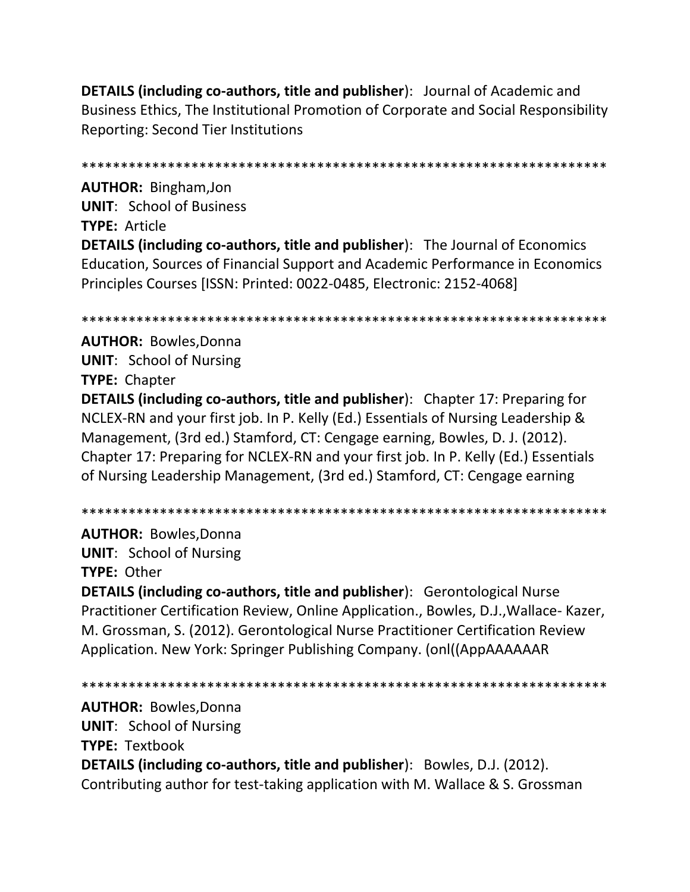**DETAILS (including co-authors, title and publisher**): Journal of Academic and Business Ethics, The Institutional Promotion of Corporate and Social Responsibility Reporting: Second Tier Institutions

*******************************************************************

**AUTHOR:** Bingham,Jon
**UNIT**: School of Business
**TYPE:** Article
**DETAILS (including co-authors, title and publisher**): The Journal of Economics Education, Sources of Financial Support and Academic Performance in Economics Principles Courses [ISSN: Printed: 0022-0485, Electronic: 2152-4068]

*******************************************************************

**AUTHOR:** Bowles,Donna
**UNIT**: School of Nursing
**TYPE:** Chapter
**DETAILS (including co-authors, title and publisher**): Chapter 17: Preparing for NCLEX-RN and your first job. In P. Kelly (Ed.) Essentials of Nursing Leadership & Management, (3rd ed.) Stamford, CT: Cengage earning, Bowles, D. J. (2012). Chapter 17: Preparing for NCLEX-RN and your first job. In P. Kelly (Ed.) Essentials of Nursing Leadership Management, (3rd ed.) Stamford, CT: Cengage earning

*******************************************************************

**AUTHOR:** Bowles,Donna
**UNIT**: School of Nursing
**TYPE:** Other
**DETAILS (including co-authors, title and publisher**): Gerontological Nurse Practitioner Certification Review, Online Application., Bowles, D.J.,Wallace- Kazer, M. Grossman, S. (2012). Gerontological Nurse Practitioner Certification Review Application. New York: Springer Publishing Company. (onl((AppAAAAAAR

*******************************************************************

**AUTHOR:** Bowles,Donna
**UNIT**: School of Nursing
**TYPE:** Textbook
**DETAILS (including co-authors, title and publisher**): Bowles, D.J. (2012). Contributing author for test-taking application with M. Wallace & S. Grossman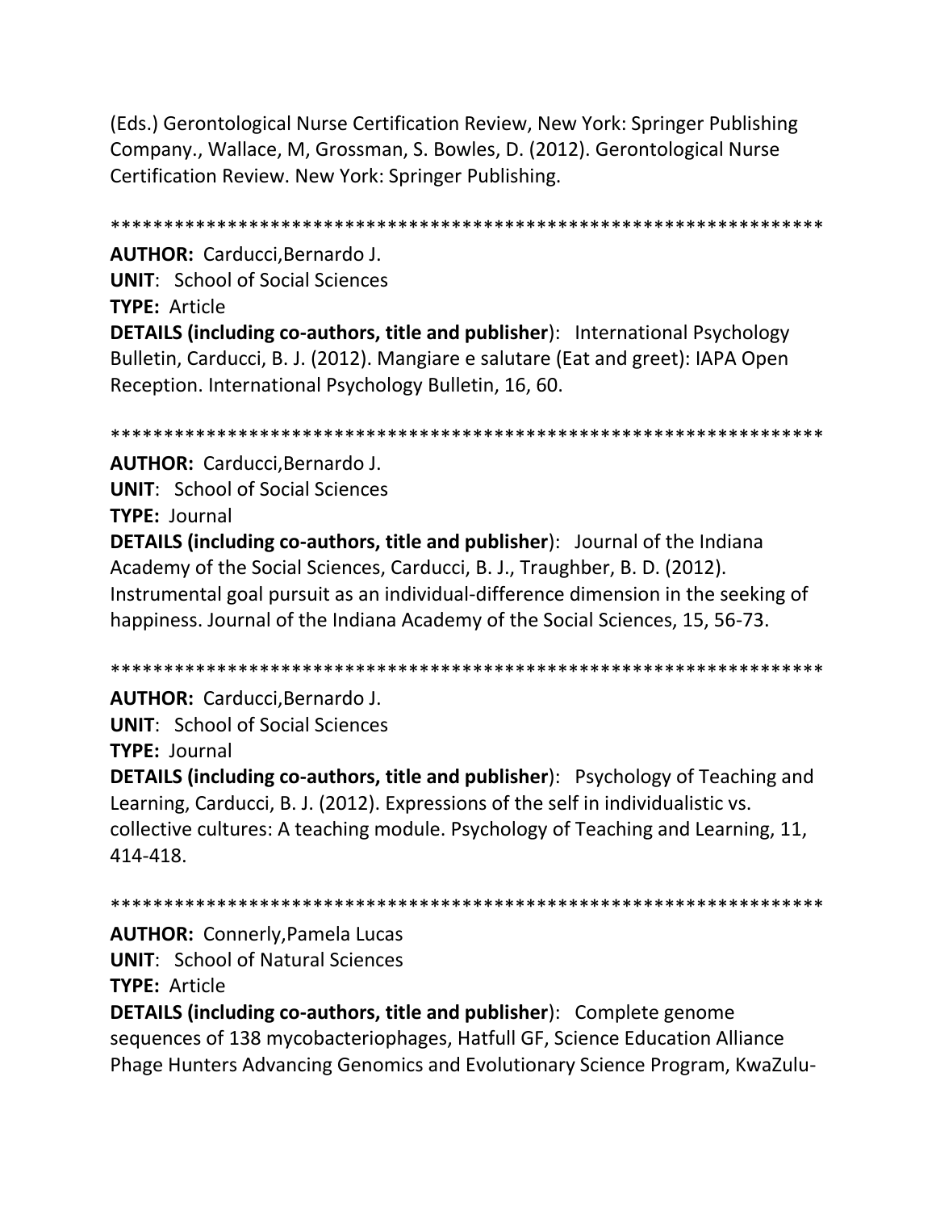(Eds.) Gerontological Nurse Certification Review, New York: Springer Publishing Company., Wallace, M, Grossman, S. Bowles, D. (2012). Gerontological Nurse Certification Review. New York: Springer Publishing.

*******************************************************************

**AUTHOR:** Carducci,Bernardo J.
**UNIT**: School of Social Sciences
**TYPE:** Article
**DETAILS (including co-authors, title and publisher**): International Psychology Bulletin, Carducci, B. J. (2012). Mangiare e salutare (Eat and greet): IAPA Open Reception. International Psychology Bulletin, 16, 60.

*******************************************************************

**AUTHOR:** Carducci,Bernardo J.
**UNIT**: School of Social Sciences
**TYPE:** Journal
**DETAILS (including co-authors, title and publisher**): Journal of the Indiana Academy of the Social Sciences, Carducci, B. J., Traughber, B. D. (2012). Instrumental goal pursuit as an individual-difference dimension in the seeking of happiness. Journal of the Indiana Academy of the Social Sciences, 15, 56-73.

*******************************************************************

**AUTHOR:** Carducci,Bernardo J.
**UNIT**: School of Social Sciences
**TYPE:** Journal
**DETAILS (including co-authors, title and publisher**): Psychology of Teaching and Learning, Carducci, B. J. (2012). Expressions of the self in individualistic vs. collective cultures: A teaching module. Psychology of Teaching and Learning, 11, 414-418.

*******************************************************************

**AUTHOR:** Connerly,Pamela Lucas
**UNIT**: School of Natural Sciences
**TYPE:** Article
**DETAILS (including co-authors, title and publisher**): Complete genome sequences of 138 mycobacteriophages, Hatfull GF, Science Education Alliance Phage Hunters Advancing Genomics and Evolutionary Science Program, KwaZulu-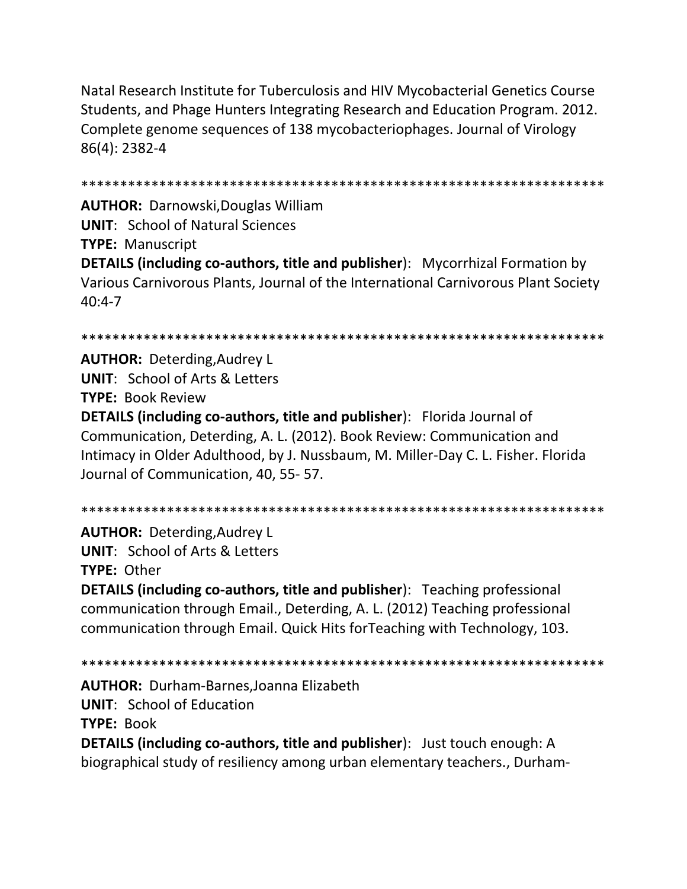Natal Research Institute for Tuberculosis and HIV Mycobacterial Genetics Course Students, and Phage Hunters Integrating Research and Education Program. 2012. Complete genome sequences of 138 mycobacteriophages. Journal of Virology 86(4): 2382-4

*******************************************************************

**AUTHOR:** Darnowski,Douglas William
**UNIT**: School of Natural Sciences
**TYPE:** Manuscript
**DETAILS (including co-authors, title and publisher**): Mycorrhizal Formation by Various Carnivorous Plants, Journal of the International Carnivorous Plant Society 40:4-7

*******************************************************************

**AUTHOR:** Deterding,Audrey L
**UNIT**: School of Arts & Letters
**TYPE:** Book Review
**DETAILS (including co-authors, title and publisher**): Florida Journal of Communication, Deterding, A. L. (2012). Book Review: Communication and Intimacy in Older Adulthood, by J. Nussbaum, M. Miller-Day C. L. Fisher. Florida Journal of Communication, 40, 55- 57.

*******************************************************************

**AUTHOR:** Deterding,Audrey L
**UNIT**: School of Arts & Letters
**TYPE:** Other
**DETAILS (including co-authors, title and publisher**): Teaching professional communication through Email., Deterding, A. L. (2012) Teaching professional communication through Email. Quick Hits forTeaching with Technology, 103.

*******************************************************************

**AUTHOR:** Durham-Barnes,Joanna Elizabeth
**UNIT**: School of Education
**TYPE:** Book
**DETAILS (including co-authors, title and publisher**): Just touch enough: A biographical study of resiliency among urban elementary teachers., Durham-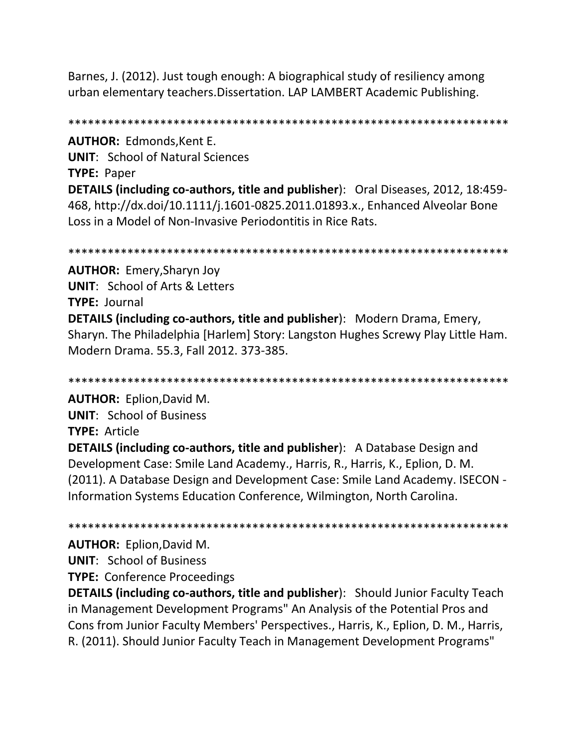Barnes, J. (2012). Just tough enough: A biographical study of resiliency among urban elementary teachers.Dissertation. LAP LAMBERT Academic Publishing.

*******************************************************************

**AUTHOR:** Edmonds,Kent E.
**UNIT**: School of Natural Sciences
**TYPE:** Paper
**DETAILS (including co-authors, title and publisher**): Oral Diseases, 2012, 18:459-468, http://dx.doi/10.1111/j.1601-0825.2011.01893.x., Enhanced Alveolar Bone Loss in a Model of Non-Invasive Periodontitis in Rice Rats.

*******************************************************************

**AUTHOR:** Emery,Sharyn Joy
**UNIT**: School of Arts & Letters
**TYPE:** Journal
**DETAILS (including co-authors, title and publisher**): Modern Drama, Emery, Sharyn. The Philadelphia [Harlem] Story: Langston Hughes Screwy Play Little Ham. Modern Drama. 55.3, Fall 2012. 373-385.

*******************************************************************

**AUTHOR:** Eplion,David M.
**UNIT**: School of Business
**TYPE:** Article
**DETAILS (including co-authors, title and publisher**): A Database Design and Development Case: Smile Land Academy., Harris, R., Harris, K., Eplion, D. M. (2011). A Database Design and Development Case: Smile Land Academy. ISECON - Information Systems Education Conference, Wilmington, North Carolina.

*******************************************************************

**AUTHOR:** Eplion,David M.
**UNIT**: School of Business
**TYPE:** Conference Proceedings
**DETAILS (including co-authors, title and publisher**): Should Junior Faculty Teach in Management Development Programs" An Analysis of the Potential Pros and Cons from Junior Faculty Members' Perspectives., Harris, K., Eplion, D. M., Harris, R. (2011). Should Junior Faculty Teach in Management Development Programs"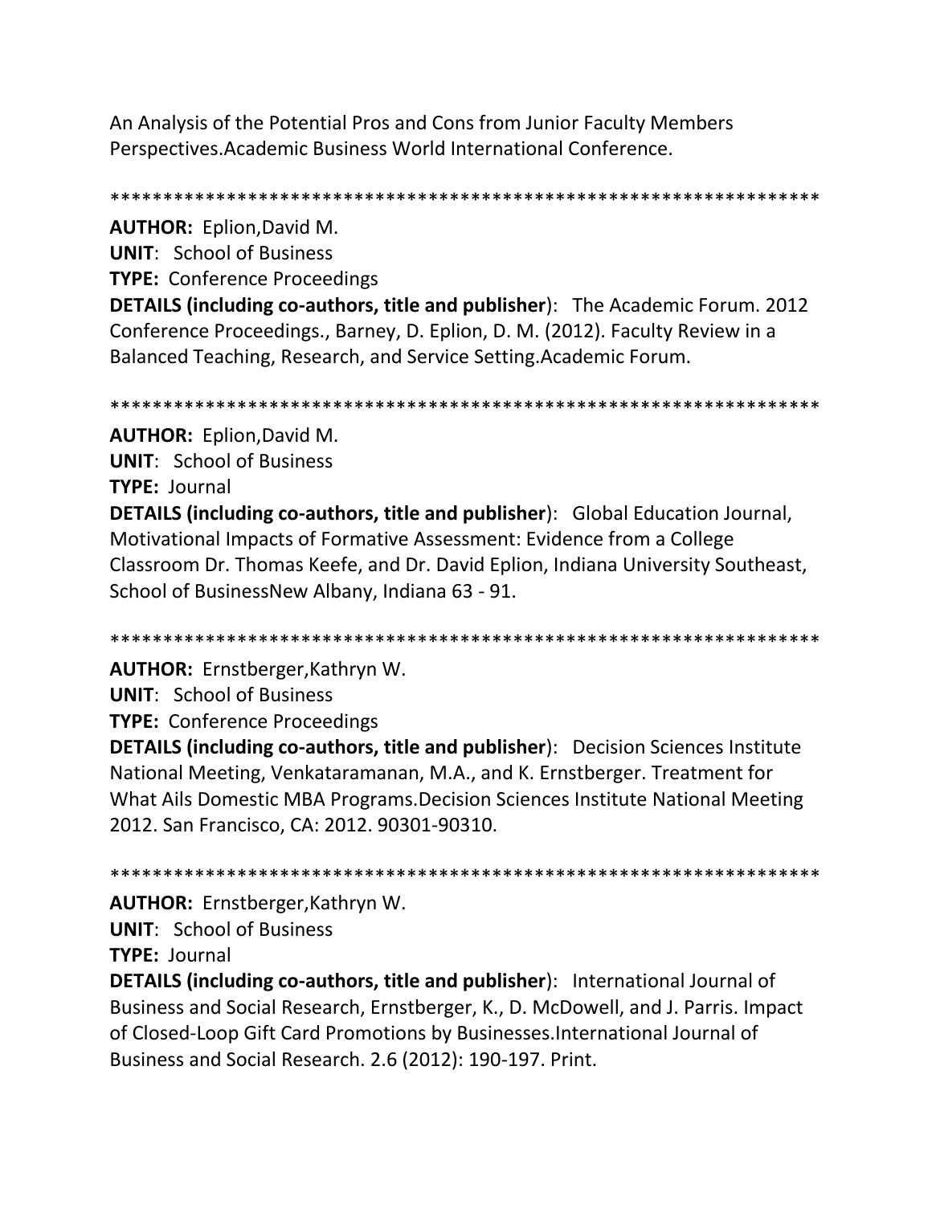An Analysis of the Potential Pros and Cons from Junior Faculty Members Perspectives.Academic Business World International Conference.

*******************************************************************

**AUTHOR:** Eplion,David M.
**UNIT**: School of Business
**TYPE:** Conference Proceedings
**DETAILS (including co-authors, title and publisher**): The Academic Forum. 2012 Conference Proceedings., Barney, D. Eplion, D. M. (2012). Faculty Review in a Balanced Teaching, Research, and Service Setting.Academic Forum.

*******************************************************************

**AUTHOR:** Eplion,David M.
**UNIT**: School of Business
**TYPE:** Journal
**DETAILS (including co-authors, title and publisher**): Global Education Journal, Motivational Impacts of Formative Assessment: Evidence from a College Classroom Dr. Thomas Keefe, and Dr. David Eplion, Indiana University Southeast, School of BusinessNew Albany, Indiana 63 - 91.

*******************************************************************

**AUTHOR:** Ernstberger,Kathryn W.
**UNIT**: School of Business
**TYPE:** Conference Proceedings
**DETAILS (including co-authors, title and publisher**): Decision Sciences Institute National Meeting, Venkataramanan, M.A., and K. Ernstberger. Treatment for What Ails Domestic MBA Programs.Decision Sciences Institute National Meeting 2012. San Francisco, CA: 2012. 90301-90310.

*******************************************************************

**AUTHOR:** Ernstberger,Kathryn W.
**UNIT**: School of Business
**TYPE:** Journal
**DETAILS (including co-authors, title and publisher**): International Journal of Business and Social Research, Ernstberger, K., D. McDowell, and J. Parris. Impact of Closed-Loop Gift Card Promotions by Businesses.International Journal of Business and Social Research. 2.6 (2012): 190-197. Print.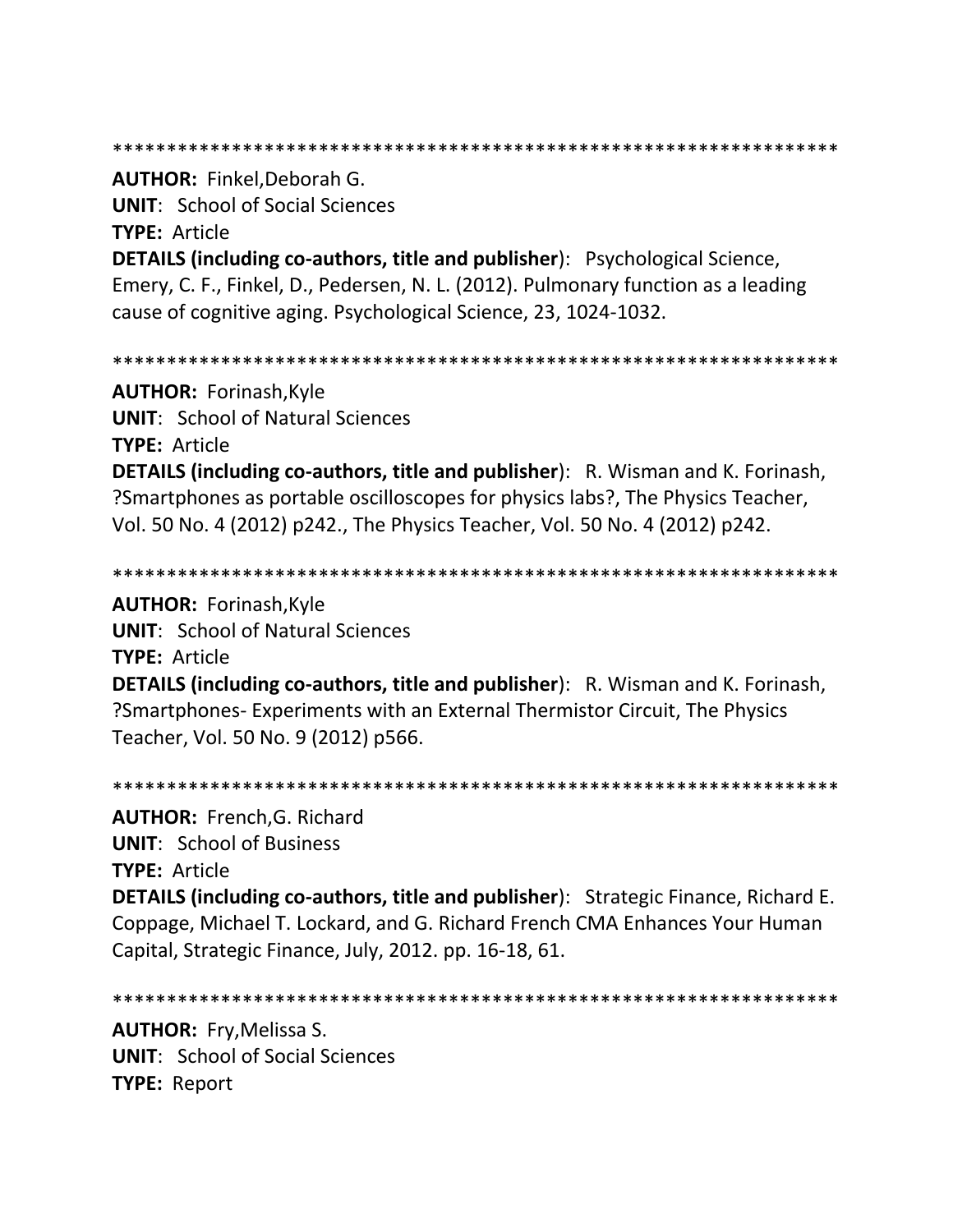*******************************************************************

**AUTHOR:** Finkel,Deborah G.
**UNIT**: School of Social Sciences
**TYPE:** Article
**DETAILS (including co-authors, title and publisher)**: Psychological Science, Emery, C. F., Finkel, D., Pedersen, N. L. (2012). Pulmonary function as a leading cause of cognitive aging. Psychological Science, 23, 1024-1032.

*******************************************************************

**AUTHOR:** Forinash,Kyle
**UNIT**: School of Natural Sciences
**TYPE:** Article
**DETAILS (including co-authors, title and publisher)**: R. Wisman and K. Forinash, ?Smartphones as portable oscilloscopes for physics labs?, The Physics Teacher, Vol. 50 No. 4 (2012) p242., The Physics Teacher, Vol. 50 No. 4 (2012) p242.

*******************************************************************

**AUTHOR:** Forinash,Kyle
**UNIT**: School of Natural Sciences
**TYPE:** Article
**DETAILS (including co-authors, title and publisher)**: R. Wisman and K. Forinash, ?Smartphones- Experiments with an External Thermistor Circuit, The Physics Teacher, Vol. 50 No. 9 (2012) p566.

*******************************************************************

**AUTHOR:** French,G. Richard
**UNIT**: School of Business
**TYPE:** Article
**DETAILS (including co-authors, title and publisher)**: Strategic Finance, Richard E. Coppage, Michael T. Lockard, and G. Richard French CMA Enhances Your Human Capital, Strategic Finance, July, 2012. pp. 16-18, 61.

*******************************************************************

**AUTHOR:** Fry,Melissa S.
**UNIT**: School of Social Sciences
**TYPE:** Report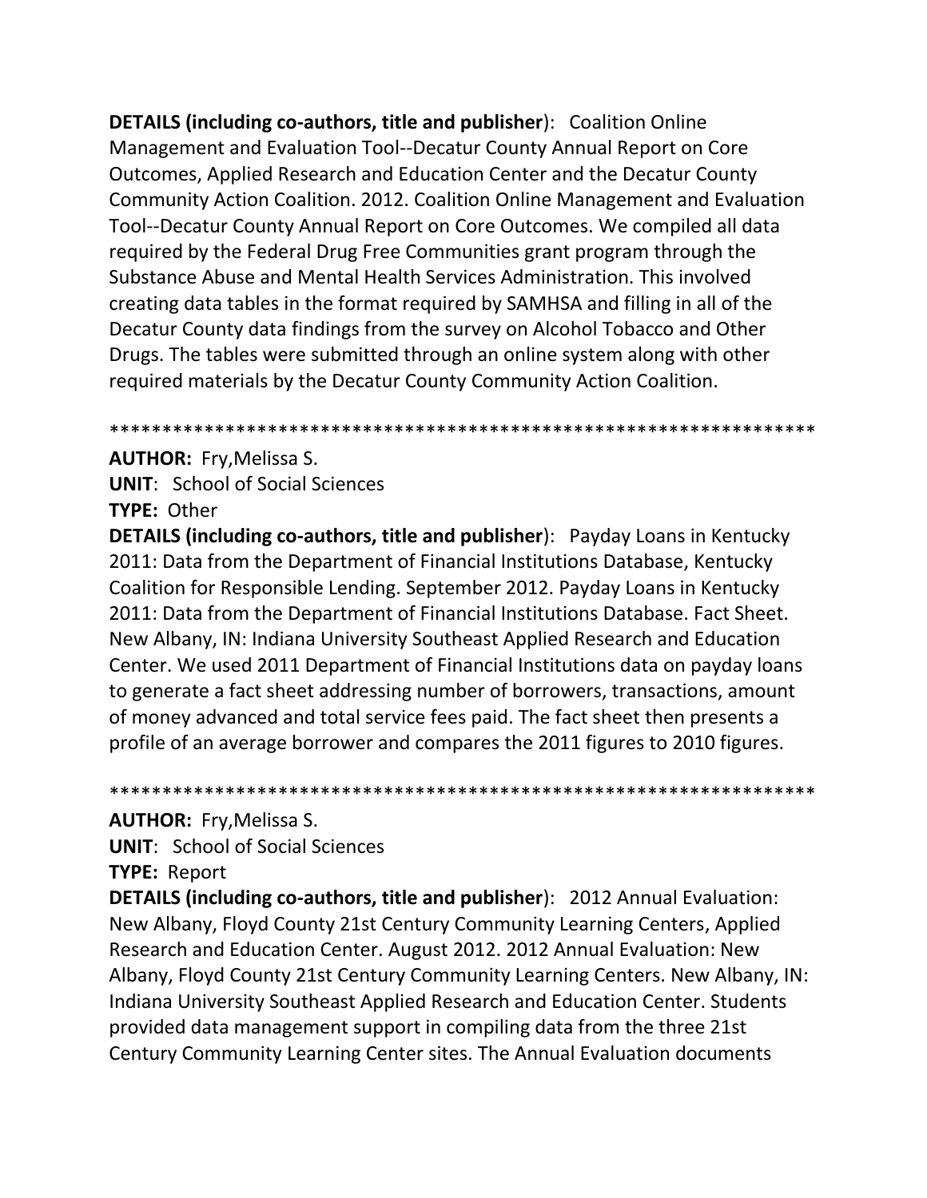**DETAILS (including co-authors, title and publisher**): Coalition Online Management and Evaluation Tool--Decatur County Annual Report on Core Outcomes, Applied Research and Education Center and the Decatur County Community Action Coalition. 2012. Coalition Online Management and Evaluation Tool--Decatur County Annual Report on Core Outcomes. We compiled all data required by the Federal Drug Free Communities grant program through the Substance Abuse and Mental Health Services Administration. This involved creating data tables in the format required by SAMHSA and filling in all of the Decatur County data findings from the survey on Alcohol Tobacco and Other Drugs. The tables were submitted through an online system along with other required materials by the Decatur County Community Action Coalition.

*******************************************************************

**AUTHOR:** Fry,Melissa S.  
**UNIT**: School of Social Sciences  
**TYPE:** Other  
**DETAILS (including co-authors, title and publisher**): Payday Loans in Kentucky 2011: Data from the Department of Financial Institutions Database, Kentucky Coalition for Responsible Lending. September 2012. Payday Loans in Kentucky 2011: Data from the Department of Financial Institutions Database. Fact Sheet. New Albany, IN: Indiana University Southeast Applied Research and Education Center. We used 2011 Department of Financial Institutions data on payday loans to generate a fact sheet addressing number of borrowers, transactions, amount of money advanced and total service fees paid. The fact sheet then presents a profile of an average borrower and compares the 2011 figures to 2010 figures.

*******************************************************************

**AUTHOR:** Fry,Melissa S.  
**UNIT**: School of Social Sciences  
**TYPE:** Report  
**DETAILS (including co-authors, title and publisher**): 2012 Annual Evaluation: New Albany, Floyd County 21st Century Community Learning Centers, Applied Research and Education Center. August 2012. 2012 Annual Evaluation: New Albany, Floyd County 21st Century Community Learning Centers. New Albany, IN: Indiana University Southeast Applied Research and Education Center. Students provided data management support in compiling data from the three 21st Century Community Learning Center sites. The Annual Evaluation documents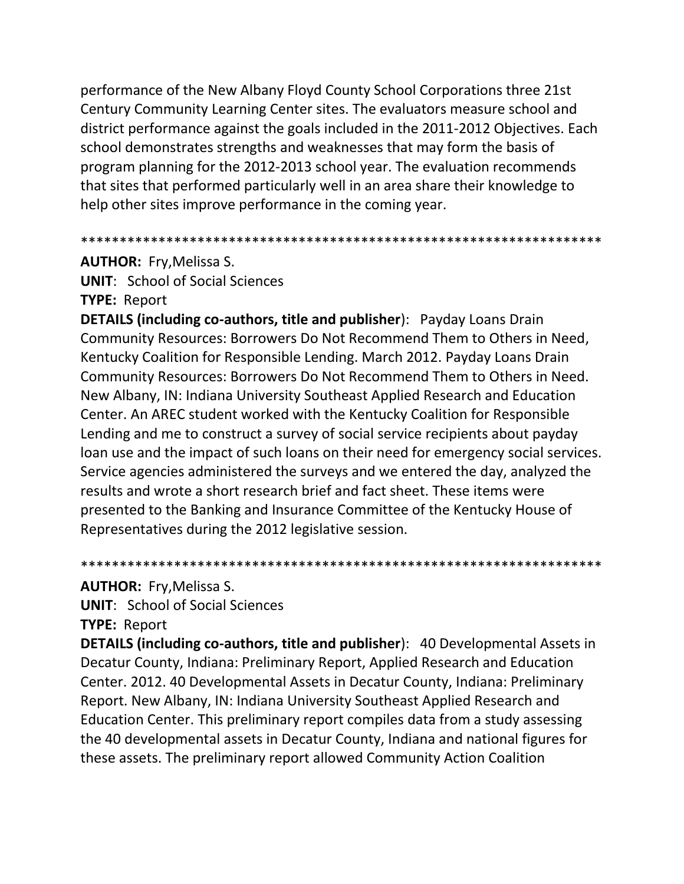performance of the New Albany Floyd County School Corporations three 21st Century Community Learning Center sites. The evaluators measure school and district performance against the goals included in the 2011-2012 Objectives. Each school demonstrates strengths and weaknesses that may form the basis of program planning for the 2012-2013 school year. The evaluation recommends that sites that performed particularly well in an area share their knowledge to help other sites improve performance in the coming year.

*******************************************************************

**AUTHOR:** Fry,Melissa S.
**UNIT**: School of Social Sciences
**TYPE:** Report
**DETAILS (including co-authors, title and publisher)**: Payday Loans Drain Community Resources: Borrowers Do Not Recommend Them to Others in Need, Kentucky Coalition for Responsible Lending. March 2012. Payday Loans Drain Community Resources: Borrowers Do Not Recommend Them to Others in Need. New Albany, IN: Indiana University Southeast Applied Research and Education Center. An AREC student worked with the Kentucky Coalition for Responsible Lending and me to construct a survey of social service recipients about payday loan use and the impact of such loans on their need for emergency social services. Service agencies administered the surveys and we entered the day, analyzed the results and wrote a short research brief and fact sheet. These items were presented to the Banking and Insurance Committee of the Kentucky House of Representatives during the 2012 legislative session.

*******************************************************************

**AUTHOR:** Fry,Melissa S.
**UNIT**: School of Social Sciences
**TYPE:** Report
**DETAILS (including co-authors, title and publisher)**: 40 Developmental Assets in Decatur County, Indiana: Preliminary Report, Applied Research and Education Center. 2012. 40 Developmental Assets in Decatur County, Indiana: Preliminary Report. New Albany, IN: Indiana University Southeast Applied Research and Education Center. This preliminary report compiles data from a study assessing the 40 developmental assets in Decatur County, Indiana and national figures for these assets. The preliminary report allowed Community Action Coalition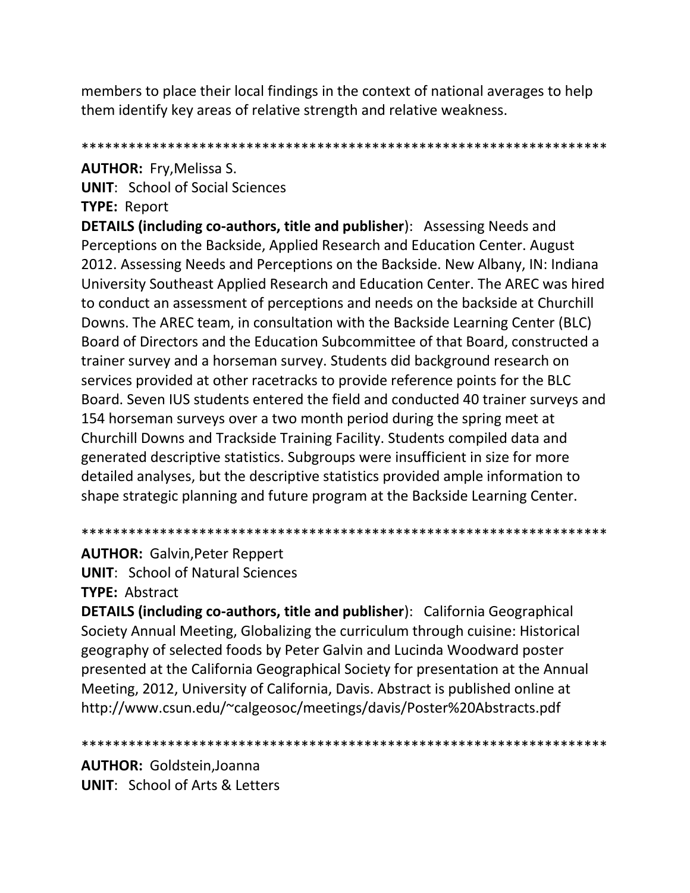members to place their local findings in the context of national averages to help them identify key areas of relative strength and relative weakness.

*******************************************************************

**AUTHOR:** Fry,Melissa S.
**UNIT**: School of Social Sciences
**TYPE:** Report
**DETAILS (including co-authors, title and publisher**): Assessing Needs and Perceptions on the Backside, Applied Research and Education Center. August 2012. Assessing Needs and Perceptions on the Backside. New Albany, IN: Indiana University Southeast Applied Research and Education Center. The AREC was hired to conduct an assessment of perceptions and needs on the backside at Churchill Downs. The AREC team, in consultation with the Backside Learning Center (BLC) Board of Directors and the Education Subcommittee of that Board, constructed a trainer survey and a horseman survey. Students did background research on services provided at other racetracks to provide reference points for the BLC Board. Seven IUS students entered the field and conducted 40 trainer surveys and 154 horseman surveys over a two month period during the spring meet at Churchill Downs and Trackside Training Facility. Students compiled data and generated descriptive statistics. Subgroups were insufficient in size for more detailed analyses, but the descriptive statistics provided ample information to shape strategic planning and future program at the Backside Learning Center.

*******************************************************************

**AUTHOR:** Galvin,Peter Reppert
**UNIT**: School of Natural Sciences
**TYPE:** Abstract
**DETAILS (including co-authors, title and publisher**): California Geographical Society Annual Meeting, Globalizing the curriculum through cuisine: Historical geography of selected foods by Peter Galvin and Lucinda Woodward poster presented at the California Geographical Society for presentation at the Annual Meeting, 2012, University of California, Davis. Abstract is published online at http://www.csun.edu/~calgeosoc/meetings/davis/Poster%20Abstracts.pdf

*******************************************************************

**AUTHOR:** Goldstein,Joanna
**UNIT**: School of Arts & Letters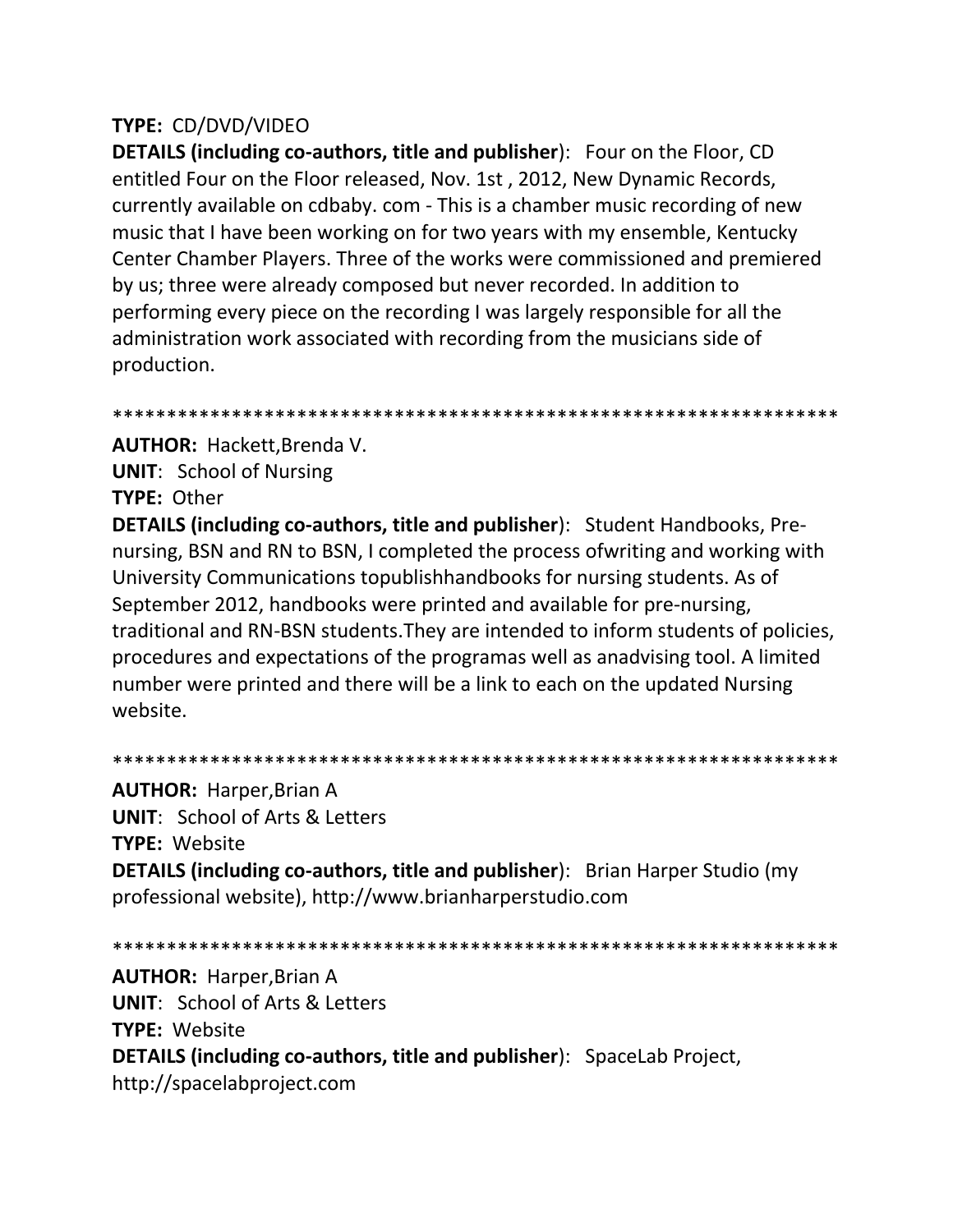**TYPE:** CD/DVD/VIDEO

**DETAILS (including co-authors, title and publisher)**: Four on the Floor, CD entitled Four on the Floor released, Nov. 1st , 2012, New Dynamic Records, currently available on cdbaby. com - This is a chamber music recording of new music that I have been working on for two years with my ensemble, Kentucky Center Chamber Players. Three of the works were commissioned and premiered by us; three were already composed but never recorded. In addition to performing every piece on the recording I was largely responsible for all the administration work associated with recording from the musicians side of production.

*******************************************************************

**AUTHOR:** Hackett,Brenda V.

**UNIT**: School of Nursing

**TYPE:** Other

**DETAILS (including co-authors, title and publisher)**: Student Handbooks, Pre-nursing, BSN and RN to BSN, I completed the process ofwriting and working with University Communications topublishhandbooks for nursing students. As of September 2012, handbooks were printed and available for pre-nursing, traditional and RN-BSN students.They are intended to inform students of policies, procedures and expectations of the programas well as anadvising tool. A limited number were printed and there will be a link to each on the updated Nursing website.

*******************************************************************

**AUTHOR:** Harper,Brian A

**UNIT**: School of Arts & Letters

**TYPE:** Website

**DETAILS (including co-authors, title and publisher)**: Brian Harper Studio (my professional website), http://www.brianharperstudio.com

*******************************************************************

**AUTHOR:** Harper,Brian A

**UNIT**: School of Arts & Letters

**TYPE:** Website

**DETAILS (including co-authors, title and publisher)**: SpaceLab Project, http://spacelabproject.com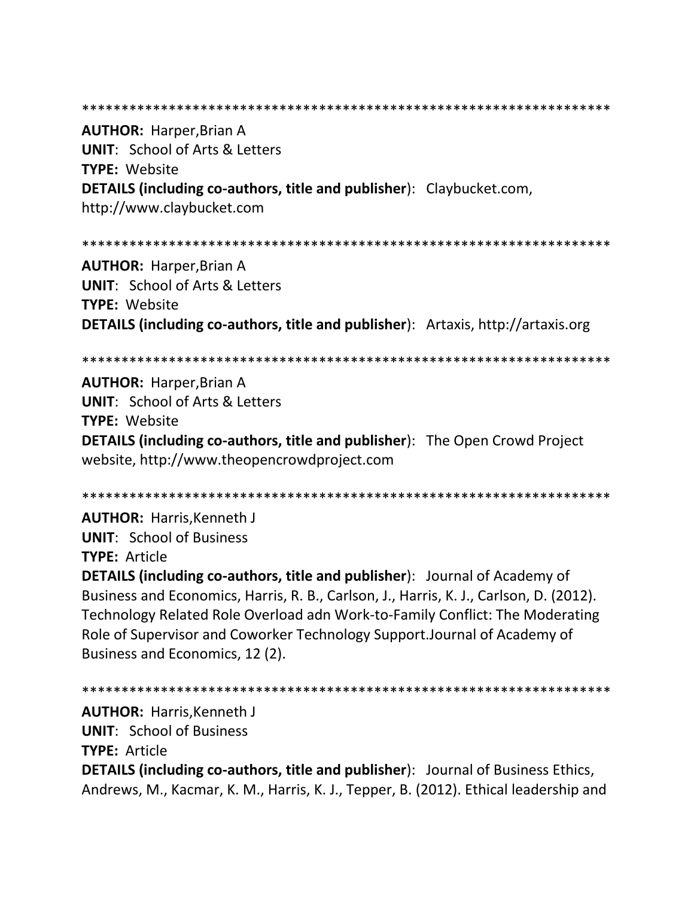*******************************************************************

**AUTHOR:** Harper,Brian A
**UNIT**: School of Arts & Letters
**TYPE:** Website
**DETAILS (including co-authors, title and publisher)**: Claybucket.com, http://www.claybucket.com

*******************************************************************

**AUTHOR:** Harper,Brian A
**UNIT**: School of Arts & Letters
**TYPE:** Website
**DETAILS (including co-authors, title and publisher)**: Artaxis, http://artaxis.org

*******************************************************************

**AUTHOR:** Harper,Brian A
**UNIT**: School of Arts & Letters
**TYPE:** Website
**DETAILS (including co-authors, title and publisher)**: The Open Crowd Project website, http://www.theopencrowdproject.com

*******************************************************************

**AUTHOR:** Harris,Kenneth J
**UNIT**: School of Business
**TYPE:** Article
**DETAILS (including co-authors, title and publisher)**: Journal of Academy of Business and Economics, Harris, R. B., Carlson, J., Harris, K. J., Carlson, D. (2012). Technology Related Role Overload adn Work-to-Family Conflict: The Moderating Role of Supervisor and Coworker Technology Support.Journal of Academy of Business and Economics, 12 (2).

*******************************************************************

**AUTHOR:** Harris,Kenneth J
**UNIT**: School of Business
**TYPE:** Article
**DETAILS (including co-authors, title and publisher)**: Journal of Business Ethics, Andrews, M., Kacmar, K. M., Harris, K. J., Tepper, B. (2012). Ethical leadership and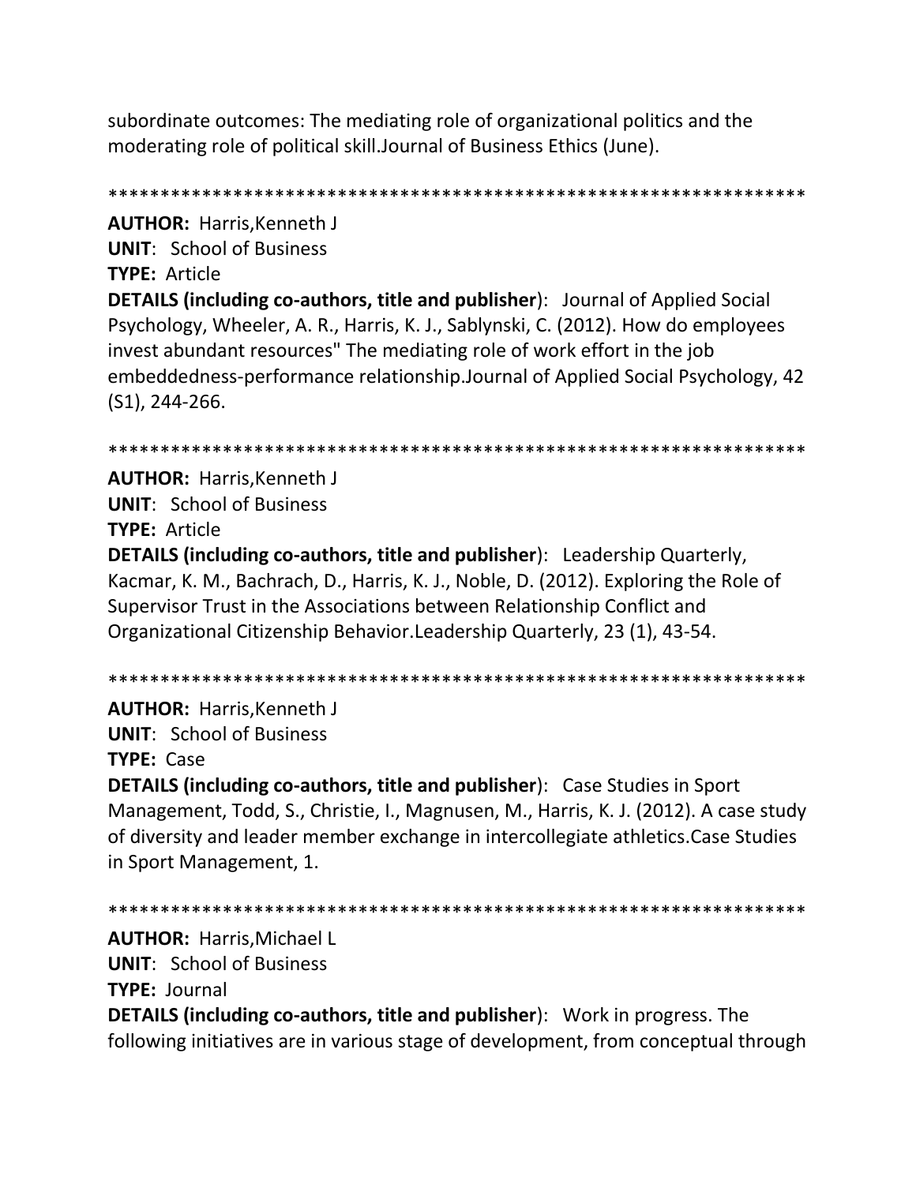subordinate outcomes: The mediating role of organizational politics and the moderating role of political skill.Journal of Business Ethics (June).

******************************************************************

**AUTHOR:** Harris,Kenneth J
**UNIT**: School of Business
**TYPE:** Article
**DETAILS (including co-authors, title and publisher**): Journal of Applied Social Psychology, Wheeler, A. R., Harris, K. J., Sablynski, C. (2012). How do employees invest abundant resources" The mediating role of work effort in the job embeddedness-performance relationship.Journal of Applied Social Psychology, 42 (S1), 244-266.

******************************************************************

**AUTHOR:** Harris,Kenneth J
**UNIT**: School of Business
**TYPE:** Article
**DETAILS (including co-authors, title and publisher**): Leadership Quarterly, Kacmar, K. M., Bachrach, D., Harris, K. J., Noble, D. (2012). Exploring the Role of Supervisor Trust in the Associations between Relationship Conflict and Organizational Citizenship Behavior.Leadership Quarterly, 23 (1), 43-54.

******************************************************************

**AUTHOR:** Harris,Kenneth J
**UNIT**: School of Business
**TYPE:** Case
**DETAILS (including co-authors, title and publisher**): Case Studies in Sport Management, Todd, S., Christie, I., Magnusen, M., Harris, K. J. (2012). A case study of diversity and leader member exchange in intercollegiate athletics.Case Studies in Sport Management, 1.

******************************************************************

**AUTHOR:** Harris,Michael L
**UNIT**: School of Business
**TYPE:** Journal
**DETAILS (including co-authors, title and publisher**): Work in progress. The following initiatives are in various stage of development, from conceptual through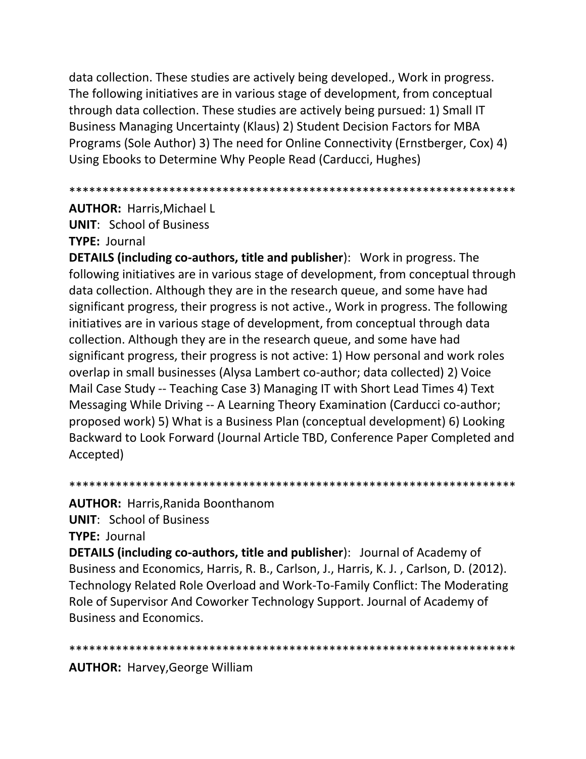data collection. These studies are actively being developed., Work in progress. The following initiatives are in various stage of development, from conceptual through data collection. These studies are actively being pursued: 1) Small IT Business Managing Uncertainty (Klaus) 2) Student Decision Factors for MBA Programs (Sole Author) 3) The need for Online Connectivity (Ernstberger, Cox) 4) Using Ebooks to Determine Why People Read (Carducci, Hughes)

*******************************************************************

**AUTHOR:** Harris,Michael L
**UNIT**: School of Business
**TYPE:** Journal
**DETAILS (including co-authors, title and publisher**): Work in progress. The following initiatives are in various stage of development, from conceptual through data collection. Although they are in the research queue, and some have had significant progress, their progress is not active., Work in progress. The following initiatives are in various stage of development, from conceptual through data collection. Although they are in the research queue, and some have had significant progress, their progress is not active: 1) How personal and work roles overlap in small businesses (Alysa Lambert co-author; data collected) 2) Voice Mail Case Study -- Teaching Case 3) Managing IT with Short Lead Times 4) Text Messaging While Driving -- A Learning Theory Examination (Carducci co-author; proposed work) 5) What is a Business Plan (conceptual development) 6) Looking Backward to Look Forward (Journal Article TBD, Conference Paper Completed and Accepted)

*******************************************************************

**AUTHOR:** Harris,Ranida Boonthanom
**UNIT**: School of Business
**TYPE:** Journal
**DETAILS (including co-authors, title and publisher**): Journal of Academy of Business and Economics, Harris, R. B., Carlson, J., Harris, K. J. , Carlson, D. (2012). Technology Related Role Overload and Work-To-Family Conflict: The Moderating Role of Supervisor And Coworker Technology Support. Journal of Academy of Business and Economics.

*******************************************************************

**AUTHOR:** Harvey,George William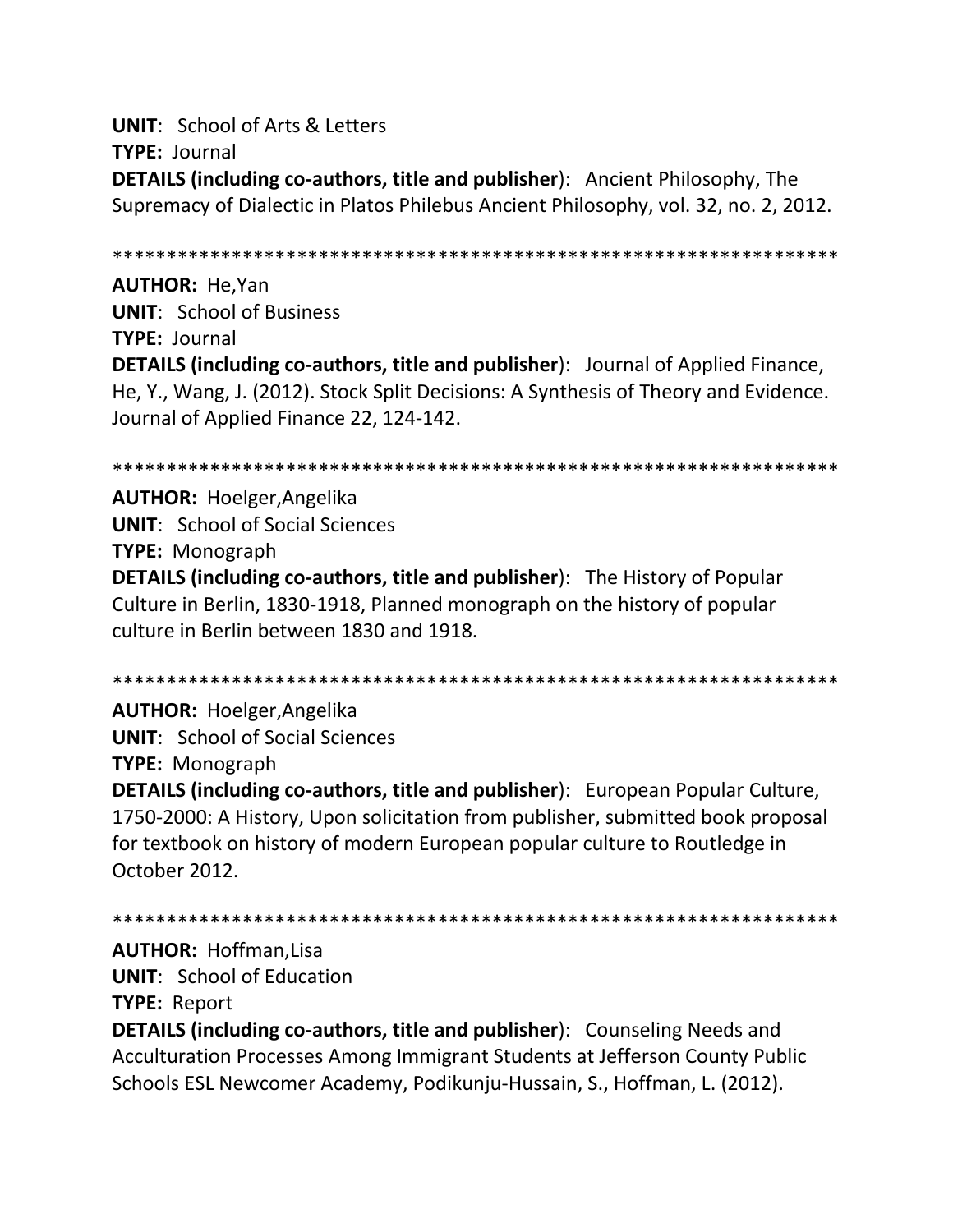**UNIT**: School of Arts & Letters
**TYPE:** Journal
**DETAILS (including co-authors, title and publisher**): Ancient Philosophy, The Supremacy of Dialectic in Platos Philebus Ancient Philosophy, vol. 32, no. 2, 2012.

******************************************************************

**AUTHOR:** He,Yan
**UNIT**: School of Business
**TYPE:** Journal
**DETAILS (including co-authors, title and publisher**): Journal of Applied Finance, He, Y., Wang, J. (2012). Stock Split Decisions: A Synthesis of Theory and Evidence. Journal of Applied Finance 22, 124-142.

******************************************************************

**AUTHOR:** Hoelger,Angelika
**UNIT**: School of Social Sciences
**TYPE:** Monograph
**DETAILS (including co-authors, title and publisher**): The History of Popular Culture in Berlin, 1830-1918, Planned monograph on the history of popular culture in Berlin between 1830 and 1918.

******************************************************************

**AUTHOR:** Hoelger,Angelika
**UNIT**: School of Social Sciences
**TYPE:** Monograph
**DETAILS (including co-authors, title and publisher**): European Popular Culture, 1750-2000: A History, Upon solicitation from publisher, submitted book proposal for textbook on history of modern European popular culture to Routledge in October 2012.

******************************************************************

**AUTHOR:** Hoffman,Lisa
**UNIT**: School of Education
**TYPE:** Report
**DETAILS (including co-authors, title and publisher**): Counseling Needs and Acculturation Processes Among Immigrant Students at Jefferson County Public Schools ESL Newcomer Academy, Podikunju-Hussain, S., Hoffman, L. (2012).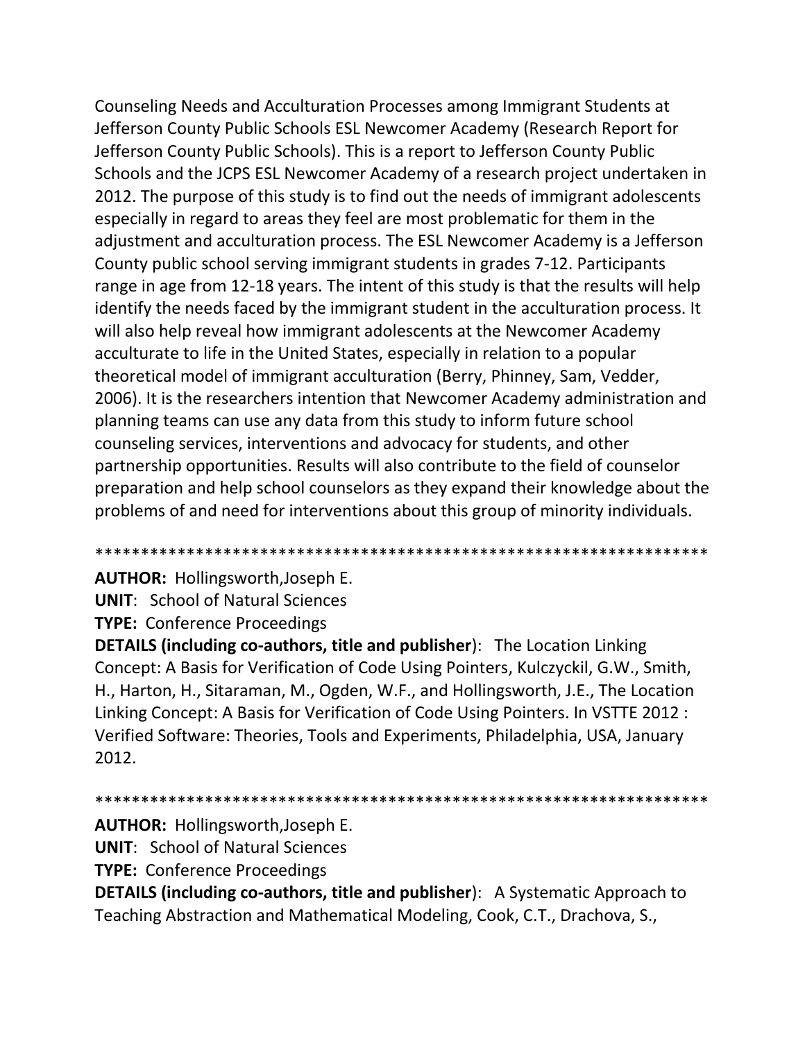Counseling Needs and Acculturation Processes among Immigrant Students at Jefferson County Public Schools ESL Newcomer Academy (Research Report for Jefferson County Public Schools). This is a report to Jefferson County Public Schools and the JCPS ESL Newcomer Academy of a research project undertaken in 2012. The purpose of this study is to find out the needs of immigrant adolescents especially in regard to areas they feel are most problematic for them in the adjustment and acculturation process. The ESL Newcomer Academy is a Jefferson County public school serving immigrant students in grades 7-12. Participants range in age from 12-18 years. The intent of this study is that the results will help identify the needs faced by the immigrant student in the acculturation process. It will also help reveal how immigrant adolescents at the Newcomer Academy acculturate to life in the United States, especially in relation to a popular theoretical model of immigrant acculturation (Berry, Phinney, Sam, Vedder, 2006). It is the researchers intention that Newcomer Academy administration and planning teams can use any data from this study to inform future school counseling services, interventions and advocacy for students, and other partnership opportunities. Results will also contribute to the field of counselor preparation and help school counselors as they expand their knowledge about the problems of and need for interventions about this group of minority individuals.

*****************************************************************

**AUTHOR:** Hollingsworth,Joseph E.
**UNIT**: School of Natural Sciences
**TYPE:** Conference Proceedings
**DETAILS (including co-authors, title and publisher**): The Location Linking Concept: A Basis for Verification of Code Using Pointers, Kulczyckil, G.W., Smith, H., Harton, H., Sitaraman, M., Ogden, W.F., and Hollingsworth, J.E., The Location Linking Concept: A Basis for Verification of Code Using Pointers. In VSTTE 2012 : Verified Software: Theories, Tools and Experiments, Philadelphia, USA, January 2012.

*****************************************************************

**AUTHOR:** Hollingsworth,Joseph E.
**UNIT**: School of Natural Sciences
**TYPE:** Conference Proceedings
**DETAILS (including co-authors, title and publisher**): A Systematic Approach to Teaching Abstraction and Mathematical Modeling, Cook, C.T., Drachova, S.,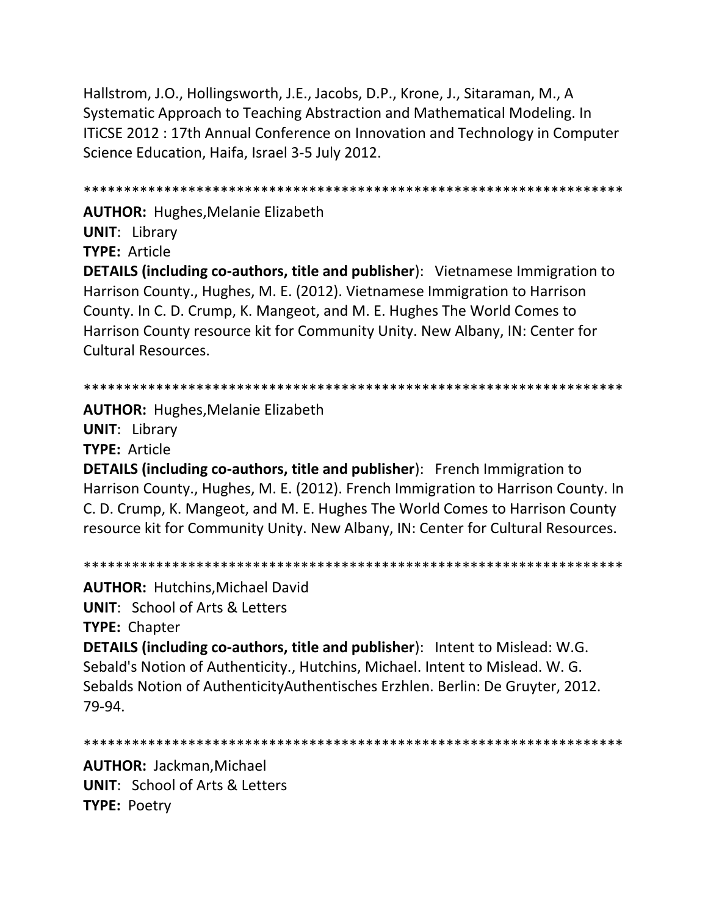Hallstrom, J.O., Hollingsworth, J.E., Jacobs, D.P., Krone, J., Sitaraman, M., A Systematic Approach to Teaching Abstraction and Mathematical Modeling. In ITiCSE 2012 : 17th Annual Conference on Innovation and Technology in Computer Science Education, Haifa, Israel 3-5 July 2012.

******************************************************************

**AUTHOR:** Hughes,Melanie Elizabeth
**UNIT**: Library
**TYPE:** Article
**DETAILS (including co-authors, title and publisher**): Vietnamese Immigration to Harrison County., Hughes, M. E. (2012). Vietnamese Immigration to Harrison County. In C. D. Crump, K. Mangeot, and M. E. Hughes The World Comes to Harrison County resource kit for Community Unity. New Albany, IN: Center for Cultural Resources.

******************************************************************

**AUTHOR:** Hughes,Melanie Elizabeth
**UNIT**: Library
**TYPE:** Article
**DETAILS (including co-authors, title and publisher**): French Immigration to Harrison County., Hughes, M. E. (2012). French Immigration to Harrison County. In C. D. Crump, K. Mangeot, and M. E. Hughes The World Comes to Harrison County resource kit for Community Unity. New Albany, IN: Center for Cultural Resources.

******************************************************************

**AUTHOR:** Hutchins,Michael David
**UNIT**: School of Arts & Letters
**TYPE:** Chapter
**DETAILS (including co-authors, title and publisher**): Intent to Mislead: W.G. Sebald's Notion of Authenticity., Hutchins, Michael. Intent to Mislead. W. G. Sebalds Notion of AuthenticityAuthentisches Erzhlen. Berlin: De Gruyter, 2012. 79-94.

******************************************************************

**AUTHOR:** Jackman,Michael
**UNIT**: School of Arts & Letters
**TYPE:** Poetry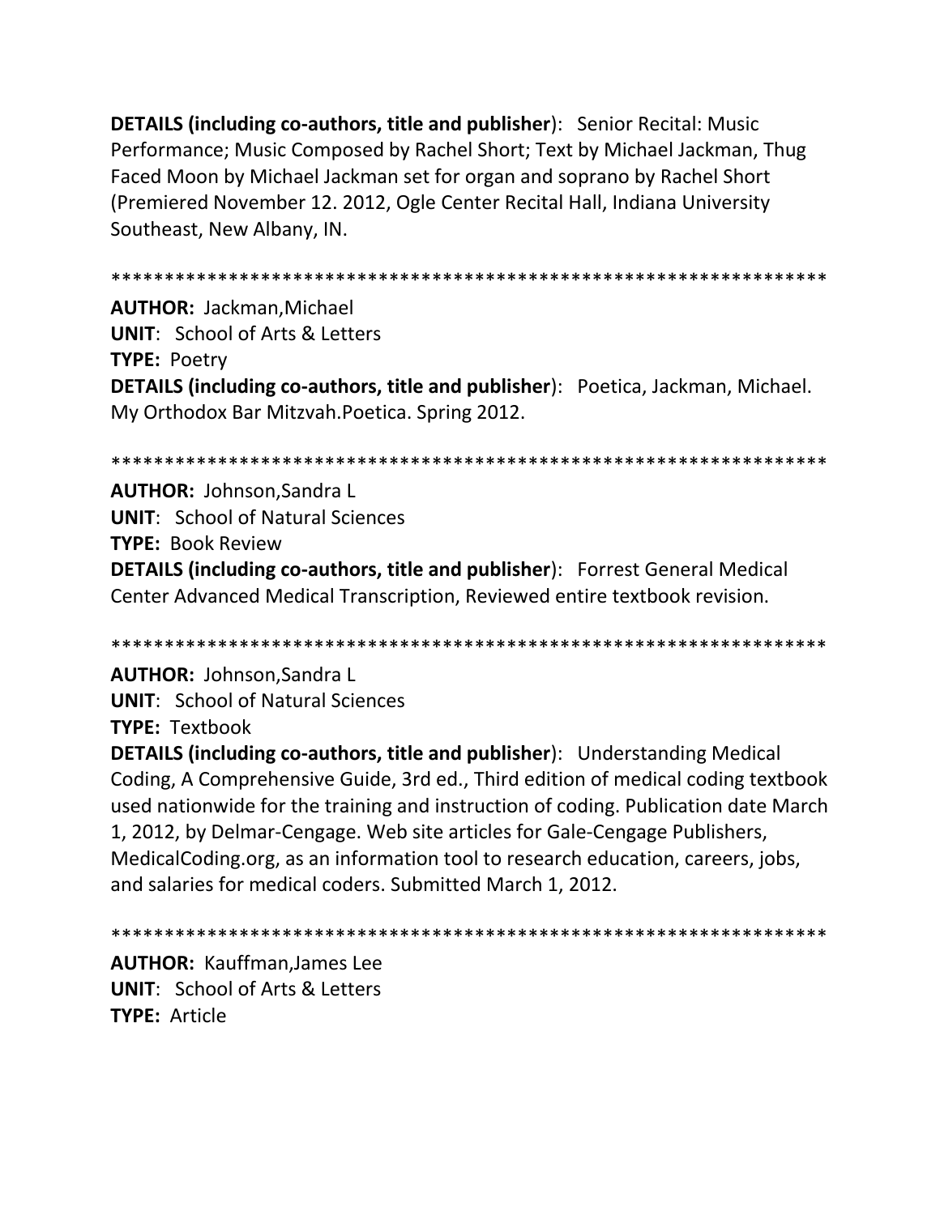**DETAILS (including co-authors, title and publisher**): Senior Recital: Music Performance; Music Composed by Rachel Short; Text by Michael Jackman, Thug Faced Moon by Michael Jackman set for organ and soprano by Rachel Short (Premiered November 12. 2012, Ogle Center Recital Hall, Indiana University Southeast, New Albany, IN.

******************************************************************

**AUTHOR:** Jackman,Michael
**UNIT**: School of Arts & Letters
**TYPE:** Poetry
**DETAILS (including co-authors, title and publisher**): Poetica, Jackman, Michael. My Orthodox Bar Mitzvah.Poetica. Spring 2012.

******************************************************************

**AUTHOR:** Johnson,Sandra L
**UNIT**: School of Natural Sciences
**TYPE:** Book Review
**DETAILS (including co-authors, title and publisher**): Forrest General Medical Center Advanced Medical Transcription, Reviewed entire textbook revision.

******************************************************************

**AUTHOR:** Johnson,Sandra L
**UNIT**: School of Natural Sciences
**TYPE:** Textbook
**DETAILS (including co-authors, title and publisher**): Understanding Medical Coding, A Comprehensive Guide, 3rd ed., Third edition of medical coding textbook used nationwide for the training and instruction of coding. Publication date March 1, 2012, by Delmar-Cengage. Web site articles for Gale-Cengage Publishers, MedicalCoding.org, as an information tool to research education, careers, jobs, and salaries for medical coders. Submitted March 1, 2012.

******************************************************************

**AUTHOR:** Kauffman,James Lee
**UNIT**: School of Arts & Letters
**TYPE:** Article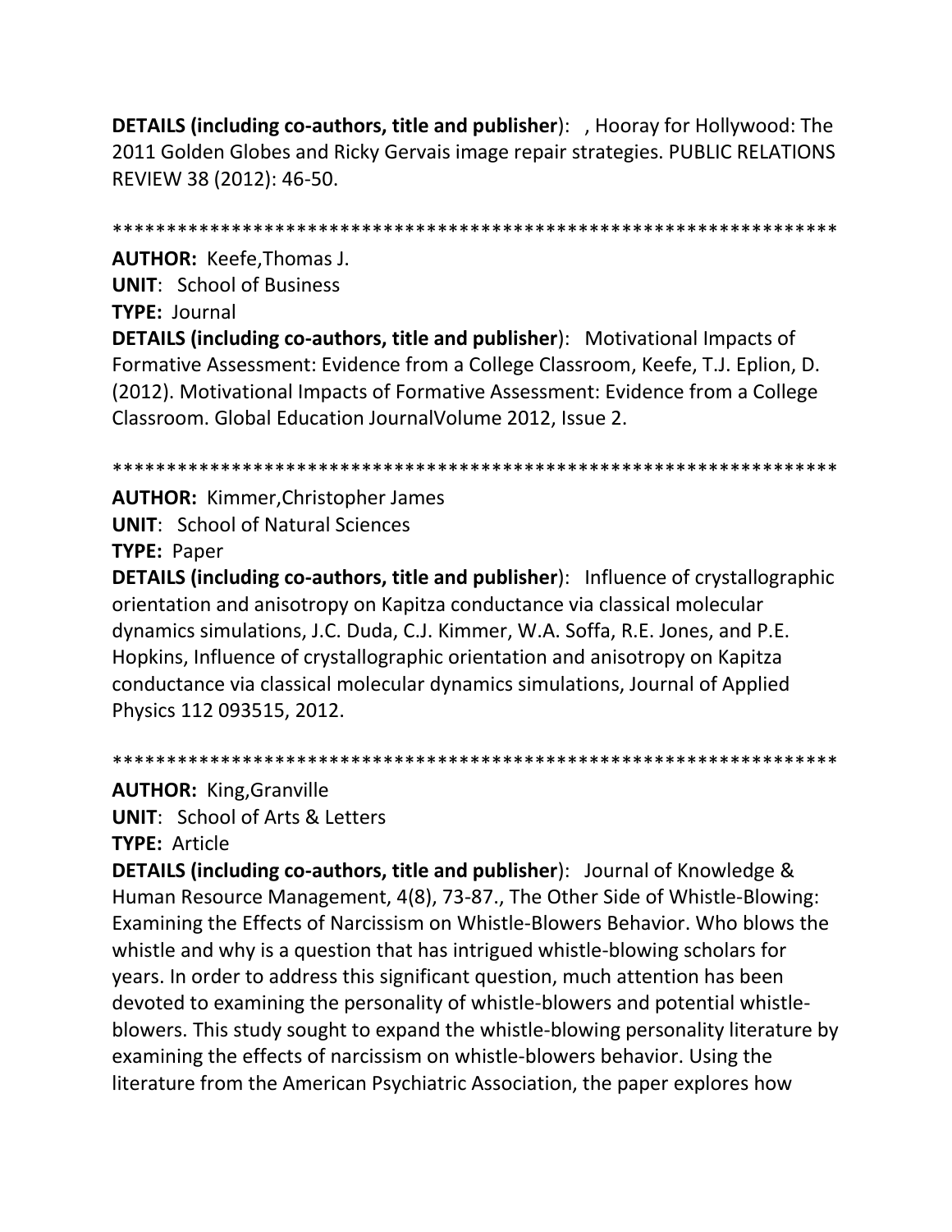**DETAILS (including co-authors, title and publisher)**: , Hooray for Hollywood: The 2011 Golden Globes and Ricky Gervais image repair strategies. PUBLIC RELATIONS REVIEW 38 (2012): 46-50.

******************************************************************

**AUTHOR:** Keefe,Thomas J.
**UNIT**: School of Business
**TYPE:** Journal
**DETAILS (including co-authors, title and publisher)**: Motivational Impacts of Formative Assessment: Evidence from a College Classroom, Keefe, T.J. Eplion, D. (2012). Motivational Impacts of Formative Assessment: Evidence from a College Classroom. Global Education JournalVolume 2012, Issue 2.

******************************************************************

**AUTHOR:** Kimmer,Christopher James
**UNIT**: School of Natural Sciences
**TYPE:** Paper
**DETAILS (including co-authors, title and publisher)**: Influence of crystallographic orientation and anisotropy on Kapitza conductance via classical molecular dynamics simulations, J.C. Duda, C.J. Kimmer, W.A. Soffa, R.E. Jones, and P.E. Hopkins, Influence of crystallographic orientation and anisotropy on Kapitza conductance via classical molecular dynamics simulations, Journal of Applied Physics 112 093515, 2012.

******************************************************************

**AUTHOR:** King,Granville
**UNIT**: School of Arts & Letters
**TYPE:** Article
**DETAILS (including co-authors, title and publisher)**: Journal of Knowledge & Human Resource Management, 4(8), 73-87., The Other Side of Whistle-Blowing: Examining the Effects of Narcissism on Whistle-Blowers Behavior. Who blows the whistle and why is a question that has intrigued whistle-blowing scholars for years. In order to address this significant question, much attention has been devoted to examining the personality of whistle-blowers and potential whistle-blowers. This study sought to expand the whistle-blowing personality literature by examining the effects of narcissism on whistle-blowers behavior. Using the literature from the American Psychiatric Association, the paper explores how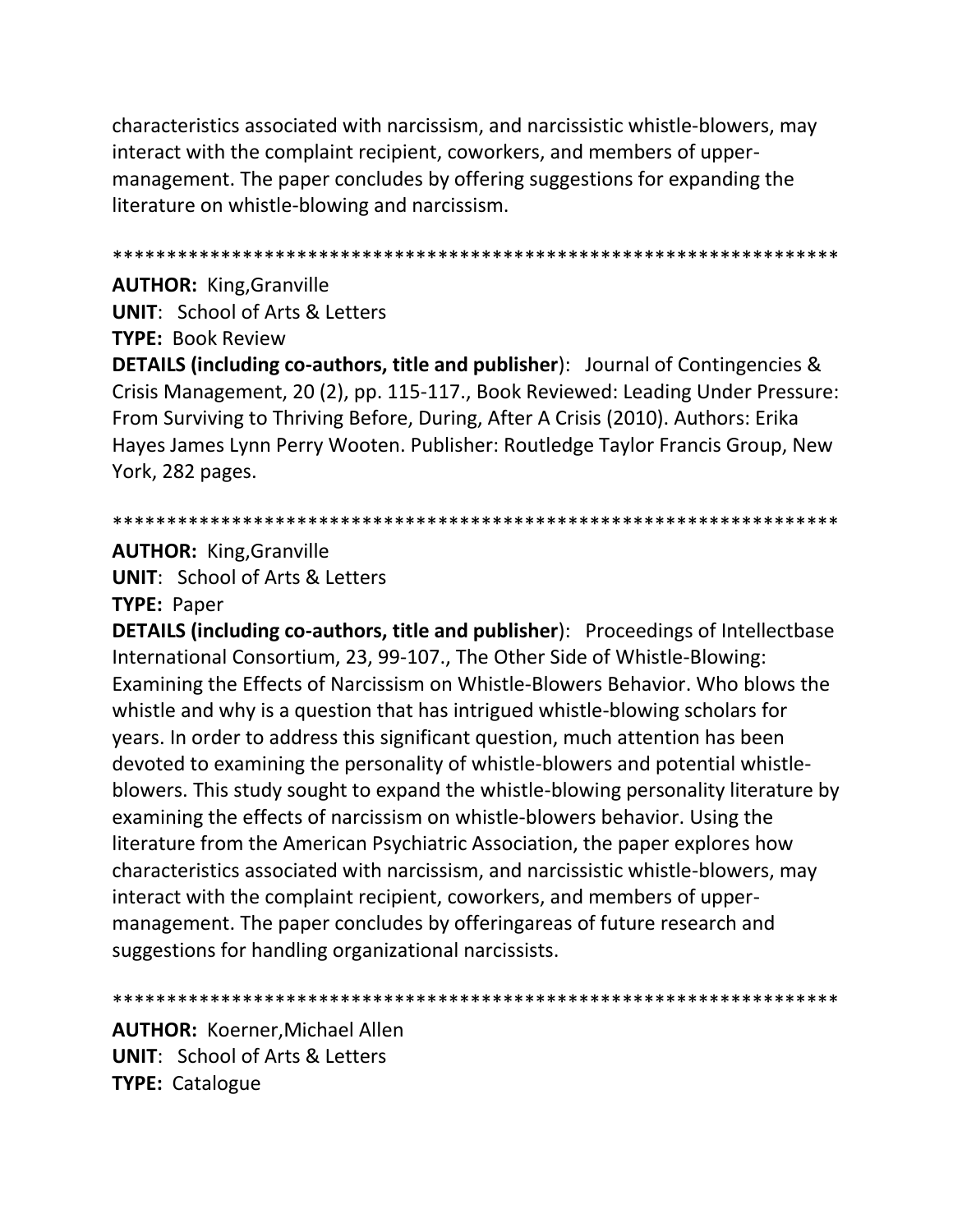characteristics associated with narcissism, and narcissistic whistle-blowers, may interact with the complaint recipient, coworkers, and members of upper-management. The paper concludes by offering suggestions for expanding the literature on whistle-blowing and narcissism.

******************************************************************

**AUTHOR:** King,Granville

**UNIT**: School of Arts & Letters

**TYPE:** Book Review

**DETAILS (including co-authors, title and publisher**): Journal of Contingencies & Crisis Management, 20 (2), pp. 115-117., Book Reviewed: Leading Under Pressure: From Surviving to Thriving Before, During, After A Crisis (2010). Authors: Erika Hayes James Lynn Perry Wooten. Publisher: Routledge Taylor Francis Group, New York, 282 pages.

******************************************************************

**AUTHOR:** King,Granville

**UNIT**: School of Arts & Letters

**TYPE:** Paper

**DETAILS (including co-authors, title and publisher**): Proceedings of Intellectbase International Consortium, 23, 99-107., The Other Side of Whistle-Blowing: Examining the Effects of Narcissism on Whistle-Blowers Behavior. Who blows the whistle and why is a question that has intrigued whistle-blowing scholars for years. In order to address this significant question, much attention has been devoted to examining the personality of whistle-blowers and potential whistle-blowers. This study sought to expand the whistle-blowing personality literature by examining the effects of narcissism on whistle-blowers behavior. Using the literature from the American Psychiatric Association, the paper explores how characteristics associated with narcissism, and narcissistic whistle-blowers, may interact with the complaint recipient, coworkers, and members of upper-management. The paper concludes by offeringareas of future research and suggestions for handling organizational narcissists.

******************************************************************

**AUTHOR:** Koerner,Michael Allen

**UNIT**: School of Arts & Letters

**TYPE:** Catalogue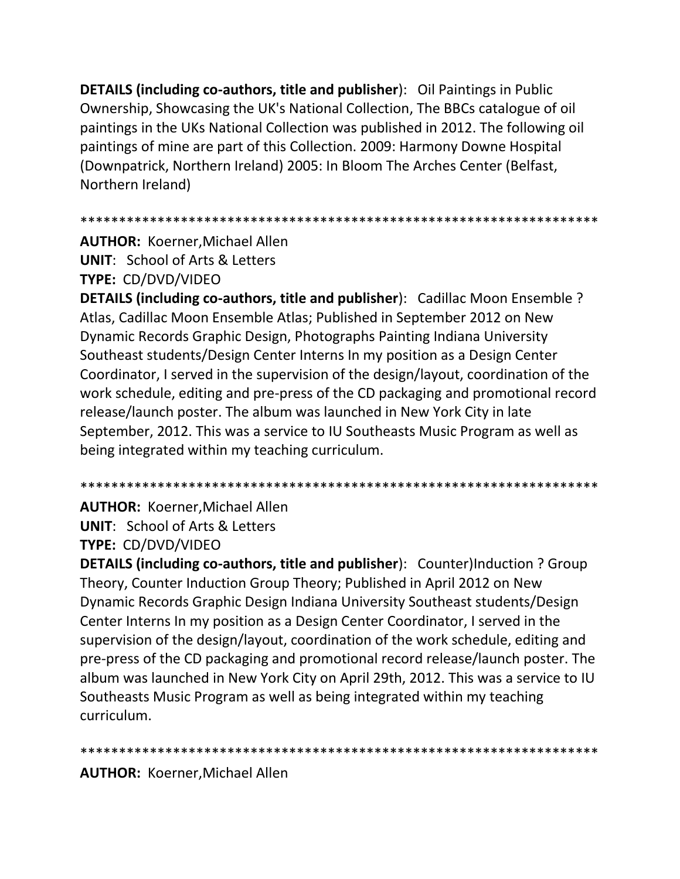**DETAILS (including co-authors, title and publisher)**: Oil Paintings in Public Ownership, Showcasing the UK's National Collection, The BBCs catalogue of oil paintings in the UKs National Collection was published in 2012. The following oil paintings of mine are part of this Collection. 2009: Harmony Downe Hospital (Downpatrick, Northern Ireland) 2005: In Bloom The Arches Center (Belfast, Northern Ireland)

******************************************************************

**AUTHOR:** Koerner,Michael Allen
**UNIT**: School of Arts & Letters
**TYPE:** CD/DVD/VIDEO
**DETAILS (including co-authors, title and publisher)**: Cadillac Moon Ensemble ? Atlas, Cadillac Moon Ensemble Atlas; Published in September 2012 on New Dynamic Records Graphic Design, Photographs Painting Indiana University Southeast students/Design Center Interns In my position as a Design Center Coordinator, I served in the supervision of the design/layout, coordination of the work schedule, editing and pre-press of the CD packaging and promotional record release/launch poster. The album was launched in New York City in late September, 2012. This was a service to IU Southeasts Music Program as well as being integrated within my teaching curriculum.

******************************************************************

**AUTHOR:** Koerner,Michael Allen
**UNIT**: School of Arts & Letters
**TYPE:** CD/DVD/VIDEO
**DETAILS (including co-authors, title and publisher)**: Counter)Induction ? Group Theory, Counter Induction Group Theory; Published in April 2012 on New Dynamic Records Graphic Design Indiana University Southeast students/Design Center Interns In my position as a Design Center Coordinator, I served in the supervision of the design/layout, coordination of the work schedule, editing and pre-press of the CD packaging and promotional record release/launch poster. The album was launched in New York City on April 29th, 2012. This was a service to IU Southeasts Music Program as well as being integrated within my teaching curriculum.

******************************************************************

**AUTHOR:** Koerner,Michael Allen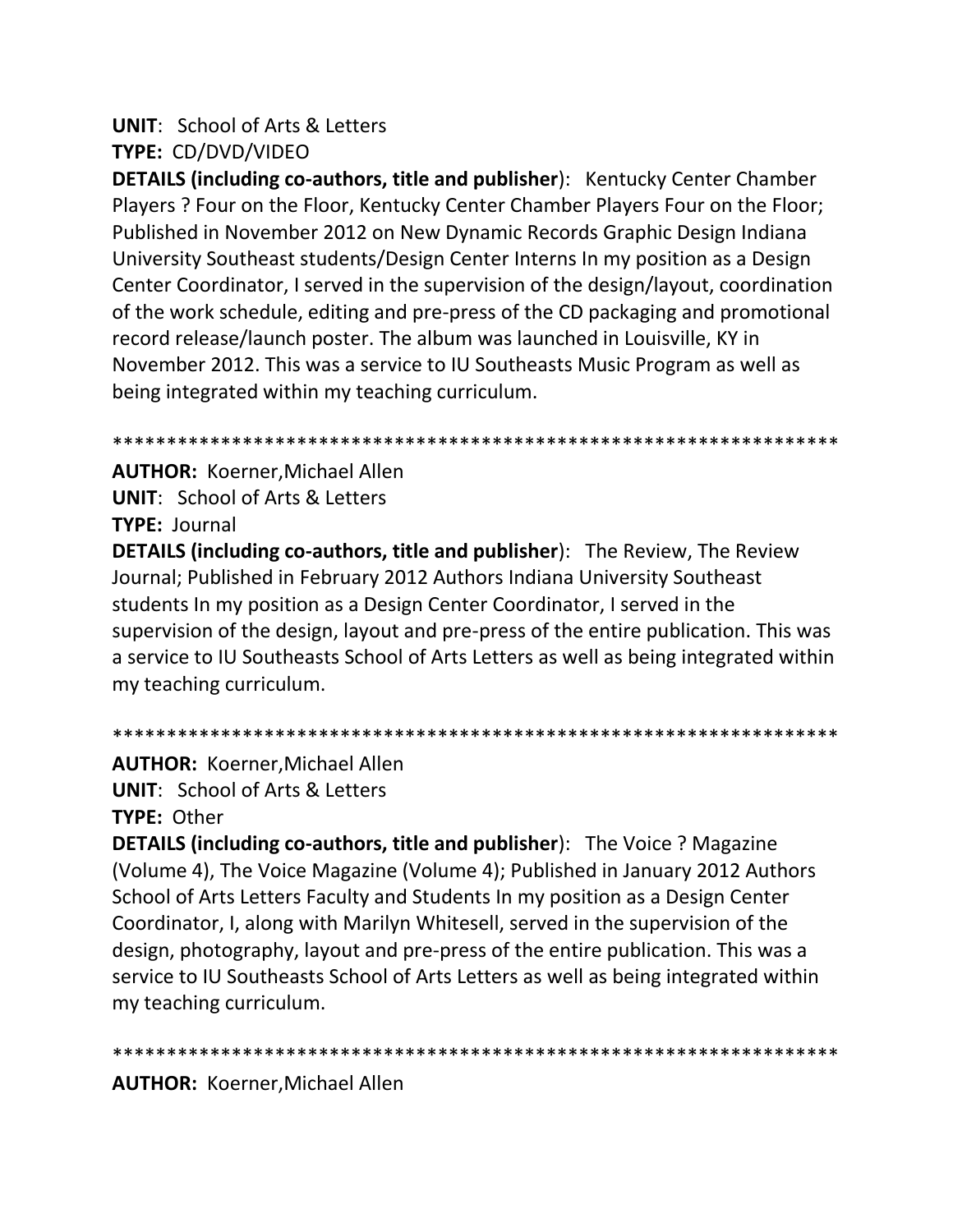**UNIT**: School of Arts & Letters

**TYPE:** CD/DVD/VIDEO

**DETAILS (including co-authors, title and publisher)**: Kentucky Center Chamber Players ? Four on the Floor, Kentucky Center Chamber Players Four on the Floor; Published in November 2012 on New Dynamic Records Graphic Design Indiana University Southeast students/Design Center Interns In my position as a Design Center Coordinator, I served in the supervision of the design/layout, coordination of the work schedule, editing and pre-press of the CD packaging and promotional record release/launch poster. The album was launched in Louisville, KY in November 2012. This was a service to IU Southeasts Music Program as well as being integrated within my teaching curriculum.

******************************************************************

**AUTHOR:** Koerner,Michael Allen

**UNIT**: School of Arts & Letters

**TYPE:** Journal

**DETAILS (including co-authors, title and publisher)**: The Review, The Review Journal; Published in February 2012 Authors Indiana University Southeast students In my position as a Design Center Coordinator, I served in the supervision of the design, layout and pre-press of the entire publication. This was a service to IU Southeasts School of Arts Letters as well as being integrated within my teaching curriculum.

******************************************************************

**AUTHOR:** Koerner,Michael Allen

**UNIT**: School of Arts & Letters

**TYPE:** Other

**DETAILS (including co-authors, title and publisher)**: The Voice ? Magazine (Volume 4), The Voice Magazine (Volume 4); Published in January 2012 Authors School of Arts Letters Faculty and Students In my position as a Design Center Coordinator, I, along with Marilyn Whitesell, served in the supervision of the design, photography, layout and pre-press of the entire publication. This was a service to IU Southeasts School of Arts Letters as well as being integrated within my teaching curriculum.

******************************************************************

**AUTHOR:** Koerner,Michael Allen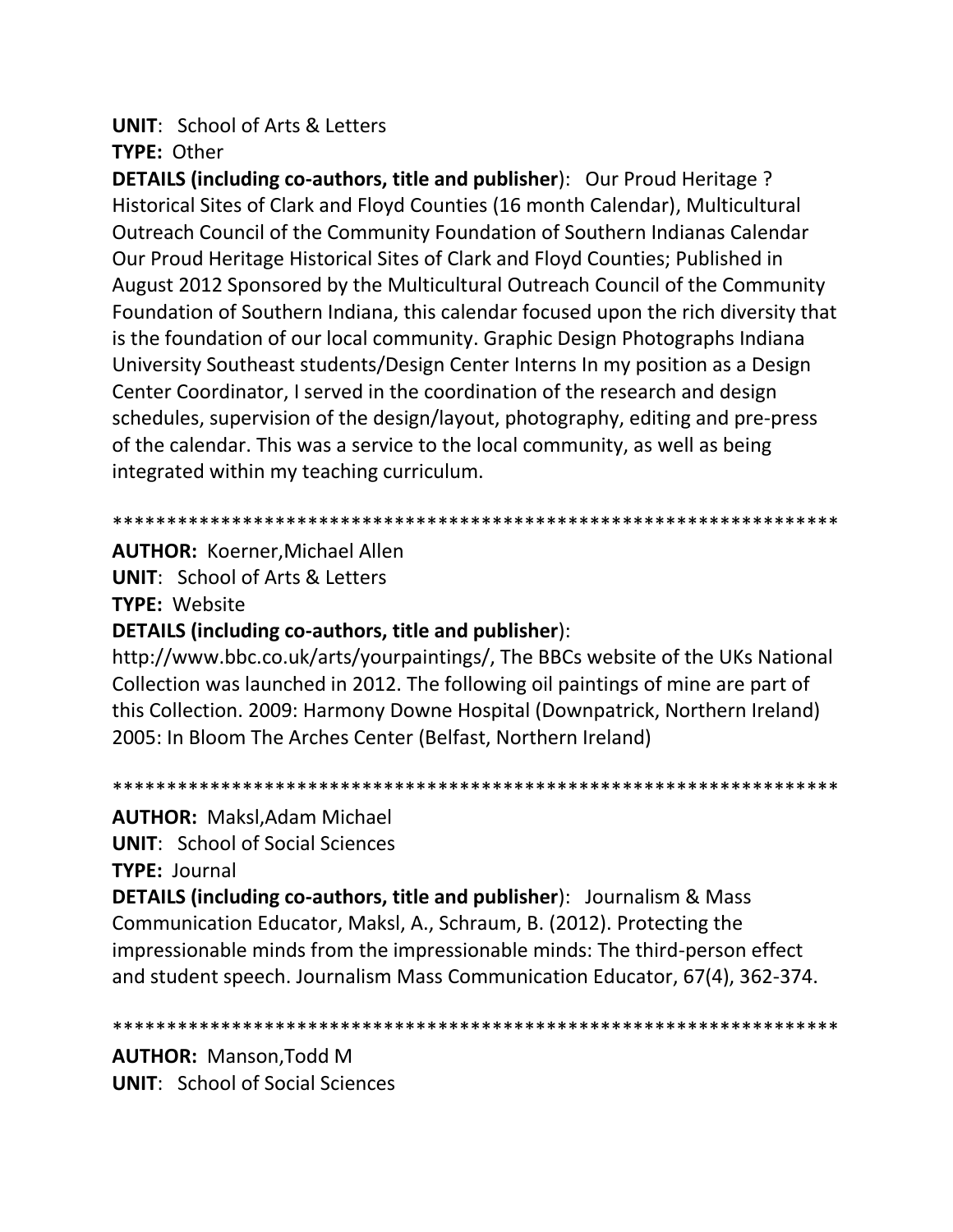**UNIT**: School of Arts & Letters

**TYPE:** Other

**DETAILS (including co-authors, title and publisher)**: Our Proud Heritage ? Historical Sites of Clark and Floyd Counties (16 month Calendar), Multicultural Outreach Council of the Community Foundation of Southern Indianas Calendar Our Proud Heritage Historical Sites of Clark and Floyd Counties; Published in August 2012 Sponsored by the Multicultural Outreach Council of the Community Foundation of Southern Indiana, this calendar focused upon the rich diversity that is the foundation of our local community. Graphic Design Photographs Indiana University Southeast students/Design Center Interns In my position as a Design Center Coordinator, I served in the coordination of the research and design schedules, supervision of the design/layout, photography, editing and pre-press of the calendar. This was a service to the local community, as well as being integrated within my teaching curriculum.

*******************************************************************

**AUTHOR:** Koerner,Michael Allen

**UNIT**: School of Arts & Letters

**TYPE:** Website

**DETAILS (including co-authors, title and publisher)**: http://www.bbc.co.uk/arts/yourpaintings/, The BBCs website of the UKs National Collection was launched in 2012. The following oil paintings of mine are part of this Collection. 2009: Harmony Downe Hospital (Downpatrick, Northern Ireland) 2005: In Bloom The Arches Center (Belfast, Northern Ireland)

*******************************************************************

**AUTHOR:** Maksl,Adam Michael

**UNIT**: School of Social Sciences

**TYPE:** Journal

**DETAILS (including co-authors, title and publisher)**: Journalism & Mass Communication Educator, Maksl, A., Schraum, B. (2012). Protecting the impressionable minds from the impressionable minds: The third-person effect and student speech. Journalism Mass Communication Educator, 67(4), 362-374.

*******************************************************************

**AUTHOR:** Manson,Todd M

**UNIT**: School of Social Sciences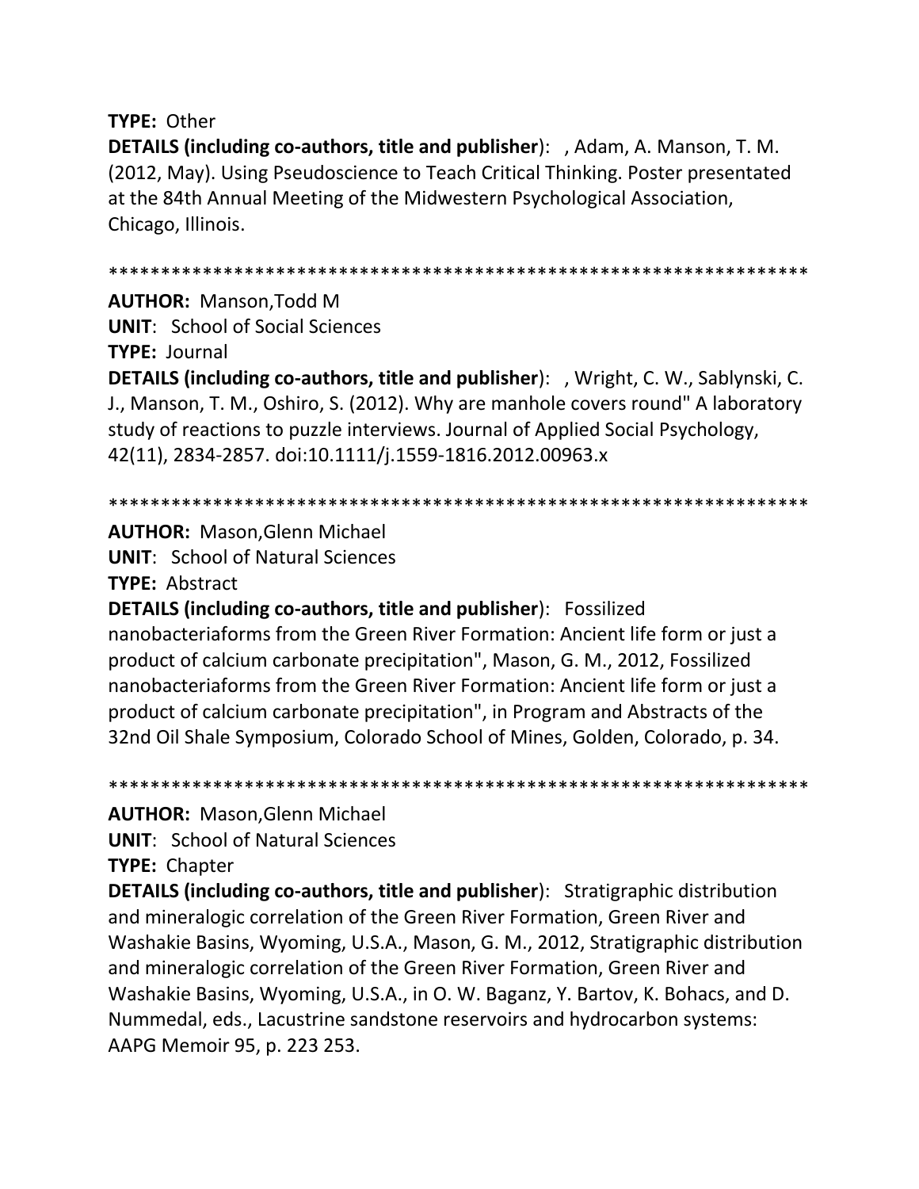**TYPE:** Other

**DETAILS (including co-authors, title and publisher)**: , Adam, A. Manson, T. M. (2012, May). Using Pseudoscience to Teach Critical Thinking. Poster presentated at the 84th Annual Meeting of the Midwestern Psychological Association, Chicago, Illinois.

******************************************************************

**AUTHOR:** Manson,Todd M

**UNIT**: School of Social Sciences

**TYPE:** Journal

**DETAILS (including co-authors, title and publisher)**: , Wright, C. W., Sablynski, C. J., Manson, T. M., Oshiro, S. (2012). Why are manhole covers round" A laboratory study of reactions to puzzle interviews. Journal of Applied Social Psychology, 42(11), 2834-2857. doi:10.1111/j.1559-1816.2012.00963.x

******************************************************************

**AUTHOR:** Mason,Glenn Michael

**UNIT**: School of Natural Sciences

**TYPE:** Abstract

**DETAILS (including co-authors, title and publisher)**: Fossilized nanobacteriaforms from the Green River Formation: Ancient life form or just a product of calcium carbonate precipitation", Mason, G. M., 2012, Fossilized nanobacteriaforms from the Green River Formation: Ancient life form or just a product of calcium carbonate precipitation", in Program and Abstracts of the 32nd Oil Shale Symposium, Colorado School of Mines, Golden, Colorado, p. 34.

******************************************************************

**AUTHOR:** Mason,Glenn Michael

**UNIT**: School of Natural Sciences

**TYPE:** Chapter

**DETAILS (including co-authors, title and publisher)**: Stratigraphic distribution and mineralogic correlation of the Green River Formation, Green River and Washakie Basins, Wyoming, U.S.A., Mason, G. M., 2012, Stratigraphic distribution and mineralogic correlation of the Green River Formation, Green River and Washakie Basins, Wyoming, U.S.A., in O. W. Baganz, Y. Bartov, K. Bohacs, and D. Nummedal, eds., Lacustrine sandstone reservoirs and hydrocarbon systems: AAPG Memoir 95, p. 223 253.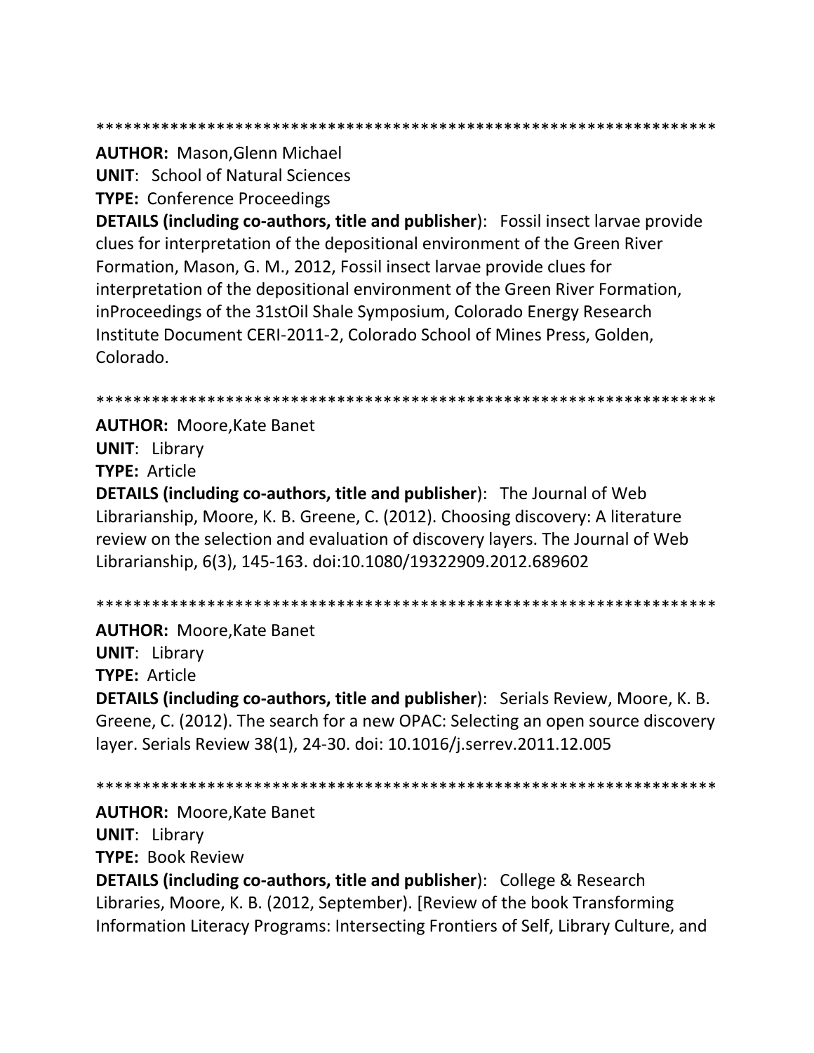*******************************************************************

**AUTHOR:** Mason,Glenn Michael

**UNIT**: School of Natural Sciences

**TYPE:** Conference Proceedings

**DETAILS (including co-authors, title and publisher**): Fossil insect larvae provide clues for interpretation of the depositional environment of the Green River Formation, Mason, G. M., 2012, Fossil insect larvae provide clues for interpretation of the depositional environment of the Green River Formation, inProceedings of the 31stOil Shale Symposium, Colorado Energy Research Institute Document CERI-2011-2, Colorado School of Mines Press, Golden, Colorado.

*******************************************************************

**AUTHOR:** Moore,Kate Banet

**UNIT**: Library

**TYPE:** Article

**DETAILS (including co-authors, title and publisher**): The Journal of Web Librarianship, Moore, K. B. Greene, C. (2012). Choosing discovery: A literature review on the selection and evaluation of discovery layers. The Journal of Web Librarianship, 6(3), 145-163. doi:10.1080/19322909.2012.689602

*******************************************************************

**AUTHOR:** Moore,Kate Banet

**UNIT**: Library

**TYPE:** Article

**DETAILS (including co-authors, title and publisher**): Serials Review, Moore, K. B. Greene, C. (2012). The search for a new OPAC: Selecting an open source discovery layer. Serials Review 38(1), 24-30. doi: 10.1016/j.serrev.2011.12.005

*******************************************************************

**AUTHOR:** Moore,Kate Banet

**UNIT**: Library

**TYPE:** Book Review

**DETAILS (including co-authors, title and publisher**): College & Research Libraries, Moore, K. B. (2012, September). [Review of the book Transforming Information Literacy Programs: Intersecting Frontiers of Self, Library Culture, and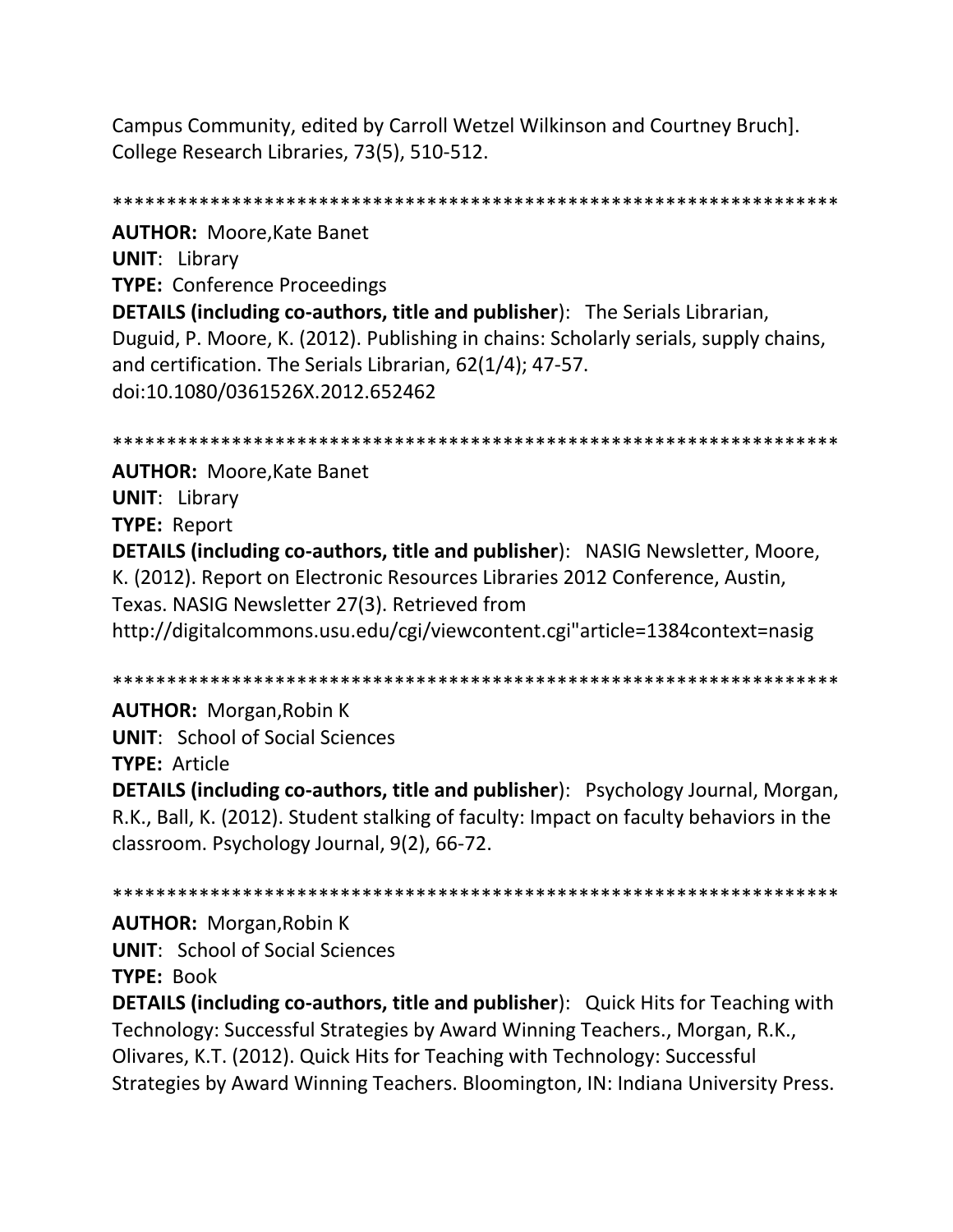Campus Community, edited by Carroll Wetzel Wilkinson and Courtney Bruch]. College Research Libraries, 73(5), 510-512.

******************************************************************

**AUTHOR:** Moore,Kate Banet
**UNIT**: Library
**TYPE:** Conference Proceedings
**DETAILS (including co-authors, title and publisher**): The Serials Librarian, Duguid, P. Moore, K. (2012). Publishing in chains: Scholarly serials, supply chains, and certification. The Serials Librarian, 62(1/4); 47-57. doi:10.1080/0361526X.2012.652462

******************************************************************

**AUTHOR:** Moore,Kate Banet
**UNIT**: Library
**TYPE:** Report
**DETAILS (including co-authors, title and publisher**): NASIG Newsletter, Moore, K. (2012). Report on Electronic Resources Libraries 2012 Conference, Austin, Texas. NASIG Newsletter 27(3). Retrieved from http://digitalcommons.usu.edu/cgi/viewcontent.cgi"article=1384context=nasig

******************************************************************

**AUTHOR:** Morgan,Robin K
**UNIT**: School of Social Sciences
**TYPE:** Article
**DETAILS (including co-authors, title and publisher**): Psychology Journal, Morgan, R.K., Ball, K. (2012). Student stalking of faculty: Impact on faculty behaviors in the classroom. Psychology Journal, 9(2), 66-72.

******************************************************************

**AUTHOR:** Morgan,Robin K
**UNIT**: School of Social Sciences
**TYPE:** Book
**DETAILS (including co-authors, title and publisher**): Quick Hits for Teaching with Technology: Successful Strategies by Award Winning Teachers., Morgan, R.K., Olivares, K.T. (2012). Quick Hits for Teaching with Technology: Successful Strategies by Award Winning Teachers. Bloomington, IN: Indiana University Press.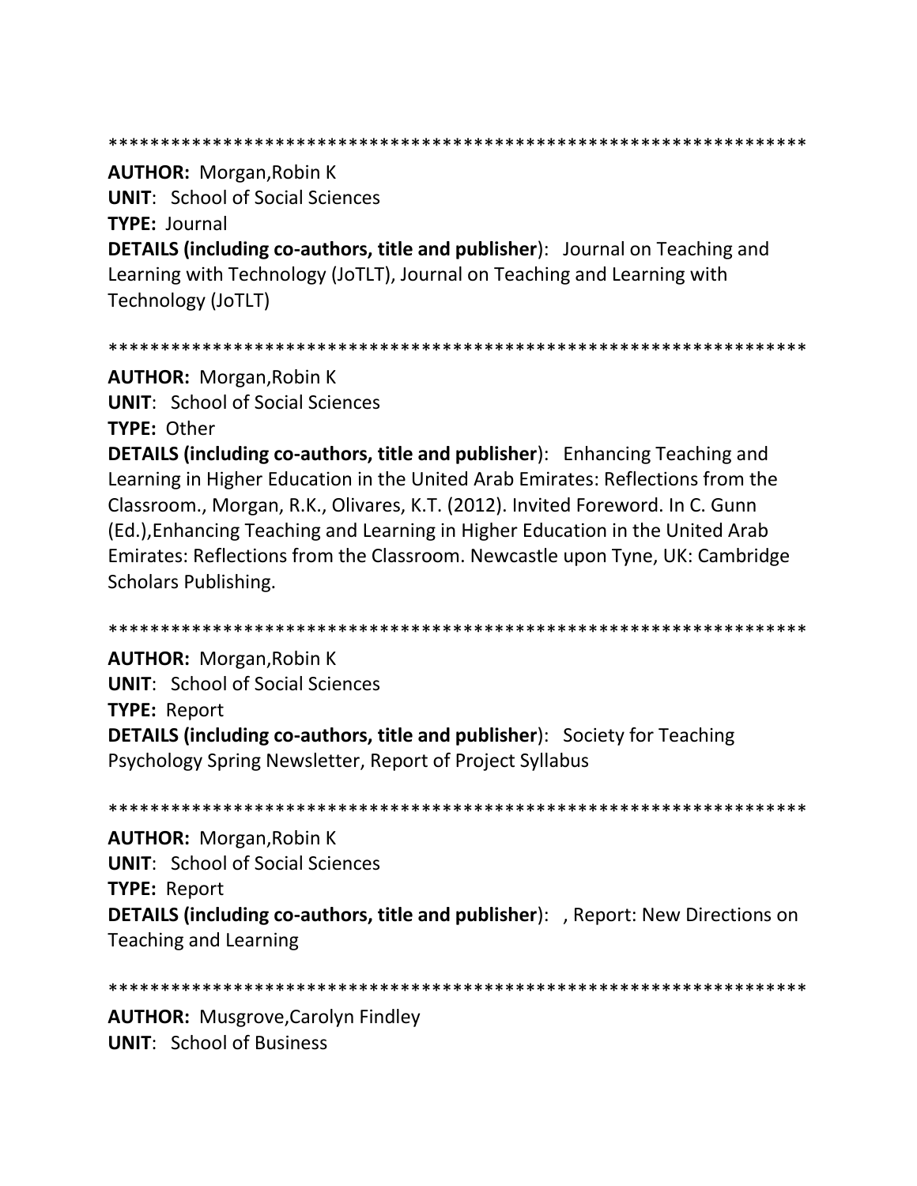*******************************************************************

**AUTHOR:** Morgan,Robin K
**UNIT**: School of Social Sciences
**TYPE:** Journal
**DETAILS (including co-authors, title and publisher**): Journal on Teaching and Learning with Technology (JoTLT), Journal on Teaching and Learning with Technology (JoTLT)

*******************************************************************

**AUTHOR:** Morgan,Robin K
**UNIT**: School of Social Sciences
**TYPE:** Other
**DETAILS (including co-authors, title and publisher**): Enhancing Teaching and Learning in Higher Education in the United Arab Emirates: Reflections from the Classroom., Morgan, R.K., Olivares, K.T. (2012). Invited Foreword. In C. Gunn (Ed.),Enhancing Teaching and Learning in Higher Education in the United Arab Emirates: Reflections from the Classroom. Newcastle upon Tyne, UK: Cambridge Scholars Publishing.

*******************************************************************

**AUTHOR:** Morgan,Robin K
**UNIT**: School of Social Sciences
**TYPE:** Report
**DETAILS (including co-authors, title and publisher**): Society for Teaching Psychology Spring Newsletter, Report of Project Syllabus

*******************************************************************

**AUTHOR:** Morgan,Robin K
**UNIT**: School of Social Sciences
**TYPE:** Report
**DETAILS (including co-authors, title and publisher**): , Report: New Directions on Teaching and Learning

*******************************************************************

**AUTHOR:** Musgrove,Carolyn Findley
**UNIT**: School of Business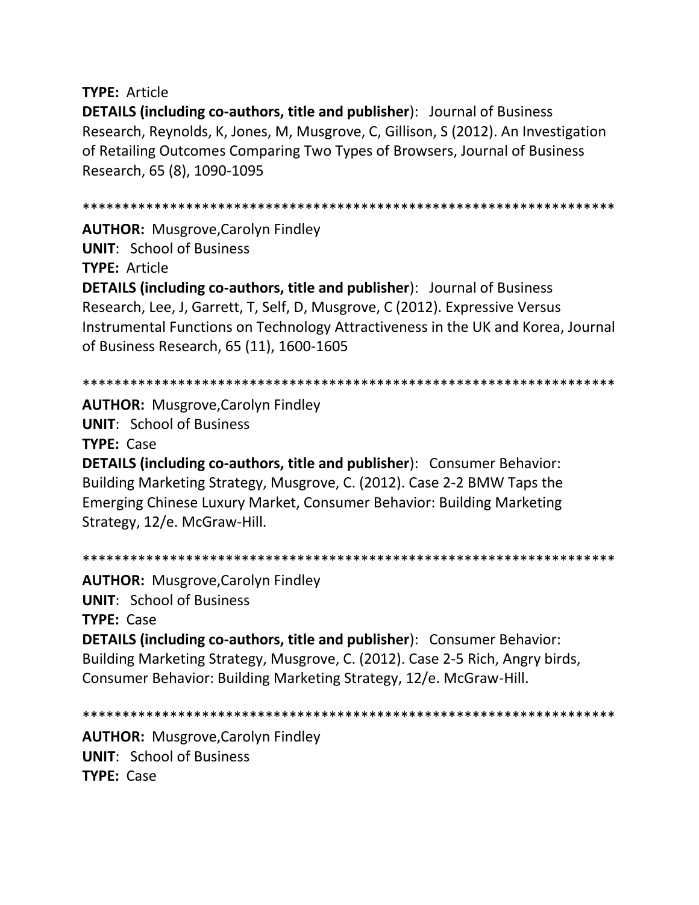**TYPE:** Article

**DETAILS (including co-authors, title and publisher)**: Journal of Business Research, Reynolds, K, Jones, M, Musgrove, C, Gillison, S (2012). An Investigation of Retailing Outcomes Comparing Two Types of Browsers, Journal of Business Research, 65 (8), 1090-1095

*****************************************************************

**AUTHOR:** Musgrove,Carolyn Findley

**UNIT**: School of Business

**TYPE:** Article

**DETAILS (including co-authors, title and publisher)**: Journal of Business Research, Lee, J, Garrett, T, Self, D, Musgrove, C (2012). Expressive Versus Instrumental Functions on Technology Attractiveness in the UK and Korea, Journal of Business Research, 65 (11), 1600-1605

*****************************************************************

**AUTHOR:** Musgrove,Carolyn Findley

**UNIT**: School of Business

**TYPE:** Case

**DETAILS (including co-authors, title and publisher)**: Consumer Behavior: Building Marketing Strategy, Musgrove, C. (2012). Case 2-2 BMW Taps the Emerging Chinese Luxury Market, Consumer Behavior: Building Marketing Strategy, 12/e. McGraw-Hill.

*****************************************************************

**AUTHOR:** Musgrove,Carolyn Findley

**UNIT**: School of Business

**TYPE:** Case

**DETAILS (including co-authors, title and publisher)**: Consumer Behavior: Building Marketing Strategy, Musgrove, C. (2012). Case 2-5 Rich, Angry birds, Consumer Behavior: Building Marketing Strategy, 12/e. McGraw-Hill.

*****************************************************************

**AUTHOR:** Musgrove,Carolyn Findley

**UNIT**: School of Business

**TYPE:** Case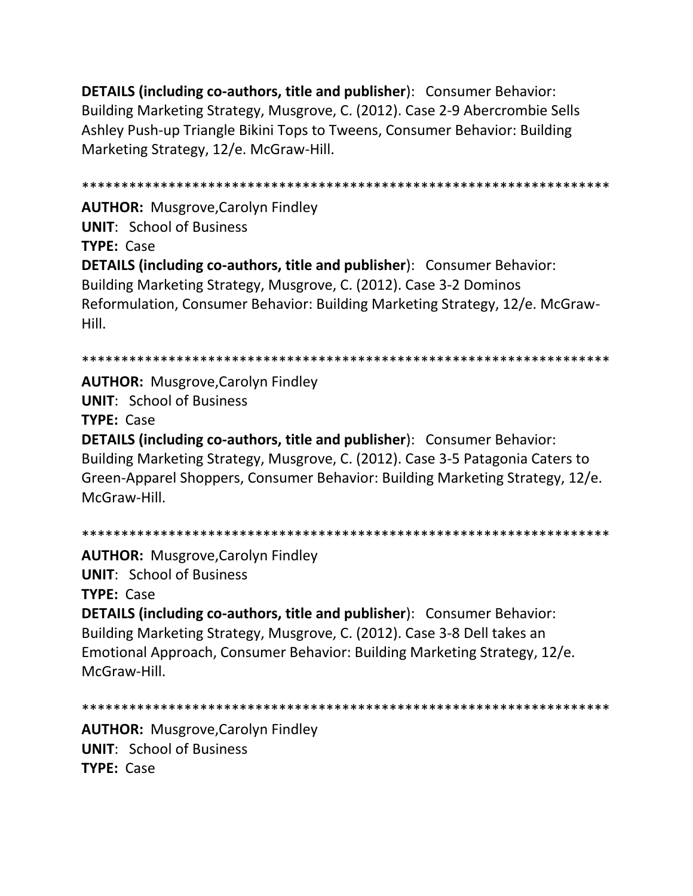**DETAILS (including co-authors, title and publisher**): Consumer Behavior: Building Marketing Strategy, Musgrove, C. (2012). Case 2-9 Abercrombie Sells Ashley Push-up Triangle Bikini Tops to Tweens, Consumer Behavior: Building Marketing Strategy, 12/e. McGraw-Hill.

*****************************************************************

**AUTHOR:** Musgrove,Carolyn Findley
**UNIT**: School of Business
**TYPE:** Case
**DETAILS (including co-authors, title and publisher**): Consumer Behavior: Building Marketing Strategy, Musgrove, C. (2012). Case 3-2 Dominos Reformulation, Consumer Behavior: Building Marketing Strategy, 12/e. McGraw-Hill.

*****************************************************************

**AUTHOR:** Musgrove,Carolyn Findley
**UNIT**: School of Business
**TYPE:** Case
**DETAILS (including co-authors, title and publisher**): Consumer Behavior: Building Marketing Strategy, Musgrove, C. (2012). Case 3-5 Patagonia Caters to Green-Apparel Shoppers, Consumer Behavior: Building Marketing Strategy, 12/e. McGraw-Hill.

*****************************************************************

**AUTHOR:** Musgrove,Carolyn Findley
**UNIT**: School of Business
**TYPE:** Case
**DETAILS (including co-authors, title and publisher**): Consumer Behavior: Building Marketing Strategy, Musgrove, C. (2012). Case 3-8 Dell takes an Emotional Approach, Consumer Behavior: Building Marketing Strategy, 12/e. McGraw-Hill.

*****************************************************************

**AUTHOR:** Musgrove,Carolyn Findley
**UNIT**: School of Business
**TYPE:** Case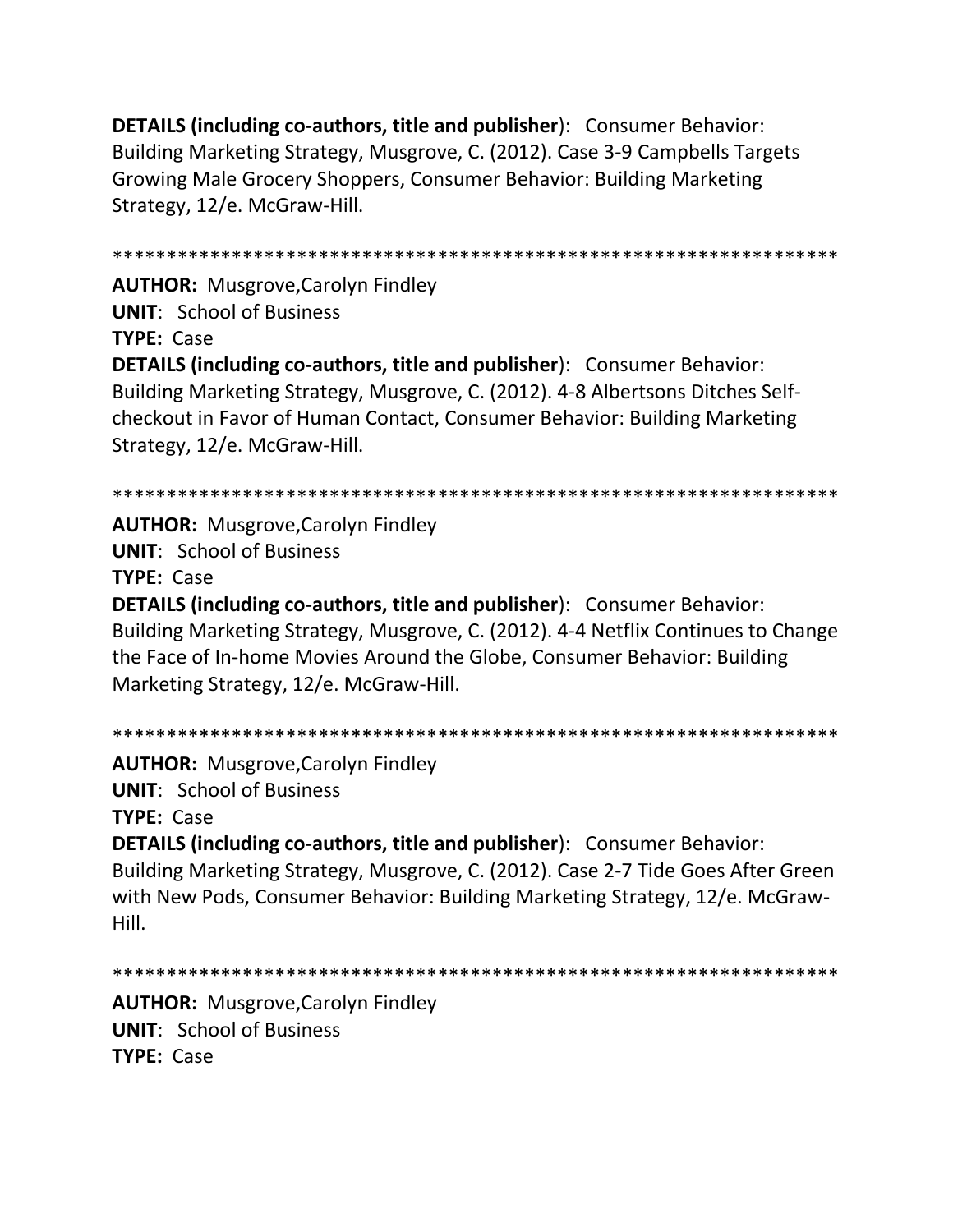**DETAILS (including co-authors, title and publisher**): Consumer Behavior: Building Marketing Strategy, Musgrove, C. (2012). Case 3-9 Campbells Targets Growing Male Grocery Shoppers, Consumer Behavior: Building Marketing Strategy, 12/e. McGraw-Hill.

******************************************************************

**AUTHOR:** Musgrove,Carolyn Findley
**UNIT**: School of Business
**TYPE:** Case
**DETAILS (including co-authors, title and publisher**): Consumer Behavior: Building Marketing Strategy, Musgrove, C. (2012). 4-8 Albertsons Ditches Self-checkout in Favor of Human Contact, Consumer Behavior: Building Marketing Strategy, 12/e. McGraw-Hill.

******************************************************************

**AUTHOR:** Musgrove,Carolyn Findley
**UNIT**: School of Business
**TYPE:** Case
**DETAILS (including co-authors, title and publisher**): Consumer Behavior: Building Marketing Strategy, Musgrove, C. (2012). 4-4 Netflix Continues to Change the Face of In-home Movies Around the Globe, Consumer Behavior: Building Marketing Strategy, 12/e. McGraw-Hill.

******************************************************************

**AUTHOR:** Musgrove,Carolyn Findley
**UNIT**: School of Business
**TYPE:** Case
**DETAILS (including co-authors, title and publisher**): Consumer Behavior: Building Marketing Strategy, Musgrove, C. (2012). Case 2-7 Tide Goes After Green with New Pods, Consumer Behavior: Building Marketing Strategy, 12/e. McGraw-Hill.

******************************************************************

**AUTHOR:** Musgrove,Carolyn Findley
**UNIT**: School of Business
**TYPE:** Case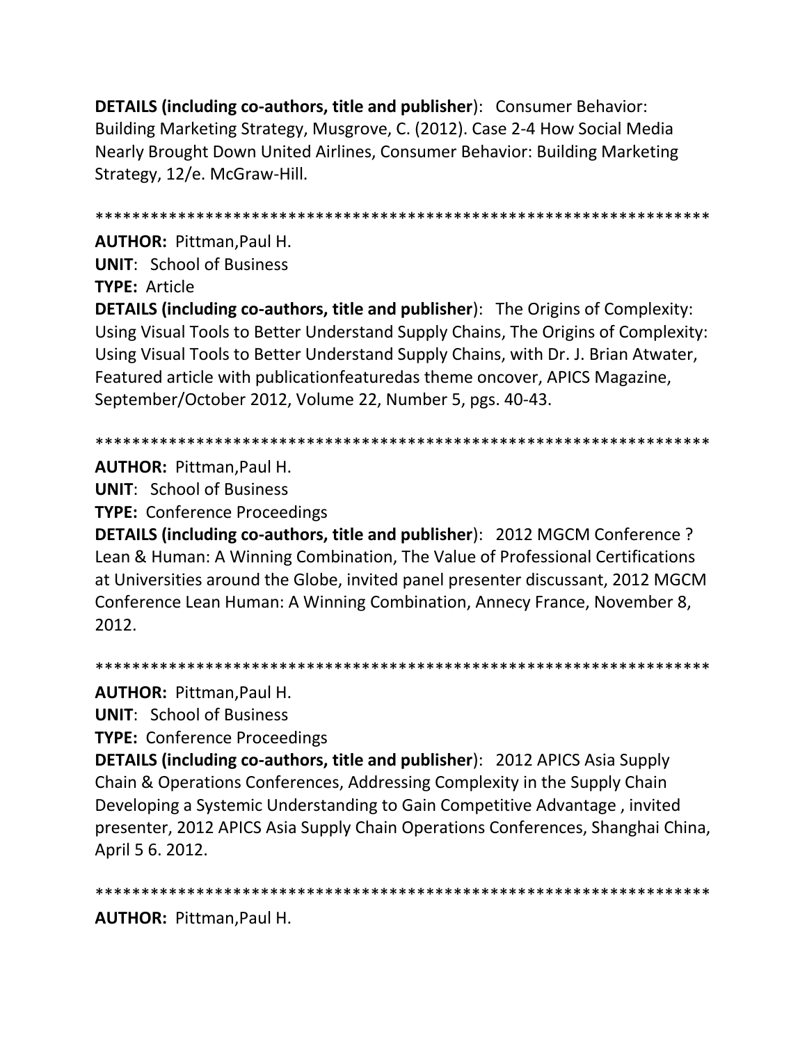**DETAILS (including co-authors, title and publisher)**: Consumer Behavior: Building Marketing Strategy, Musgrove, C. (2012). Case 2-4 How Social Media Nearly Brought Down United Airlines, Consumer Behavior: Building Marketing Strategy, 12/e. McGraw-Hill.

*******************************************************************

**AUTHOR:** Pittman,Paul H.

**UNIT**: School of Business

**TYPE:** Article

**DETAILS (including co-authors, title and publisher)**: The Origins of Complexity: Using Visual Tools to Better Understand Supply Chains, The Origins of Complexity: Using Visual Tools to Better Understand Supply Chains, with Dr. J. Brian Atwater, Featured article with publicationfeaturedas theme oncover, APICS Magazine, September/October 2012, Volume 22, Number 5, pgs. 40-43.

*******************************************************************

**AUTHOR:** Pittman,Paul H.

**UNIT**: School of Business

**TYPE:** Conference Proceedings

**DETAILS (including co-authors, title and publisher)**: 2012 MGCM Conference ? Lean & Human: A Winning Combination, The Value of Professional Certifications at Universities around the Globe, invited panel presenter discussant, 2012 MGCM Conference Lean Human: A Winning Combination, Annecy France, November 8, 2012.

*******************************************************************

**AUTHOR:** Pittman,Paul H.

**UNIT**: School of Business

**TYPE:** Conference Proceedings

**DETAILS (including co-authors, title and publisher)**: 2012 APICS Asia Supply Chain & Operations Conferences, Addressing Complexity in the Supply Chain Developing a Systemic Understanding to Gain Competitive Advantage , invited presenter, 2012 APICS Asia Supply Chain Operations Conferences, Shanghai China, April 5 6. 2012.

*******************************************************************

**AUTHOR:** Pittman,Paul H.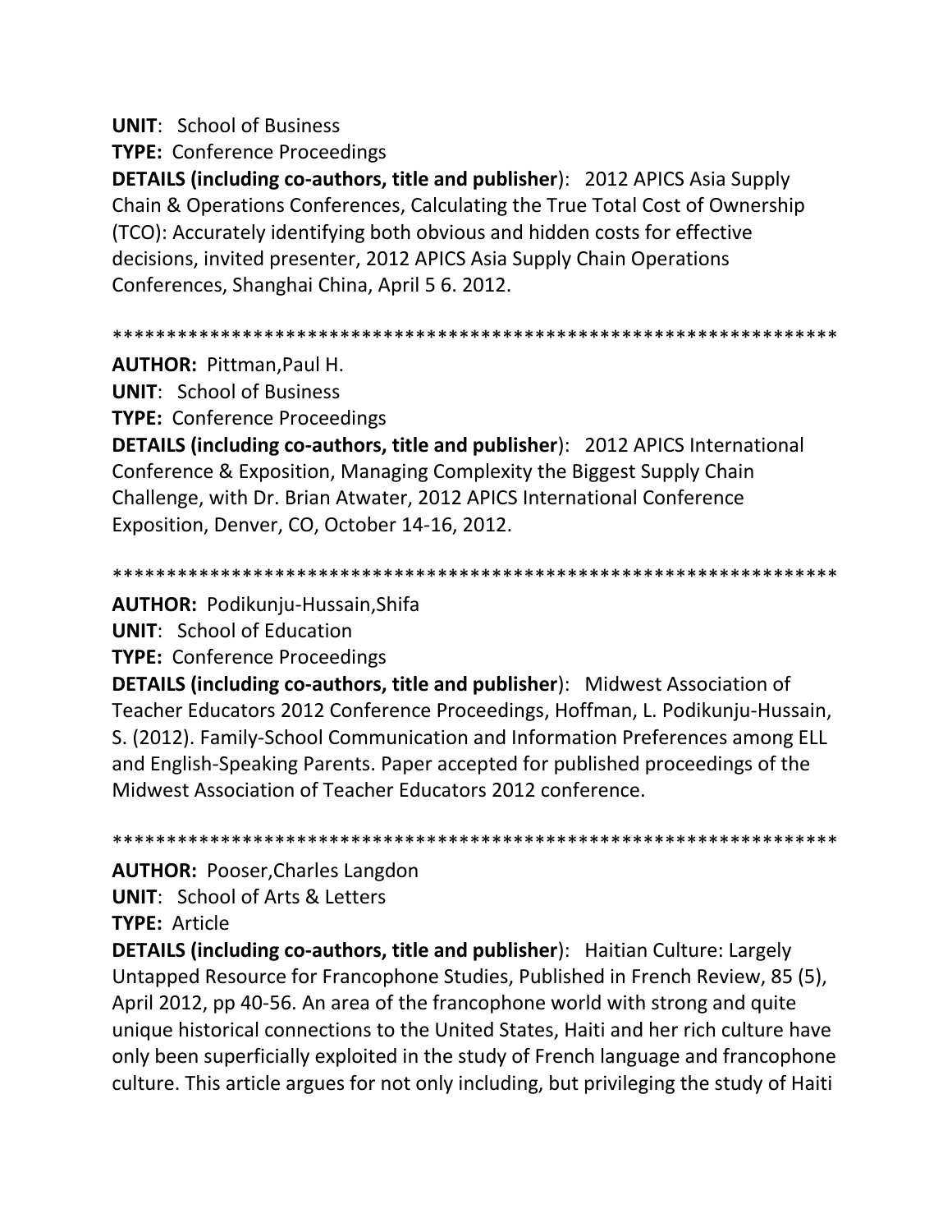**UNIT**: School of Business

**TYPE:** Conference Proceedings

**DETAILS (including co-authors, title and publisher**): 2012 APICS Asia Supply Chain & Operations Conferences, Calculating the True Total Cost of Ownership (TCO): Accurately identifying both obvious and hidden costs for effective decisions, invited presenter, 2012 APICS Asia Supply Chain Operations Conferences, Shanghai China, April 5 6. 2012.

*****************************************************************

**AUTHOR:** Pittman,Paul H.

**UNIT**: School of Business

**TYPE:** Conference Proceedings

**DETAILS (including co-authors, title and publisher**): 2012 APICS International Conference & Exposition, Managing Complexity the Biggest Supply Chain Challenge, with Dr. Brian Atwater, 2012 APICS International Conference Exposition, Denver, CO, October 14-16, 2012.

*****************************************************************

**AUTHOR:** Podikunju-Hussain,Shifa

**UNIT**: School of Education

**TYPE:** Conference Proceedings

**DETAILS (including co-authors, title and publisher**): Midwest Association of Teacher Educators 2012 Conference Proceedings, Hoffman, L. Podikunju-Hussain, S. (2012). Family-School Communication and Information Preferences among ELL and English-Speaking Parents. Paper accepted for published proceedings of the Midwest Association of Teacher Educators 2012 conference.

*****************************************************************

**AUTHOR:** Pooser,Charles Langdon

**UNIT**: School of Arts & Letters

**TYPE:** Article

**DETAILS (including co-authors, title and publisher**): Haitian Culture: Largely Untapped Resource for Francophone Studies, Published in French Review, 85 (5), April 2012, pp 40-56. An area of the francophone world with strong and quite unique historical connections to the United States, Haiti and her rich culture have only been superficially exploited in the study of French language and francophone culture. This article argues for not only including, but privileging the study of Haiti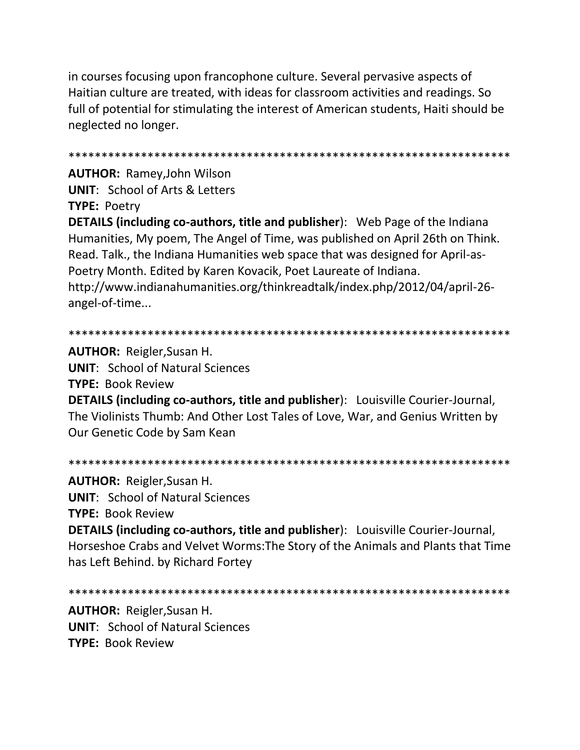in courses focusing upon francophone culture. Several pervasive aspects of Haitian culture are treated, with ideas for classroom activities and readings. So full of potential for stimulating the interest of American students, Haiti should be neglected no longer.

*******************************************************************

**AUTHOR:** Ramey,John Wilson
**UNIT**: School of Arts & Letters
**TYPE:** Poetry
**DETAILS (including co-authors, title and publisher**): Web Page of the Indiana Humanities, My poem, The Angel of Time, was published on April 26th on Think. Read. Talk., the Indiana Humanities web space that was designed for April-as-Poetry Month. Edited by Karen Kovacik, Poet Laureate of Indiana. http://www.indianahumanities.org/thinkreadtalk/index.php/2012/04/april-26-angel-of-time...

*******************************************************************

**AUTHOR:** Reigler,Susan H.
**UNIT**: School of Natural Sciences
**TYPE:** Book Review
**DETAILS (including co-authors, title and publisher**): Louisville Courier-Journal, The Violinists Thumb: And Other Lost Tales of Love, War, and Genius Written by Our Genetic Code by Sam Kean

*******************************************************************

**AUTHOR:** Reigler,Susan H.
**UNIT**: School of Natural Sciences
**TYPE:** Book Review
**DETAILS (including co-authors, title and publisher**): Louisville Courier-Journal, Horseshoe Crabs and Velvet Worms:The Story of the Animals and Plants that Time has Left Behind. by Richard Fortey

*******************************************************************

**AUTHOR:** Reigler,Susan H.
**UNIT**: School of Natural Sciences
**TYPE:** Book Review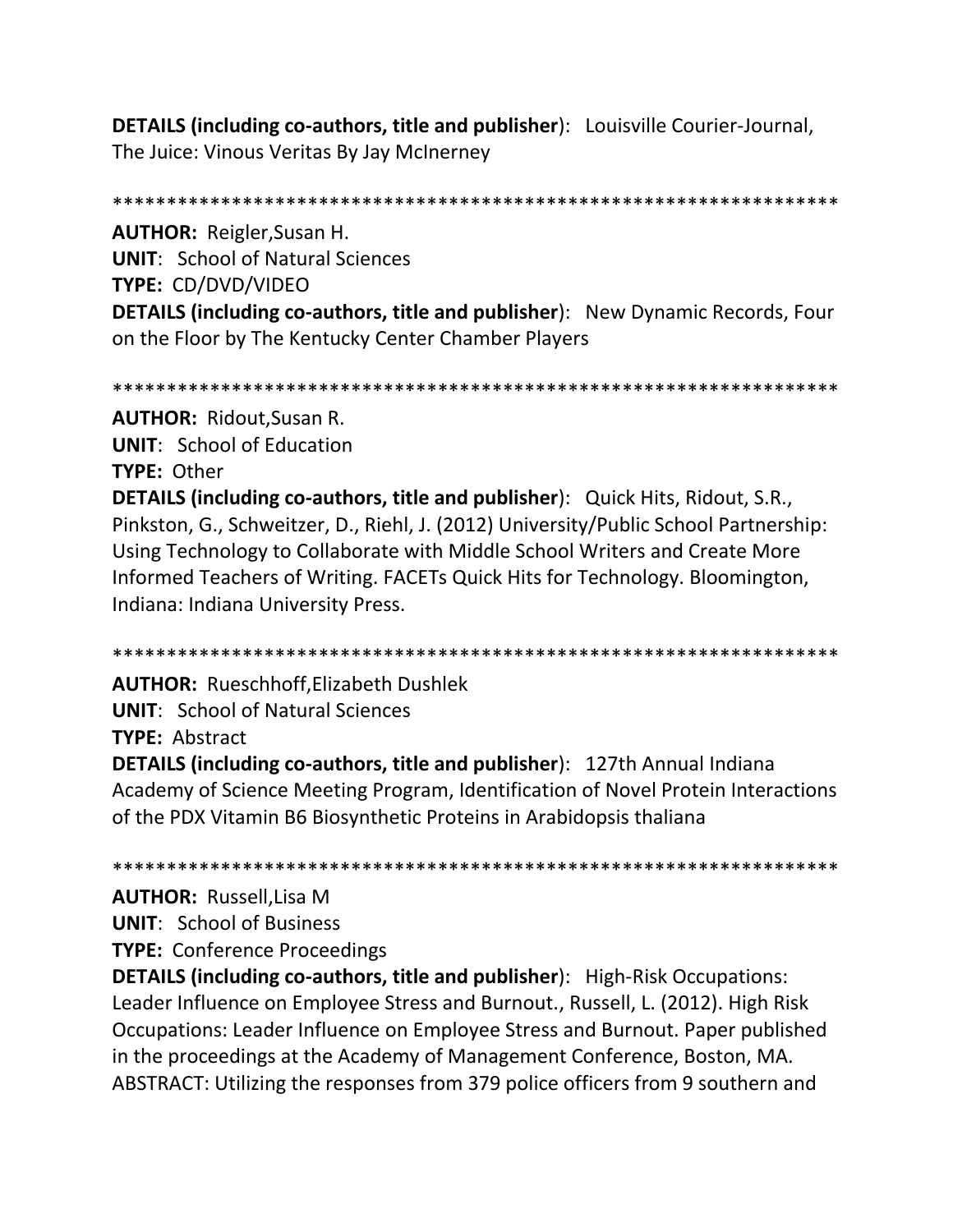**DETAILS (including co-authors, title and publisher**): Louisville Courier-Journal, The Juice: Vinous Veritas By Jay McInerney

*******************************************************************

**AUTHOR:** Reigler,Susan H.
**UNIT**: School of Natural Sciences
**TYPE:** CD/DVD/VIDEO
**DETAILS (including co-authors, title and publisher**): New Dynamic Records, Four on the Floor by The Kentucky Center Chamber Players

*******************************************************************

**AUTHOR:** Ridout,Susan R.
**UNIT**: School of Education
**TYPE:** Other
**DETAILS (including co-authors, title and publisher**): Quick Hits, Ridout, S.R., Pinkston, G., Schweitzer, D., Riehl, J. (2012) University/Public School Partnership: Using Technology to Collaborate with Middle School Writers and Create More Informed Teachers of Writing. FACETs Quick Hits for Technology. Bloomington, Indiana: Indiana University Press.

*******************************************************************

**AUTHOR:** Rueschhoff,Elizabeth Dushlek
**UNIT**: School of Natural Sciences
**TYPE:** Abstract
**DETAILS (including co-authors, title and publisher**): 127th Annual Indiana Academy of Science Meeting Program, Identification of Novel Protein Interactions of the PDX Vitamin B6 Biosynthetic Proteins in Arabidopsis thaliana

*******************************************************************

**AUTHOR:** Russell,Lisa M
**UNIT**: School of Business
**TYPE:** Conference Proceedings
**DETAILS (including co-authors, title and publisher**): High-Risk Occupations: Leader Influence on Employee Stress and Burnout., Russell, L. (2012). High Risk Occupations: Leader Influence on Employee Stress and Burnout. Paper published in the proceedings at the Academy of Management Conference, Boston, MA. ABSTRACT: Utilizing the responses from 379 police officers from 9 southern and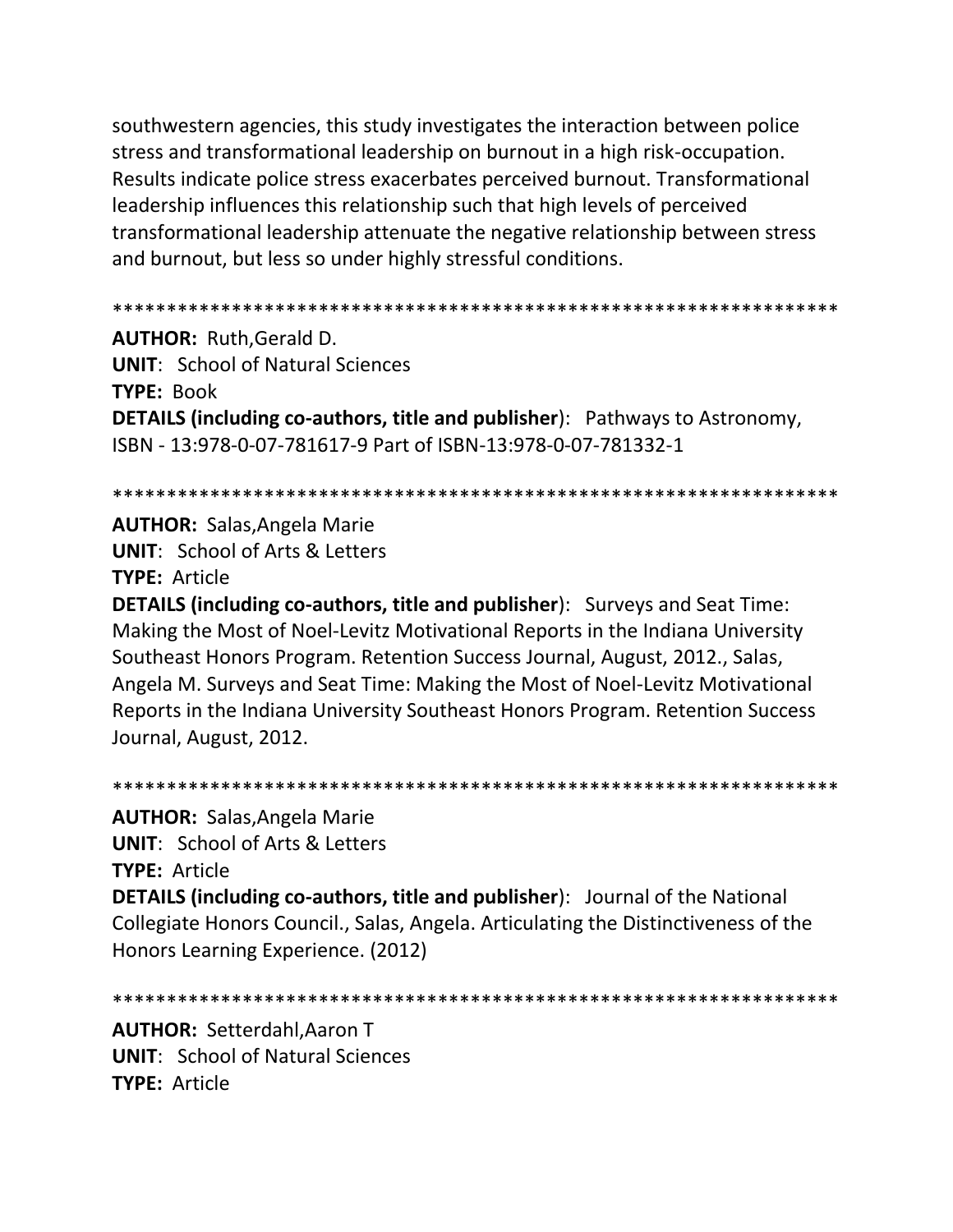southwestern agencies, this study investigates the interaction between police stress and transformational leadership on burnout in a high risk-occupation. Results indicate police stress exacerbates perceived burnout. Transformational leadership influences this relationship such that high levels of perceived transformational leadership attenuate the negative relationship between stress and burnout, but less so under highly stressful conditions.

*******************************************************************

**AUTHOR:** Ruth,Gerald D.
**UNIT**: School of Natural Sciences
**TYPE:** Book
**DETAILS (including co-authors, title and publisher)**: Pathways to Astronomy, ISBN - 13:978-0-07-781617-9 Part of ISBN-13:978-0-07-781332-1

*******************************************************************

**AUTHOR:** Salas,Angela Marie
**UNIT**: School of Arts & Letters
**TYPE:** Article
**DETAILS (including co-authors, title and publisher)**: Surveys and Seat Time: Making the Most of Noel-Levitz Motivational Reports in the Indiana University Southeast Honors Program. Retention Success Journal, August, 2012., Salas, Angela M. Surveys and Seat Time: Making the Most of Noel-Levitz Motivational Reports in the Indiana University Southeast Honors Program. Retention Success Journal, August, 2012.

*******************************************************************

**AUTHOR:** Salas,Angela Marie
**UNIT**: School of Arts & Letters
**TYPE:** Article
**DETAILS (including co-authors, title and publisher)**: Journal of the National Collegiate Honors Council., Salas, Angela. Articulating the Distinctiveness of the Honors Learning Experience. (2012)

*******************************************************************

**AUTHOR:** Setterdahl,Aaron T
**UNIT**: School of Natural Sciences
**TYPE:** Article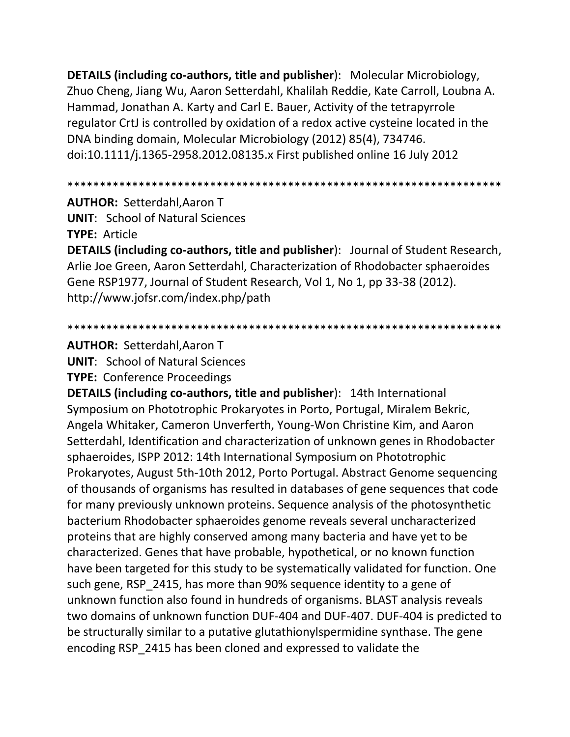**DETAILS (including co-authors, title and publisher**): Molecular Microbiology, Zhuo Cheng, Jiang Wu, Aaron Setterdahl, Khalilah Reddie, Kate Carroll, Loubna A. Hammad, Jonathan A. Karty and Carl E. Bauer, Activity of the tetrapyrrole regulator CrtJ is controlled by oxidation of a redox active cysteine located in the DNA binding domain, Molecular Microbiology (2012) 85(4), 734746. doi:10.1111/j.1365-2958.2012.08135.x First published online 16 July 2012

*******************************************************************

**AUTHOR:** Setterdahl,Aaron T

**UNIT**: School of Natural Sciences

**TYPE:** Article

**DETAILS (including co-authors, title and publisher**): Journal of Student Research, Arlie Joe Green, Aaron Setterdahl, Characterization of Rhodobacter sphaeroides Gene RSP1977, Journal of Student Research, Vol 1, No 1, pp 33-38 (2012). http://www.jofsr.com/index.php/path

*******************************************************************

**AUTHOR:** Setterdahl,Aaron T

**UNIT**: School of Natural Sciences

**TYPE:** Conference Proceedings

**DETAILS (including co-authors, title and publisher**): 14th International Symposium on Phototrophic Prokaryotes in Porto, Portugal, Miralem Bekric, Angela Whitaker, Cameron Unverferth, Young-Won Christine Kim, and Aaron Setterdahl, Identification and characterization of unknown genes in Rhodobacter sphaeroides, ISPP 2012: 14th International Symposium on Phototrophic Prokaryotes, August 5th-10th 2012, Porto Portugal. Abstract Genome sequencing of thousands of organisms has resulted in databases of gene sequences that code for many previously unknown proteins. Sequence analysis of the photosynthetic bacterium Rhodobacter sphaeroides genome reveals several uncharacterized proteins that are highly conserved among many bacteria and have yet to be characterized. Genes that have probable, hypothetical, or no known function have been targeted for this study to be systematically validated for function. One such gene, RSP_2415, has more than 90% sequence identity to a gene of unknown function also found in hundreds of organisms. BLAST analysis reveals two domains of unknown function DUF-404 and DUF-407. DUF-404 is predicted to be structurally similar to a putative glutathionylspermidine synthase. The gene encoding RSP_2415 has been cloned and expressed to validate the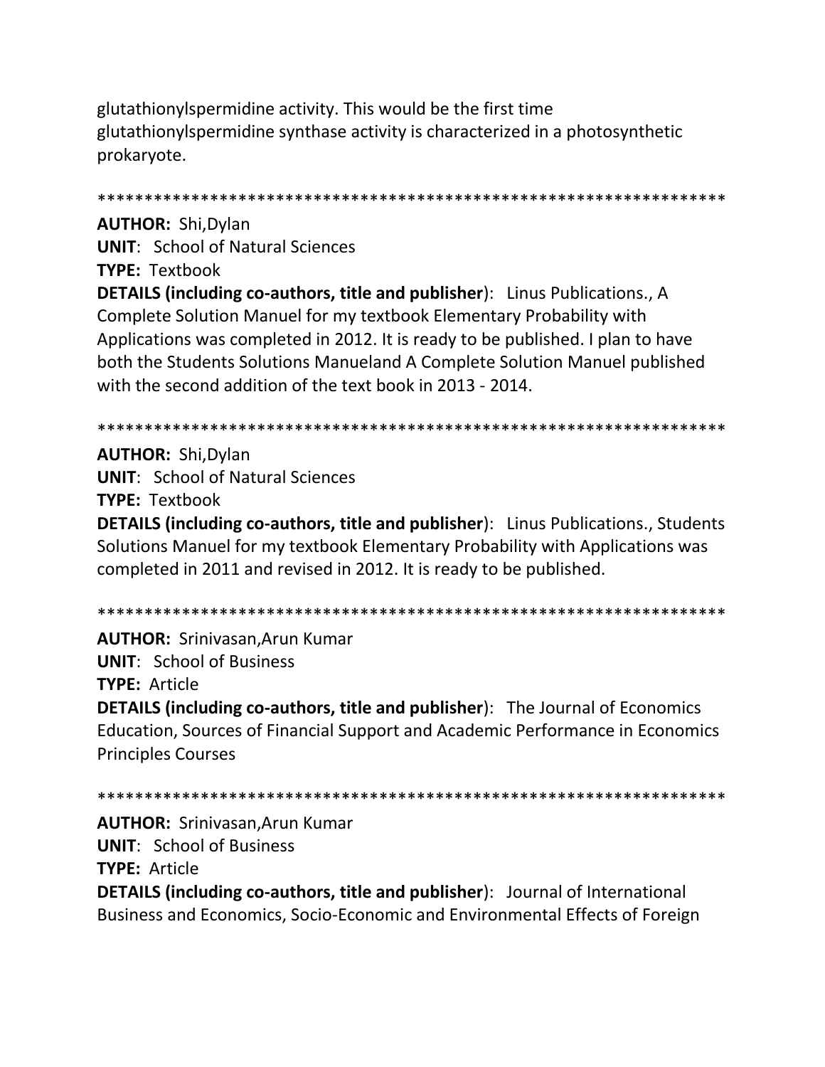glutathionylspermidine activity. This would be the first time glutathionylspermidine synthase activity is characterized in a photosynthetic prokaryote.

*******************************************************************

**AUTHOR:** Shi,Dylan

**UNIT**: School of Natural Sciences

**TYPE:** Textbook

**DETAILS (including co-authors, title and publisher**): Linus Publications., A Complete Solution Manuel for my textbook Elementary Probability with Applications was completed in 2012. It is ready to be published. I plan to have both the Students Solutions Manueland A Complete Solution Manuel published with the second addition of the text book in 2013 - 2014.

*******************************************************************

**AUTHOR:** Shi,Dylan

**UNIT**: School of Natural Sciences

**TYPE:** Textbook

**DETAILS (including co-authors, title and publisher**): Linus Publications., Students Solutions Manuel for my textbook Elementary Probability with Applications was completed in 2011 and revised in 2012. It is ready to be published.

*******************************************************************

**AUTHOR:** Srinivasan,Arun Kumar

**UNIT**: School of Business

**TYPE:** Article

**DETAILS (including co-authors, title and publisher**): The Journal of Economics Education, Sources of Financial Support and Academic Performance in Economics Principles Courses

*******************************************************************

**AUTHOR:** Srinivasan,Arun Kumar

**UNIT**: School of Business

**TYPE:** Article

**DETAILS (including co-authors, title and publisher**): Journal of International Business and Economics, Socio-Economic and Environmental Effects of Foreign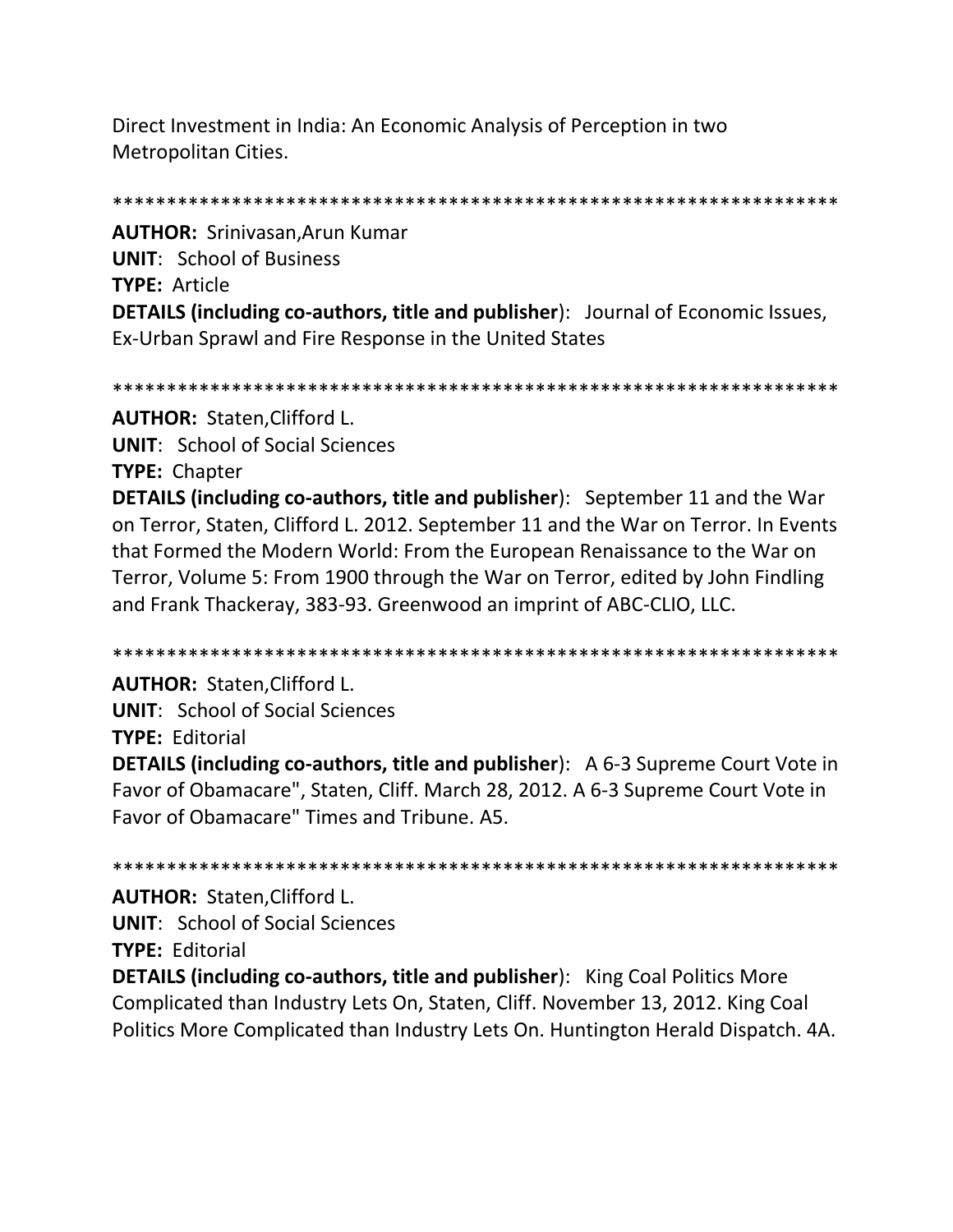Direct Investment in India: An Economic Analysis of Perception in two Metropolitan Cities.

*******************************************************************

**AUTHOR:** Srinivasan,Arun Kumar
**UNIT**: School of Business
**TYPE:** Article
**DETAILS (including co-authors, title and publisher**): Journal of Economic Issues, Ex-Urban Sprawl and Fire Response in the United States

*******************************************************************

**AUTHOR:** Staten,Clifford L.
**UNIT**: School of Social Sciences
**TYPE:** Chapter
**DETAILS (including co-authors, title and publisher**): September 11 and the War on Terror, Staten, Clifford L. 2012. September 11 and the War on Terror. In Events that Formed the Modern World: From the European Renaissance to the War on Terror, Volume 5: From 1900 through the War on Terror, edited by John Findling and Frank Thackeray, 383-93. Greenwood an imprint of ABC-CLIO, LLC.

*******************************************************************

**AUTHOR:** Staten,Clifford L.
**UNIT**: School of Social Sciences
**TYPE:** Editorial
**DETAILS (including co-authors, title and publisher**): A 6-3 Supreme Court Vote in Favor of Obamacare", Staten, Cliff. March 28, 2012. A 6-3 Supreme Court Vote in Favor of Obamacare" Times and Tribune. A5.

*******************************************************************

**AUTHOR:** Staten,Clifford L.
**UNIT**: School of Social Sciences
**TYPE:** Editorial
**DETAILS (including co-authors, title and publisher**): King Coal Politics More Complicated than Industry Lets On, Staten, Cliff. November 13, 2012. King Coal Politics More Complicated than Industry Lets On. Huntington Herald Dispatch. 4A.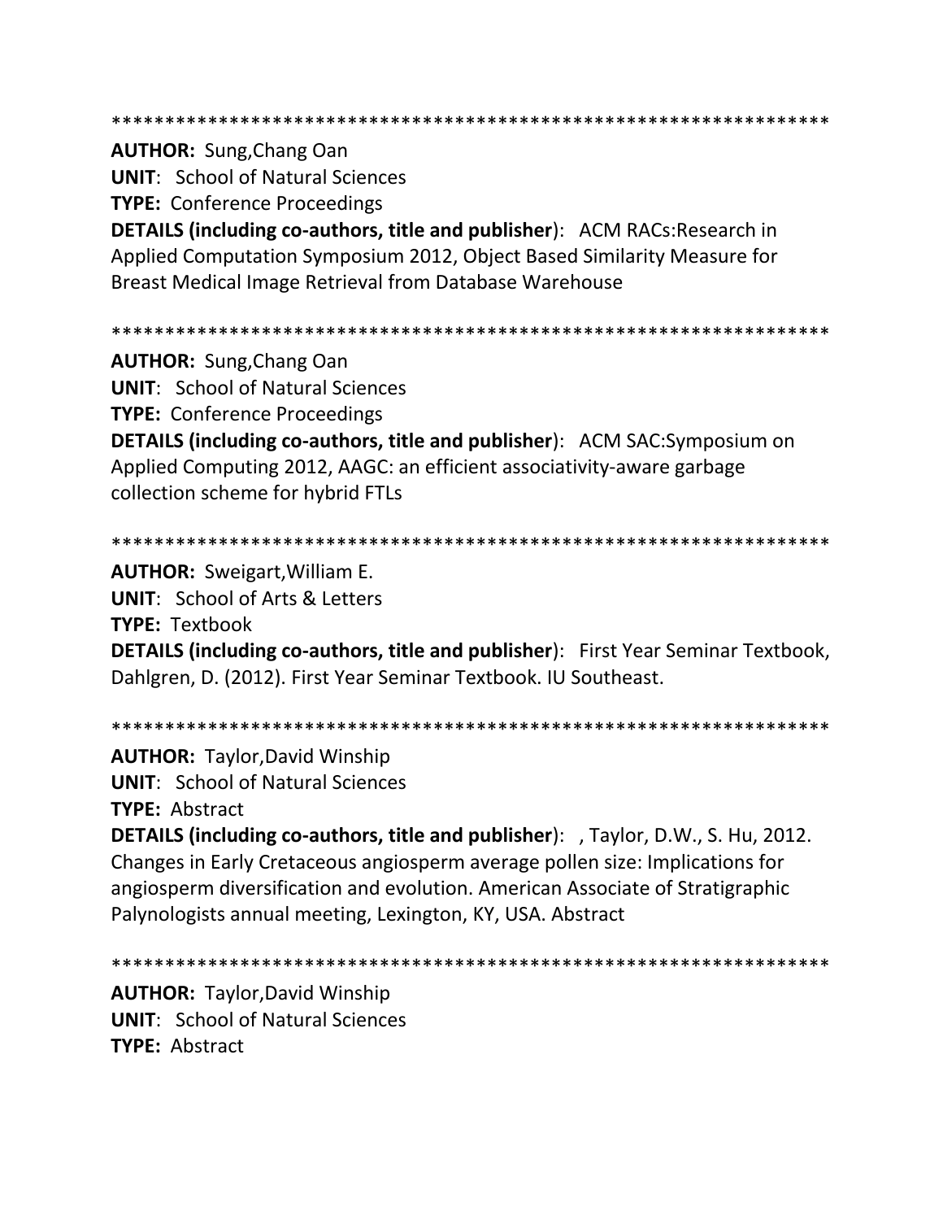*******************************************************************

**AUTHOR:** Sung,Chang Oan
**UNIT**: School of Natural Sciences
**TYPE:** Conference Proceedings
**DETAILS (including co-authors, title and publisher**): ACM RACs:Research in Applied Computation Symposium 2012, Object Based Similarity Measure for Breast Medical Image Retrieval from Database Warehouse

*******************************************************************

**AUTHOR:** Sung,Chang Oan
**UNIT**: School of Natural Sciences
**TYPE:** Conference Proceedings
**DETAILS (including co-authors, title and publisher**): ACM SAC:Symposium on Applied Computing 2012, AAGC: an efficient associativity-aware garbage collection scheme for hybrid FTLs

*******************************************************************

**AUTHOR:** Sweigart,William E.
**UNIT**: School of Arts & Letters
**TYPE:** Textbook
**DETAILS (including co-authors, title and publisher**): First Year Seminar Textbook, Dahlgren, D. (2012). First Year Seminar Textbook. IU Southeast.

*******************************************************************

**AUTHOR:** Taylor,David Winship
**UNIT**: School of Natural Sciences
**TYPE:** Abstract
**DETAILS (including co-authors, title and publisher**): , Taylor, D.W., S. Hu, 2012. Changes in Early Cretaceous angiosperm average pollen size: Implications for angiosperm diversification and evolution. American Associate of Stratigraphic Palynologists annual meeting, Lexington, KY, USA. Abstract

*******************************************************************

**AUTHOR:** Taylor,David Winship
**UNIT**: School of Natural Sciences
**TYPE:** Abstract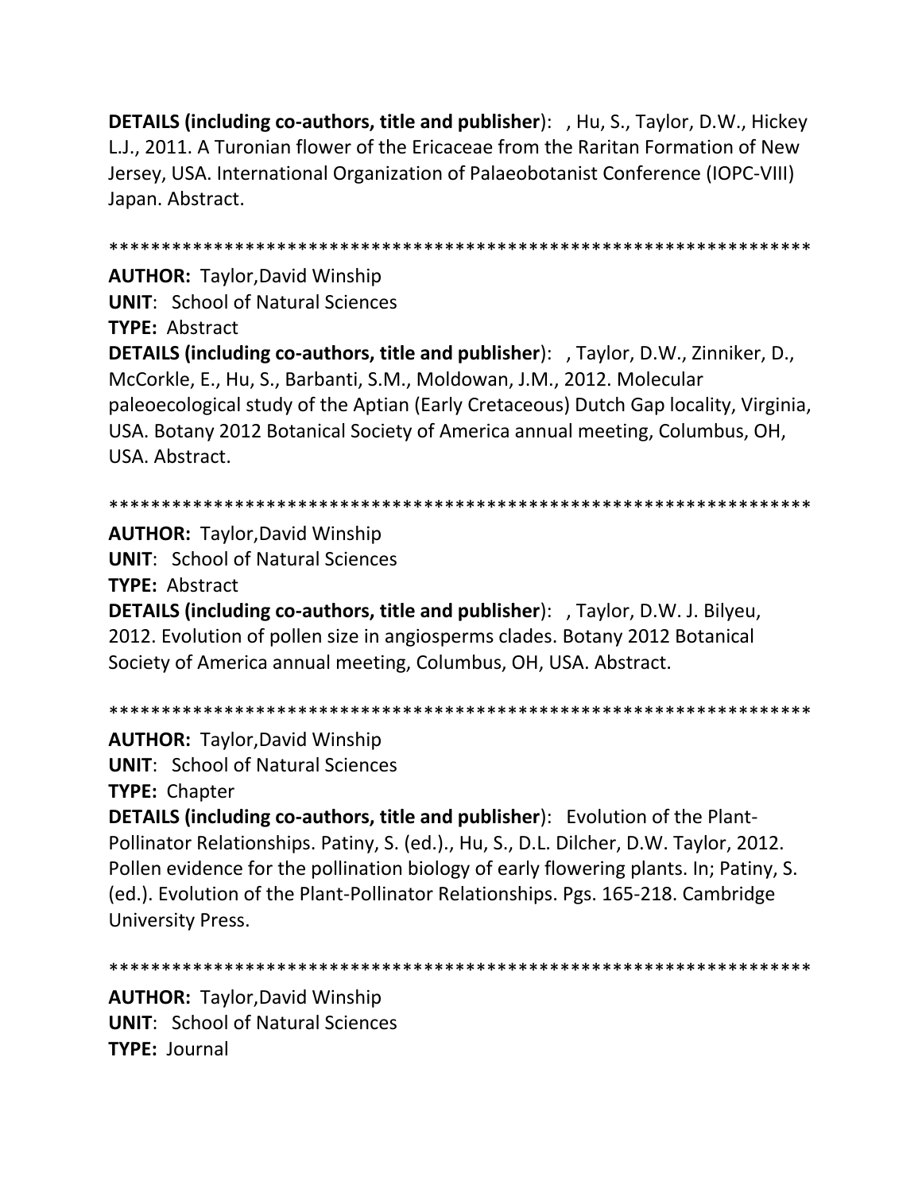**DETAILS (including co-authors, title and publisher)**: , Hu, S., Taylor, D.W., Hickey L.J., 2011. A Turonian flower of the Ericaceae from the Raritan Formation of New Jersey, USA. International Organization of Palaeobotanist Conference (IOPC-VIII) Japan. Abstract.

******************************************************************

**AUTHOR:** Taylor,David Winship
**UNIT**: School of Natural Sciences
**TYPE:** Abstract
**DETAILS (including co-authors, title and publisher)**: , Taylor, D.W., Zinniker, D., McCorkle, E., Hu, S., Barbanti, S.M., Moldowan, J.M., 2012. Molecular paleoecological study of the Aptian (Early Cretaceous) Dutch Gap locality, Virginia, USA. Botany 2012 Botanical Society of America annual meeting, Columbus, OH, USA. Abstract.

******************************************************************

**AUTHOR:** Taylor,David Winship
**UNIT**: School of Natural Sciences
**TYPE:** Abstract
**DETAILS (including co-authors, title and publisher)**: , Taylor, D.W. J. Bilyeu, 2012. Evolution of pollen size in angiosperms clades. Botany 2012 Botanical Society of America annual meeting, Columbus, OH, USA. Abstract.

******************************************************************

**AUTHOR:** Taylor,David Winship
**UNIT**: School of Natural Sciences
**TYPE:** Chapter
**DETAILS (including co-authors, title and publisher)**: Evolution of the Plant-Pollinator Relationships. Patiny, S. (ed.)., Hu, S., D.L. Dilcher, D.W. Taylor, 2012. Pollen evidence for the pollination biology of early flowering plants. In; Patiny, S. (ed.). Evolution of the Plant-Pollinator Relationships. Pgs. 165-218. Cambridge University Press.

******************************************************************

**AUTHOR:** Taylor,David Winship
**UNIT**: School of Natural Sciences
**TYPE:** Journal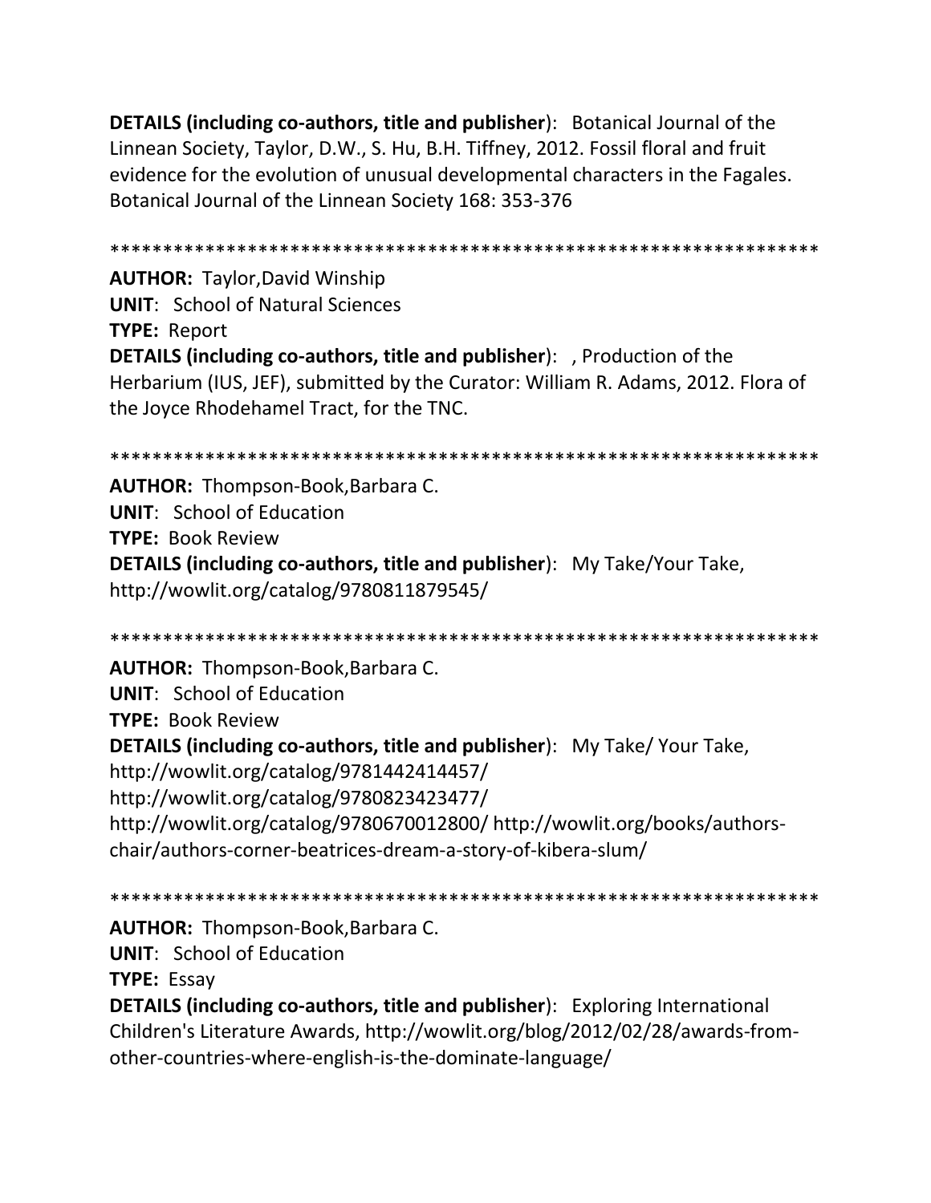**DETAILS (including co-authors, title and publisher)**: Botanical Journal of the Linnean Society, Taylor, D.W., S. Hu, B.H. Tiffney, 2012. Fossil floral and fruit evidence for the evolution of unusual developmental characters in the Fagales. Botanical Journal of the Linnean Society 168: 353-376

******************************************************************

**AUTHOR:** Taylor,David Winship
**UNIT**: School of Natural Sciences
**TYPE:** Report
**DETAILS (including co-authors, title and publisher)**: , Production of the Herbarium (IUS, JEF), submitted by the Curator: William R. Adams, 2012. Flora of the Joyce Rhodehamel Tract, for the TNC.

******************************************************************

**AUTHOR:** Thompson-Book,Barbara C.
**UNIT**: School of Education
**TYPE:** Book Review
**DETAILS (including co-authors, title and publisher)**: My Take/Your Take, http://wowlit.org/catalog/9780811879545/

******************************************************************

**AUTHOR:** Thompson-Book,Barbara C.
**UNIT**: School of Education
**TYPE:** Book Review
**DETAILS (including co-authors, title and publisher)**: My Take/ Your Take, http://wowlit.org/catalog/9781442414457/ http://wowlit.org/catalog/9780823423477/ http://wowlit.org/catalog/9780670012800/ http://wowlit.org/books/authors-chair/authors-corner-beatrices-dream-a-story-of-kibera-slum/

******************************************************************

**AUTHOR:** Thompson-Book,Barbara C.
**UNIT**: School of Education
**TYPE:** Essay
**DETAILS (including co-authors, title and publisher)**: Exploring International Children's Literature Awards, http://wowlit.org/blog/2012/02/28/awards-from-other-countries-where-english-is-the-dominate-language/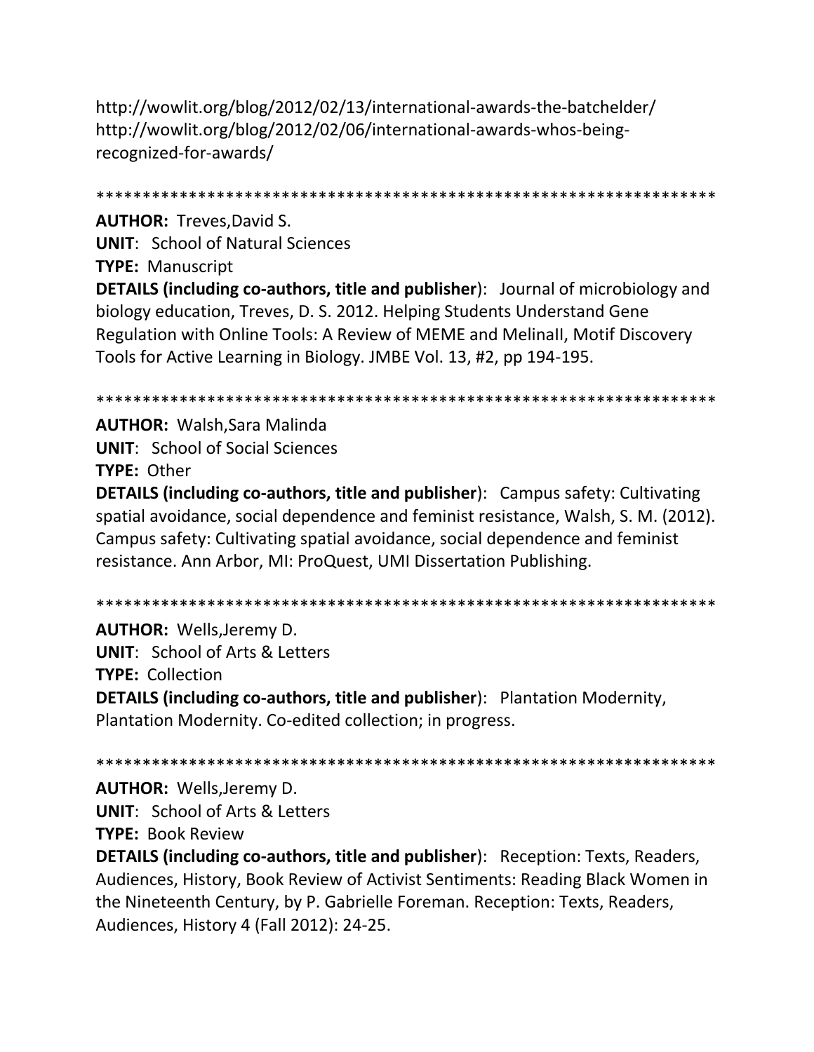http://wowlit.org/blog/2012/02/13/international-awards-the-batchelder/
http://wowlit.org/blog/2012/02/06/international-awards-whos-being-recognized-for-awards/

*******************************************************************

**AUTHOR:** Treves,David S.
**UNIT**: School of Natural Sciences
**TYPE:** Manuscript
**DETAILS (including co-authors, title and publisher**): Journal of microbiology and biology education, Treves, D. S. 2012. Helping Students Understand Gene Regulation with Online Tools: A Review of MEME and MelinaII, Motif Discovery Tools for Active Learning in Biology. JMBE Vol. 13, #2, pp 194-195.

*******************************************************************

**AUTHOR:** Walsh,Sara Malinda
**UNIT**: School of Social Sciences
**TYPE:** Other
**DETAILS (including co-authors, title and publisher**): Campus safety: Cultivating spatial avoidance, social dependence and feminist resistance, Walsh, S. M. (2012). Campus safety: Cultivating spatial avoidance, social dependence and feminist resistance. Ann Arbor, MI: ProQuest, UMI Dissertation Publishing.

*******************************************************************

**AUTHOR:** Wells,Jeremy D.
**UNIT**: School of Arts & Letters
**TYPE:** Collection
**DETAILS (including co-authors, title and publisher**): Plantation Modernity, Plantation Modernity. Co-edited collection; in progress.

*******************************************************************

**AUTHOR:** Wells,Jeremy D.
**UNIT**: School of Arts & Letters
**TYPE:** Book Review
**DETAILS (including co-authors, title and publisher**): Reception: Texts, Readers, Audiences, History, Book Review of Activist Sentiments: Reading Black Women in the Nineteenth Century, by P. Gabrielle Foreman. Reception: Texts, Readers, Audiences, History 4 (Fall 2012): 24-25.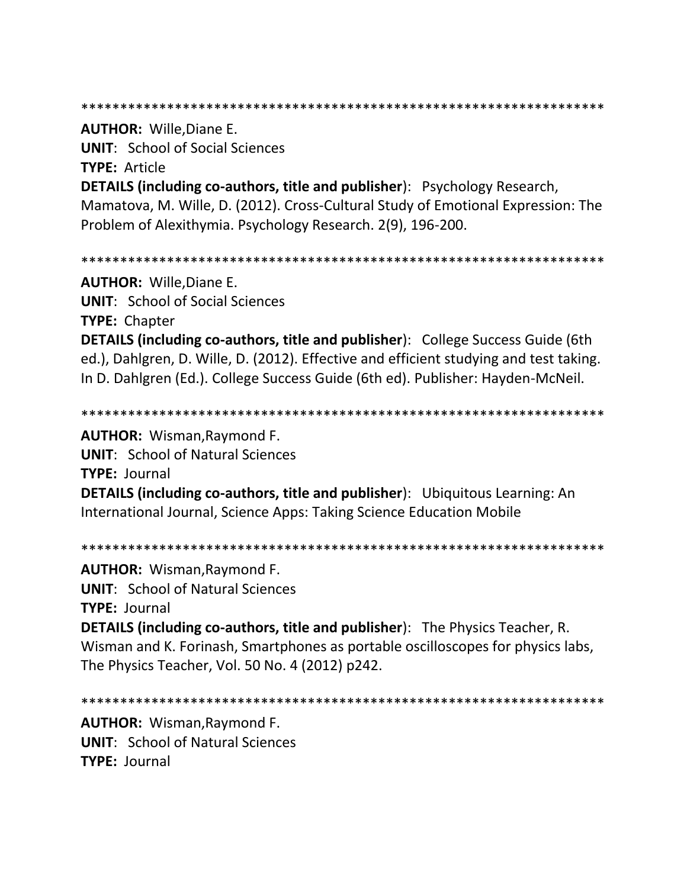*******************************************************************

**AUTHOR:** Wille,Diane E.
**UNIT**: School of Social Sciences
**TYPE:** Article
**DETAILS (including co-authors, title and publisher**): Psychology Research, Mamatova, M. Wille, D. (2012). Cross-Cultural Study of Emotional Expression: The Problem of Alexithymia. Psychology Research. 2(9), 196-200.

*******************************************************************

**AUTHOR:** Wille,Diane E.
**UNIT**: School of Social Sciences
**TYPE:** Chapter
**DETAILS (including co-authors, title and publisher**): College Success Guide (6th ed.), Dahlgren, D. Wille, D. (2012). Effective and efficient studying and test taking. In D. Dahlgren (Ed.). College Success Guide (6th ed). Publisher: Hayden-McNeil.

*******************************************************************

**AUTHOR:** Wisman,Raymond F.
**UNIT**: School of Natural Sciences
**TYPE:** Journal
**DETAILS (including co-authors, title and publisher**): Ubiquitous Learning: An International Journal, Science Apps: Taking Science Education Mobile

*******************************************************************

**AUTHOR:** Wisman,Raymond F.
**UNIT**: School of Natural Sciences
**TYPE:** Journal
**DETAILS (including co-authors, title and publisher**): The Physics Teacher, R. Wisman and K. Forinash, Smartphones as portable oscilloscopes for physics labs, The Physics Teacher, Vol. 50 No. 4 (2012) p242.

*******************************************************************

**AUTHOR:** Wisman,Raymond F.
**UNIT**: School of Natural Sciences
**TYPE:** Journal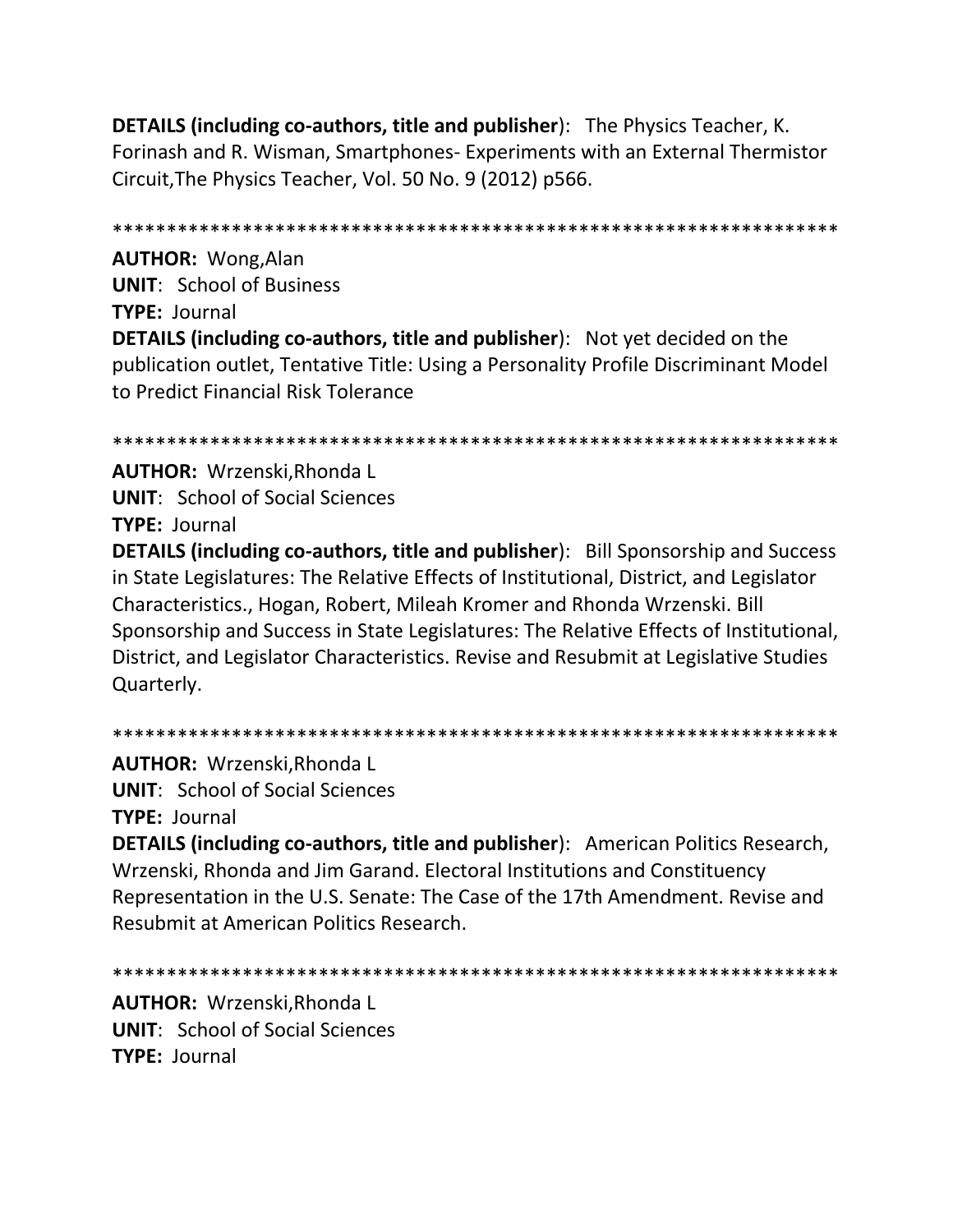**DETAILS (including co-authors, title and publisher)**: The Physics Teacher, K. Forinash and R. Wisman, Smartphones- Experiments with an External Thermistor Circuit,The Physics Teacher, Vol. 50 No. 9 (2012) p566.

******************************************************************

**AUTHOR:** Wong,Alan
**UNIT**: School of Business
**TYPE:** Journal
**DETAILS (including co-authors, title and publisher)**: Not yet decided on the publication outlet, Tentative Title: Using a Personality Profile Discriminant Model to Predict Financial Risk Tolerance

******************************************************************

**AUTHOR:** Wrzenski,Rhonda L
**UNIT**: School of Social Sciences
**TYPE:** Journal
**DETAILS (including co-authors, title and publisher)**: Bill Sponsorship and Success in State Legislatures: The Relative Effects of Institutional, District, and Legislator Characteristics., Hogan, Robert, Mileah Kromer and Rhonda Wrzenski. Bill Sponsorship and Success in State Legislatures: The Relative Effects of Institutional, District, and Legislator Characteristics. Revise and Resubmit at Legislative Studies Quarterly.

******************************************************************

**AUTHOR:** Wrzenski,Rhonda L
**UNIT**: School of Social Sciences
**TYPE:** Journal
**DETAILS (including co-authors, title and publisher)**: American Politics Research, Wrzenski, Rhonda and Jim Garand. Electoral Institutions and Constituency Representation in the U.S. Senate: The Case of the 17th Amendment. Revise and Resubmit at American Politics Research.

******************************************************************

**AUTHOR:** Wrzenski,Rhonda L
**UNIT**: School of Social Sciences
**TYPE:** Journal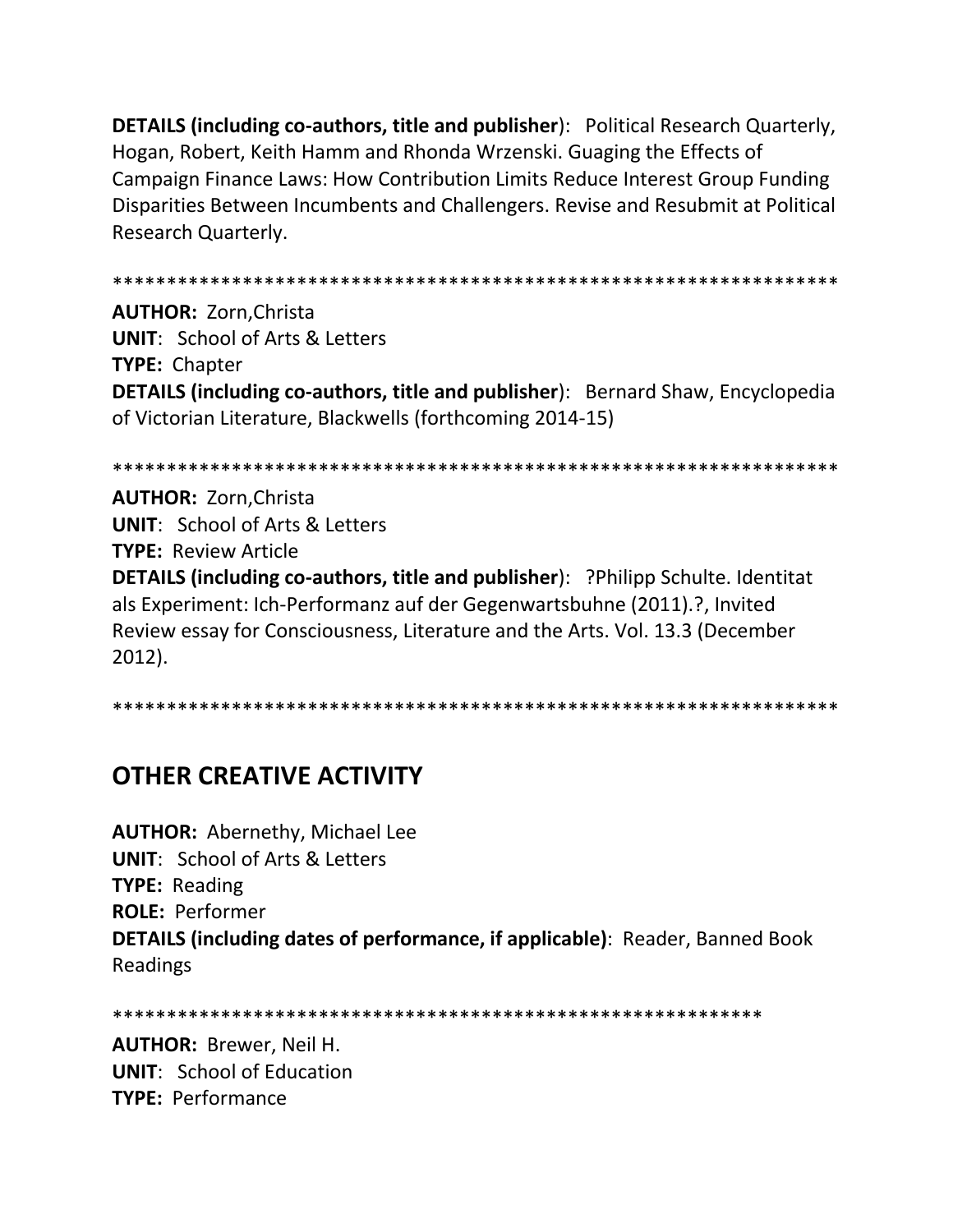**DETAILS (including co-authors, title and publisher)**: Political Research Quarterly, Hogan, Robert, Keith Hamm and Rhonda Wrzenski. Guaging the Effects of Campaign Finance Laws: How Contribution Limits Reduce Interest Group Funding Disparities Between Incumbents and Challengers. Revise and Resubmit at Political Research Quarterly.

*******************************************************************

**AUTHOR:** Zorn,Christa
**UNIT**: School of Arts & Letters
**TYPE:** Chapter
**DETAILS (including co-authors, title and publisher)**: Bernard Shaw, Encyclopedia of Victorian Literature, Blackwells (forthcoming 2014-15)

*******************************************************************

**AUTHOR:** Zorn,Christa
**UNIT**: School of Arts & Letters
**TYPE:** Review Article
**DETAILS (including co-authors, title and publisher)**: ?Philipp Schulte. Identitat als Experiment: Ich-Performanz auf der Gegenwartsbuhne (2011).?, Invited Review essay for Consciousness, Literature and the Arts. Vol. 13.3 (December 2012).

*******************************************************************

## OTHER CREATIVE ACTIVITY

**AUTHOR:** Abernethy, Michael Lee
**UNIT**: School of Arts & Letters
**TYPE:** Reading
**ROLE:** Performer
**DETAILS (including dates of performance, if applicable)**: Reader, Banned Book Readings

************************************************************

**AUTHOR:** Brewer, Neil H.
**UNIT**: School of Education
**TYPE:** Performance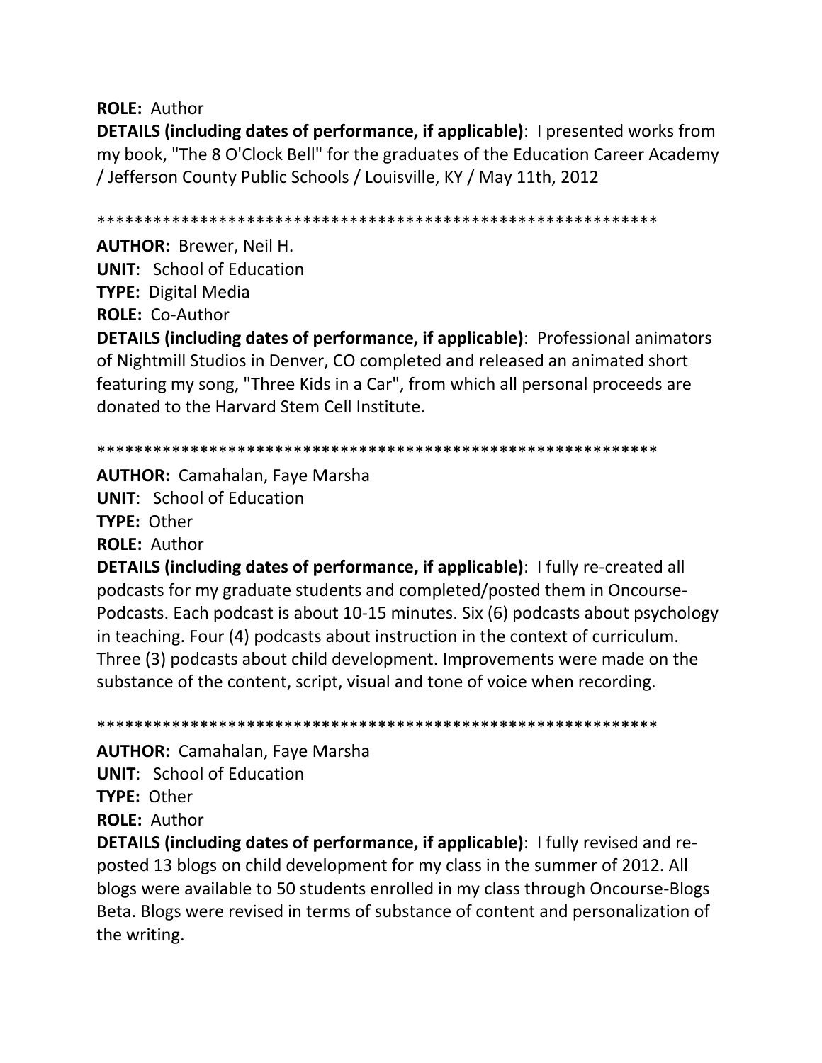**ROLE:** Author

**DETAILS (including dates of performance, if applicable)**: I presented works from my book, "The 8 O'Clock Bell" for the graduates of the Education Career Academy / Jefferson County Public Schools / Louisville, KY / May 11th, 2012

************************************************************

**AUTHOR:** Brewer, Neil H.

**UNIT**: School of Education

**TYPE:** Digital Media

**ROLE:** Co-Author

**DETAILS (including dates of performance, if applicable)**: Professional animators of Nightmill Studios in Denver, CO completed and released an animated short featuring my song, "Three Kids in a Car", from which all personal proceeds are donated to the Harvard Stem Cell Institute.

************************************************************

**AUTHOR:** Camahalan, Faye Marsha

**UNIT**: School of Education

**TYPE:** Other

**ROLE:** Author

**DETAILS (including dates of performance, if applicable)**: I fully re-created all podcasts for my graduate students and completed/posted them in Oncourse-Podcasts. Each podcast is about 10-15 minutes. Six (6) podcasts about psychology in teaching. Four (4) podcasts about instruction in the context of curriculum. Three (3) podcasts about child development. Improvements were made on the substance of the content, script, visual and tone of voice when recording.

************************************************************

**AUTHOR:** Camahalan, Faye Marsha

**UNIT**: School of Education

**TYPE:** Other

**ROLE:** Author

**DETAILS (including dates of performance, if applicable)**: I fully revised and re-posted 13 blogs on child development for my class in the summer of 2012. All blogs were available to 50 students enrolled in my class through Oncourse-Blogs Beta. Blogs were revised in terms of substance of content and personalization of the writing.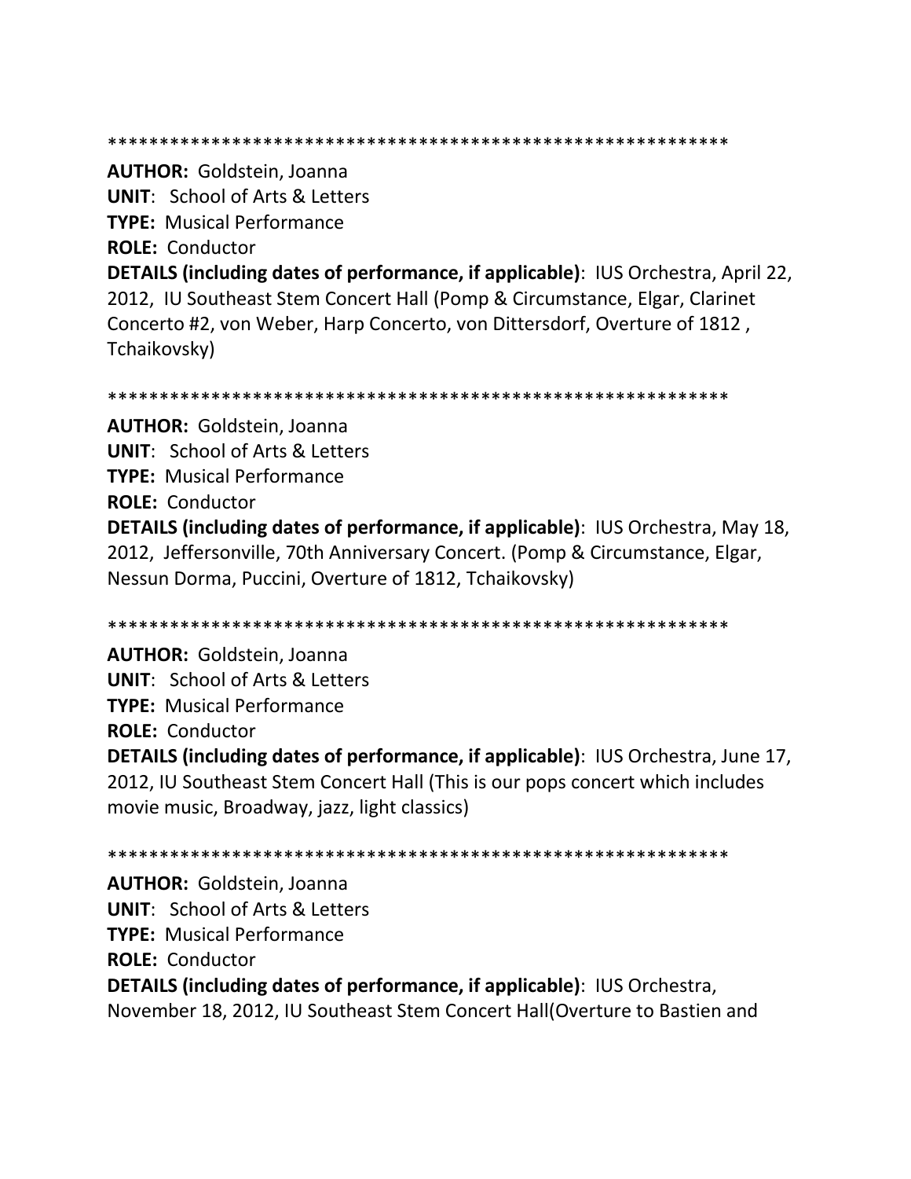************************************************************

**AUTHOR:** Goldstein, Joanna
**UNIT**: School of Arts & Letters
**TYPE:** Musical Performance
**ROLE:** Conductor
**DETAILS (including dates of performance, if applicable)**: IUS Orchestra, April 22, 2012, IU Southeast Stem Concert Hall (Pomp & Circumstance, Elgar, Clarinet Concerto #2, von Weber, Harp Concerto, von Dittersdorf, Overture of 1812 , Tchaikovsky)

************************************************************

**AUTHOR:** Goldstein, Joanna
**UNIT**: School of Arts & Letters
**TYPE:** Musical Performance
**ROLE:** Conductor
**DETAILS (including dates of performance, if applicable)**: IUS Orchestra, May 18, 2012, Jeffersonville, 70th Anniversary Concert. (Pomp & Circumstance, Elgar, Nessun Dorma, Puccini, Overture of 1812, Tchaikovsky)

************************************************************

**AUTHOR:** Goldstein, Joanna
**UNIT**: School of Arts & Letters
**TYPE:** Musical Performance
**ROLE:** Conductor
**DETAILS (including dates of performance, if applicable)**: IUS Orchestra, June 17, 2012, IU Southeast Stem Concert Hall (This is our pops concert which includes movie music, Broadway, jazz, light classics)

************************************************************

**AUTHOR:** Goldstein, Joanna
**UNIT**: School of Arts & Letters
**TYPE:** Musical Performance
**ROLE:** Conductor
**DETAILS (including dates of performance, if applicable)**: IUS Orchestra, November 18, 2012, IU Southeast Stem Concert Hall(Overture to Bastien and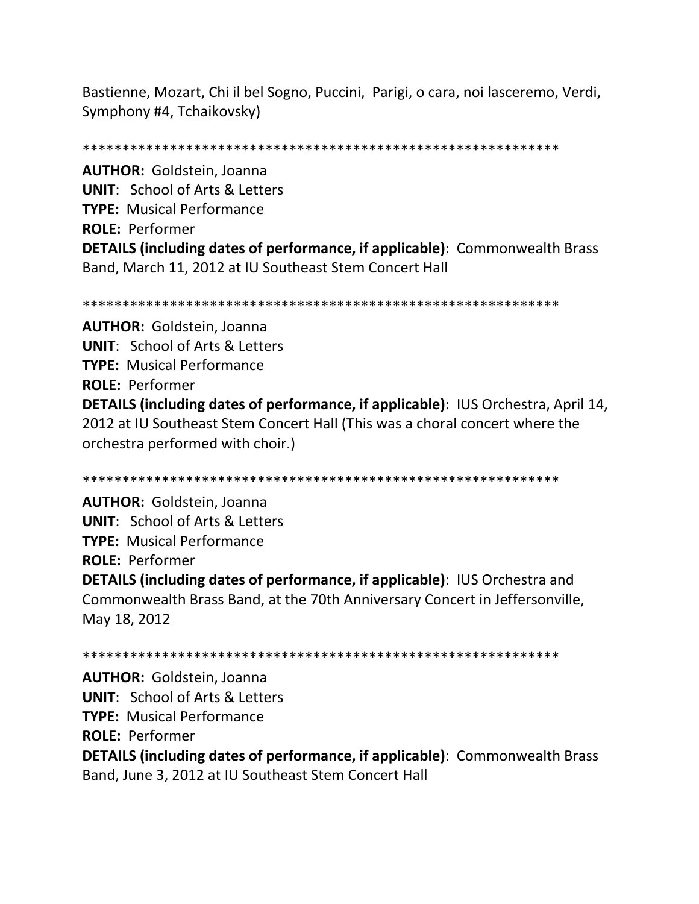Bastienne, Mozart, Chi il bel Sogno, Puccini, Parigi, o cara, noi lasceremo, Verdi, Symphony #4, Tchaikovsky)

************************************************************

**AUTHOR:** Goldstein, Joanna
**UNIT**: School of Arts & Letters
**TYPE:** Musical Performance
**ROLE:** Performer
**DETAILS (including dates of performance, if applicable)**: Commonwealth Brass Band, March 11, 2012 at IU Southeast Stem Concert Hall

************************************************************

**AUTHOR:** Goldstein, Joanna
**UNIT**: School of Arts & Letters
**TYPE:** Musical Performance
**ROLE:** Performer
**DETAILS (including dates of performance, if applicable)**: IUS Orchestra, April 14, 2012 at IU Southeast Stem Concert Hall (This was a choral concert where the orchestra performed with choir.)

************************************************************

**AUTHOR:** Goldstein, Joanna
**UNIT**: School of Arts & Letters
**TYPE:** Musical Performance
**ROLE:** Performer
**DETAILS (including dates of performance, if applicable)**: IUS Orchestra and Commonwealth Brass Band, at the 70th Anniversary Concert in Jeffersonville, May 18, 2012

************************************************************

**AUTHOR:** Goldstein, Joanna
**UNIT**: School of Arts & Letters
**TYPE:** Musical Performance
**ROLE:** Performer
**DETAILS (including dates of performance, if applicable)**: Commonwealth Brass Band, June 3, 2012 at IU Southeast Stem Concert Hall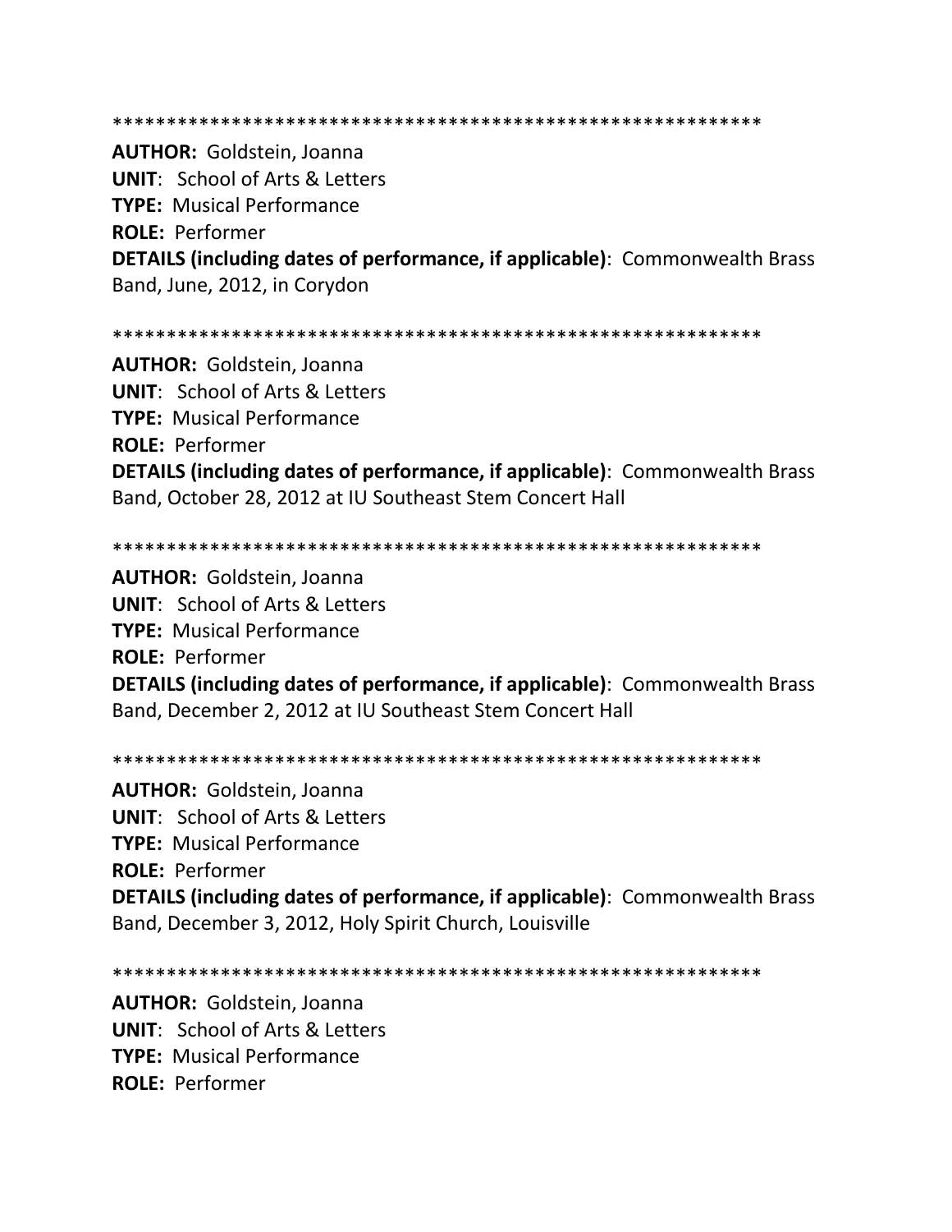************************************************************

**AUTHOR:** Goldstein, Joanna
**UNIT**: School of Arts & Letters
**TYPE:** Musical Performance
**ROLE:** Performer
**DETAILS (including dates of performance, if applicable)**: Commonwealth Brass Band, June, 2012, in Corydon

************************************************************

**AUTHOR:** Goldstein, Joanna
**UNIT**: School of Arts & Letters
**TYPE:** Musical Performance
**ROLE:** Performer
**DETAILS (including dates of performance, if applicable)**: Commonwealth Brass Band, October 28, 2012 at IU Southeast Stem Concert Hall

************************************************************

**AUTHOR:** Goldstein, Joanna
**UNIT**: School of Arts & Letters
**TYPE:** Musical Performance
**ROLE:** Performer
**DETAILS (including dates of performance, if applicable)**: Commonwealth Brass Band, December 2, 2012 at IU Southeast Stem Concert Hall

************************************************************

**AUTHOR:** Goldstein, Joanna
**UNIT**: School of Arts & Letters
**TYPE:** Musical Performance
**ROLE:** Performer
**DETAILS (including dates of performance, if applicable)**: Commonwealth Brass Band, December 3, 2012, Holy Spirit Church, Louisville

************************************************************

**AUTHOR:** Goldstein, Joanna
**UNIT**: School of Arts & Letters
**TYPE:** Musical Performance
**ROLE:** Performer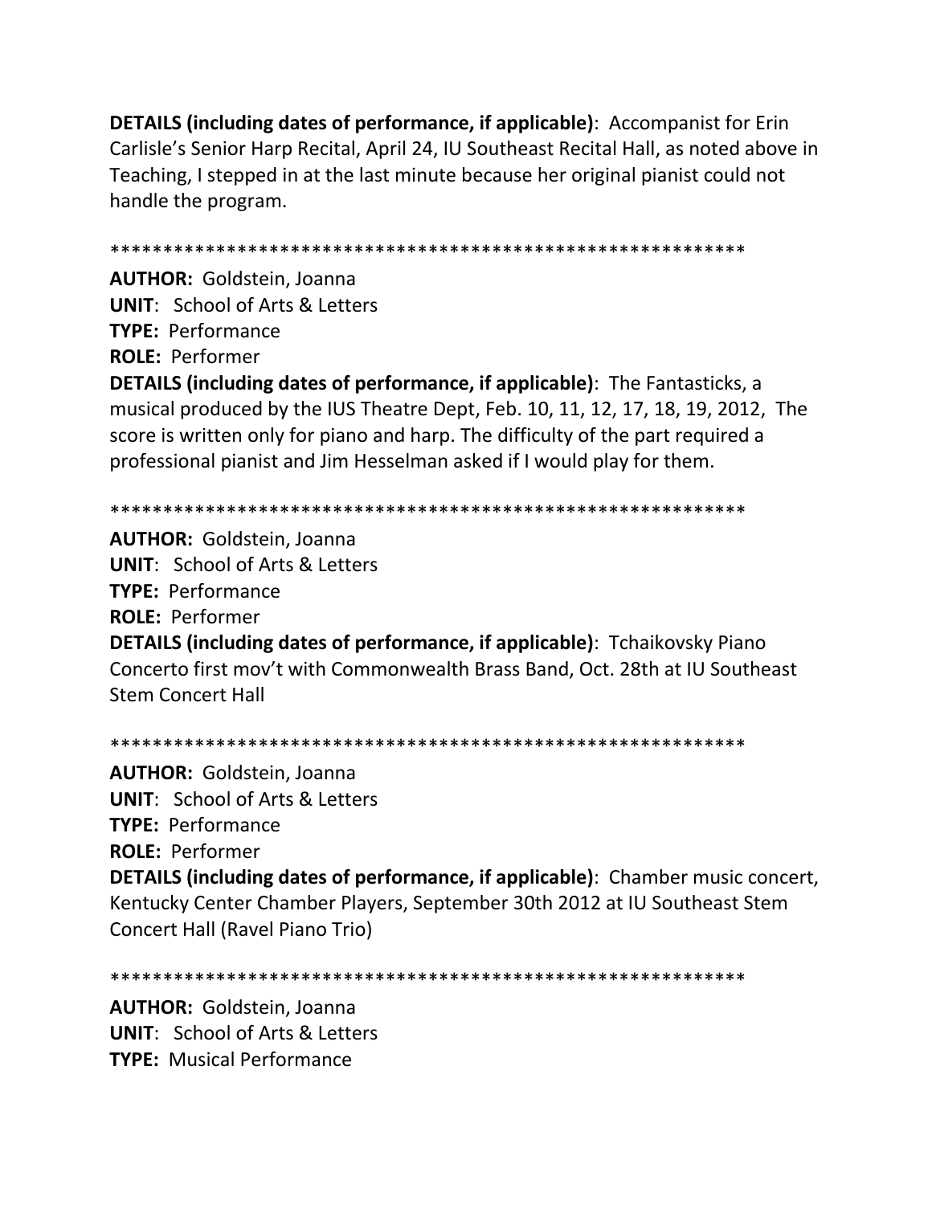**DETAILS (including dates of performance, if applicable)**: Accompanist for Erin Carlisle's Senior Harp Recital, April 24, IU Southeast Recital Hall, as noted above in Teaching, I stepped in at the last minute because her original pianist could not handle the program.

************************************************************

**AUTHOR:** Goldstein, Joanna
**UNIT**: School of Arts & Letters
**TYPE:** Performance
**ROLE:** Performer
**DETAILS (including dates of performance, if applicable)**: The Fantasticks, a musical produced by the IUS Theatre Dept, Feb. 10, 11, 12, 17, 18, 19, 2012, The score is written only for piano and harp. The difficulty of the part required a professional pianist and Jim Hesselman asked if I would play for them.

************************************************************

**AUTHOR:** Goldstein, Joanna
**UNIT**: School of Arts & Letters
**TYPE:** Performance
**ROLE:** Performer
**DETAILS (including dates of performance, if applicable)**: Tchaikovsky Piano Concerto first mov't with Commonwealth Brass Band, Oct. 28th at IU Southeast Stem Concert Hall

************************************************************

**AUTHOR:** Goldstein, Joanna
**UNIT**: School of Arts & Letters
**TYPE:** Performance
**ROLE:** Performer
**DETAILS (including dates of performance, if applicable)**: Chamber music concert, Kentucky Center Chamber Players, September 30th 2012 at IU Southeast Stem Concert Hall (Ravel Piano Trio)

************************************************************

**AUTHOR:** Goldstein, Joanna
**UNIT**: School of Arts & Letters
**TYPE:** Musical Performance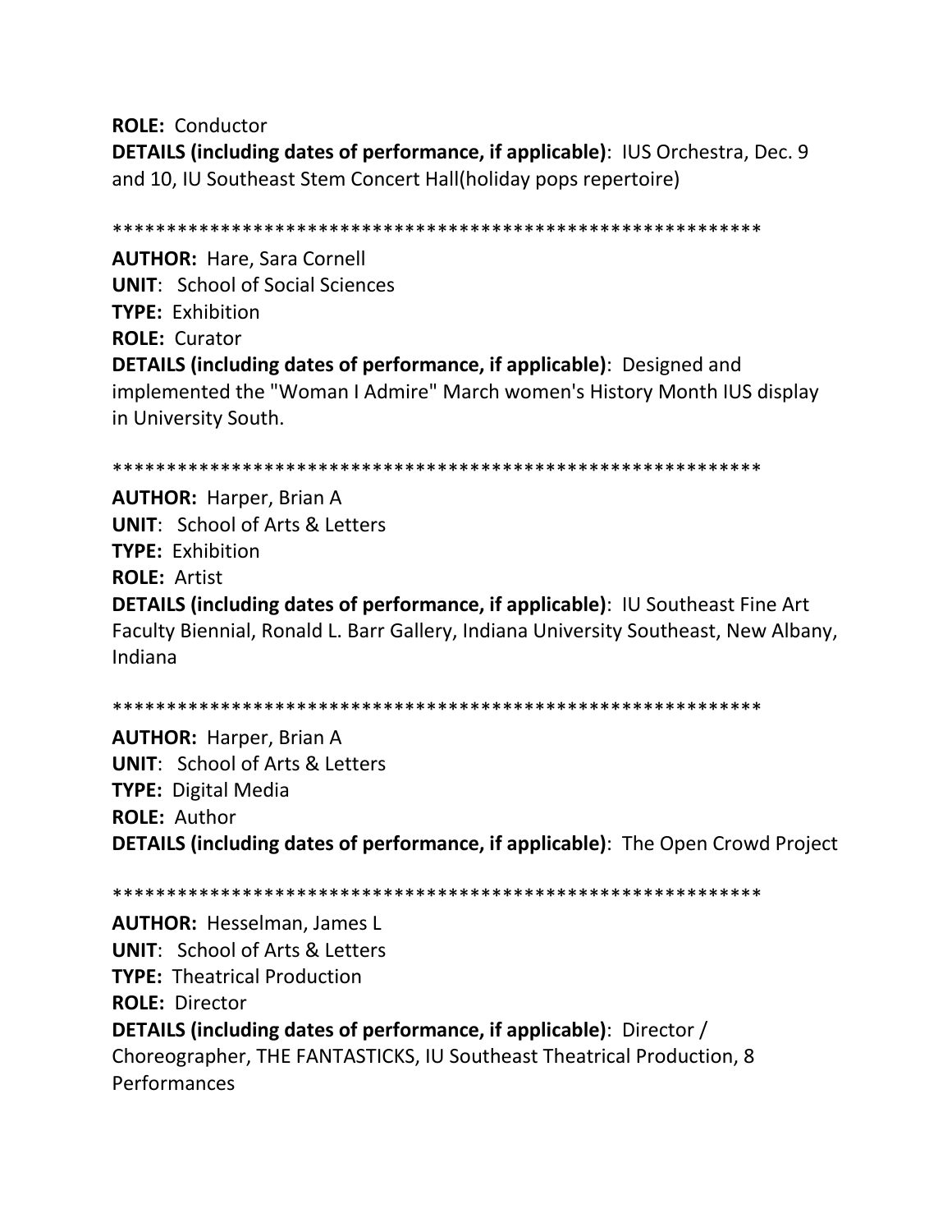**ROLE:** Conductor
**DETAILS (including dates of performance, if applicable)**: IUS Orchestra, Dec. 9 and 10, IU Southeast Stem Concert Hall(holiday pops repertoire)

************************************************************

**AUTHOR:** Hare, Sara Cornell
**UNIT**: School of Social Sciences
**TYPE:** Exhibition
**ROLE:** Curator
**DETAILS (including dates of performance, if applicable)**: Designed and implemented the "Woman I Admire" March women's History Month IUS display in University South.

************************************************************

**AUTHOR:** Harper, Brian A
**UNIT**: School of Arts & Letters
**TYPE:** Exhibition
**ROLE:** Artist
**DETAILS (including dates of performance, if applicable)**: IU Southeast Fine Art Faculty Biennial, Ronald L. Barr Gallery, Indiana University Southeast, New Albany, Indiana

************************************************************

**AUTHOR:** Harper, Brian A
**UNIT**: School of Arts & Letters
**TYPE:** Digital Media
**ROLE:** Author
**DETAILS (including dates of performance, if applicable)**: The Open Crowd Project

************************************************************

**AUTHOR:** Hesselman, James L
**UNIT**: School of Arts & Letters
**TYPE:** Theatrical Production
**ROLE:** Director
**DETAILS (including dates of performance, if applicable)**: Director / Choreographer, THE FANTASTICKS, IU Southeast Theatrical Production, 8 Performances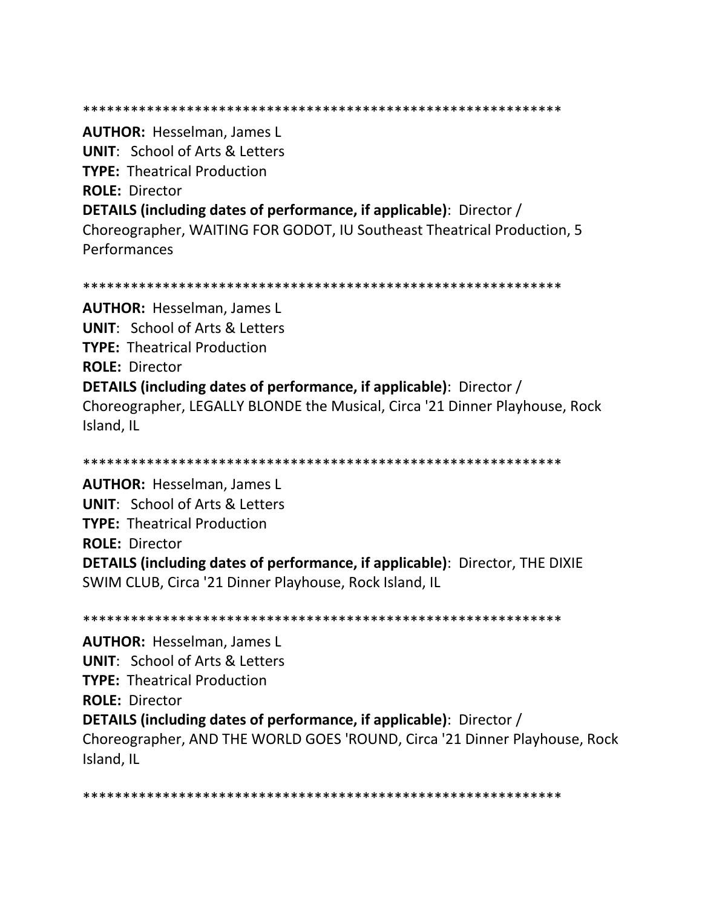************************************************************

**AUTHOR:** Hesselman, James L
**UNIT**: School of Arts & Letters
**TYPE:** Theatrical Production
**ROLE:** Director
**DETAILS (including dates of performance, if applicable)**: Director / Choreographer, WAITING FOR GODOT, IU Southeast Theatrical Production, 5 Performances

************************************************************

**AUTHOR:** Hesselman, James L
**UNIT**: School of Arts & Letters
**TYPE:** Theatrical Production
**ROLE:** Director
**DETAILS (including dates of performance, if applicable)**: Director / Choreographer, LEGALLY BLONDE the Musical, Circa '21 Dinner Playhouse, Rock Island, IL

************************************************************

**AUTHOR:** Hesselman, James L
**UNIT**: School of Arts & Letters
**TYPE:** Theatrical Production
**ROLE:** Director
**DETAILS (including dates of performance, if applicable)**: Director, THE DIXIE SWIM CLUB, Circa '21 Dinner Playhouse, Rock Island, IL

************************************************************

**AUTHOR:** Hesselman, James L
**UNIT**: School of Arts & Letters
**TYPE:** Theatrical Production
**ROLE:** Director
**DETAILS (including dates of performance, if applicable)**: Director / Choreographer, AND THE WORLD GOES 'ROUND, Circa '21 Dinner Playhouse, Rock Island, IL

************************************************************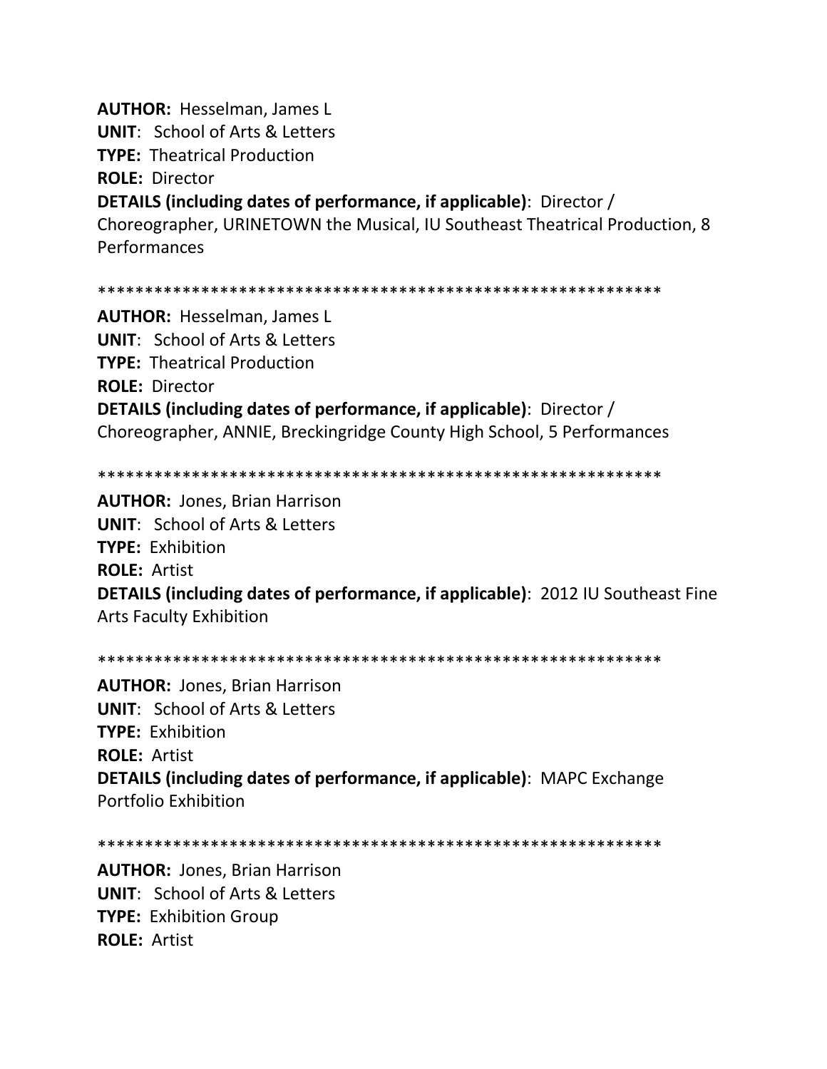**AUTHOR:** Hesselman, James L
**UNIT**: School of Arts & Letters
**TYPE:** Theatrical Production
**ROLE:** Director
**DETAILS (including dates of performance, if applicable)**: Director / Choreographer, URINETOWN the Musical, IU Southeast Theatrical Production, 8 Performances

************************************************************

**AUTHOR:** Hesselman, James L
**UNIT**: School of Arts & Letters
**TYPE:** Theatrical Production
**ROLE:** Director
**DETAILS (including dates of performance, if applicable)**: Director / Choreographer, ANNIE, Breckingridge County High School, 5 Performances

************************************************************

**AUTHOR:** Jones, Brian Harrison
**UNIT**: School of Arts & Letters
**TYPE:** Exhibition
**ROLE:** Artist
**DETAILS (including dates of performance, if applicable)**: 2012 IU Southeast Fine Arts Faculty Exhibition

************************************************************

**AUTHOR:** Jones, Brian Harrison
**UNIT**: School of Arts & Letters
**TYPE:** Exhibition
**ROLE:** Artist
**DETAILS (including dates of performance, if applicable)**: MAPC Exchange Portfolio Exhibition

************************************************************

**AUTHOR:** Jones, Brian Harrison
**UNIT**: School of Arts & Letters
**TYPE:** Exhibition Group
**ROLE:** Artist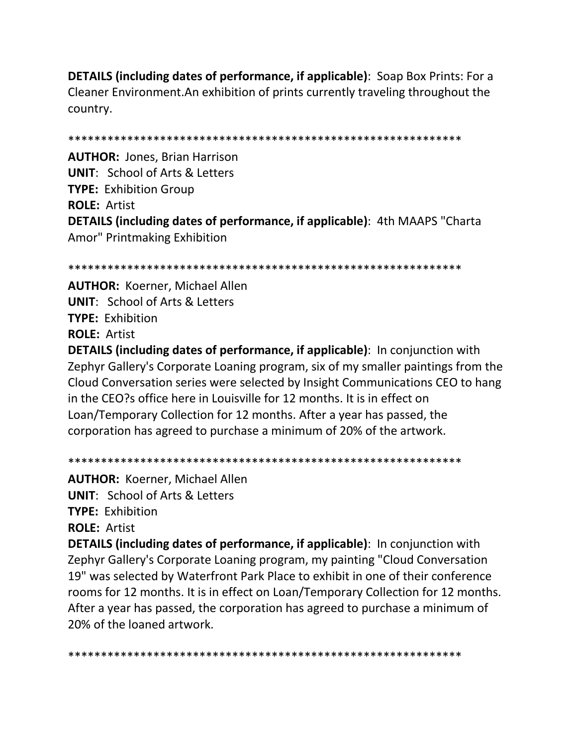**DETAILS (including dates of performance, if applicable)**: Soap Box Prints: For a Cleaner Environment.An exhibition of prints currently traveling throughout the country.

************************************************************

**AUTHOR:** Jones, Brian Harrison
**UNIT**: School of Arts & Letters
**TYPE:** Exhibition Group
**ROLE:** Artist
**DETAILS (including dates of performance, if applicable)**: 4th MAAPS "Charta Amor" Printmaking Exhibition

************************************************************

**AUTHOR:** Koerner, Michael Allen
**UNIT**: School of Arts & Letters
**TYPE:** Exhibition
**ROLE:** Artist
**DETAILS (including dates of performance, if applicable)**: In conjunction with Zephyr Gallery's Corporate Loaning program, six of my smaller paintings from the Cloud Conversation series were selected by Insight Communications CEO to hang in the CEO?s office here in Louisville for 12 months. It is in effect on Loan/Temporary Collection for 12 months. After a year has passed, the corporation has agreed to purchase a minimum of 20% of the artwork.

************************************************************

**AUTHOR:** Koerner, Michael Allen
**UNIT**: School of Arts & Letters
**TYPE:** Exhibition
**ROLE:** Artist
**DETAILS (including dates of performance, if applicable)**: In conjunction with Zephyr Gallery's Corporate Loaning program, my painting "Cloud Conversation 19" was selected by Waterfront Park Place to exhibit in one of their conference rooms for 12 months. It is in effect on Loan/Temporary Collection for 12 months. After a year has passed, the corporation has agreed to purchase a minimum of 20% of the loaned artwork.

************************************************************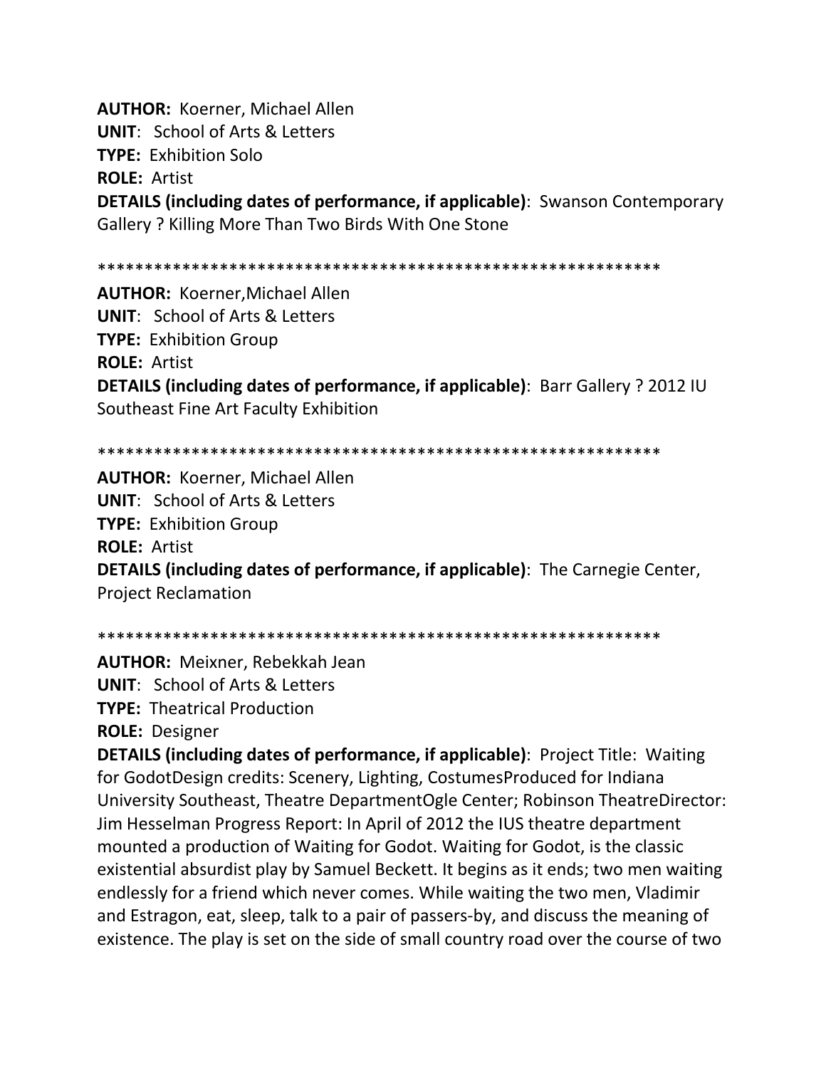**AUTHOR:** Koerner, Michael Allen
**UNIT**: School of Arts & Letters
**TYPE:** Exhibition Solo
**ROLE:** Artist
**DETAILS (including dates of performance, if applicable)**: Swanson Contemporary Gallery ? Killing More Than Two Birds With One Stone

************************************************************

**AUTHOR:** Koerner,Michael Allen
**UNIT**: School of Arts & Letters
**TYPE:** Exhibition Group
**ROLE:** Artist
**DETAILS (including dates of performance, if applicable)**: Barr Gallery ? 2012 IU Southeast Fine Art Faculty Exhibition

************************************************************

**AUTHOR:** Koerner, Michael Allen
**UNIT**: School of Arts & Letters
**TYPE:** Exhibition Group
**ROLE:** Artist
**DETAILS (including dates of performance, if applicable)**: The Carnegie Center, Project Reclamation

************************************************************

**AUTHOR:** Meixner, Rebekkah Jean
**UNIT**: School of Arts & Letters
**TYPE:** Theatrical Production
**ROLE:** Designer
**DETAILS (including dates of performance, if applicable)**: Project Title: Waiting for GodotDesign credits: Scenery, Lighting, CostumesProduced for Indiana University Southeast, Theatre DepartmentOgle Center; Robinson TheatreDirector: Jim Hesselman Progress Report: In April of 2012 the IUS theatre department mounted a production of Waiting for Godot. Waiting for Godot, is the classic existential absurdist play by Samuel Beckett. It begins as it ends; two men waiting endlessly for a friend which never comes. While waiting the two men, Vladimir and Estragon, eat, sleep, talk to a pair of passers-by, and discuss the meaning of existence. The play is set on the side of small country road over the course of two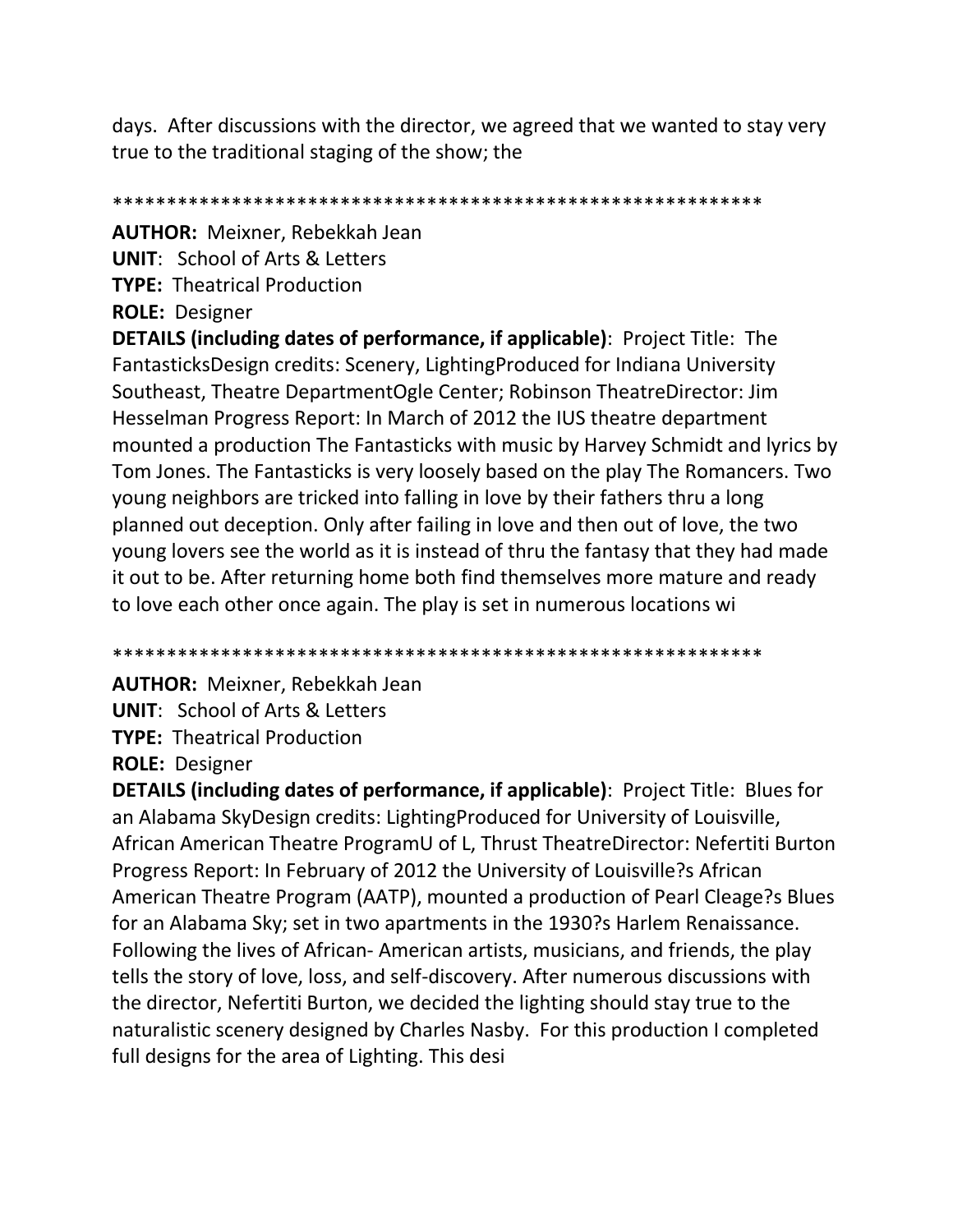days. After discussions with the director, we agreed that we wanted to stay very true to the traditional staging of the show; the

************************************************************

**AUTHOR:** Meixner, Rebekkah Jean
**UNIT**: School of Arts & Letters
**TYPE:** Theatrical Production
**ROLE:** Designer
**DETAILS (including dates of performance, if applicable)**: Project Title: The FantasticksDesign credits: Scenery, LightingProduced for Indiana University Southeast, Theatre DepartmentOgle Center; Robinson TheatreDirector: Jim Hesselman Progress Report: In March of 2012 the IUS theatre department mounted a production The Fantasticks with music by Harvey Schmidt and lyrics by Tom Jones. The Fantasticks is very loosely based on the play The Romancers. Two young neighbors are tricked into falling in love by their fathers thru a long planned out deception. Only after failing in love and then out of love, the two young lovers see the world as it is instead of thru the fantasy that they had made it out to be. After returning home both find themselves more mature and ready to love each other once again. The play is set in numerous locations wi

************************************************************

**AUTHOR:** Meixner, Rebekkah Jean
**UNIT**: School of Arts & Letters
**TYPE:** Theatrical Production
**ROLE:** Designer
**DETAILS (including dates of performance, if applicable)**: Project Title: Blues for an Alabama SkyDesign credits: LightingProduced for University of Louisville, African American Theatre ProgramU of L, Thrust TheatreDirector: Nefertiti Burton Progress Report: In February of 2012 the University of Louisville?s African American Theatre Program (AATP), mounted a production of Pearl Cleage?s Blues for an Alabama Sky; set in two apartments in the 1930?s Harlem Renaissance. Following the lives of African- American artists, musicians, and friends, the play tells the story of love, loss, and self-discovery. After numerous discussions with the director, Nefertiti Burton, we decided the lighting should stay true to the naturalistic scenery designed by Charles Nasby. For this production I completed full designs for the area of Lighting. This desi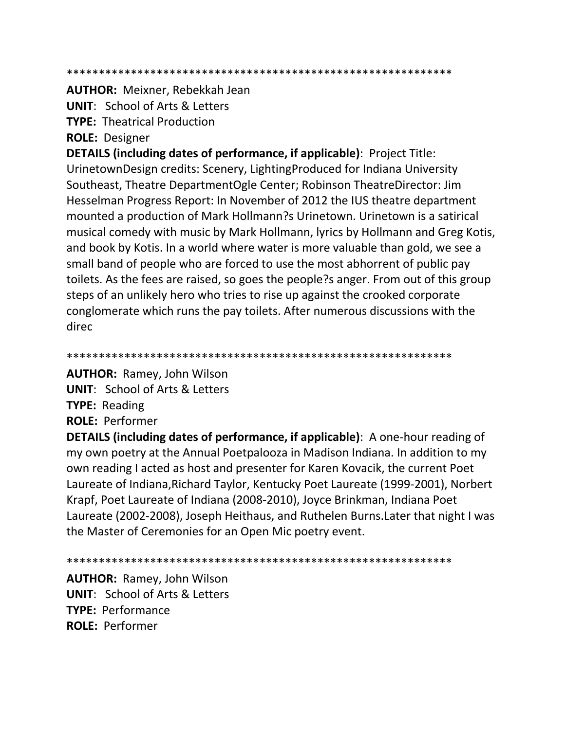************************************************************

**AUTHOR:** Meixner, Rebekkah Jean
**UNIT**: School of Arts & Letters
**TYPE:** Theatrical Production
**ROLE:** Designer
**DETAILS (including dates of performance, if applicable)**: Project Title: UrinetownDesign credits: Scenery, LightingProduced for Indiana University Southeast, Theatre DepartmentOgle Center; Robinson TheatreDirector: Jim Hesselman Progress Report: In November of 2012 the IUS theatre department mounted a production of Mark Hollmann?s Urinetown. Urinetown is a satirical musical comedy with music by Mark Hollmann, lyrics by Hollmann and Greg Kotis, and book by Kotis. In a world where water is more valuable than gold, we see a small band of people who are forced to use the most abhorrent of public pay toilets. As the fees are raised, so goes the people?s anger. From out of this group steps of an unlikely hero who tries to rise up against the crooked corporate conglomerate which runs the pay toilets. After numerous discussions with the direc

************************************************************

**AUTHOR:** Ramey, John Wilson
**UNIT**: School of Arts & Letters
**TYPE:** Reading
**ROLE:** Performer
**DETAILS (including dates of performance, if applicable)**: A one-hour reading of my own poetry at the Annual Poetpalooza in Madison Indiana. In addition to my own reading I acted as host and presenter for Karen Kovacik, the current Poet Laureate of Indiana,Richard Taylor, Kentucky Poet Laureate (1999-2001), Norbert Krapf, Poet Laureate of Indiana (2008-2010), Joyce Brinkman, Indiana Poet Laureate (2002-2008), Joseph Heithaus, and Ruthelen Burns.Later that night I was the Master of Ceremonies for an Open Mic poetry event.

************************************************************

**AUTHOR:** Ramey, John Wilson
**UNIT**: School of Arts & Letters
**TYPE:** Performance
**ROLE:** Performer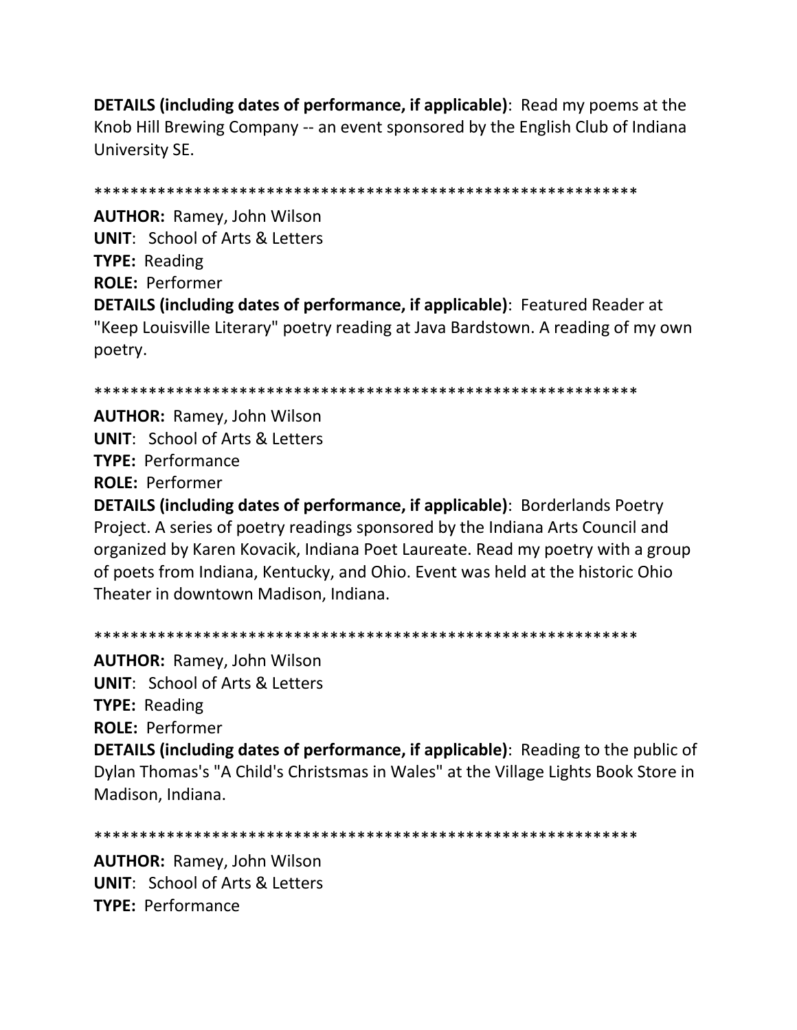**DETAILS (including dates of performance, if applicable)**: Read my poems at the Knob Hill Brewing Company -- an event sponsored by the English Club of Indiana University SE.

************************************************************

**AUTHOR:** Ramey, John Wilson
**UNIT**: School of Arts & Letters
**TYPE:** Reading
**ROLE:** Performer
**DETAILS (including dates of performance, if applicable)**: Featured Reader at "Keep Louisville Literary" poetry reading at Java Bardstown. A reading of my own poetry.

************************************************************

**AUTHOR:** Ramey, John Wilson
**UNIT**: School of Arts & Letters
**TYPE:** Performance
**ROLE:** Performer
**DETAILS (including dates of performance, if applicable)**: Borderlands Poetry Project. A series of poetry readings sponsored by the Indiana Arts Council and organized by Karen Kovacik, Indiana Poet Laureate. Read my poetry with a group of poets from Indiana, Kentucky, and Ohio. Event was held at the historic Ohio Theater in downtown Madison, Indiana.

************************************************************

**AUTHOR:** Ramey, John Wilson
**UNIT**: School of Arts & Letters
**TYPE:** Reading
**ROLE:** Performer
**DETAILS (including dates of performance, if applicable)**: Reading to the public of Dylan Thomas's "A Child's Christsmas in Wales" at the Village Lights Book Store in Madison, Indiana.

************************************************************

**AUTHOR:** Ramey, John Wilson
**UNIT**: School of Arts & Letters
**TYPE:** Performance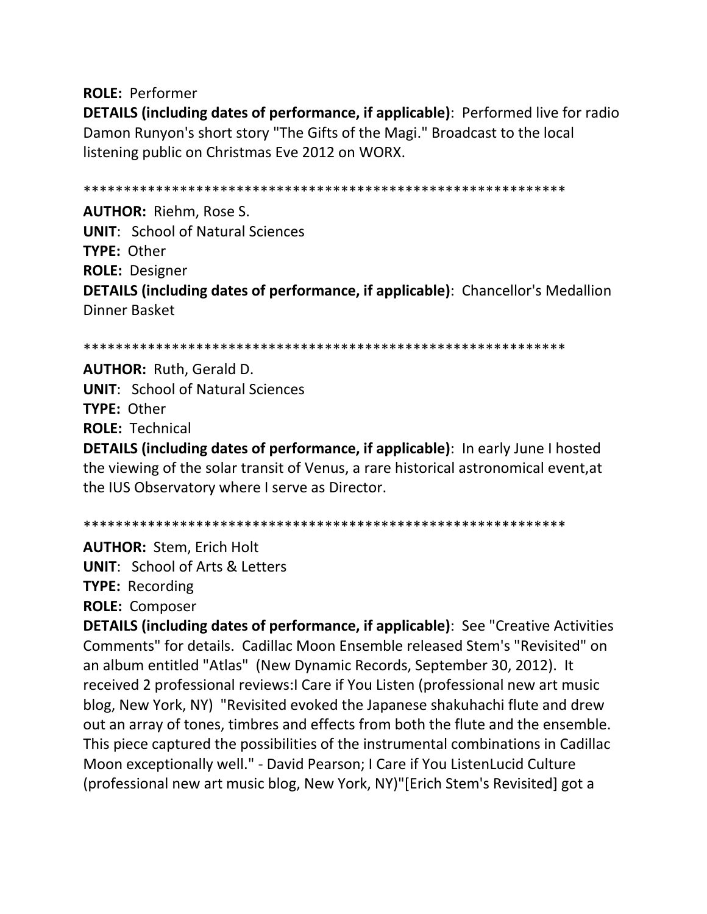**ROLE:** Performer

**DETAILS (including dates of performance, if applicable)**: Performed live for radio Damon Runyon's short story "The Gifts of the Magi." Broadcast to the local listening public on Christmas Eve 2012 on WORX.

************************************************************

**AUTHOR:** Riehm, Rose S.

**UNIT**: School of Natural Sciences

**TYPE:** Other

**ROLE:** Designer

**DETAILS (including dates of performance, if applicable)**: Chancellor's Medallion Dinner Basket

************************************************************

**AUTHOR:** Ruth, Gerald D.

**UNIT**: School of Natural Sciences

**TYPE:** Other

**ROLE:** Technical

**DETAILS (including dates of performance, if applicable)**: In early June I hosted the viewing of the solar transit of Venus, a rare historical astronomical event,at the IUS Observatory where I serve as Director.

************************************************************

**AUTHOR:** Stem, Erich Holt

**UNIT**: School of Arts & Letters

**TYPE:** Recording

**ROLE:** Composer

**DETAILS (including dates of performance, if applicable)**: See "Creative Activities Comments" for details. Cadillac Moon Ensemble released Stem's "Revisited" on an album entitled "Atlas" (New Dynamic Records, September 30, 2012). It received 2 professional reviews:I Care if You Listen (professional new art music blog, New York, NY) "Revisited evoked the Japanese shakuhachi flute and drew out an array of tones, timbres and effects from both the flute and the ensemble. This piece captured the possibilities of the instrumental combinations in Cadillac Moon exceptionally well." - David Pearson; I Care if You ListenLucid Culture (professional new art music blog, New York, NY)"[Erich Stem's Revisited] got a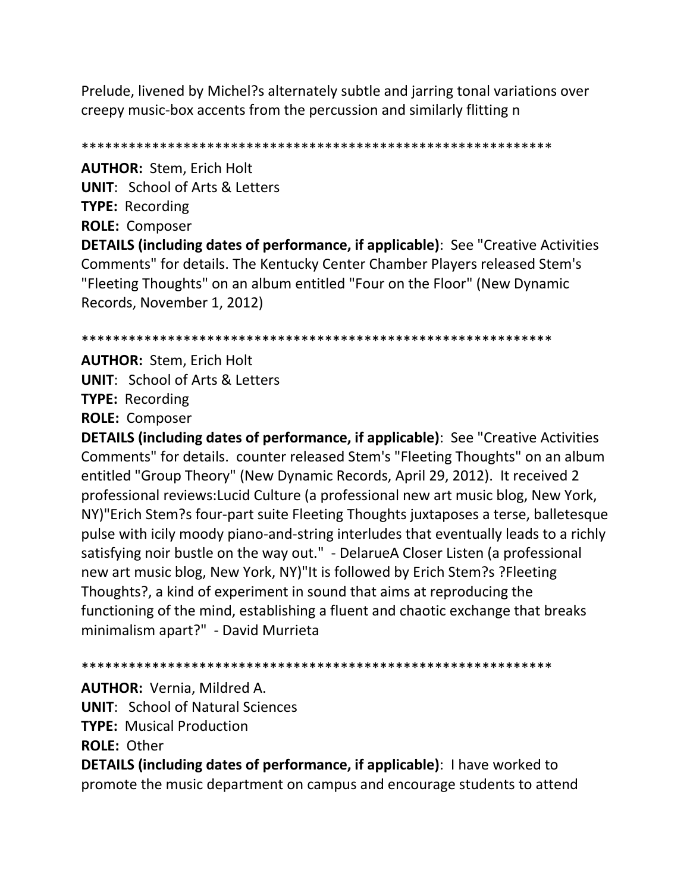Prelude, livened by Michel?s alternately subtle and jarring tonal variations over creepy music-box accents from the percussion and similarly flitting n

************************************************************

**AUTHOR:** Stem, Erich Holt
**UNIT**: School of Arts & Letters
**TYPE:** Recording
**ROLE:** Composer
**DETAILS (including dates of performance, if applicable)**: See "Creative Activities Comments" for details. The Kentucky Center Chamber Players released Stem's "Fleeting Thoughts" on an album entitled "Four on the Floor" (New Dynamic Records, November 1, 2012)

************************************************************

**AUTHOR:** Stem, Erich Holt
**UNIT**: School of Arts & Letters
**TYPE:** Recording
**ROLE:** Composer
**DETAILS (including dates of performance, if applicable)**: See "Creative Activities Comments" for details. counter released Stem's "Fleeting Thoughts" on an album entitled "Group Theory" (New Dynamic Records, April 29, 2012). It received 2 professional reviews:Lucid Culture (a professional new art music blog, New York, NY)"Erich Stem?s four-part suite Fleeting Thoughts juxtaposes a terse, balletesque pulse with icily moody piano-and-string interludes that eventually leads to a richly satisfying noir bustle on the way out." - DelarueA Closer Listen (a professional new art music blog, New York, NY)"It is followed by Erich Stem?s ?Fleeting Thoughts?, a kind of experiment in sound that aims at reproducing the functioning of the mind, establishing a fluent and chaotic exchange that breaks minimalism apart?" - David Murrieta

************************************************************

**AUTHOR:** Vernia, Mildred A.
**UNIT**: School of Natural Sciences
**TYPE:** Musical Production
**ROLE:** Other
**DETAILS (including dates of performance, if applicable)**: I have worked to promote the music department on campus and encourage students to attend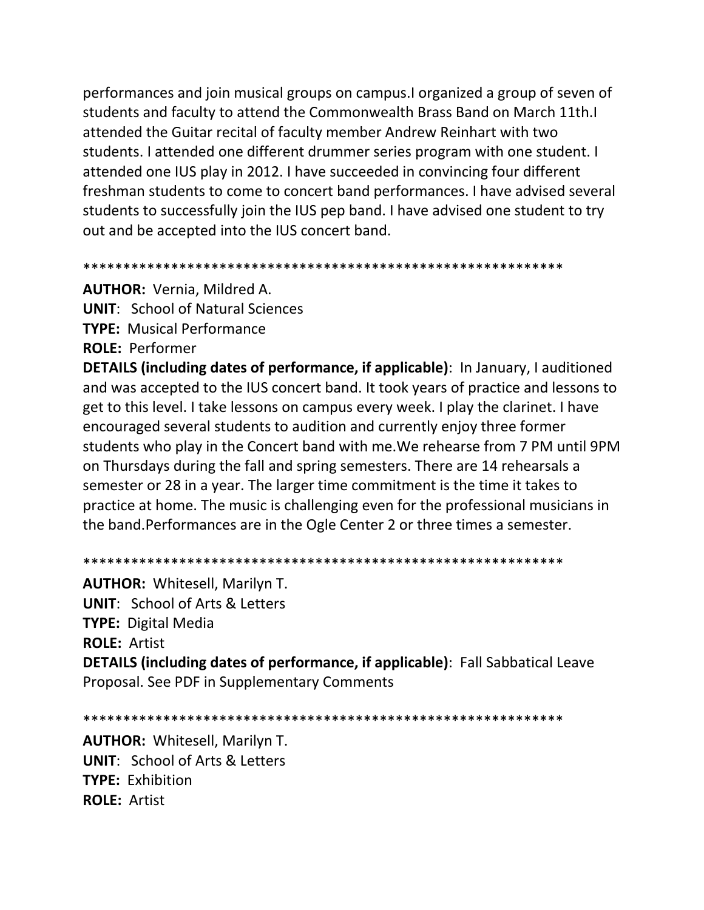performances and join musical groups on campus.I organized a group of seven of students and faculty to attend the Commonwealth Brass Band on March 11th.I attended the Guitar recital of faculty member Andrew Reinhart with two students. I attended one different drummer series program with one student. I attended one IUS play in 2012. I have succeeded in convincing four different freshman students to come to concert band performances. I have advised several students to successfully join the IUS pep band. I have advised one student to try out and be accepted into the IUS concert band.

************************************************************

**AUTHOR:** Vernia, Mildred A.
**UNIT**: School of Natural Sciences
**TYPE:** Musical Performance
**ROLE:** Performer
**DETAILS (including dates of performance, if applicable)**: In January, I auditioned and was accepted to the IUS concert band. It took years of practice and lessons to get to this level. I take lessons on campus every week. I play the clarinet. I have encouraged several students to audition and currently enjoy three former students who play in the Concert band with me.We rehearse from 7 PM until 9PM on Thursdays during the fall and spring semesters. There are 14 rehearsals a semester or 28 in a year. The larger time commitment is the time it takes to practice at home. The music is challenging even for the professional musicians in the band.Performances are in the Ogle Center 2 or three times a semester.

************************************************************

**AUTHOR:** Whitesell, Marilyn T.
**UNIT**: School of Arts & Letters
**TYPE:** Digital Media
**ROLE:** Artist
**DETAILS (including dates of performance, if applicable)**: Fall Sabbatical Leave Proposal. See PDF in Supplementary Comments

************************************************************

**AUTHOR:** Whitesell, Marilyn T.
**UNIT**: School of Arts & Letters
**TYPE:** Exhibition
**ROLE:** Artist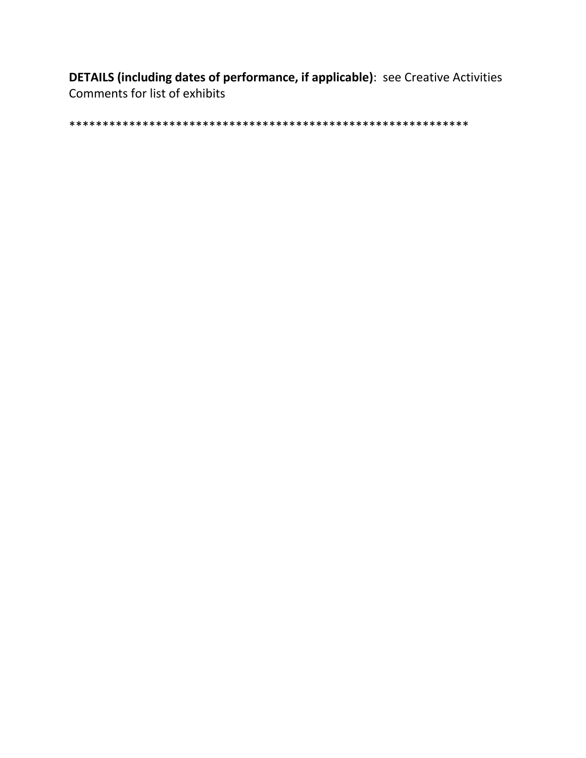**DETAILS (including dates of performance, if applicable)**: see Creative Activities Comments for list of exhibits

************************************************************